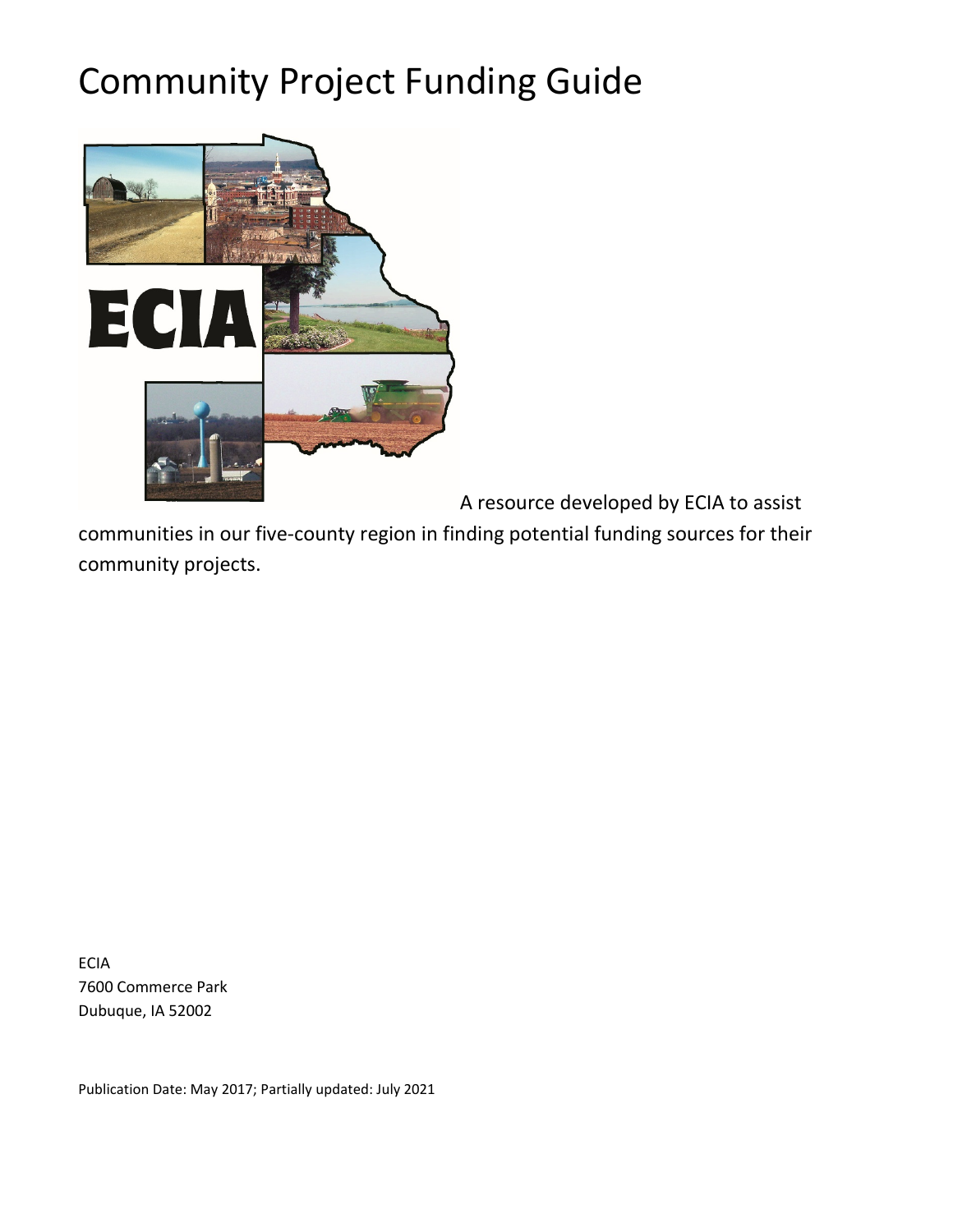# Community Project Funding Guide

A resource developed by ECIA to assist communities in our five-county region in finding potential funding sources for their community projects.

ECIA
7600 Commerce Park
Dubuque, IA 52002

Publication Date: May 2017; Partially updated: July 2021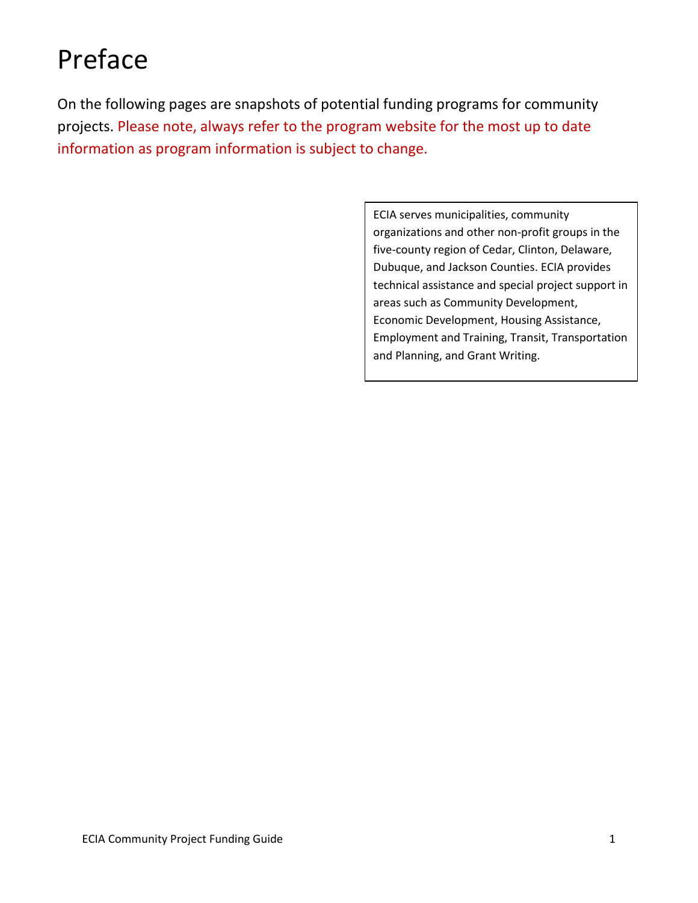# Preface

On the following pages are snapshots of potential funding programs for community projects. Please note, always refer to the program website for the most up to date information as program information is subject to change.

ECIA serves municipalities, community organizations and other non-profit groups in the five-county region of Cedar, Clinton, Delaware, Dubuque, and Jackson Counties. ECIA provides technical assistance and special project support in areas such as Community Development, Economic Development, Housing Assistance, Employment and Training, Transit, Transportation and Planning, and Grant Writing.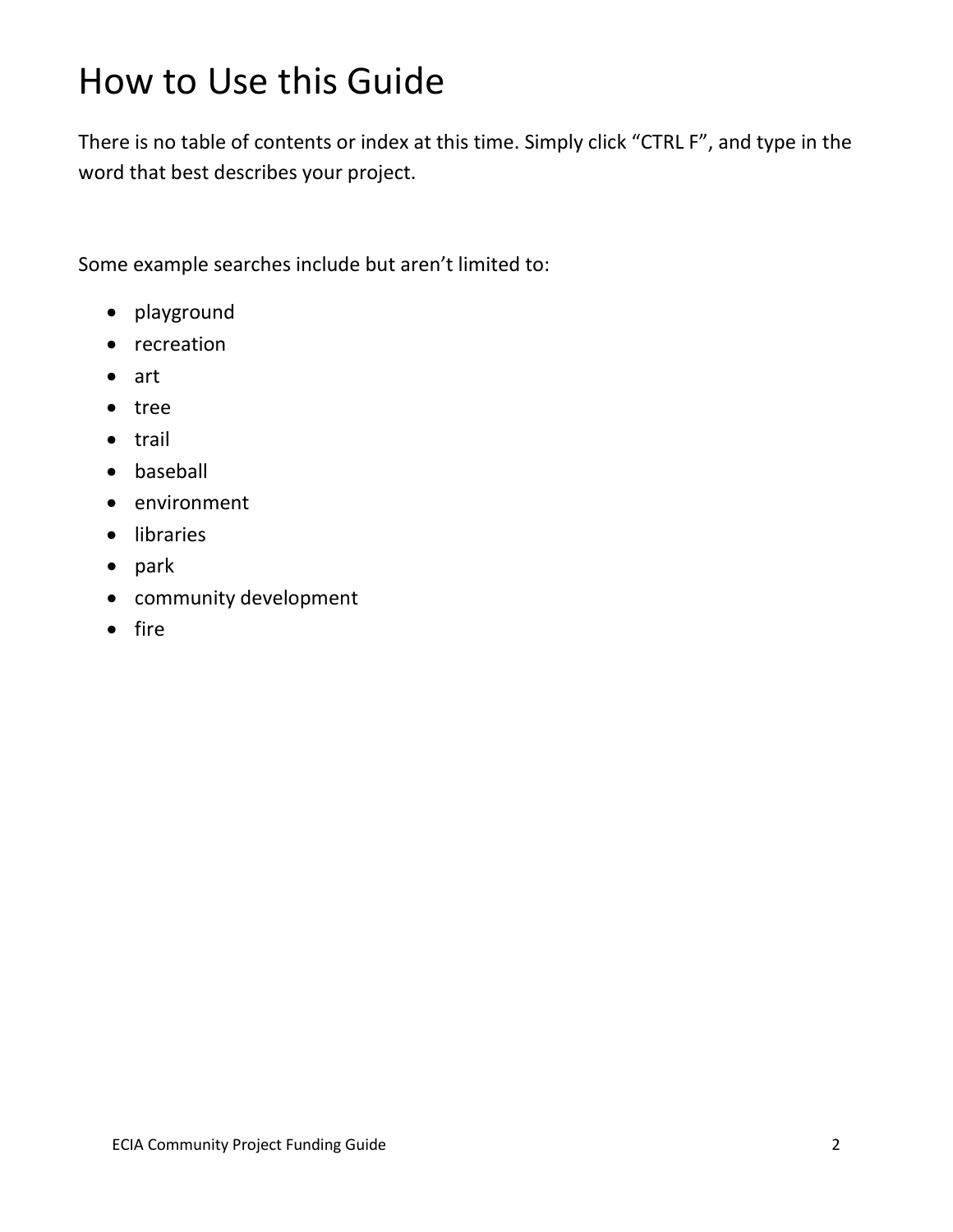# How to Use this Guide

There is no table of contents or index at this time. Simply click "CTRL F", and type in the word that best describes your project.

Some example searches include but aren't limited to:

- playground
- recreation
- art
- tree
- trail
- baseball
- environment
- libraries
- park
- community development
- fire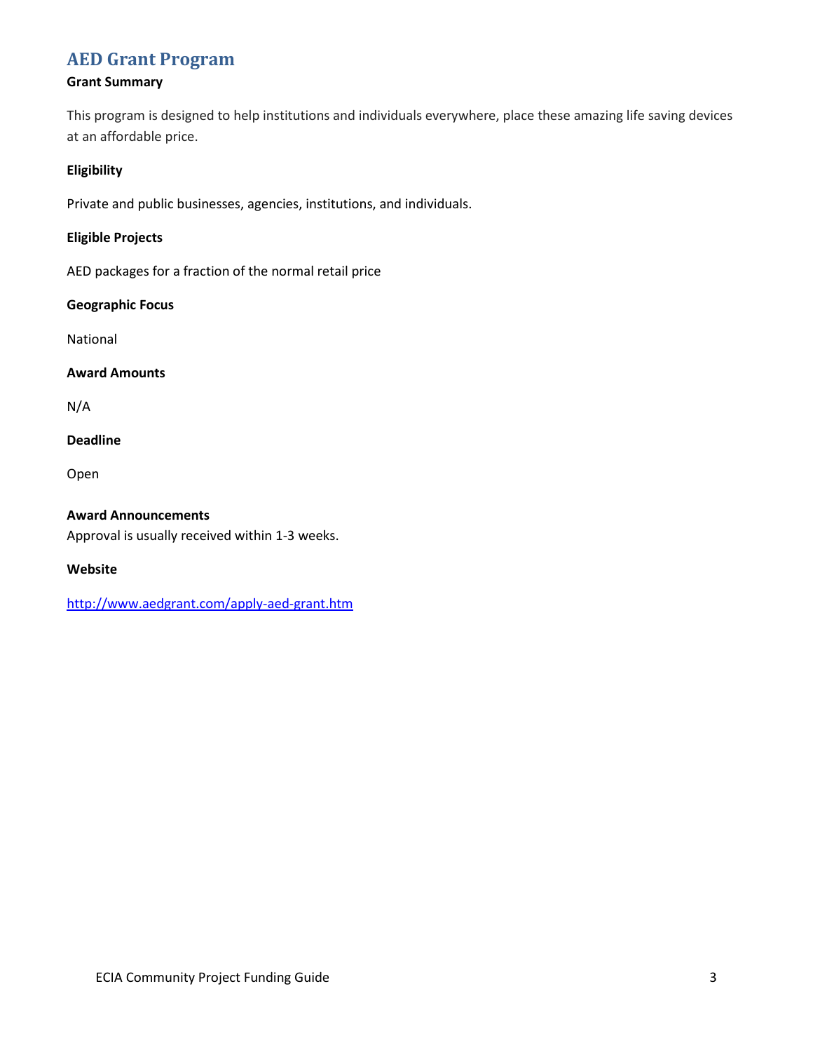## AED Grant Program

**Grant Summary**

This program is designed to help institutions and individuals everywhere, place these amazing life saving devices at an affordable price.

**Eligibility**

Private and public businesses, agencies, institutions, and individuals.

**Eligible Projects**

AED packages for a fraction of the normal retail price

**Geographic Focus**

National

**Award Amounts**

N/A

**Deadline**

Open

**Award Announcements**

Approval is usually received within 1-3 weeks.

**Website**

http://www.aedgrant.com/apply-aed-grant.htm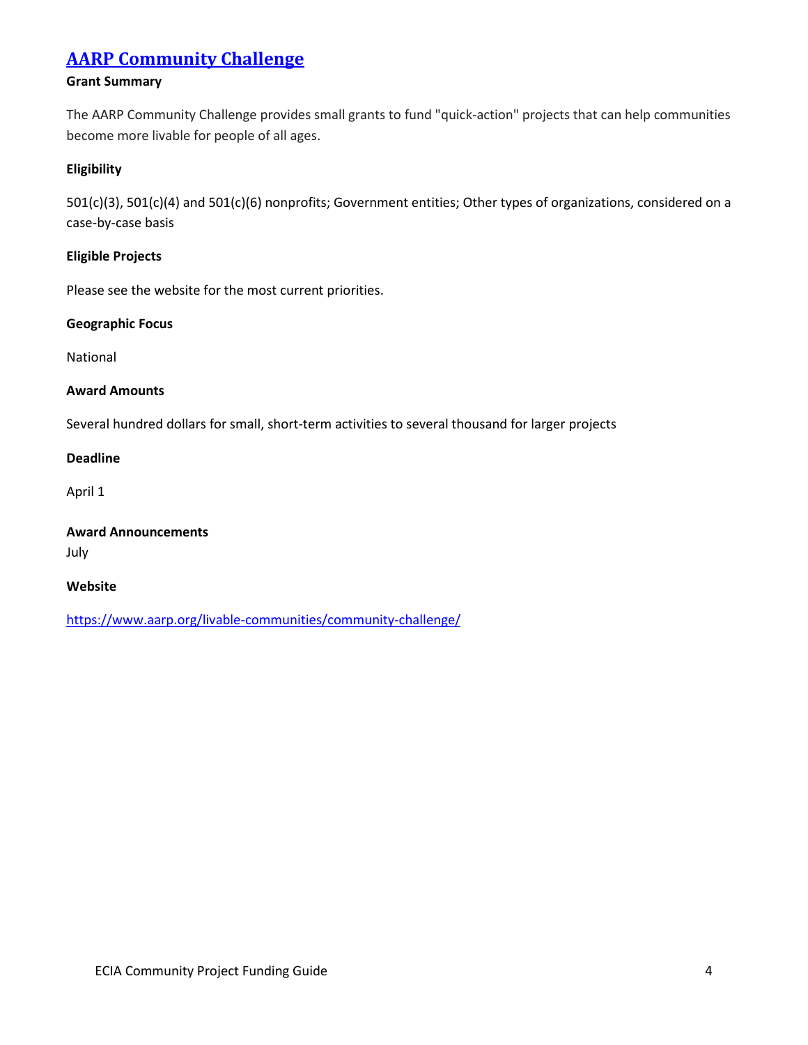## [AARP Community Challenge](https://www.aarp.org/livable-communities/community-challenge/)

**Grant Summary**

The AARP Community Challenge provides small grants to fund "quick-action" projects that can help communities become more livable for people of all ages.

**Eligibility**

501(c)(3), 501(c)(4) and 501(c)(6) nonprofits; Government entities; Other types of organizations, considered on a case-by-case basis

**Eligible Projects**

Please see the website for the most current priorities.

**Geographic Focus**

National

**Award Amounts**

Several hundred dollars for small, short-term activities to several thousand for larger projects

**Deadline**

April 1

**Award Announcements**

July

**Website**

https://www.aarp.org/livable-communities/community-challenge/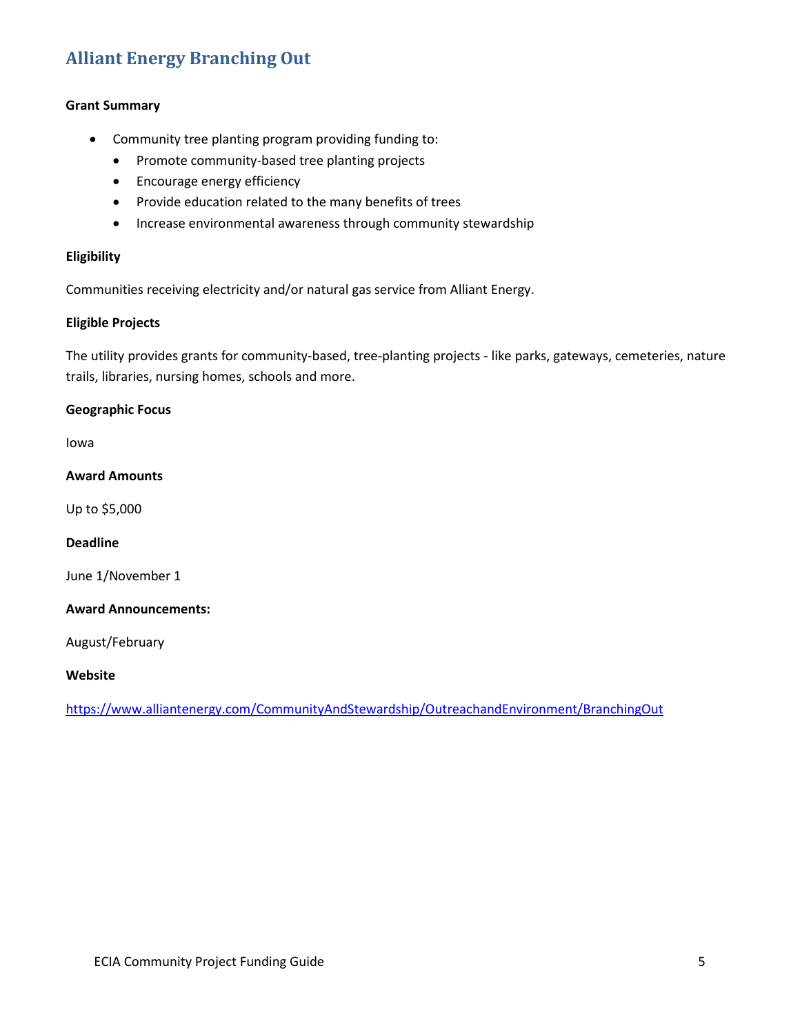## Alliant Energy Branching Out

**Grant Summary**

- Community tree planting program providing funding to:
  - Promote community-based tree planting projects
  - Encourage energy efficiency
  - Provide education related to the many benefits of trees
  - Increase environmental awareness through community stewardship

**Eligibility**

Communities receiving electricity and/or natural gas service from Alliant Energy.

**Eligible Projects**

The utility provides grants for community-based, tree-planting projects - like parks, gateways, cemeteries, nature trails, libraries, nursing homes, schools and more.

**Geographic Focus**

Iowa

**Award Amounts**

Up to $5,000

**Deadline**

June 1/November 1

**Award Announcements:**

August/February

**Website**

https://www.alliantenergy.com/CommunityAndStewardship/OutreachandEnvironment/BranchingOut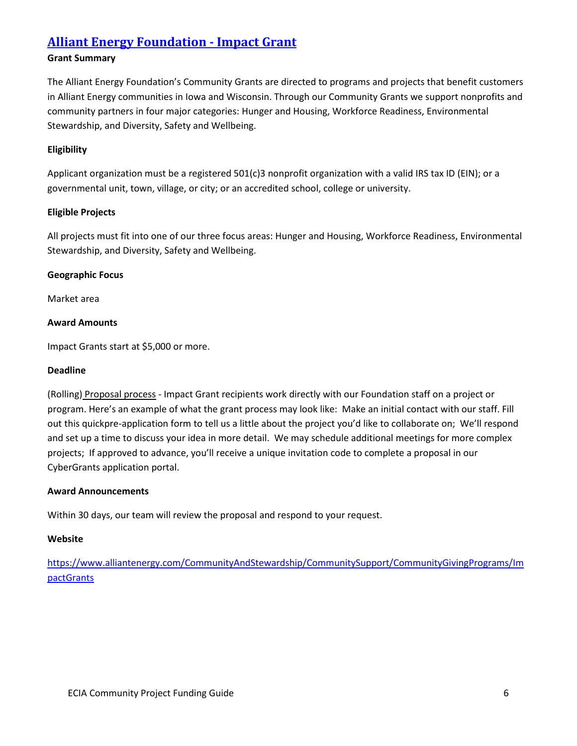## Alliant Energy Foundation - Impact Grant

**Grant Summary**

The Alliant Energy Foundation's Community Grants are directed to programs and projects that benefit customers in Alliant Energy communities in Iowa and Wisconsin. Through our Community Grants we support nonprofits and community partners in four major categories: Hunger and Housing, Workforce Readiness, Environmental Stewardship, and Diversity, Safety and Wellbeing.

**Eligibility**

Applicant organization must be a registered 501(c)3 nonprofit organization with a valid IRS tax ID (EIN); or a governmental unit, town, village, or city; or an accredited school, college or university.

**Eligible Projects**

All projects must fit into one of our three focus areas: Hunger and Housing, Workforce Readiness, Environmental Stewardship, and Diversity, Safety and Wellbeing.

**Geographic Focus**

Market area

**Award Amounts**

Impact Grants start at $5,000 or more.

**Deadline**

(Rolling) Proposal process - Impact Grant recipients work directly with our Foundation staff on a project or program. Here's an example of what the grant process may look like: Make an initial contact with our staff. Fill out this quickpre-application form to tell us a little about the project you'd like to collaborate on; We'll respond and set up a time to discuss your idea in more detail. We may schedule additional meetings for more complex projects; If approved to advance, you'll receive a unique invitation code to complete a proposal in our CyberGrants application portal.

**Award Announcements**

Within 30 days, our team will review the proposal and respond to your request.

**Website**

https://www.alliantenergy.com/CommunityAndStewardship/CommunitySupport/CommunityGivingPrograms/ImpactGrants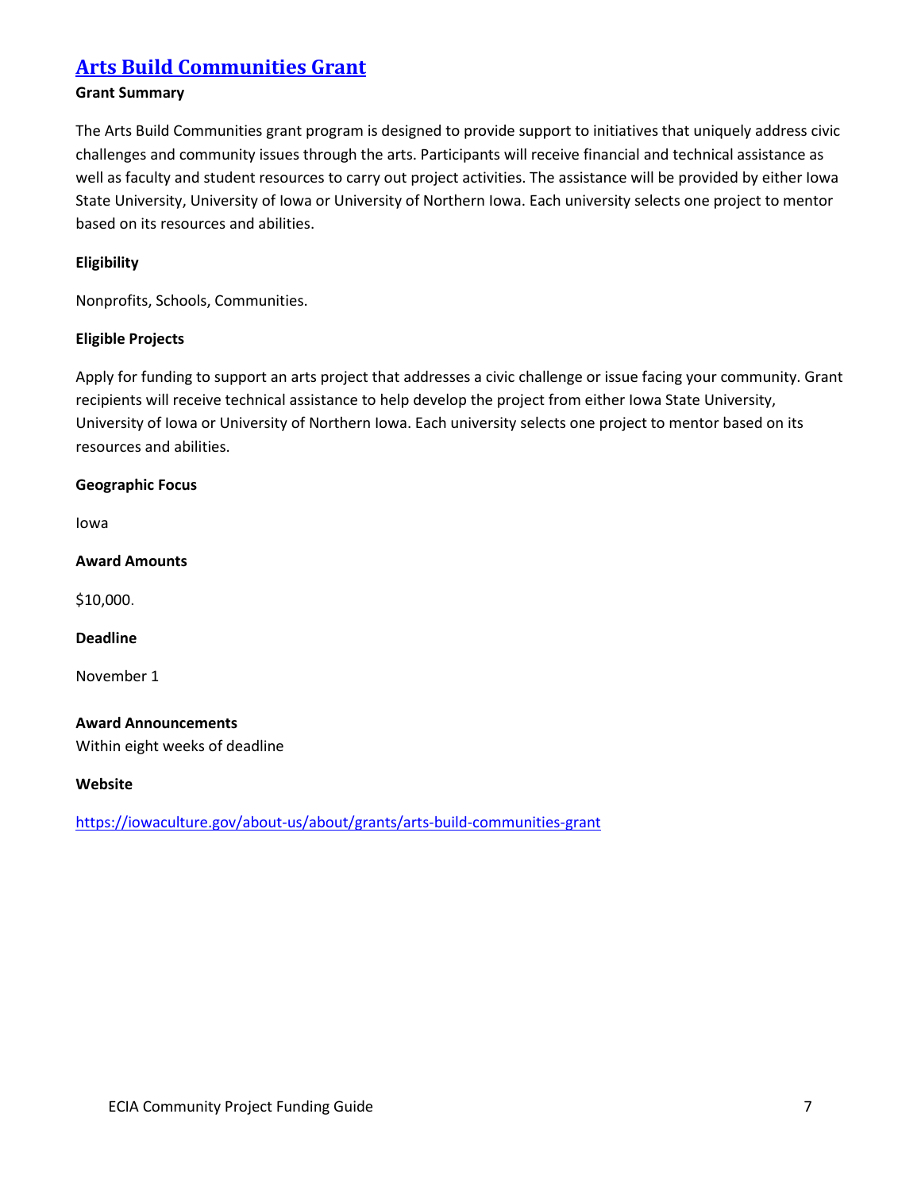## [Arts Build Communities Grant](https://iowaculture.gov/about-us/about/grants/arts-build-communities-grant)

**Grant Summary**

The Arts Build Communities grant program is designed to provide support to initiatives that uniquely address civic challenges and community issues through the arts. Participants will receive financial and technical assistance as well as faculty and student resources to carry out project activities. The assistance will be provided by either Iowa State University, University of Iowa or University of Northern Iowa. Each university selects one project to mentor based on its resources and abilities.

**Eligibility**

Nonprofits, Schools, Communities.

**Eligible Projects**

Apply for funding to support an arts project that addresses a civic challenge or issue facing your community. Grant recipients will receive technical assistance to help develop the project from either Iowa State University, University of Iowa or University of Northern Iowa. Each university selects one project to mentor based on its resources and abilities.

**Geographic Focus**

Iowa

**Award Amounts**

$10,000.

**Deadline**

November 1

**Award Announcements**

Within eight weeks of deadline

**Website**

https://iowaculture.gov/about-us/about/grants/arts-build-communities-grant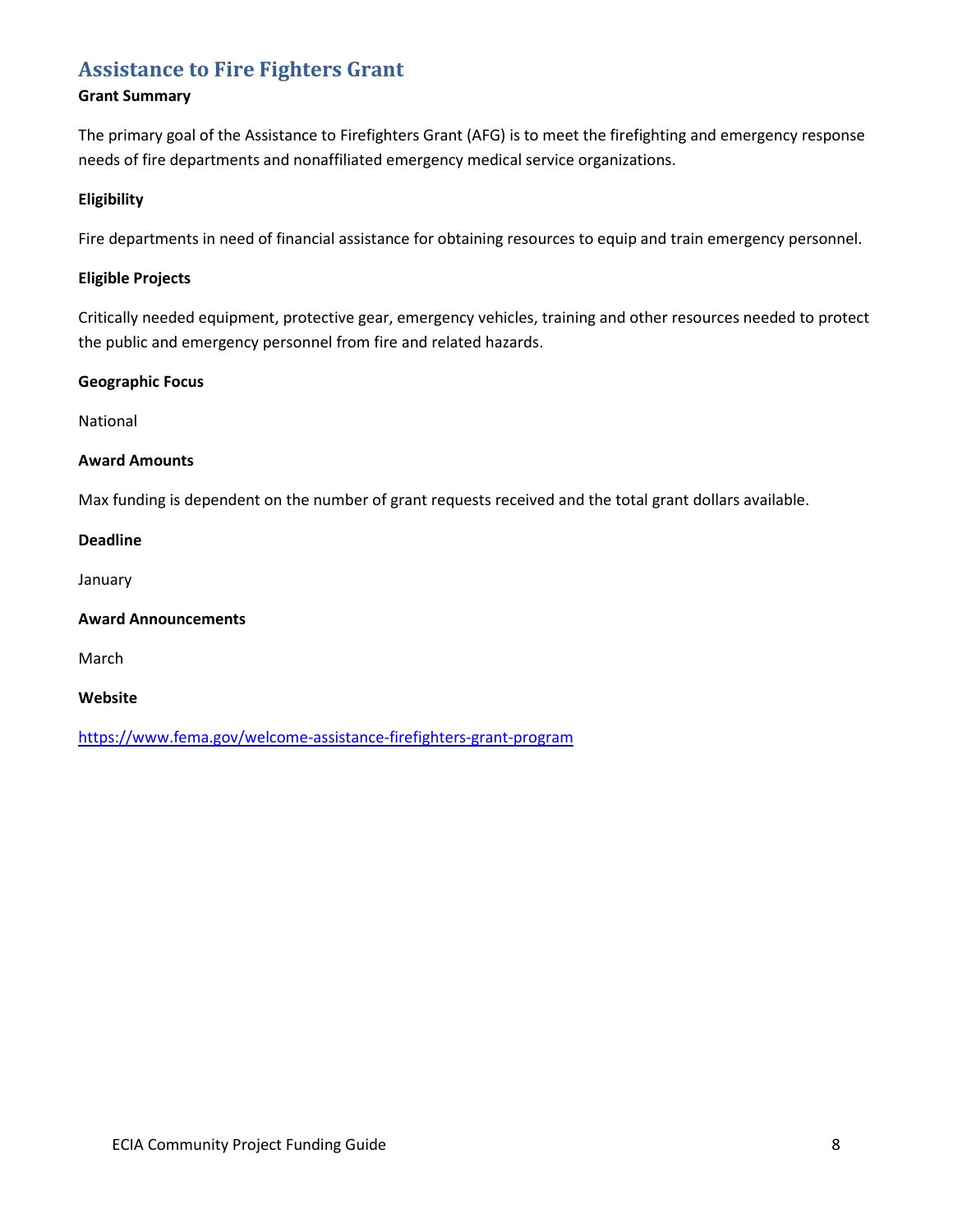## Assistance to Fire Fighters Grant

**Grant Summary**

The primary goal of the Assistance to Firefighters Grant (AFG) is to meet the firefighting and emergency response needs of fire departments and nonaffiliated emergency medical service organizations.

**Eligibility**

Fire departments in need of financial assistance for obtaining resources to equip and train emergency personnel.

**Eligible Projects**

Critically needed equipment, protective gear, emergency vehicles, training and other resources needed to protect the public and emergency personnel from fire and related hazards.

**Geographic Focus**

National

**Award Amounts**

Max funding is dependent on the number of grant requests received and the total grant dollars available.

**Deadline**

January

**Award Announcements**

March

**Website**

https://www.fema.gov/welcome-assistance-firefighters-grant-program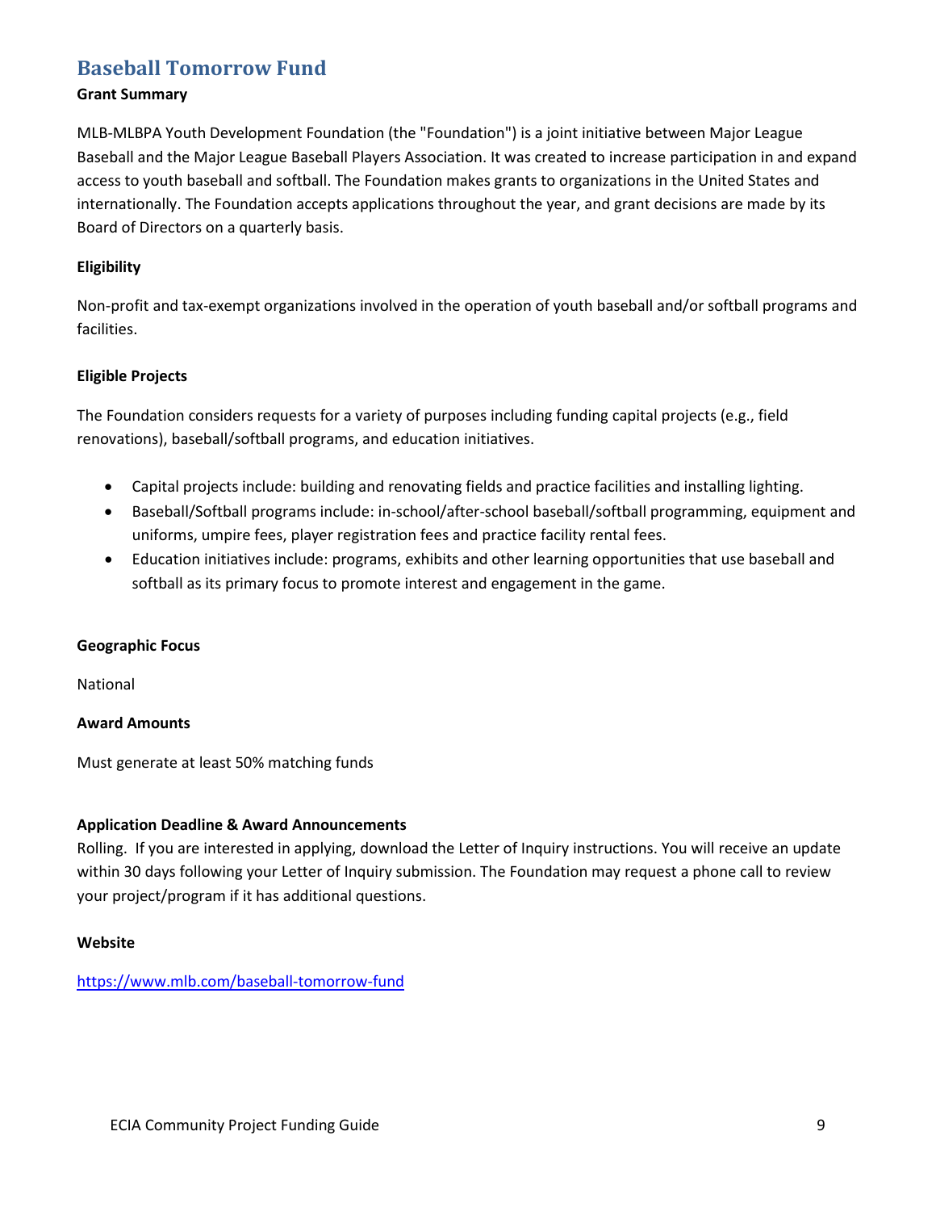## Baseball Tomorrow Fund

**Grant Summary**

MLB-MLBPA Youth Development Foundation (the "Foundation") is a joint initiative between Major League Baseball and the Major League Baseball Players Association. It was created to increase participation in and expand access to youth baseball and softball. The Foundation makes grants to organizations in the United States and internationally. The Foundation accepts applications throughout the year, and grant decisions are made by its Board of Directors on a quarterly basis.

**Eligibility**

Non-profit and tax-exempt organizations involved in the operation of youth baseball and/or softball programs and facilities.

**Eligible Projects**

The Foundation considers requests for a variety of purposes including funding capital projects (e.g., field renovations), baseball/softball programs, and education initiatives.

- Capital projects include: building and renovating fields and practice facilities and installing lighting.
- Baseball/Softball programs include: in-school/after-school baseball/softball programming, equipment and uniforms, umpire fees, player registration fees and practice facility rental fees.
- Education initiatives include: programs, exhibits and other learning opportunities that use baseball and softball as its primary focus to promote interest and engagement in the game.

**Geographic Focus**

National

**Award Amounts**

Must generate at least 50% matching funds

**Application Deadline & Award Announcements**

Rolling. If you are interested in applying, download the Letter of Inquiry instructions. You will receive an update within 30 days following your Letter of Inquiry submission. The Foundation may request a phone call to review your project/program if it has additional questions.

**Website**

https://www.mlb.com/baseball-tomorrow-fund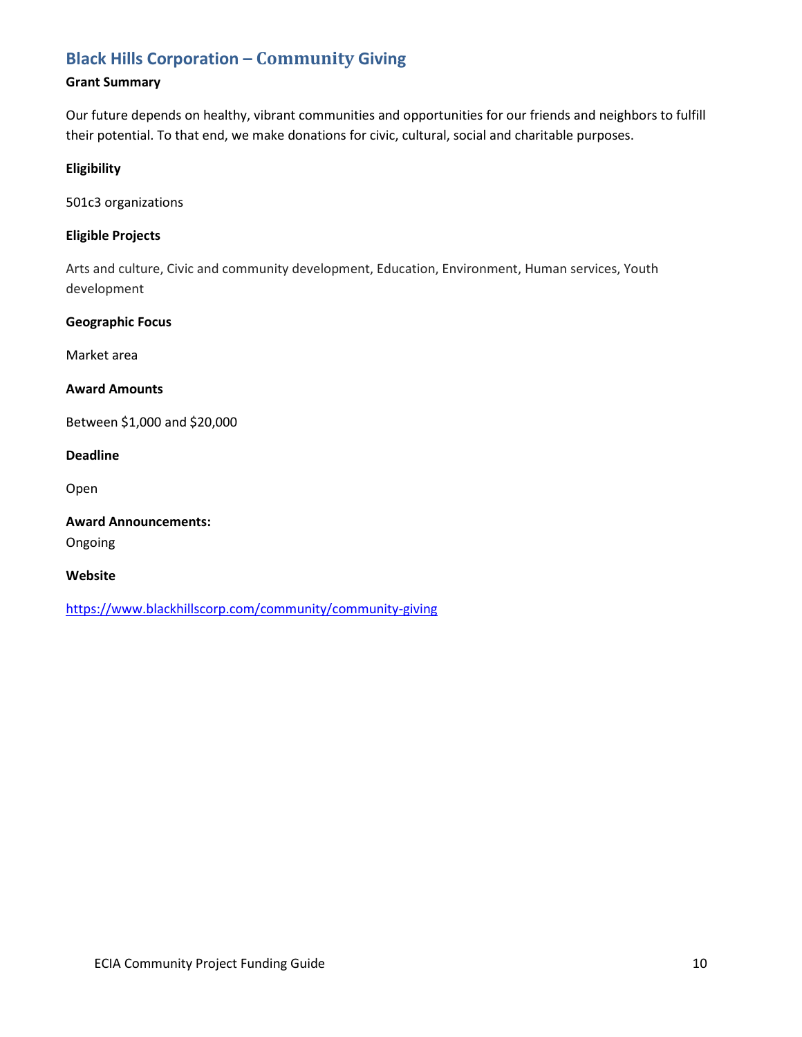## Black Hills Corporation – Community Giving

**Grant Summary**

Our future depends on healthy, vibrant communities and opportunities for our friends and neighbors to fulfill their potential. To that end, we make donations for civic, cultural, social and charitable purposes.

**Eligibility**

501c3 organizations

**Eligible Projects**

Arts and culture, Civic and community development, Education, Environment, Human services, Youth development

**Geographic Focus**

Market area

**Award Amounts**

Between $1,000 and $20,000

**Deadline**

Open

**Award Announcements:**

Ongoing

**Website**

https://www.blackhillscorp.com/community/community-giving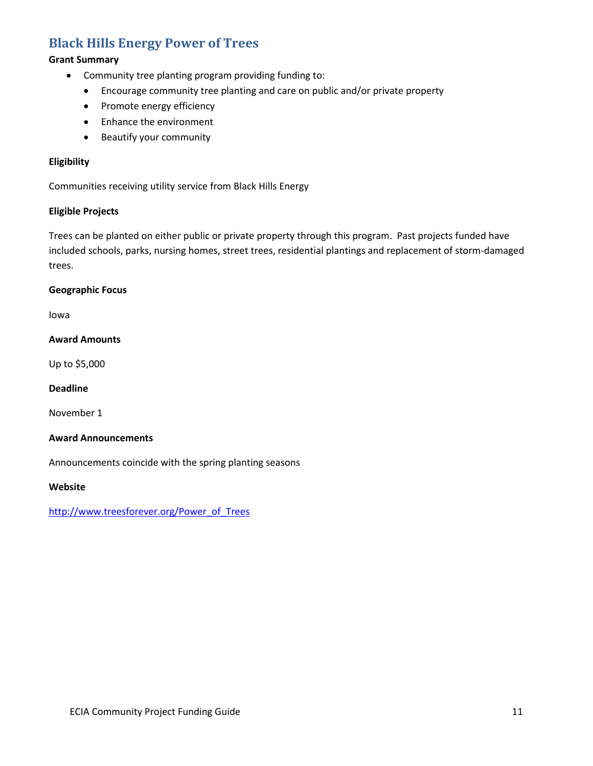## Black Hills Energy Power of Trees

**Grant Summary**

- Community tree planting program providing funding to:
  - Encourage community tree planting and care on public and/or private property
  - Promote energy efficiency
  - Enhance the environment
  - Beautify your community

**Eligibility**

Communities receiving utility service from Black Hills Energy

**Eligible Projects**

Trees can be planted on either public or private property through this program. Past projects funded have included schools, parks, nursing homes, street trees, residential plantings and replacement of storm-damaged trees.

**Geographic Focus**

Iowa

**Award Amounts**

Up to $5,000

**Deadline**

November 1

**Award Announcements**

Announcements coincide with the spring planting seasons

**Website**

http://www.treesforever.org/Power_of_Trees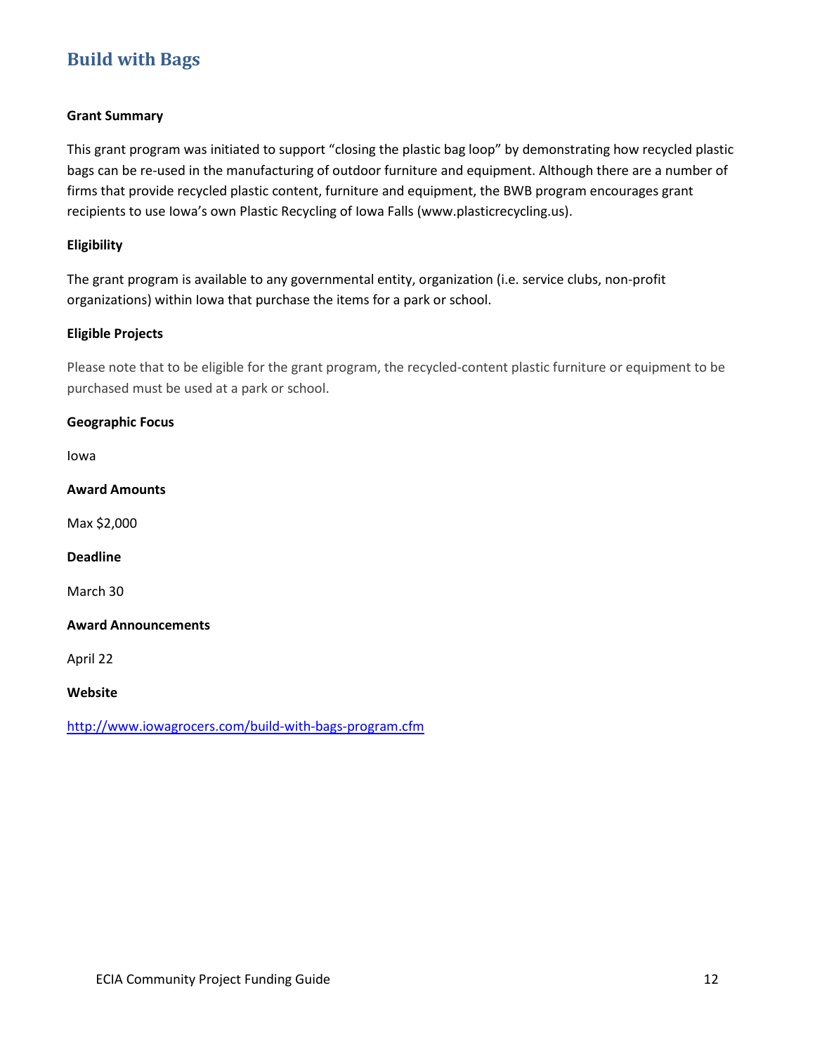## Build with Bags

**Grant Summary**

This grant program was initiated to support "closing the plastic bag loop" by demonstrating how recycled plastic bags can be re-used in the manufacturing of outdoor furniture and equipment. Although there are a number of firms that provide recycled plastic content, furniture and equipment, the BWB program encourages grant recipients to use Iowa's own Plastic Recycling of Iowa Falls (www.plasticrecycling.us).

**Eligibility**

The grant program is available to any governmental entity, organization (i.e. service clubs, non-profit organizations) within Iowa that purchase the items for a park or school.

**Eligible Projects**

Please note that to be eligible for the grant program, the recycled-content plastic furniture or equipment to be purchased must be used at a park or school.

**Geographic Focus**

Iowa

**Award Amounts**

Max $2,000

**Deadline**

March 30

**Award Announcements**

April 22

**Website**

http://www.iowagrocers.com/build-with-bags-program.cfm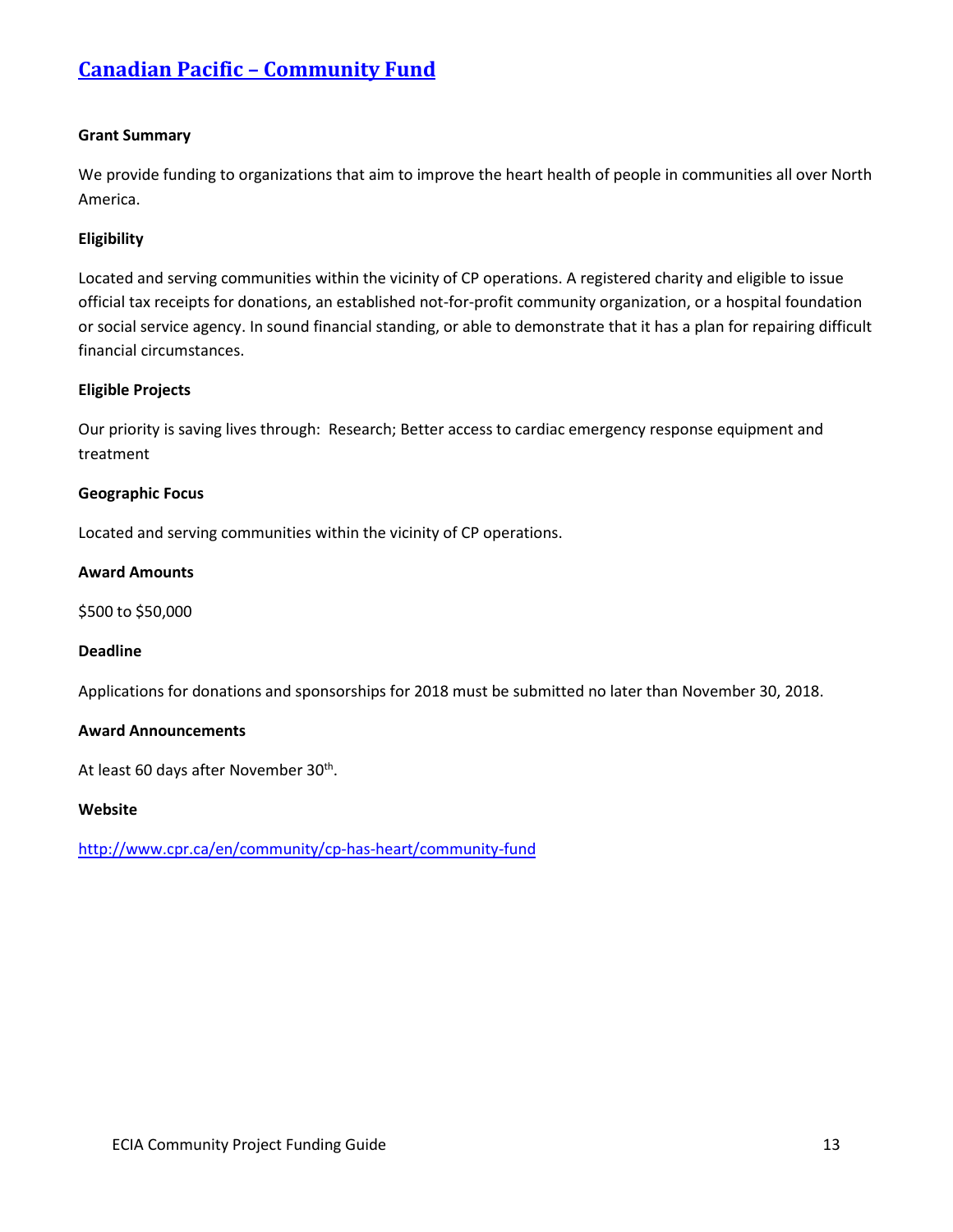## [Canadian Pacific – Community Fund](http://www.cpr.ca/en/community/cp-has-heart/community-fund)

**Grant Summary**

We provide funding to organizations that aim to improve the heart health of people in communities all over North America.

**Eligibility**

Located and serving communities within the vicinity of CP operations. A registered charity and eligible to issue official tax receipts for donations, an established not-for-profit community organization, or a hospital foundation or social service agency. In sound financial standing, or able to demonstrate that it has a plan for repairing difficult financial circumstances.

**Eligible Projects**

Our priority is saving lives through: Research; Better access to cardiac emergency response equipment and treatment

**Geographic Focus**

Located and serving communities within the vicinity of CP operations.

**Award Amounts**

$500 to $50,000

**Deadline**

Applications for donations and sponsorships for 2018 must be submitted no later than November 30, 2018.

**Award Announcements**

At least 60 days after November 30th.

**Website**

http://www.cpr.ca/en/community/cp-has-heart/community-fund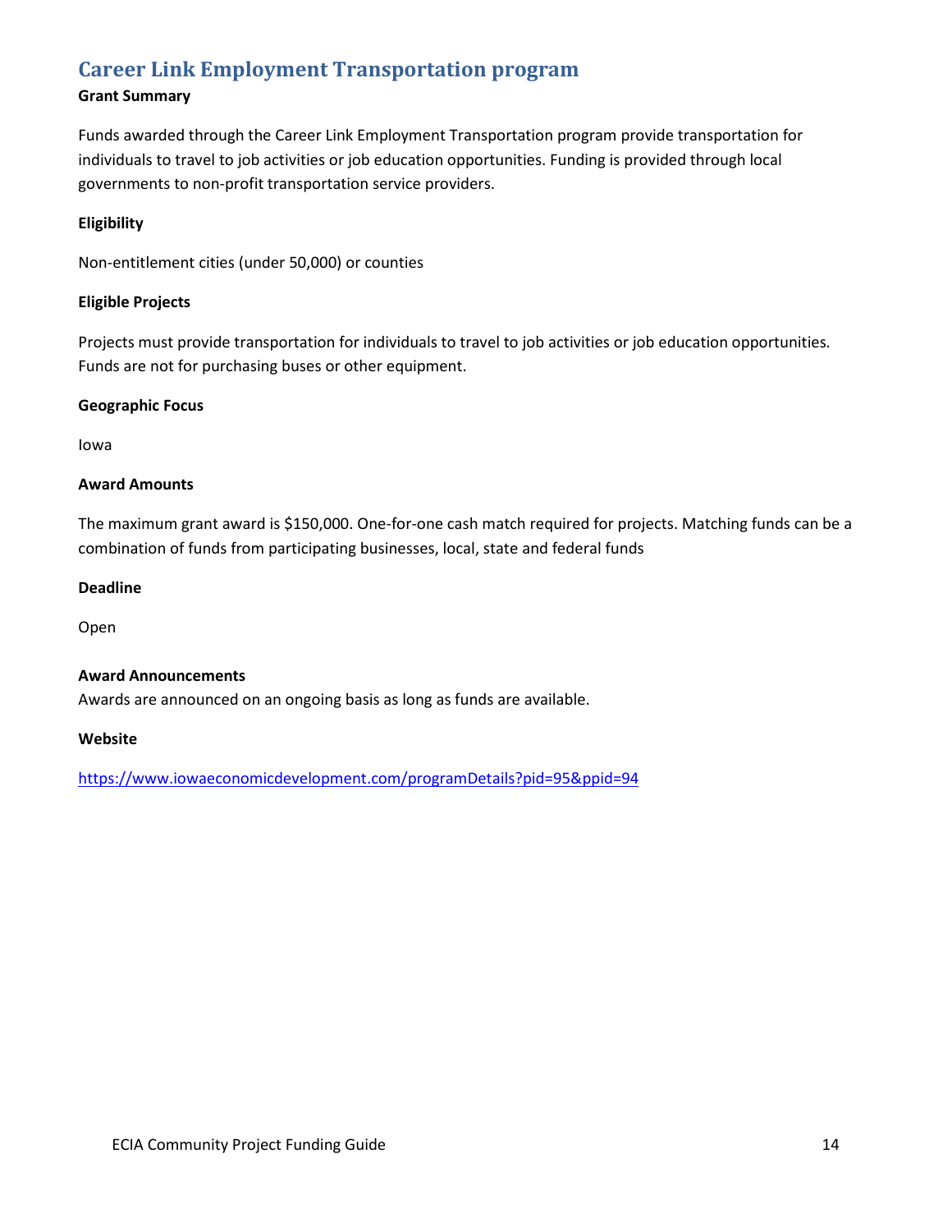## Career Link Employment Transportation program

**Grant Summary**

Funds awarded through the Career Link Employment Transportation program provide transportation for individuals to travel to job activities or job education opportunities. Funding is provided through local governments to non-profit transportation service providers.

**Eligibility**

Non-entitlement cities (under 50,000) or counties

**Eligible Projects**

Projects must provide transportation for individuals to travel to job activities or job education opportunities. Funds are not for purchasing buses or other equipment.

**Geographic Focus**

Iowa

**Award Amounts**

The maximum grant award is $150,000. One-for-one cash match required for projects. Matching funds can be a combination of funds from participating businesses, local, state and federal funds

**Deadline**

Open

**Award Announcements**

Awards are announced on an ongoing basis as long as funds are available.

**Website**

https://www.iowaeconomicdevelopment.com/programDetails?pid=95&ppid=94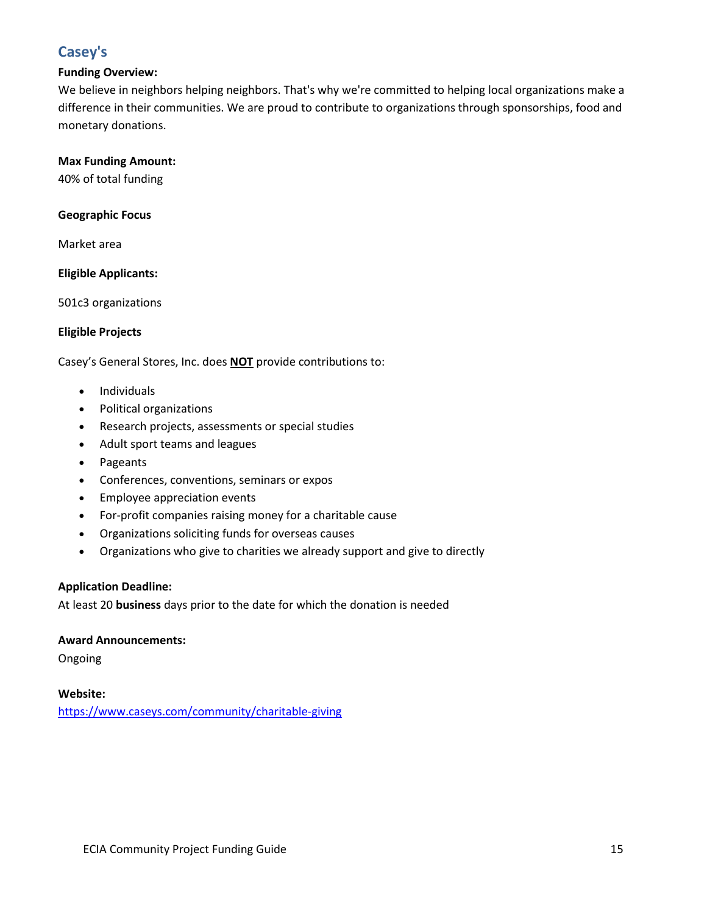## Casey's

**Funding Overview:**

We believe in neighbors helping neighbors. That's why we're committed to helping local organizations make a difference in their communities. We are proud to contribute to organizations through sponsorships, food and monetary donations.

**Max Funding Amount:**

40% of total funding

**Geographic Focus**

Market area

**Eligible Applicants:**

501c3 organizations

**Eligible Projects**

Casey's General Stores, Inc. does **NOT** provide contributions to:

- Individuals
- Political organizations
- Research projects, assessments or special studies
- Adult sport teams and leagues
- Pageants
- Conferences, conventions, seminars or expos
- Employee appreciation events
- For-profit companies raising money for a charitable cause
- Organizations soliciting funds for overseas causes
- Organizations who give to charities we already support and give to directly

**Application Deadline:**

At least 20 **business** days prior to the date for which the donation is needed

**Award Announcements:**

Ongoing

**Website:**

https://www.caseys.com/community/charitable-giving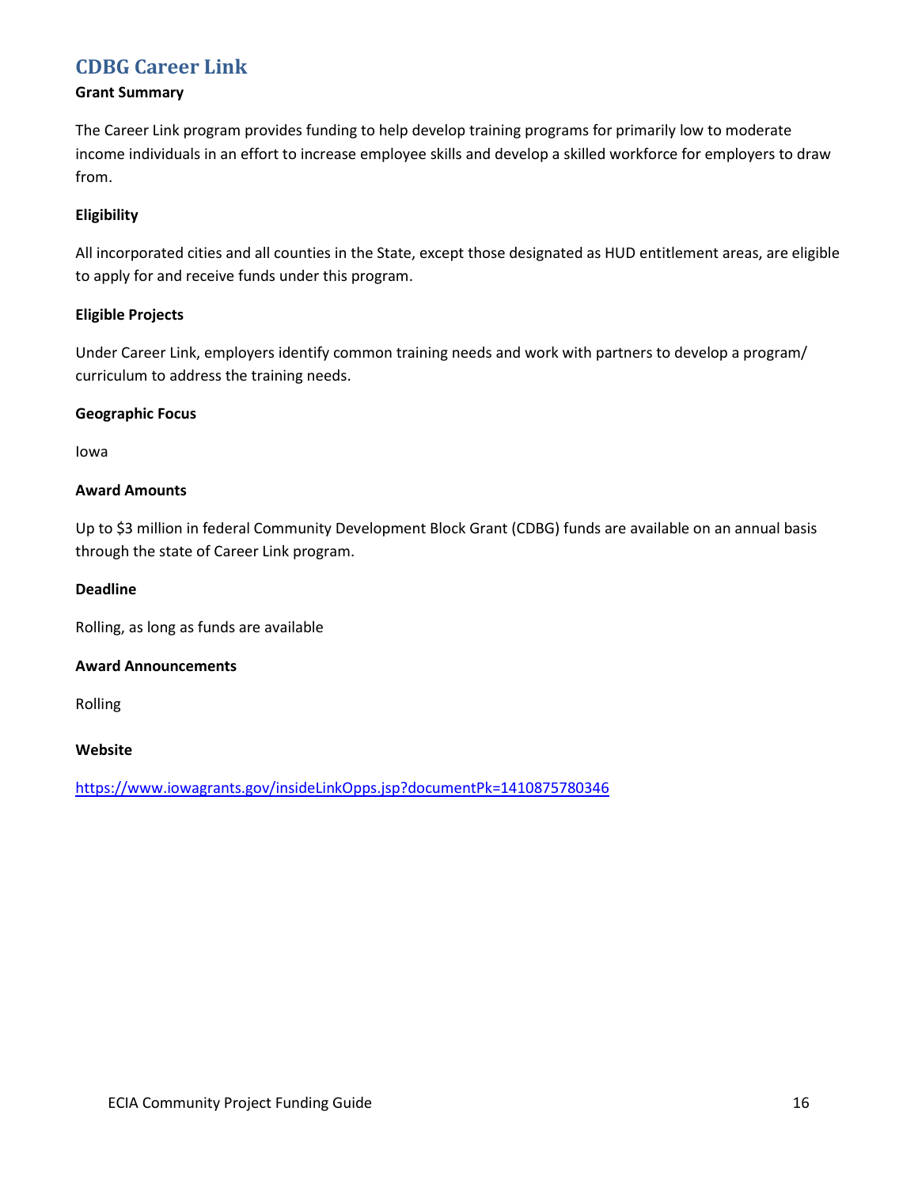## CDBG Career Link

**Grant Summary**

The Career Link program provides funding to help develop training programs for primarily low to moderate income individuals in an effort to increase employee skills and develop a skilled workforce for employers to draw from.

**Eligibility**

All incorporated cities and all counties in the State, except those designated as HUD entitlement areas, are eligible to apply for and receive funds under this program.

**Eligible Projects**

Under Career Link, employers identify common training needs and work with partners to develop a program/ curriculum to address the training needs.

**Geographic Focus**

Iowa

**Award Amounts**

Up to $3 million in federal Community Development Block Grant (CDBG) funds are available on an annual basis through the state of Career Link program.

**Deadline**

Rolling, as long as funds are available

**Award Announcements**

Rolling

**Website**

https://www.iowagrants.gov/insideLinkOpps.jsp?documentPk=1410875780346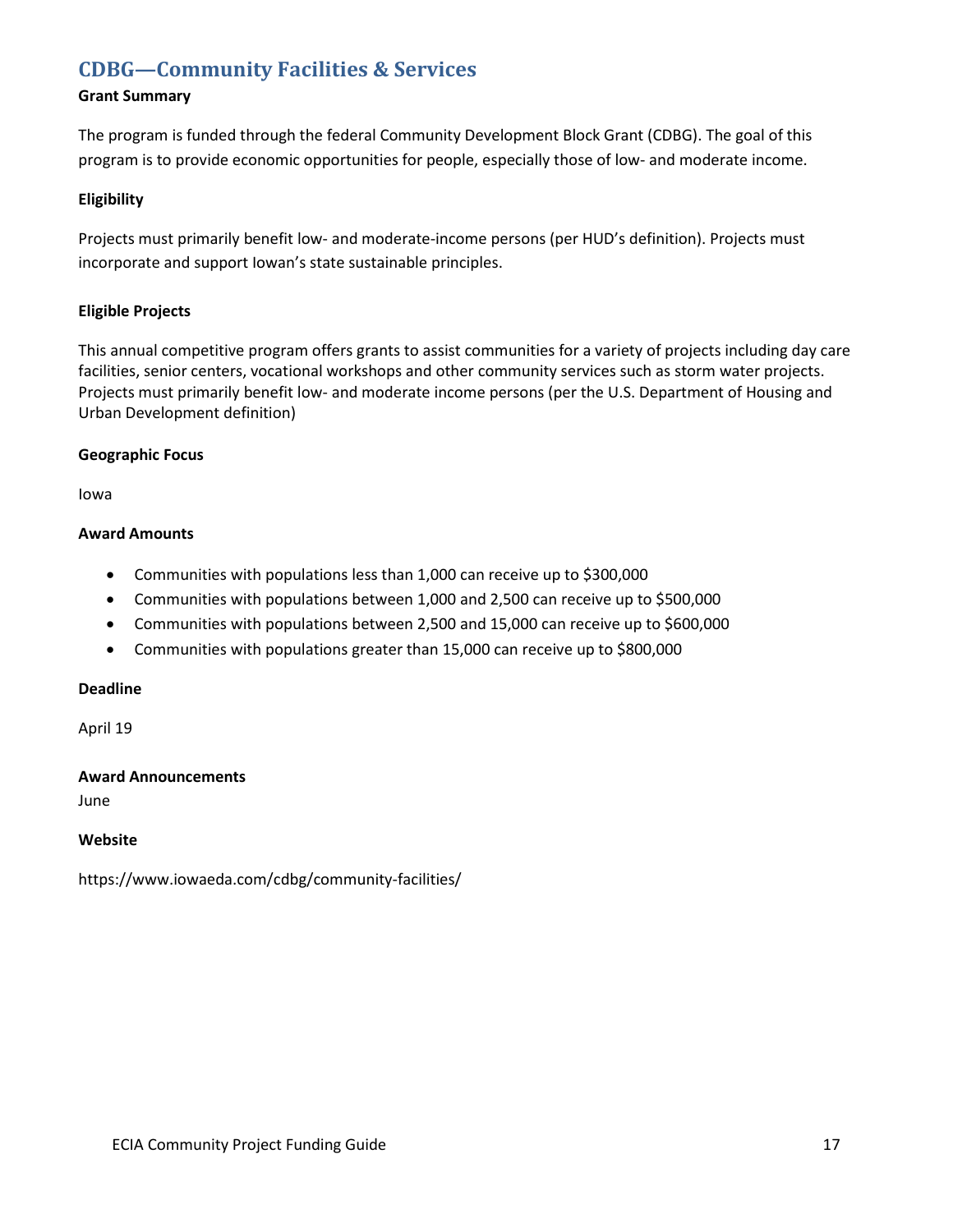## CDBG—Community Facilities & Services

**Grant Summary**

The program is funded through the federal Community Development Block Grant (CDBG). The goal of this program is to provide economic opportunities for people, especially those of low- and moderate income.

**Eligibility**

Projects must primarily benefit low- and moderate-income persons (per HUD's definition). Projects must incorporate and support Iowan's state sustainable principles.

**Eligible Projects**

This annual competitive program offers grants to assist communities for a variety of projects including day care facilities, senior centers, vocational workshops and other community services such as storm water projects. Projects must primarily benefit low- and moderate income persons (per the U.S. Department of Housing and Urban Development definition)

**Geographic Focus**

Iowa

**Award Amounts**

- Communities with populations less than 1,000 can receive up to $300,000
- Communities with populations between 1,000 and 2,500 can receive up to $500,000
- Communities with populations between 2,500 and 15,000 can receive up to $600,000
- Communities with populations greater than 15,000 can receive up to $800,000

**Deadline**

April 19

**Award Announcements**

June

**Website**

https://www.iowaeda.com/cdbg/community-facilities/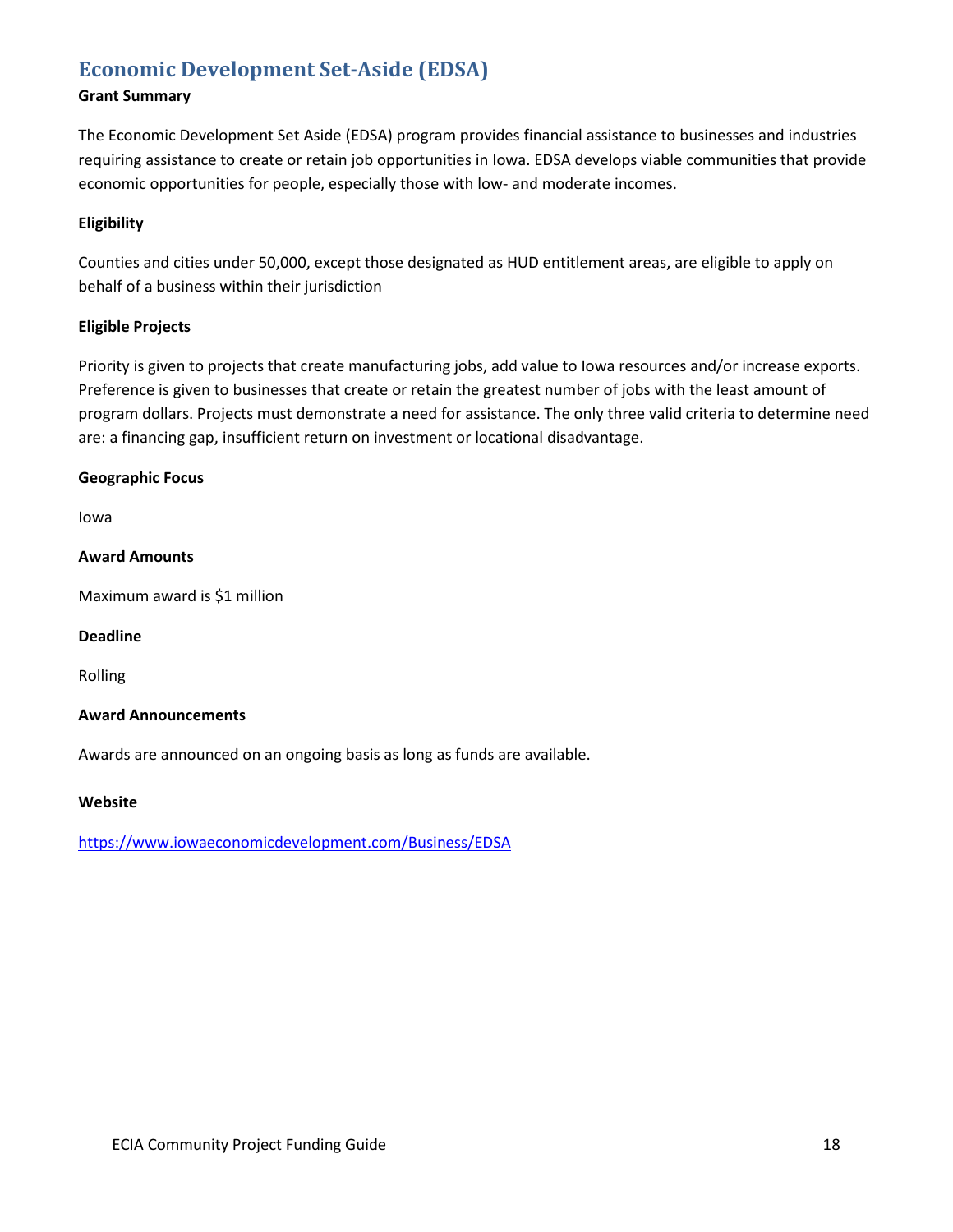## Economic Development Set-Aside (EDSA)

**Grant Summary**

The Economic Development Set Aside (EDSA) program provides financial assistance to businesses and industries requiring assistance to create or retain job opportunities in Iowa. EDSA develops viable communities that provide economic opportunities for people, especially those with low- and moderate incomes.

**Eligibility**

Counties and cities under 50,000, except those designated as HUD entitlement areas, are eligible to apply on behalf of a business within their jurisdiction

**Eligible Projects**

Priority is given to projects that create manufacturing jobs, add value to Iowa resources and/or increase exports. Preference is given to businesses that create or retain the greatest number of jobs with the least amount of program dollars. Projects must demonstrate a need for assistance. The only three valid criteria to determine need are: a financing gap, insufficient return on investment or locational disadvantage.

**Geographic Focus**

Iowa

**Award Amounts**

Maximum award is $1 million

**Deadline**

Rolling

**Award Announcements**

Awards are announced on an ongoing basis as long as funds are available.

**Website**

https://www.iowaeconomicdevelopment.com/Business/EDSA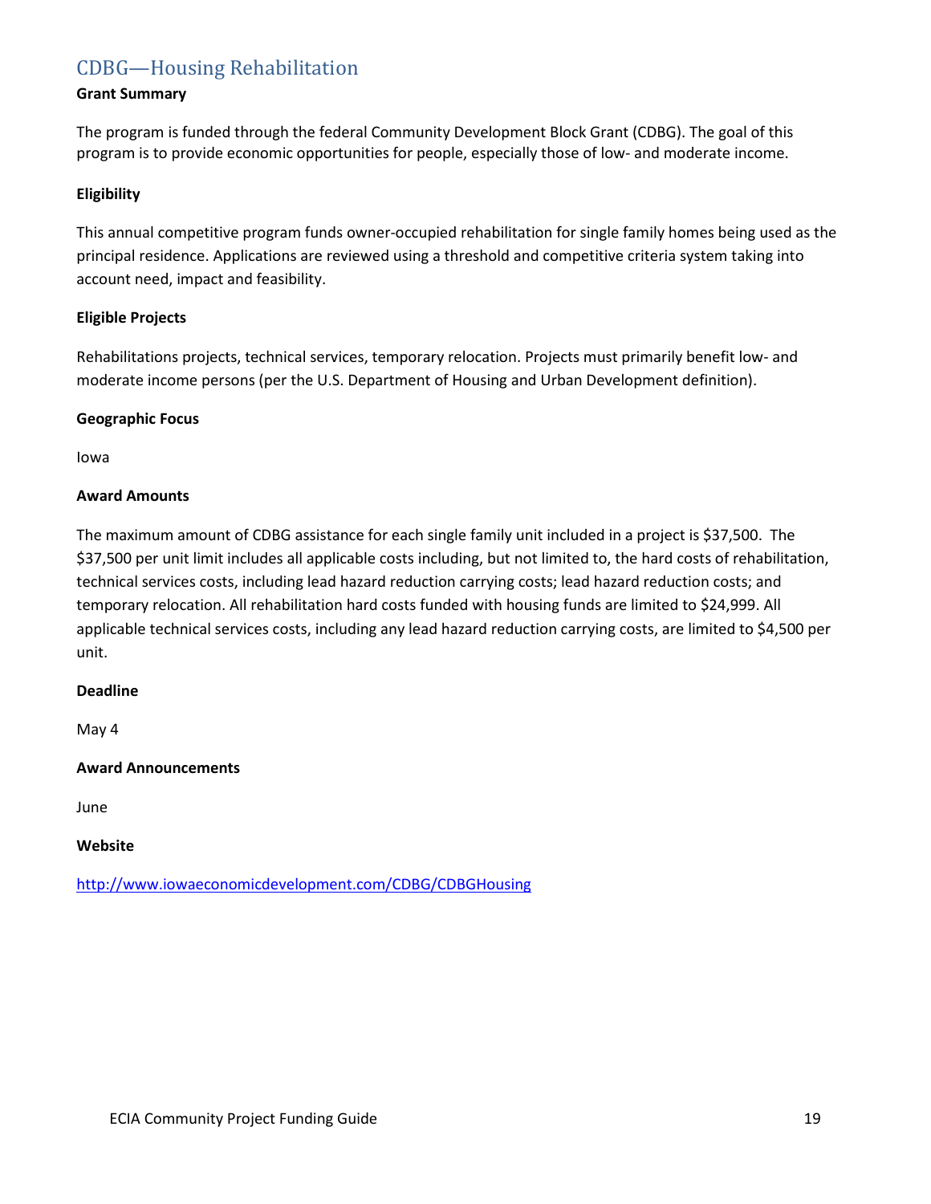## CDBG—Housing Rehabilitation

**Grant Summary**

The program is funded through the federal Community Development Block Grant (CDBG). The goal of this program is to provide economic opportunities for people, especially those of low- and moderate income.

**Eligibility**

This annual competitive program funds owner-occupied rehabilitation for single family homes being used as the principal residence. Applications are reviewed using a threshold and competitive criteria system taking into account need, impact and feasibility.

**Eligible Projects**

Rehabilitations projects, technical services, temporary relocation. Projects must primarily benefit low- and moderate income persons (per the U.S. Department of Housing and Urban Development definition).

**Geographic Focus**

Iowa

**Award Amounts**

The maximum amount of CDBG assistance for each single family unit included in a project is $37,500. The $37,500 per unit limit includes all applicable costs including, but not limited to, the hard costs of rehabilitation, technical services costs, including lead hazard reduction carrying costs; lead hazard reduction costs; and temporary relocation. All rehabilitation hard costs funded with housing funds are limited to $24,999. All applicable technical services costs, including any lead hazard reduction carrying costs, are limited to $4,500 per unit.

**Deadline**

May 4

**Award Announcements**

June

**Website**

http://www.iowaeconomicdevelopment.com/CDBG/CDBGHousing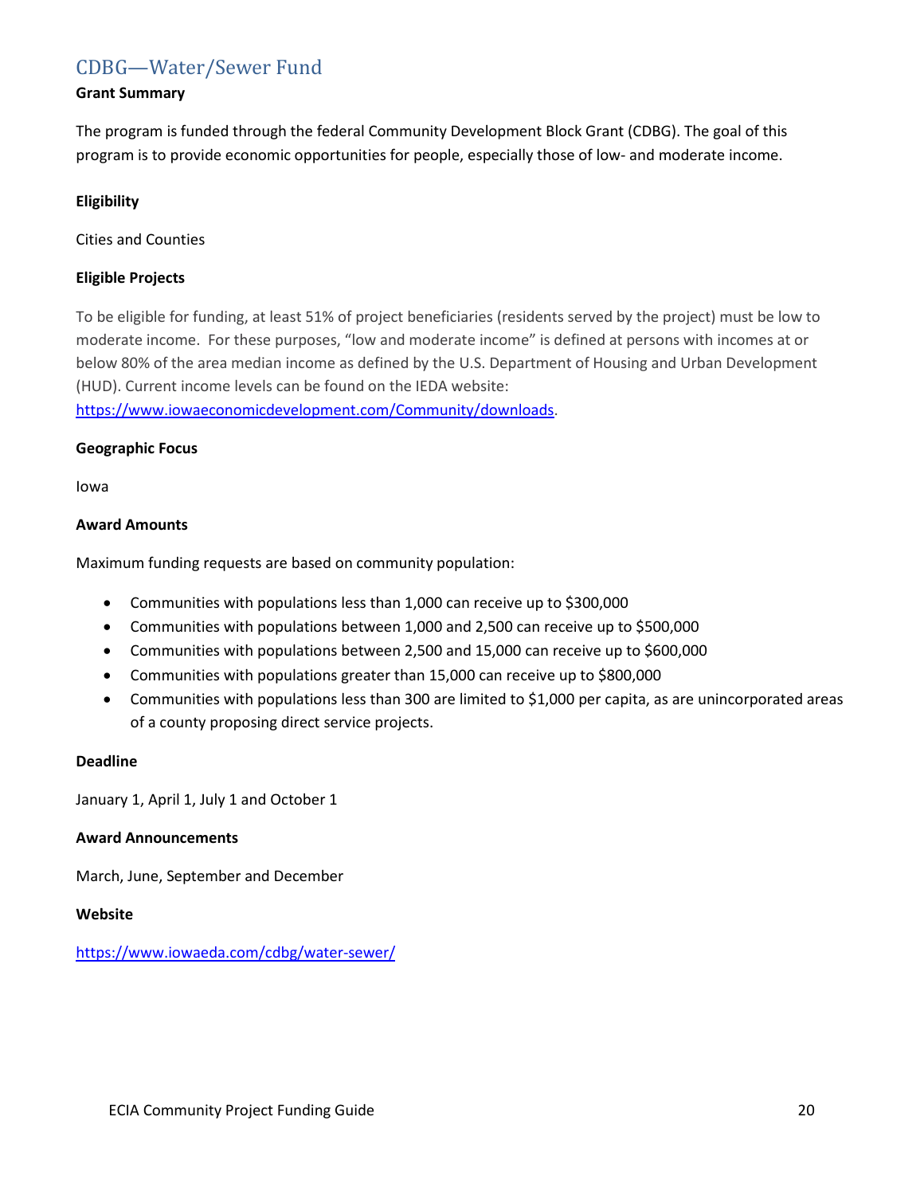## CDBG—Water/Sewer Fund

**Grant Summary**

The program is funded through the federal Community Development Block Grant (CDBG). The goal of this program is to provide economic opportunities for people, especially those of low- and moderate income.

**Eligibility**

Cities and Counties

**Eligible Projects**

To be eligible for funding, at least 51% of project beneficiaries (residents served by the project) must be low to moderate income. For these purposes, "low and moderate income" is defined at persons with incomes at or below 80% of the area median income as defined by the U.S. Department of Housing and Urban Development (HUD). Current income levels can be found on the IEDA website: https://www.iowaeconomicdevelopment.com/Community/downloads.

**Geographic Focus**

Iowa

**Award Amounts**

Maximum funding requests are based on community population:

- Communities with populations less than 1,000 can receive up to $300,000
- Communities with populations between 1,000 and 2,500 can receive up to $500,000
- Communities with populations between 2,500 and 15,000 can receive up to $600,000
- Communities with populations greater than 15,000 can receive up to $800,000
- Communities with populations less than 300 are limited to $1,000 per capita, as are unincorporated areas of a county proposing direct service projects.

**Deadline**

January 1, April 1, July 1 and October 1

**Award Announcements**

March, June, September and December

**Website**

https://www.iowaeda.com/cdbg/water-sewer/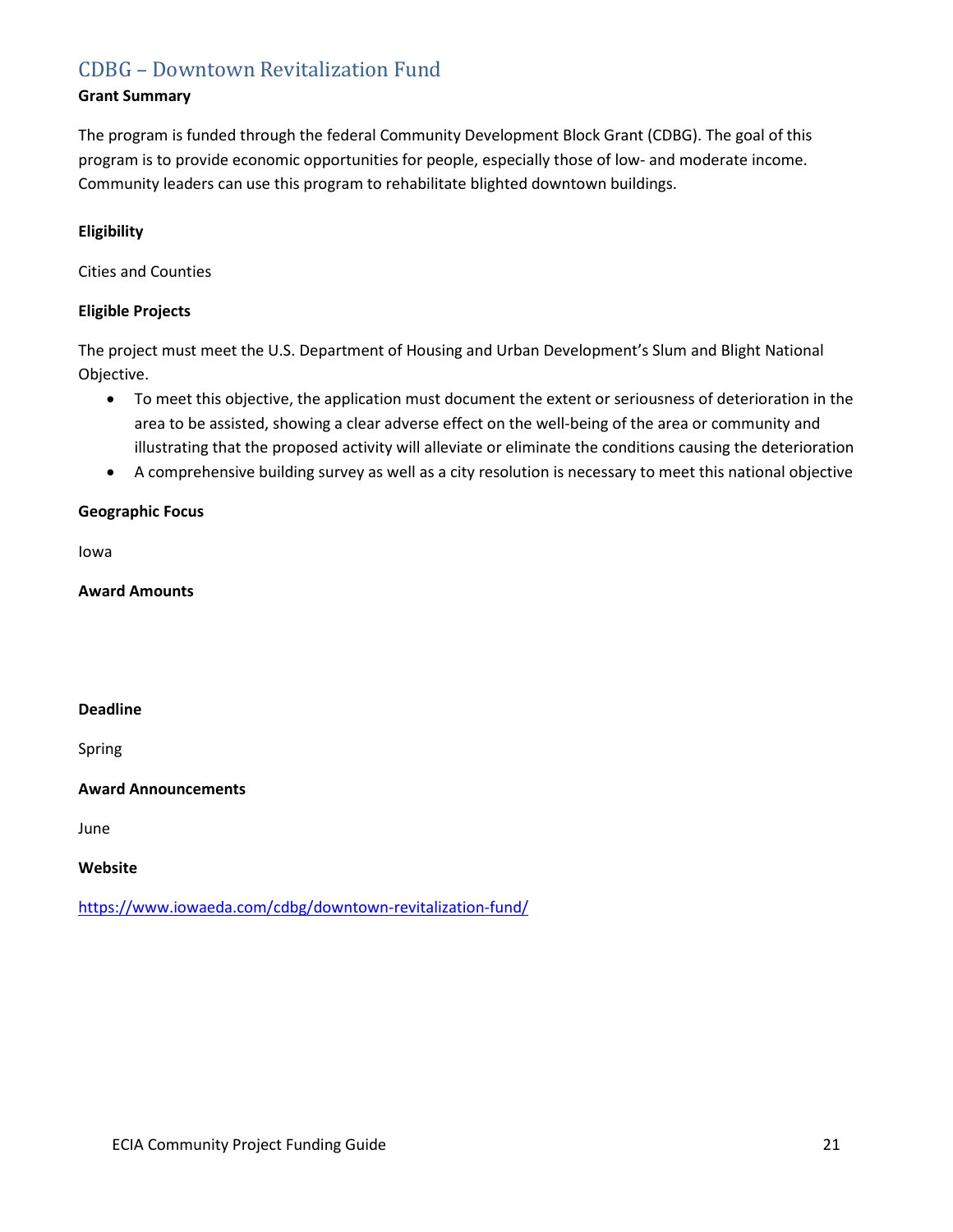## CDBG – Downtown Revitalization Fund

**Grant Summary**

The program is funded through the federal Community Development Block Grant (CDBG). The goal of this program is to provide economic opportunities for people, especially those of low- and moderate income. Community leaders can use this program to rehabilitate blighted downtown buildings.

**Eligibility**

Cities and Counties

**Eligible Projects**

The project must meet the U.S. Department of Housing and Urban Development's Slum and Blight National Objective.

- To meet this objective, the application must document the extent or seriousness of deterioration in the area to be assisted, showing a clear adverse effect on the well-being of the area or community and illustrating that the proposed activity will alleviate or eliminate the conditions causing the deterioration
- A comprehensive building survey as well as a city resolution is necessary to meet this national objective

**Geographic Focus**

Iowa

**Award Amounts**

**Deadline**

Spring

**Award Announcements**

June

**Website**

https://www.iowaeda.com/cdbg/downtown-revitalization-fund/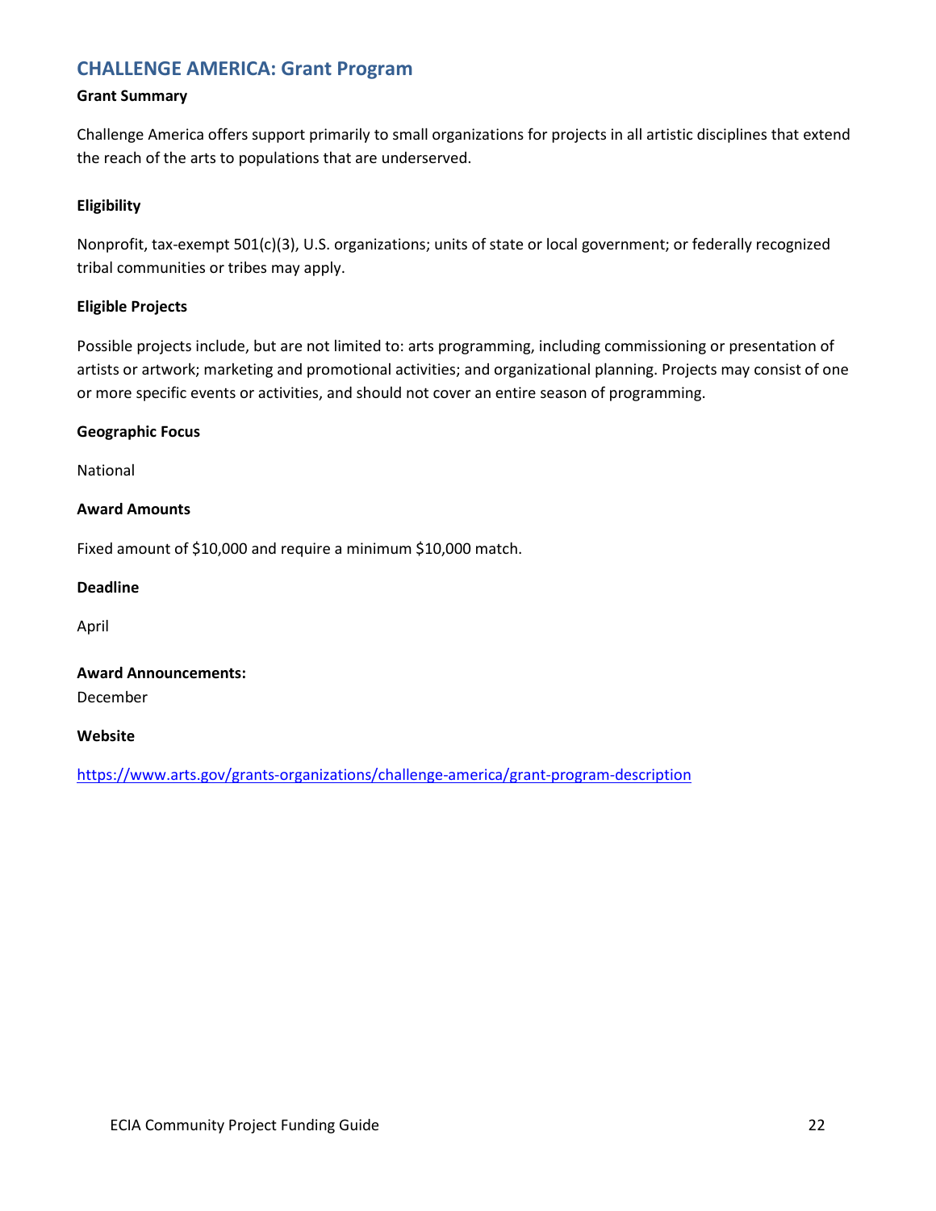## CHALLENGE AMERICA: Grant Program

**Grant Summary**

Challenge America offers support primarily to small organizations for projects in all artistic disciplines that extend the reach of the arts to populations that are underserved.

**Eligibility**

Nonprofit, tax-exempt 501(c)(3), U.S. organizations; units of state or local government; or federally recognized tribal communities or tribes may apply.

**Eligible Projects**

Possible projects include, but are not limited to: arts programming, including commissioning or presentation of artists or artwork; marketing and promotional activities; and organizational planning. Projects may consist of one or more specific events or activities, and should not cover an entire season of programming.

**Geographic Focus**

National

**Award Amounts**

Fixed amount of $10,000 and require a minimum $10,000 match.

**Deadline**

April

**Award Announcements:**

December

**Website**

https://www.arts.gov/grants-organizations/challenge-america/grant-program-description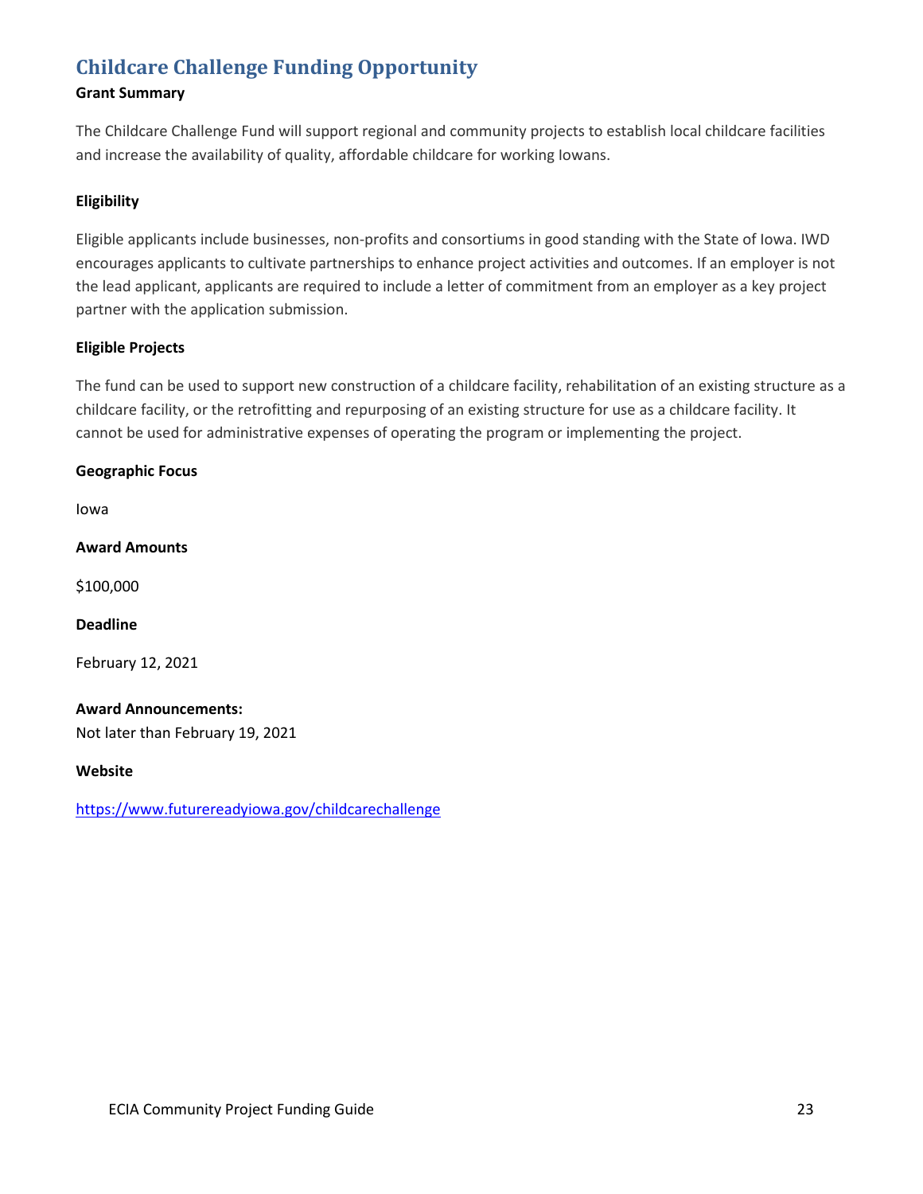## Childcare Challenge Funding Opportunity

**Grant Summary**

The Childcare Challenge Fund will support regional and community projects to establish local childcare facilities and increase the availability of quality, affordable childcare for working Iowans.

**Eligibility**

Eligible applicants include businesses, non-profits and consortiums in good standing with the State of Iowa. IWD encourages applicants to cultivate partnerships to enhance project activities and outcomes. If an employer is not the lead applicant, applicants are required to include a letter of commitment from an employer as a key project partner with the application submission.

**Eligible Projects**

The fund can be used to support new construction of a childcare facility, rehabilitation of an existing structure as a childcare facility, or the retrofitting and repurposing of an existing structure for use as a childcare facility. It cannot be used for administrative expenses of operating the program or implementing the project.

**Geographic Focus**

Iowa

**Award Amounts**

$100,000

**Deadline**

February 12, 2021

**Award Announcements:**
Not later than February 19, 2021

**Website**

https://www.futurereadyiowa.gov/childcarechallenge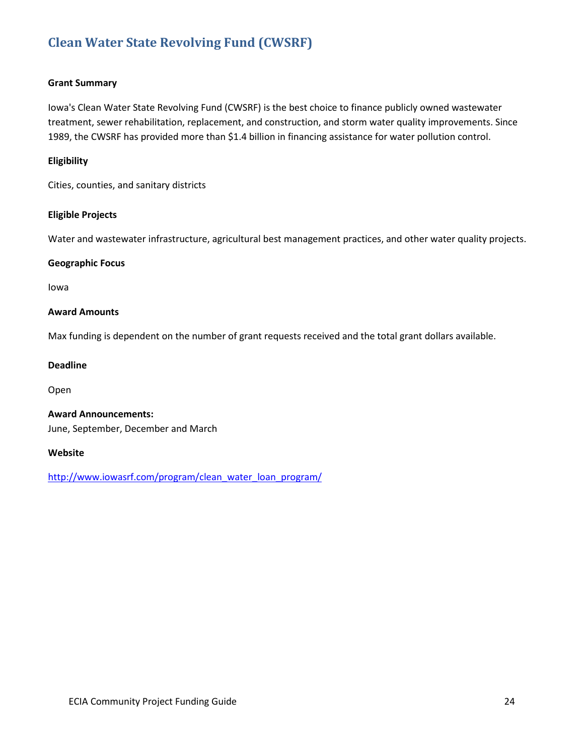# Clean Water State Revolving Fund (CWSRF)

**Grant Summary**

Iowa's Clean Water State Revolving Fund (CWSRF) is the best choice to finance publicly owned wastewater treatment, sewer rehabilitation, replacement, and construction, and storm water quality improvements. Since 1989, the CWSRF has provided more than $1.4 billion in financing assistance for water pollution control.

**Eligibility**

Cities, counties, and sanitary districts

**Eligible Projects**

Water and wastewater infrastructure, agricultural best management practices, and other water quality projects.

**Geographic Focus**

Iowa

**Award Amounts**

Max funding is dependent on the number of grant requests received and the total grant dollars available.

**Deadline**

Open

**Award Announcements:**
June, September, December and March

**Website**

http://www.iowasrf.com/program/clean_water_loan_program/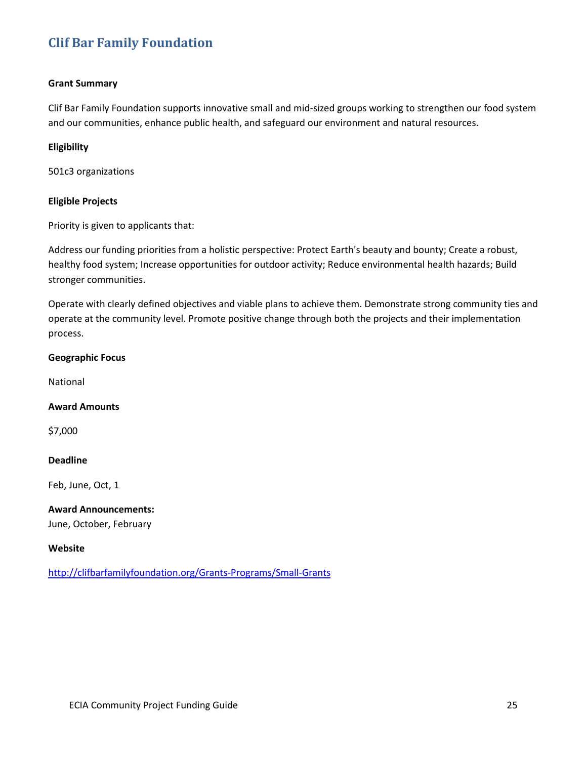## Clif Bar Family Foundation

**Grant Summary**

Clif Bar Family Foundation supports innovative small and mid-sized groups working to strengthen our food system and our communities, enhance public health, and safeguard our environment and natural resources.

**Eligibility**

501c3 organizations

**Eligible Projects**

Priority is given to applicants that:

Address our funding priorities from a holistic perspective: Protect Earth's beauty and bounty; Create a robust, healthy food system; Increase opportunities for outdoor activity; Reduce environmental health hazards; Build stronger communities.

Operate with clearly defined objectives and viable plans to achieve them. Demonstrate strong community ties and operate at the community level. Promote positive change through both the projects and their implementation process.

**Geographic Focus**

National

**Award Amounts**

$7,000

**Deadline**

Feb, June, Oct, 1

**Award Announcements:**
June, October, February

**Website**

http://clifbarfamilyfoundation.org/Grants-Programs/Small-Grants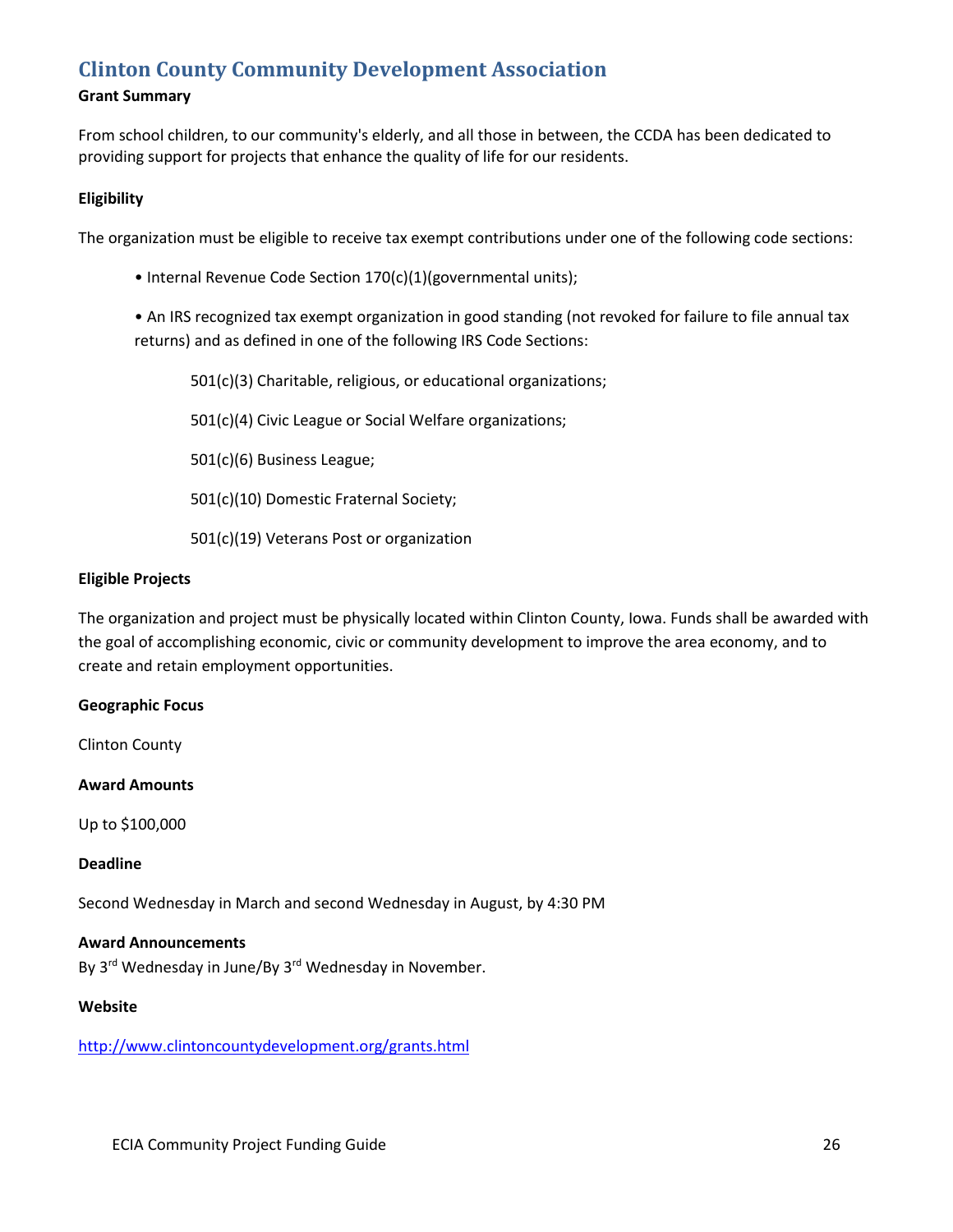## Clinton County Community Development Association

**Grant Summary**

From school children, to our community's elderly, and all those in between, the CCDA has been dedicated to providing support for projects that enhance the quality of life for our residents.

**Eligibility**

The organization must be eligible to receive tax exempt contributions under one of the following code sections:

- Internal Revenue Code Section 170(c)(1)(governmental units);
- An IRS recognized tax exempt organization in good standing (not revoked for failure to file annual tax returns) and as defined in one of the following IRS Code Sections:

  501(c)(3) Charitable, religious, or educational organizations;

  501(c)(4) Civic League or Social Welfare organizations;

  501(c)(6) Business League;

  501(c)(10) Domestic Fraternal Society;

  501(c)(19) Veterans Post or organization

**Eligible Projects**

The organization and project must be physically located within Clinton County, Iowa. Funds shall be awarded with the goal of accomplishing economic, civic or community development to improve the area economy, and to create and retain employment opportunities.

**Geographic Focus**

Clinton County

**Award Amounts**

Up to $100,000

**Deadline**

Second Wednesday in March and second Wednesday in August, by 4:30 PM

**Award Announcements**

By 3rd Wednesday in June/By 3rd Wednesday in November.

**Website**

http://www.clintoncountydevelopment.org/grants.html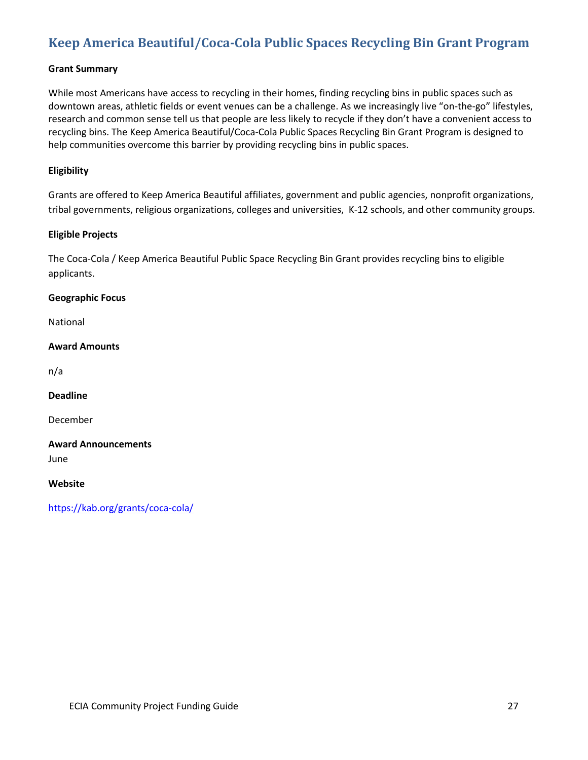## Keep America Beautiful/Coca-Cola Public Spaces Recycling Bin Grant Program

**Grant Summary**

While most Americans have access to recycling in their homes, finding recycling bins in public spaces such as downtown areas, athletic fields or event venues can be a challenge. As we increasingly live "on-the-go" lifestyles, research and common sense tell us that people are less likely to recycle if they don't have a convenient access to recycling bins. The Keep America Beautiful/Coca-Cola Public Spaces Recycling Bin Grant Program is designed to help communities overcome this barrier by providing recycling bins in public spaces.

**Eligibility**

Grants are offered to Keep America Beautiful affiliates, government and public agencies, nonprofit organizations, tribal governments, religious organizations, colleges and universities, K-12 schools, and other community groups.

**Eligible Projects**

The Coca-Cola / Keep America Beautiful Public Space Recycling Bin Grant provides recycling bins to eligible applicants.

**Geographic Focus**

National

**Award Amounts**

n/a

**Deadline**

December

**Award Announcements**

June

**Website**

https://kab.org/grants/coca-cola/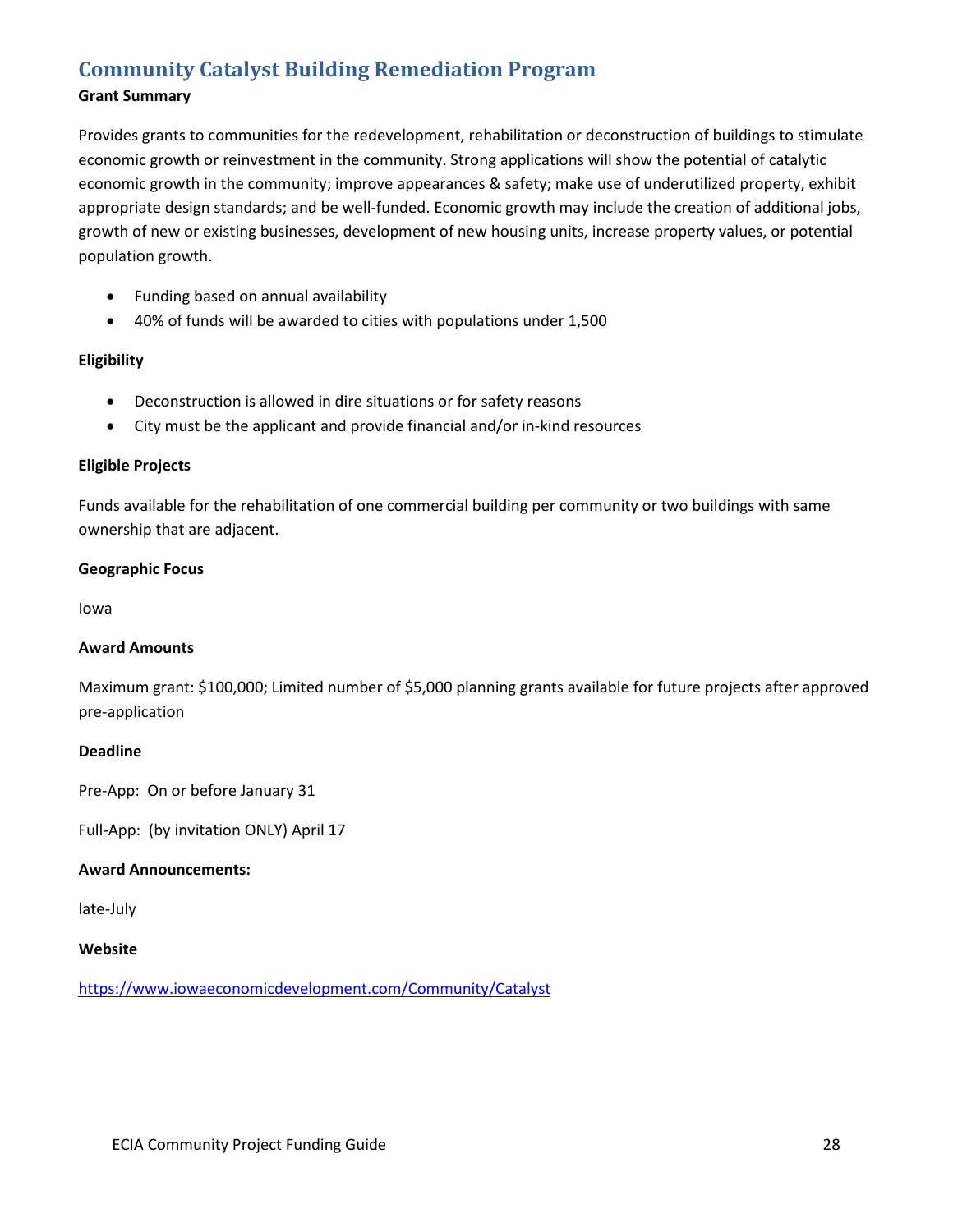## Community Catalyst Building Remediation Program

**Grant Summary**

Provides grants to communities for the redevelopment, rehabilitation or deconstruction of buildings to stimulate economic growth or reinvestment in the community. Strong applications will show the potential of catalytic economic growth in the community; improve appearances & safety; make use of underutilized property, exhibit appropriate design standards; and be well-funded. Economic growth may include the creation of additional jobs, growth of new or existing businesses, development of new housing units, increase property values, or potential population growth.

- Funding based on annual availability
- 40% of funds will be awarded to cities with populations under 1,500

**Eligibility**

- Deconstruction is allowed in dire situations or for safety reasons
- City must be the applicant and provide financial and/or in-kind resources

**Eligible Projects**

Funds available for the rehabilitation of one commercial building per community or two buildings with same ownership that are adjacent.

**Geographic Focus**

Iowa

**Award Amounts**

Maximum grant: $100,000; Limited number of $5,000 planning grants available for future projects after approved pre-application

**Deadline**

Pre-App: On or before January 31

Full-App: (by invitation ONLY) April 17

**Award Announcements:**

late-July

**Website**

https://www.iowaeconomicdevelopment.com/Community/Catalyst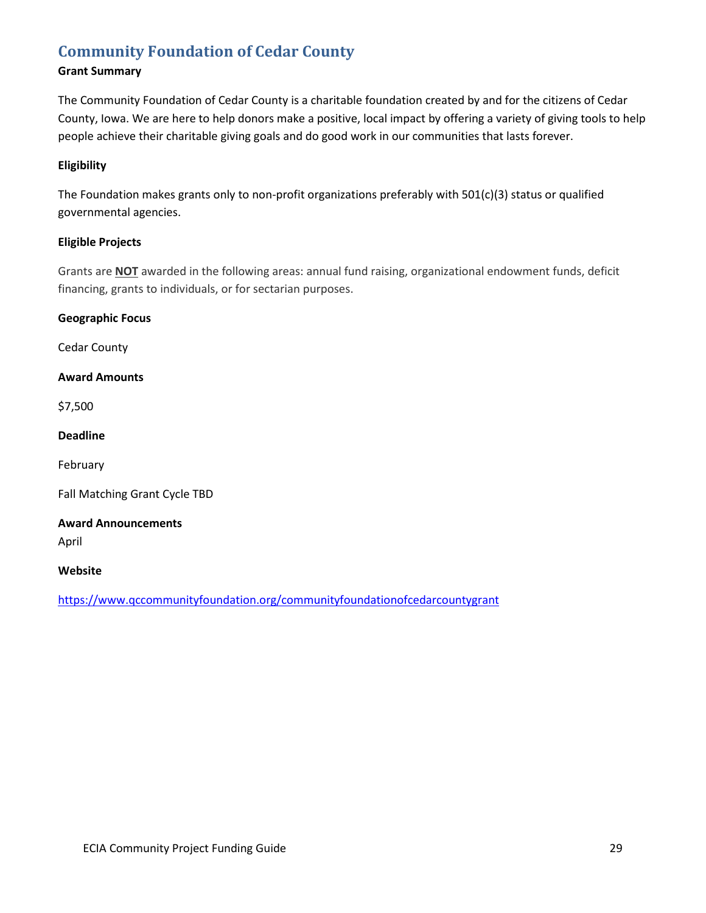## Community Foundation of Cedar County

**Grant Summary**

The Community Foundation of Cedar County is a charitable foundation created by and for the citizens of Cedar County, Iowa. We are here to help donors make a positive, local impact by offering a variety of giving tools to help people achieve their charitable giving goals and do good work in our communities that lasts forever.

**Eligibility**

The Foundation makes grants only to non-profit organizations preferably with 501(c)(3) status or qualified governmental agencies.

**Eligible Projects**

Grants are **NOT** awarded in the following areas: annual fund raising, organizational endowment funds, deficit financing, grants to individuals, or for sectarian purposes.

**Geographic Focus**

Cedar County

**Award Amounts**

$7,500

**Deadline**

February

Fall Matching Grant Cycle TBD

**Award Announcements**

April

**Website**

https://www.qccommunityfoundation.org/communityfoundationofcedarcountygrant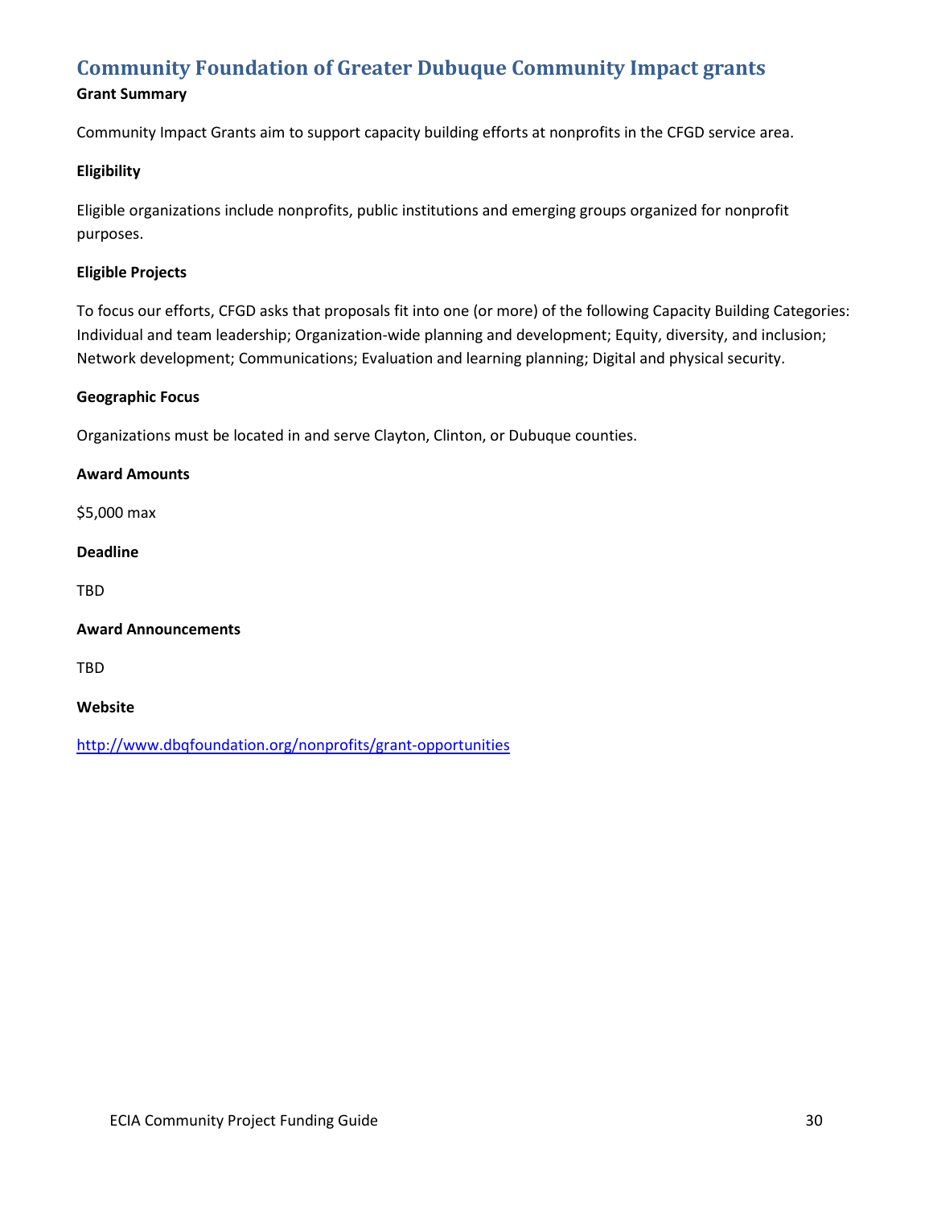## Community Foundation of Greater Dubuque Community Impact grants

**Grant Summary**

Community Impact Grants aim to support capacity building efforts at nonprofits in the CFGD service area.

**Eligibility**

Eligible organizations include nonprofits, public institutions and emerging groups organized for nonprofit purposes.

**Eligible Projects**

To focus our efforts, CFGD asks that proposals fit into one (or more) of the following Capacity Building Categories: Individual and team leadership; Organization-wide planning and development; Equity, diversity, and inclusion; Network development; Communications; Evaluation and learning planning; Digital and physical security.

**Geographic Focus**

Organizations must be located in and serve Clayton, Clinton, or Dubuque counties.

**Award Amounts**

$5,000 max

**Deadline**

TBD

**Award Announcements**

TBD

**Website**

http://www.dbqfoundation.org/nonprofits/grant-opportunities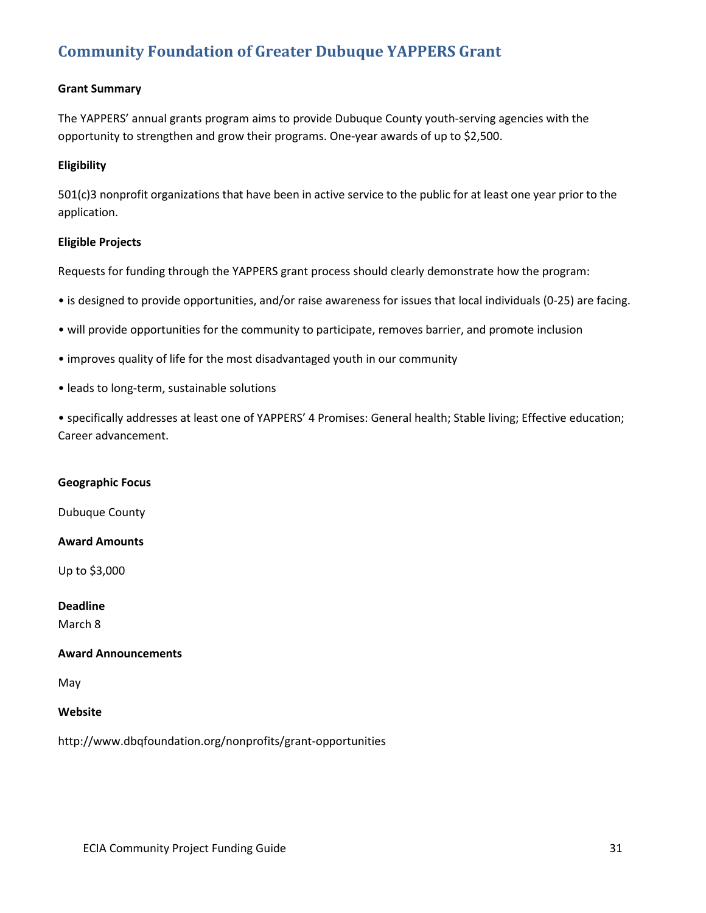## Community Foundation of Greater Dubuque YAPPERS Grant

**Grant Summary**

The YAPPERS' annual grants program aims to provide Dubuque County youth-serving agencies with the opportunity to strengthen and grow their programs. One-year awards of up to $2,500.

**Eligibility**

501(c)3 nonprofit organizations that have been in active service to the public for at least one year prior to the application.

**Eligible Projects**

Requests for funding through the YAPPERS grant process should clearly demonstrate how the program:

• is designed to provide opportunities, and/or raise awareness for issues that local individuals (0-25) are facing.

• will provide opportunities for the community to participate, removes barrier, and promote inclusion

• improves quality of life for the most disadvantaged youth in our community

• leads to long-term, sustainable solutions

• specifically addresses at least one of YAPPERS' 4 Promises: General health; Stable living; Effective education; Career advancement.

**Geographic Focus**

Dubuque County

**Award Amounts**

Up to $3,000

**Deadline**

March 8

**Award Announcements**

May

**Website**

http://www.dbqfoundation.org/nonprofits/grant-opportunities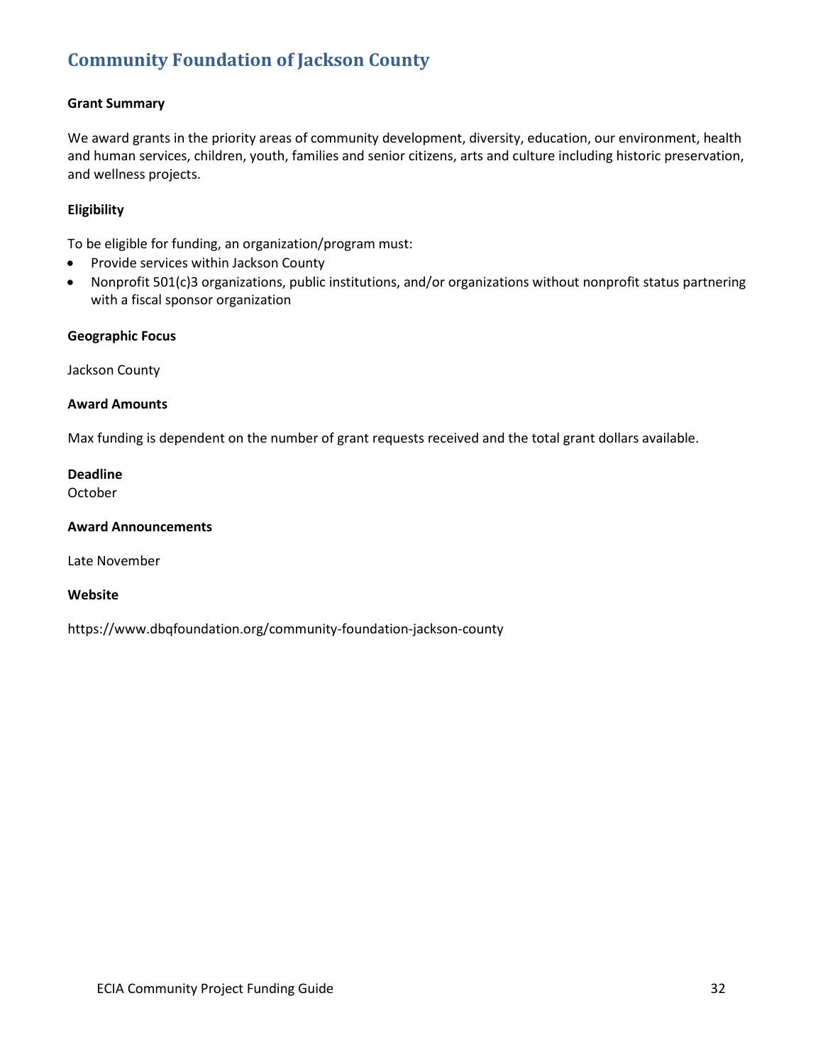## Community Foundation of Jackson County

**Grant Summary**

We award grants in the priority areas of community development, diversity, education, our environment, health and human services, children, youth, families and senior citizens, arts and culture including historic preservation, and wellness projects.

**Eligibility**

To be eligible for funding, an organization/program must:

- Provide services within Jackson County
- Nonprofit 501(c)3 organizations, public institutions, and/or organizations without nonprofit status partnering with a fiscal sponsor organization

**Geographic Focus**

Jackson County

**Award Amounts**

Max funding is dependent on the number of grant requests received and the total grant dollars available.

**Deadline**

October

**Award Announcements**

Late November

**Website**

https://www.dbqfoundation.org/community-foundation-jackson-county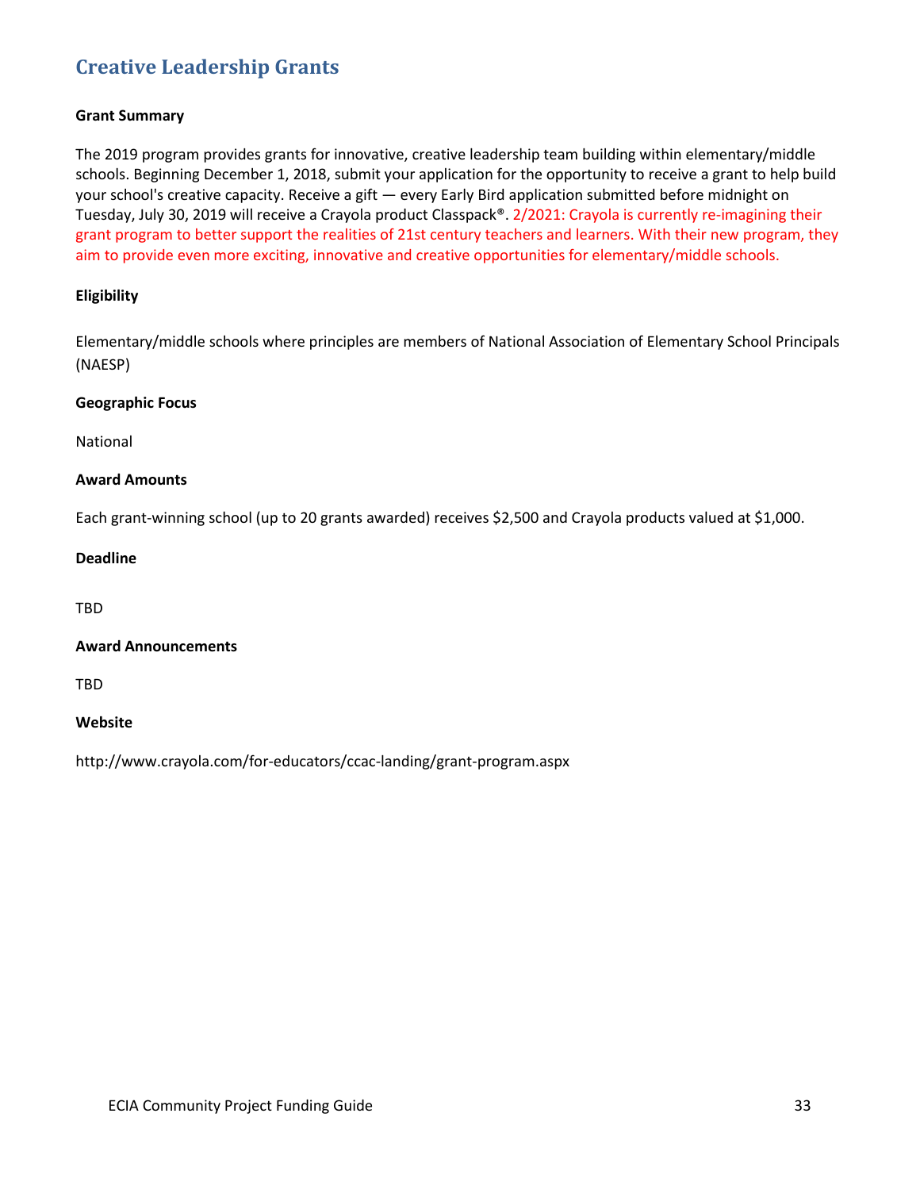## Creative Leadership Grants

**Grant Summary**

The 2019 program provides grants for innovative, creative leadership team building within elementary/middle schools. Beginning December 1, 2018, submit your application for the opportunity to receive a grant to help build your school's creative capacity. Receive a gift — every Early Bird application submitted before midnight on Tuesday, July 30, 2019 will receive a Crayola product Classpack®. 2/2021: Crayola is currently re-imagining their grant program to better support the realities of 21st century teachers and learners. With their new program, they aim to provide even more exciting, innovative and creative opportunities for elementary/middle schools.

**Eligibility**

Elementary/middle schools where principles are members of National Association of Elementary School Principals (NAESP)

**Geographic Focus**

National

**Award Amounts**

Each grant-winning school (up to 20 grants awarded) receives $2,500 and Crayola products valued at $1,000.

**Deadline**

TBD

**Award Announcements**

TBD

**Website**

http://www.crayola.com/for-educators/ccac-landing/grant-program.aspx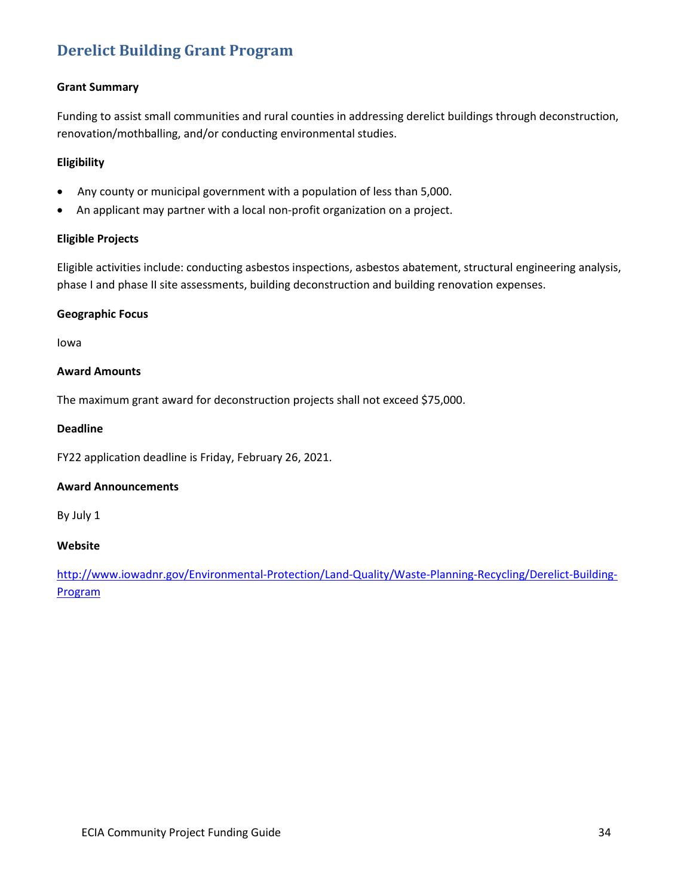# Derelict Building Grant Program

**Grant Summary**

Funding to assist small communities and rural counties in addressing derelict buildings through deconstruction, renovation/mothballing, and/or conducting environmental studies.

**Eligibility**

- Any county or municipal government with a population of less than 5,000.
- An applicant may partner with a local non-profit organization on a project.

**Eligible Projects**

Eligible activities include: conducting asbestos inspections, asbestos abatement, structural engineering analysis, phase I and phase II site assessments, building deconstruction and building renovation expenses.

**Geographic Focus**

Iowa

**Award Amounts**

The maximum grant award for deconstruction projects shall not exceed $75,000.

**Deadline**

FY22 application deadline is Friday, February 26, 2021.

**Award Announcements**

By July 1

**Website**

[http://www.iowadnr.gov/Environmental-Protection/Land-Quality/Waste-Planning-Recycling/Derelict-Building-Program](http://www.iowadnr.gov/Environmental-Protection/Land-Quality/Waste-Planning-Recycling/Derelict-Building-Program)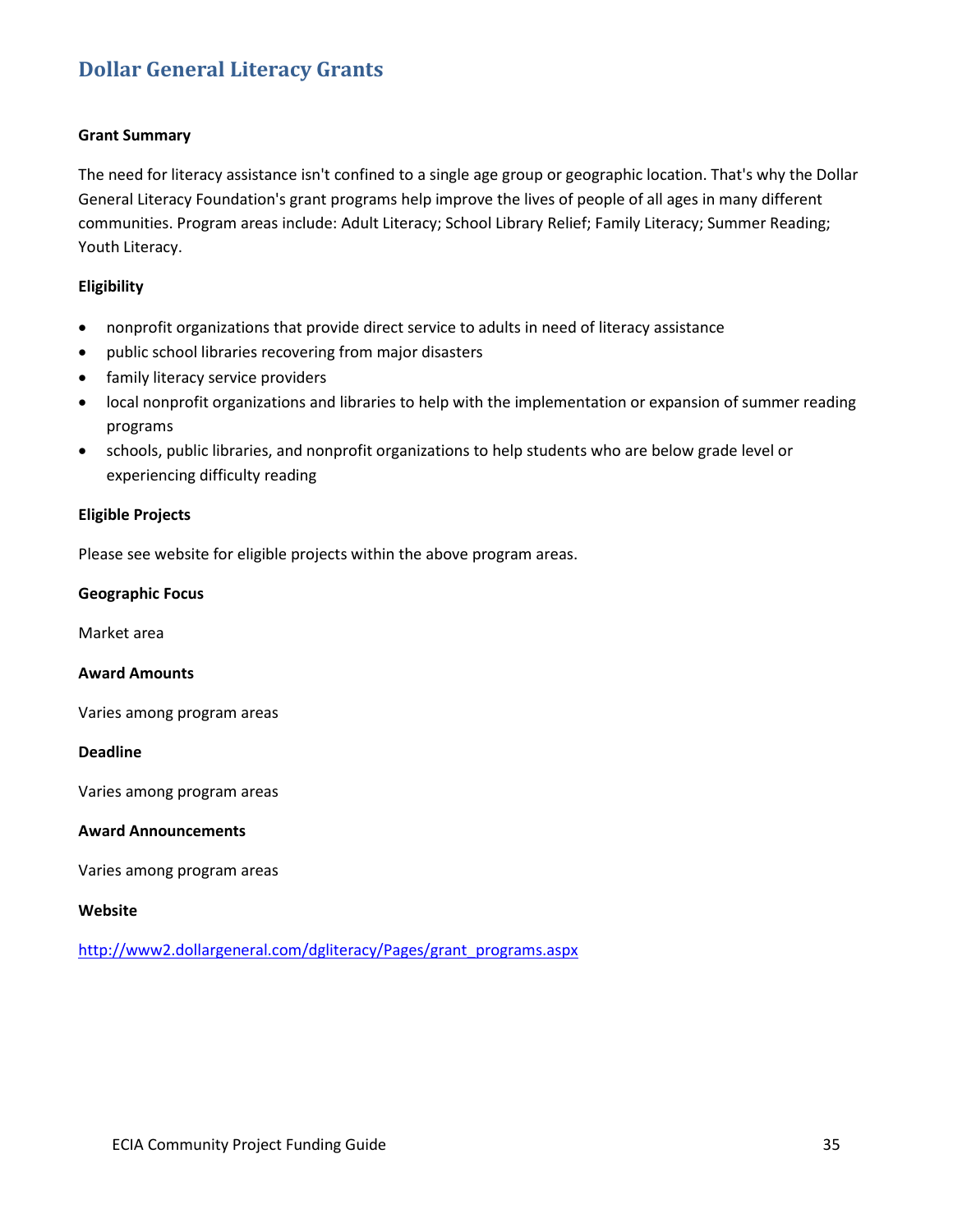## Dollar General Literacy Grants

**Grant Summary**

The need for literacy assistance isn't confined to a single age group or geographic location. That's why the Dollar General Literacy Foundation's grant programs help improve the lives of people of all ages in many different communities. Program areas include: Adult Literacy; School Library Relief; Family Literacy; Summer Reading; Youth Literacy.

**Eligibility**

- nonprofit organizations that provide direct service to adults in need of literacy assistance
- public school libraries recovering from major disasters
- family literacy service providers
- local nonprofit organizations and libraries to help with the implementation or expansion of summer reading programs
- schools, public libraries, and nonprofit organizations to help students who are below grade level or experiencing difficulty reading

**Eligible Projects**

Please see website for eligible projects within the above program areas.

**Geographic Focus**

Market area

**Award Amounts**

Varies among program areas

**Deadline**

Varies among program areas

**Award Announcements**

Varies among program areas

**Website**

http://www2.dollargeneral.com/dgliteracy/Pages/grant_programs.aspx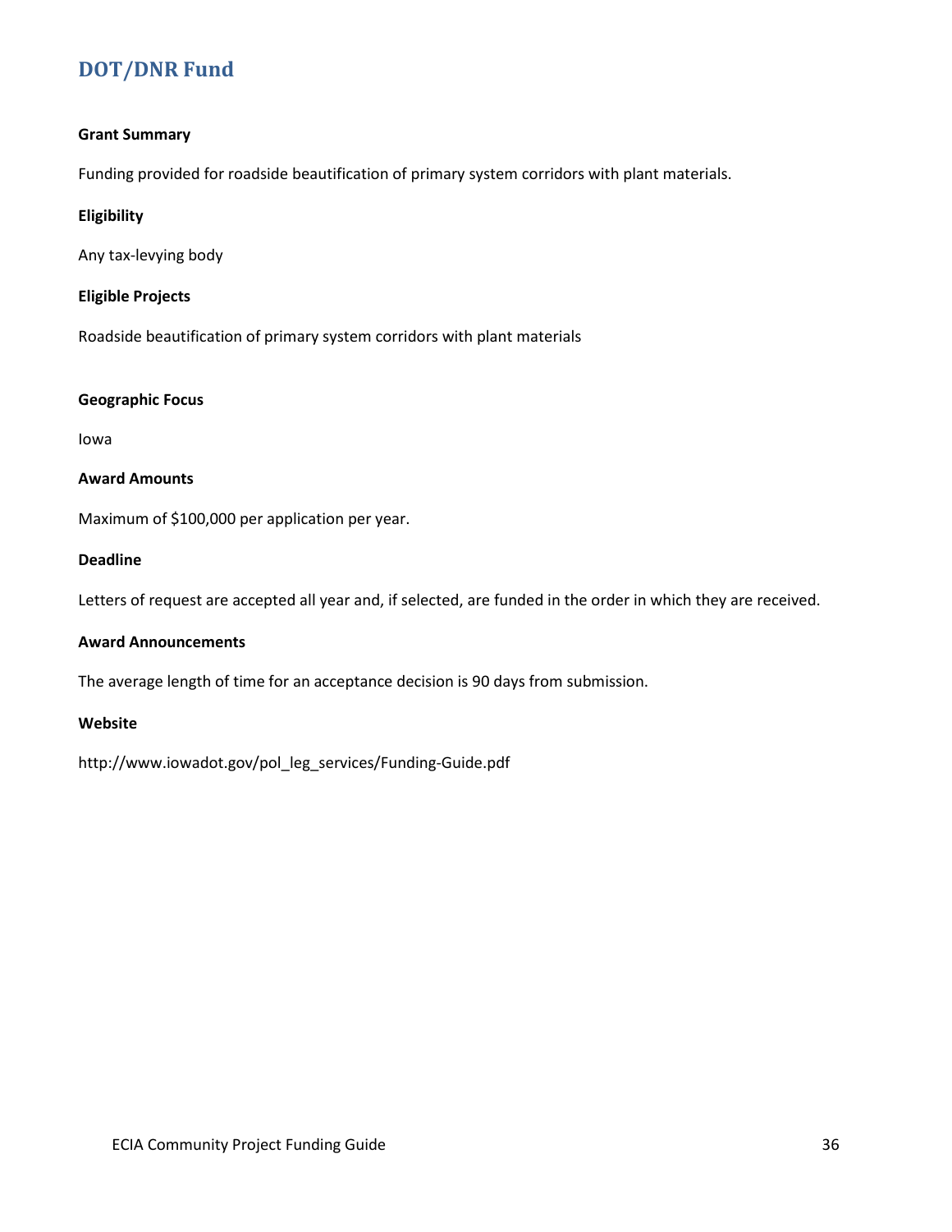## DOT/DNR Fund

**Grant Summary**

Funding provided for roadside beautification of primary system corridors with plant materials.

**Eligibility**

Any tax-levying body

**Eligible Projects**

Roadside beautification of primary system corridors with plant materials

**Geographic Focus**

Iowa

**Award Amounts**

Maximum of $100,000 per application per year.

**Deadline**

Letters of request are accepted all year and, if selected, are funded in the order in which they are received.

**Award Announcements**

The average length of time for an acceptance decision is 90 days from submission.

**Website**

http://www.iowadot.gov/pol_leg_services/Funding-Guide.pdf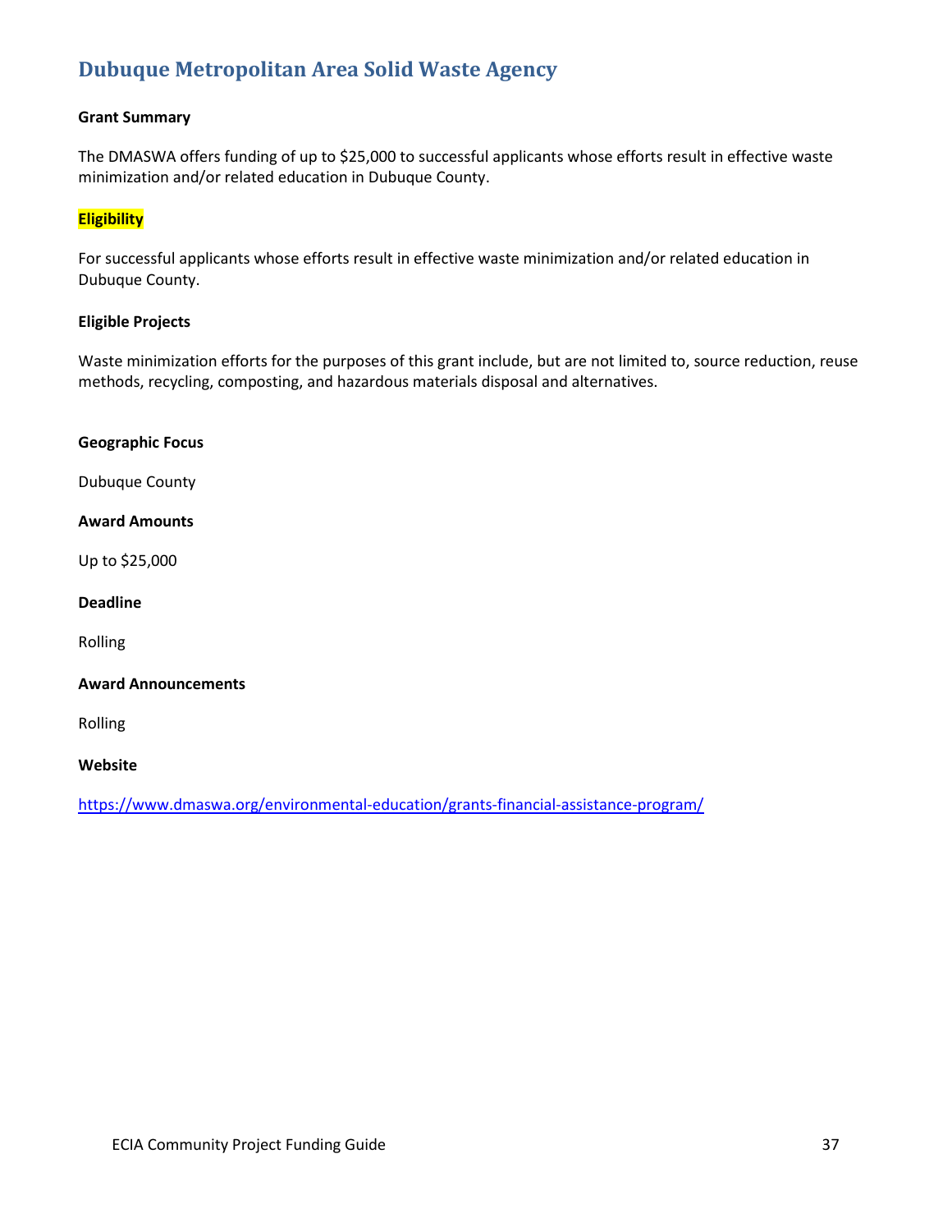## Dubuque Metropolitan Area Solid Waste Agency

**Grant Summary**

The DMASWA offers funding of up to $25,000 to successful applicants whose efforts result in effective waste minimization and/or related education in Dubuque County.

**Eligibility**

For successful applicants whose efforts result in effective waste minimization and/or related education in Dubuque County.

**Eligible Projects**

Waste minimization efforts for the purposes of this grant include, but are not limited to, source reduction, reuse methods, recycling, composting, and hazardous materials disposal and alternatives.

**Geographic Focus**

Dubuque County

**Award Amounts**

Up to $25,000

**Deadline**

Rolling

**Award Announcements**

Rolling

**Website**

https://www.dmaswa.org/environmental-education/grants-financial-assistance-program/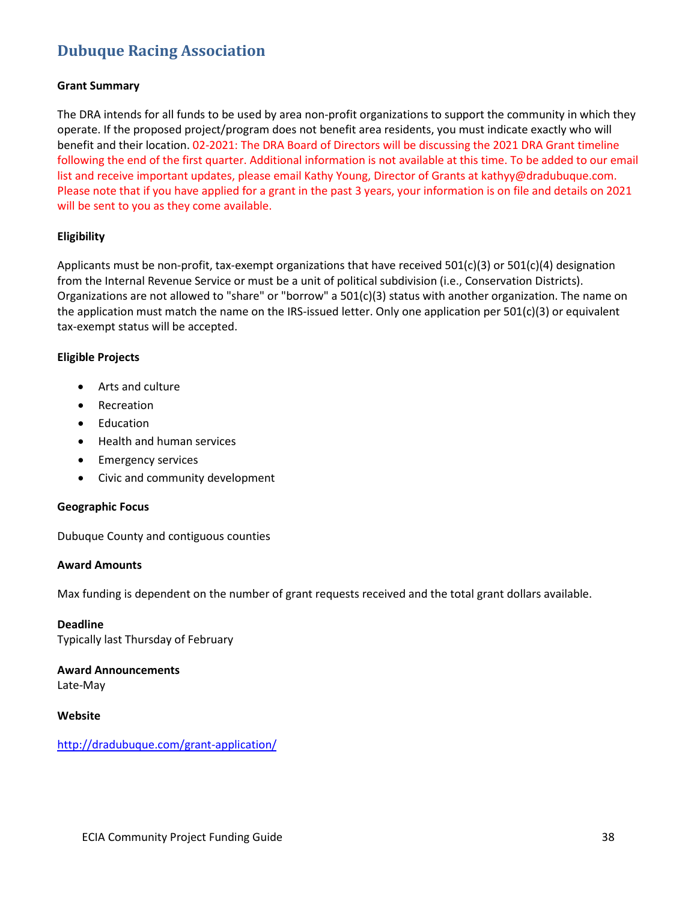## Dubuque Racing Association

**Grant Summary**

The DRA intends for all funds to be used by area non-profit organizations to support the community in which they operate. If the proposed project/program does not benefit area residents, you must indicate exactly who will benefit and their location. 02-2021: The DRA Board of Directors will be discussing the 2021 DRA Grant timeline following the end of the first quarter. Additional information is not available at this time. To be added to our email list and receive important updates, please email Kathy Young, Director of Grants at kathyy@dradubuque.com. Please note that if you have applied for a grant in the past 3 years, your information is on file and details on 2021 will be sent to you as they come available.

**Eligibility**

Applicants must be non-profit, tax-exempt organizations that have received 501(c)(3) or 501(c)(4) designation from the Internal Revenue Service or must be a unit of political subdivision (i.e., Conservation Districts). Organizations are not allowed to "share" or "borrow" a 501(c)(3) status with another organization. The name on the application must match the name on the IRS-issued letter. Only one application per 501(c)(3) or equivalent tax-exempt status will be accepted.

**Eligible Projects**

- Arts and culture
- Recreation
- Education
- Health and human services
- Emergency services
- Civic and community development

**Geographic Focus**

Dubuque County and contiguous counties

**Award Amounts**

Max funding is dependent on the number of grant requests received and the total grant dollars available.

**Deadline**
Typically last Thursday of February

**Award Announcements**
Late-May

**Website**

http://dradubuque.com/grant-application/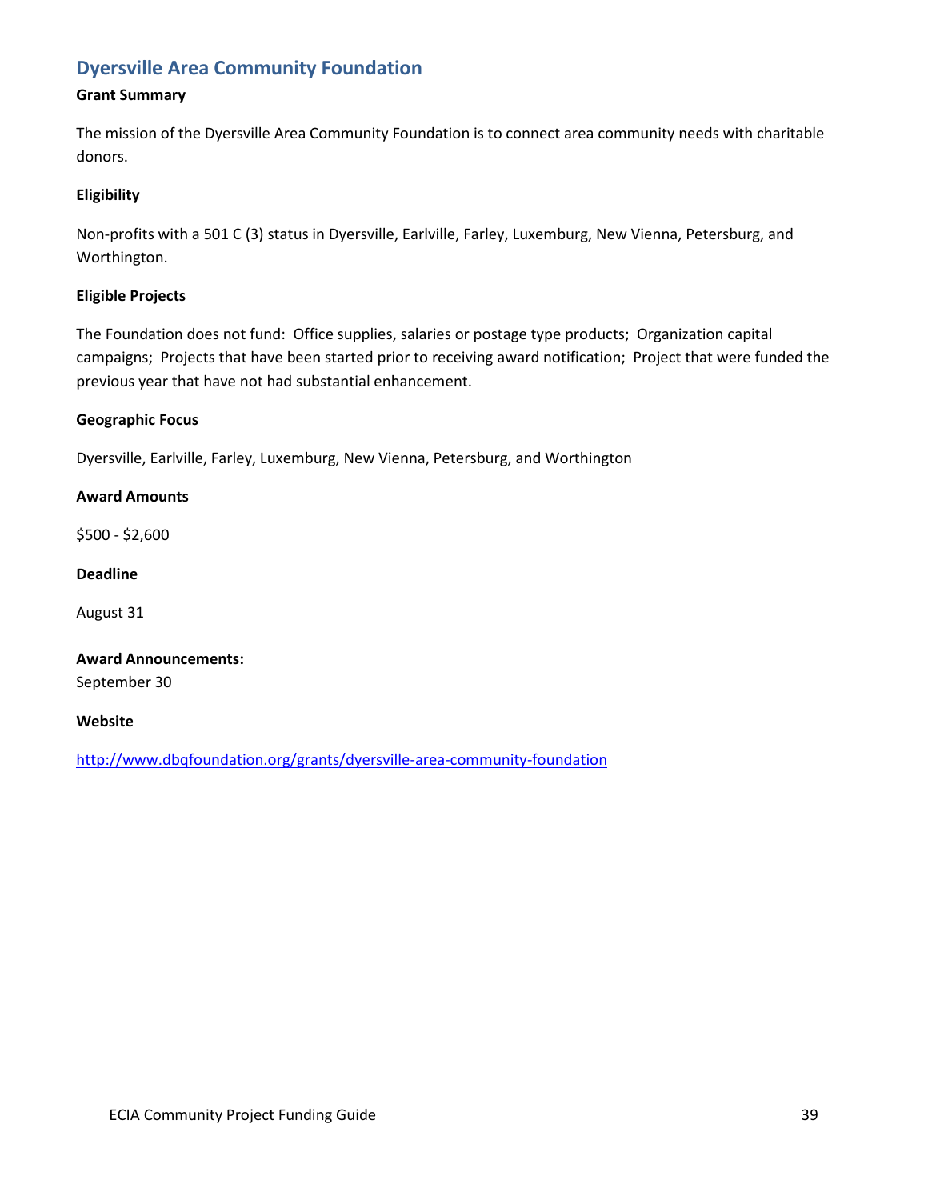## Dyersville Area Community Foundation

**Grant Summary**

The mission of the Dyersville Area Community Foundation is to connect area community needs with charitable donors.

**Eligibility**

Non-profits with a 501 C (3) status in Dyersville, Earlville, Farley, Luxemburg, New Vienna, Petersburg, and Worthington.

**Eligible Projects**

The Foundation does not fund: Office supplies, salaries or postage type products; Organization capital campaigns; Projects that have been started prior to receiving award notification; Project that were funded the previous year that have not had substantial enhancement.

**Geographic Focus**

Dyersville, Earlville, Farley, Luxemburg, New Vienna, Petersburg, and Worthington

**Award Amounts**

$500 - $2,600

**Deadline**

August 31

**Award Announcements:**
September 30

**Website**

http://www.dbqfoundation.org/grants/dyersville-area-community-foundation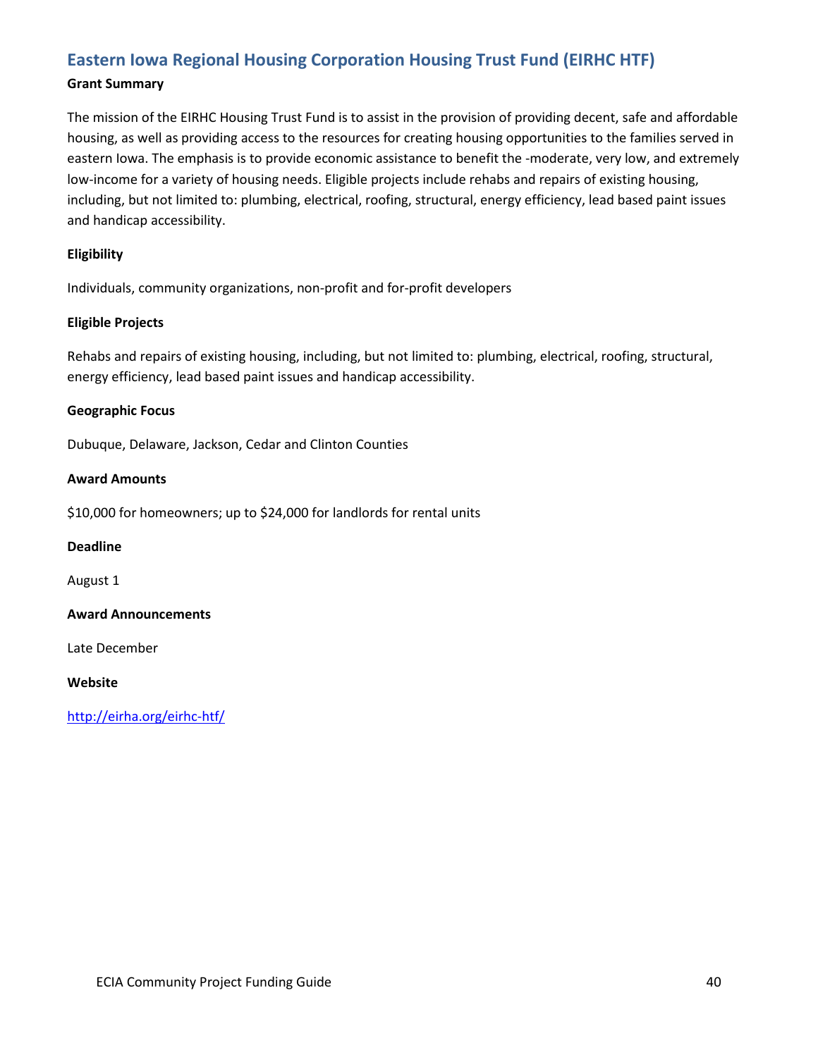## Eastern Iowa Regional Housing Corporation Housing Trust Fund (EIRHC HTF)

**Grant Summary**

The mission of the EIRHC Housing Trust Fund is to assist in the provision of providing decent, safe and affordable housing, as well as providing access to the resources for creating housing opportunities to the families served in eastern Iowa. The emphasis is to provide economic assistance to benefit the -moderate, very low, and extremely low-income for a variety of housing needs. Eligible projects include rehabs and repairs of existing housing, including, but not limited to: plumbing, electrical, roofing, structural, energy efficiency, lead based paint issues and handicap accessibility.

**Eligibility**

Individuals, community organizations, non-profit and for-profit developers

**Eligible Projects**

Rehabs and repairs of existing housing, including, but not limited to: plumbing, electrical, roofing, structural, energy efficiency, lead based paint issues and handicap accessibility.

**Geographic Focus**

Dubuque, Delaware, Jackson, Cedar and Clinton Counties

**Award Amounts**

$10,000 for homeowners; up to $24,000 for landlords for rental units

**Deadline**

August 1

**Award Announcements**

Late December

**Website**

http://eirha.org/eirhc-htf/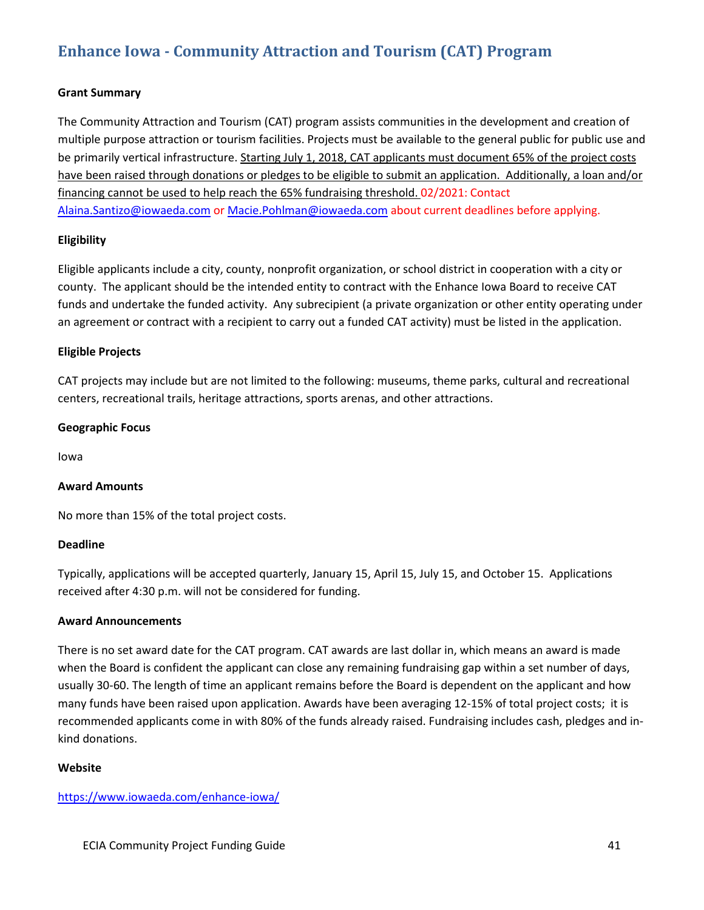## Enhance Iowa - Community Attraction and Tourism (CAT) Program

**Grant Summary**

The Community Attraction and Tourism (CAT) program assists communities in the development and creation of multiple purpose attraction or tourism facilities. Projects must be available to the general public for public use and be primarily vertical infrastructure. Starting July 1, 2018, CAT applicants must document 65% of the project costs have been raised through donations or pledges to be eligible to submit an application. Additionally, a loan and/or financing cannot be used to help reach the 65% fundraising threshold. 02/2021: Contact Alaina.Santizo@iowaeda.com or Macie.Pohlman@iowaeda.com about current deadlines before applying.

**Eligibility**

Eligible applicants include a city, county, nonprofit organization, or school district in cooperation with a city or county. The applicant should be the intended entity to contract with the Enhance Iowa Board to receive CAT funds and undertake the funded activity. Any subrecipient (a private organization or other entity operating under an agreement or contract with a recipient to carry out a funded CAT activity) must be listed in the application.

**Eligible Projects**

CAT projects may include but are not limited to the following: museums, theme parks, cultural and recreational centers, recreational trails, heritage attractions, sports arenas, and other attractions.

**Geographic Focus**

Iowa

**Award Amounts**

No more than 15% of the total project costs.

**Deadline**

Typically, applications will be accepted quarterly, January 15, April 15, July 15, and October 15. Applications received after 4:30 p.m. will not be considered for funding.

**Award Announcements**

There is no set award date for the CAT program. CAT awards are last dollar in, which means an award is made when the Board is confident the applicant can close any remaining fundraising gap within a set number of days, usually 30-60. The length of time an applicant remains before the Board is dependent on the applicant and how many funds have been raised upon application. Awards have been averaging 12-15% of total project costs; it is recommended applicants come in with 80% of the funds already raised. Fundraising includes cash, pledges and in-kind donations.

**Website**

https://www.iowaeda.com/enhance-iowa/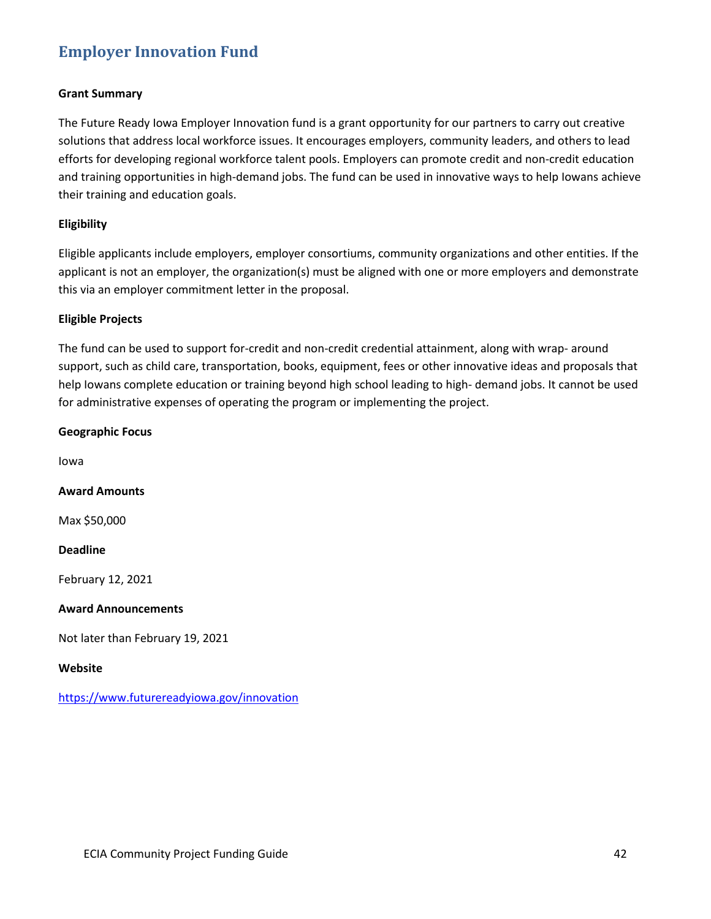## Employer Innovation Fund

**Grant Summary**

The Future Ready Iowa Employer Innovation fund is a grant opportunity for our partners to carry out creative solutions that address local workforce issues. It encourages employers, community leaders, and others to lead efforts for developing regional workforce talent pools. Employers can promote credit and non-credit education and training opportunities in high-demand jobs. The fund can be used in innovative ways to help Iowans achieve their training and education goals.

**Eligibility**

Eligible applicants include employers, employer consortiums, community organizations and other entities. If the applicant is not an employer, the organization(s) must be aligned with one or more employers and demonstrate this via an employer commitment letter in the proposal.

**Eligible Projects**

The fund can be used to support for-credit and non-credit credential attainment, along with wrap- around support, such as child care, transportation, books, equipment, fees or other innovative ideas and proposals that help Iowans complete education or training beyond high school leading to high- demand jobs. It cannot be used for administrative expenses of operating the program or implementing the project.

**Geographic Focus**

Iowa

**Award Amounts**

Max $50,000

**Deadline**

February 12, 2021

**Award Announcements**

Not later than February 19, 2021

**Website**

https://www.futurereadyiowa.gov/innovation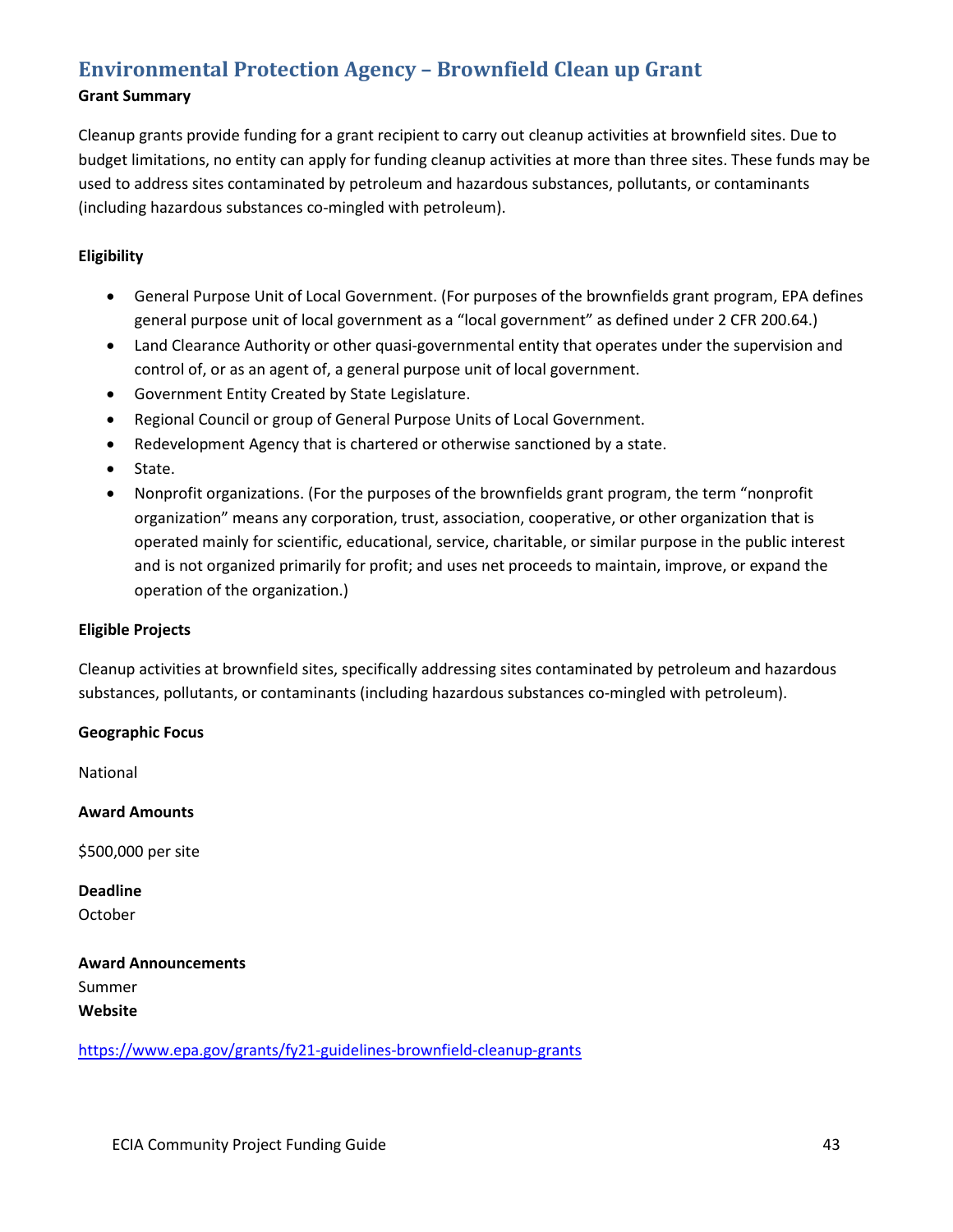## Environmental Protection Agency – Brownfield Clean up Grant

**Grant Summary**

Cleanup grants provide funding for a grant recipient to carry out cleanup activities at brownfield sites. Due to budget limitations, no entity can apply for funding cleanup activities at more than three sites. These funds may be used to address sites contaminated by petroleum and hazardous substances, pollutants, or contaminants (including hazardous substances co-mingled with petroleum).

**Eligibility**

- General Purpose Unit of Local Government. (For purposes of the brownfields grant program, EPA defines general purpose unit of local government as a "local government" as defined under 2 CFR 200.64.)
- Land Clearance Authority or other quasi-governmental entity that operates under the supervision and control of, or as an agent of, a general purpose unit of local government.
- Government Entity Created by State Legislature.
- Regional Council or group of General Purpose Units of Local Government.
- Redevelopment Agency that is chartered or otherwise sanctioned by a state.
- State.
- Nonprofit organizations. (For the purposes of the brownfields grant program, the term "nonprofit organization" means any corporation, trust, association, cooperative, or other organization that is operated mainly for scientific, educational, service, charitable, or similar purpose in the public interest and is not organized primarily for profit; and uses net proceeds to maintain, improve, or expand the operation of the organization.)

**Eligible Projects**

Cleanup activities at brownfield sites, specifically addressing sites contaminated by petroleum and hazardous substances, pollutants, or contaminants (including hazardous substances co-mingled with petroleum).

**Geographic Focus**

National

**Award Amounts**

$500,000 per site

**Deadline**

October

**Award Announcements**

Summer

**Website**

https://www.epa.gov/grants/fy21-guidelines-brownfield-cleanup-grants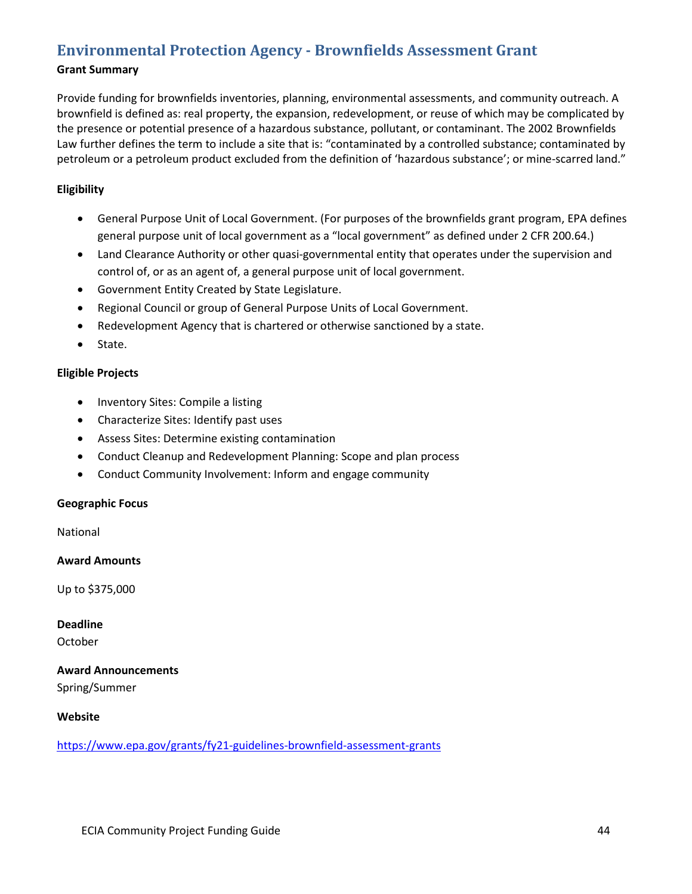## Environmental Protection Agency - Brownfields Assessment Grant

**Grant Summary**

Provide funding for brownfields inventories, planning, environmental assessments, and community outreach. A brownfield is defined as: real property, the expansion, redevelopment, or reuse of which may be complicated by the presence or potential presence of a hazardous substance, pollutant, or contaminant. The 2002 Brownfields Law further defines the term to include a site that is: "contaminated by a controlled substance; contaminated by petroleum or a petroleum product excluded from the definition of 'hazardous substance'; or mine-scarred land."

**Eligibility**

- General Purpose Unit of Local Government. (For purposes of the brownfields grant program, EPA defines general purpose unit of local government as a "local government" as defined under 2 CFR 200.64.)
- Land Clearance Authority or other quasi-governmental entity that operates under the supervision and control of, or as an agent of, a general purpose unit of local government.
- Government Entity Created by State Legislature.
- Regional Council or group of General Purpose Units of Local Government.
- Redevelopment Agency that is chartered or otherwise sanctioned by a state.
- State.

**Eligible Projects**

- Inventory Sites: Compile a listing
- Characterize Sites: Identify past uses
- Assess Sites: Determine existing contamination
- Conduct Cleanup and Redevelopment Planning: Scope and plan process
- Conduct Community Involvement: Inform and engage community

**Geographic Focus**

National

**Award Amounts**

Up to $375,000

**Deadline**

October

**Award Announcements**

Spring/Summer

**Website**

https://www.epa.gov/grants/fy21-guidelines-brownfield-assessment-grants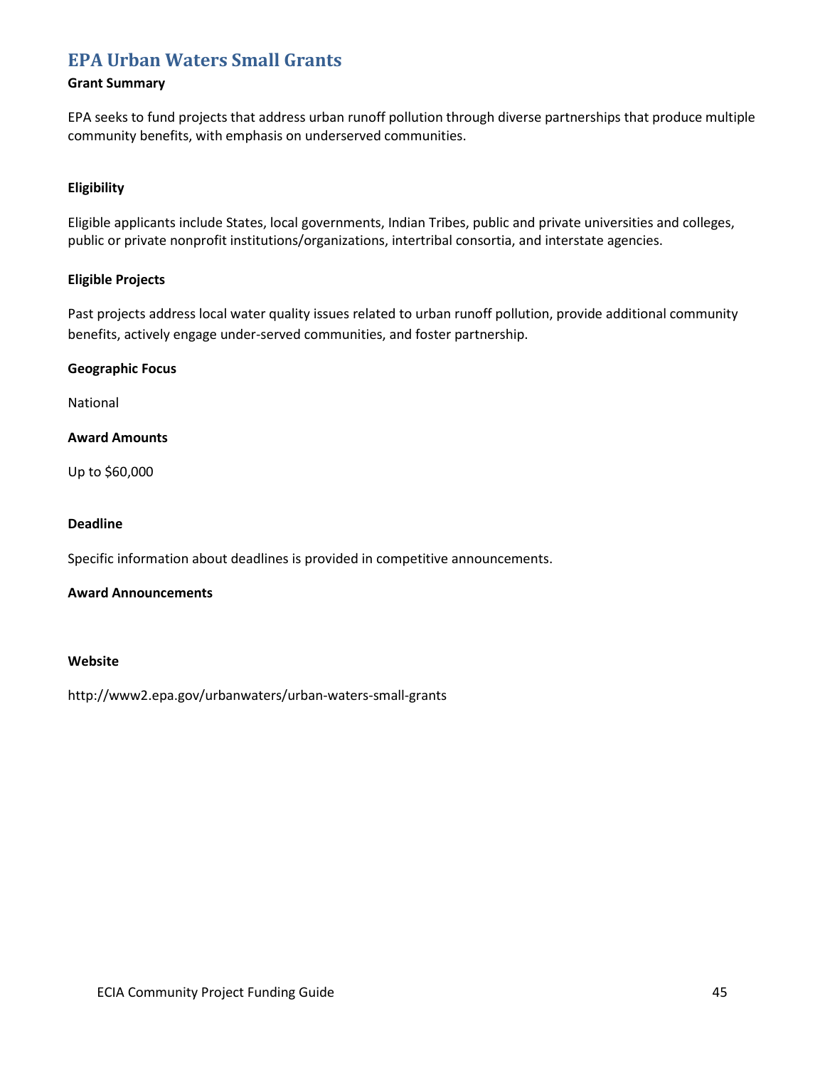## EPA Urban Waters Small Grants

**Grant Summary**

EPA seeks to fund projects that address urban runoff pollution through diverse partnerships that produce multiple community benefits, with emphasis on underserved communities.

**Eligibility**

Eligible applicants include States, local governments, Indian Tribes, public and private universities and colleges, public or private nonprofit institutions/organizations, intertribal consortia, and interstate agencies.

**Eligible Projects**

Past projects address local water quality issues related to urban runoff pollution, provide additional community benefits, actively engage under-served communities, and foster partnership.

**Geographic Focus**

National

**Award Amounts**

Up to $60,000

**Deadline**

Specific information about deadlines is provided in competitive announcements.

**Award Announcements**

**Website**

http://www2.epa.gov/urbanwaters/urban-waters-small-grants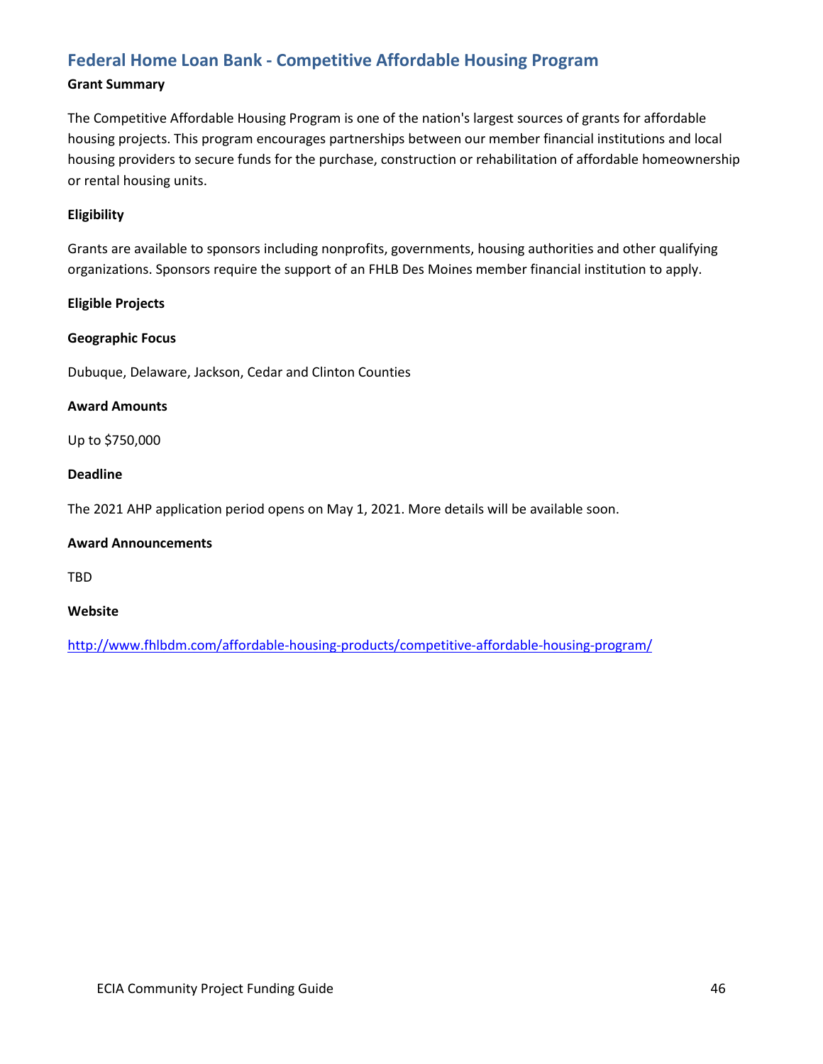## Federal Home Loan Bank - Competitive Affordable Housing Program

**Grant Summary**

The Competitive Affordable Housing Program is one of the nation's largest sources of grants for affordable housing projects. This program encourages partnerships between our member financial institutions and local housing providers to secure funds for the purchase, construction or rehabilitation of affordable homeownership or rental housing units.

**Eligibility**

Grants are available to sponsors including nonprofits, governments, housing authorities and other qualifying organizations. Sponsors require the support of an FHLB Des Moines member financial institution to apply.

**Eligible Projects**

**Geographic Focus**

Dubuque, Delaware, Jackson, Cedar and Clinton Counties

**Award Amounts**

Up to $750,000

**Deadline**

The 2021 AHP application period opens on May 1, 2021. More details will be available soon.

**Award Announcements**

TBD

**Website**

http://www.fhlbdm.com/affordable-housing-products/competitive-affordable-housing-program/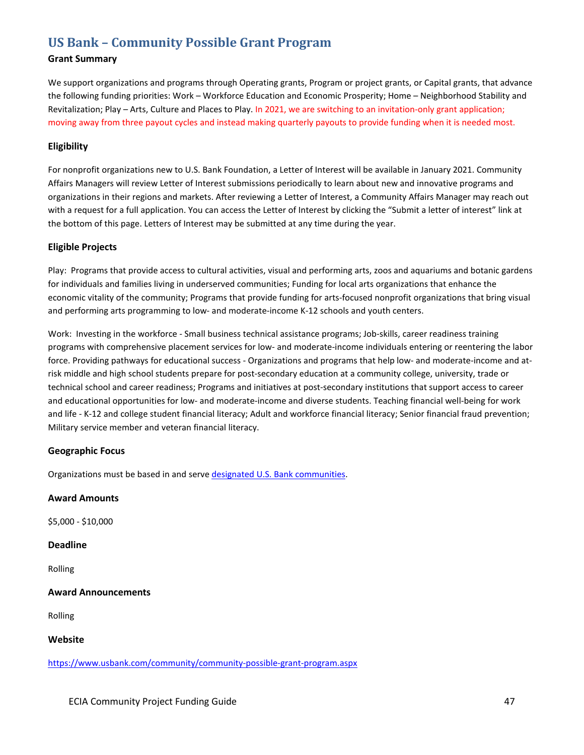## US Bank – Community Possible Grant Program

**Grant Summary**

We support organizations and programs through Operating grants, Program or project grants, or Capital grants, that advance the following funding priorities: Work – Workforce Education and Economic Prosperity; Home – Neighborhood Stability and Revitalization; Play – Arts, Culture and Places to Play. In 2021, we are switching to an invitation-only grant application; moving away from three payout cycles and instead making quarterly payouts to provide funding when it is needed most.

**Eligibility**

For nonprofit organizations new to U.S. Bank Foundation, a Letter of Interest will be available in January 2021. Community Affairs Managers will review Letter of Interest submissions periodically to learn about new and innovative programs and organizations in their regions and markets. After reviewing a Letter of Interest, a Community Affairs Manager may reach out with a request for a full application. You can access the Letter of Interest by clicking the "Submit a letter of interest" link at the bottom of this page. Letters of Interest may be submitted at any time during the year.

**Eligible Projects**

Play: Programs that provide access to cultural activities, visual and performing arts, zoos and aquariums and botanic gardens for individuals and families living in underserved communities; Funding for local arts organizations that enhance the economic vitality of the community; Programs that provide funding for arts-focused nonprofit organizations that bring visual and performing arts programming to low- and moderate-income K-12 schools and youth centers.

Work: Investing in the workforce - Small business technical assistance programs; Job-skills, career readiness training programs with comprehensive placement services for low- and moderate-income individuals entering or reentering the labor force. Providing pathways for educational success - Organizations and programs that help low- and moderate-income and at-risk middle and high school students prepare for post-secondary education at a community college, university, trade or technical school and career readiness; Programs and initiatives at post-secondary institutions that support access to career and educational opportunities for low- and moderate-income and diverse students. Teaching financial well-being for work and life - K-12 and college student financial literacy; Adult and workforce financial literacy; Senior financial fraud prevention; Military service member and veteran financial literacy.

**Geographic Focus**

Organizations must be based in and serve designated U.S. Bank communities.

**Award Amounts**

$5,000 - $10,000

**Deadline**

Rolling

**Award Announcements**

Rolling

**Website**

https://www.usbank.com/community/community-possible-grant-program.aspx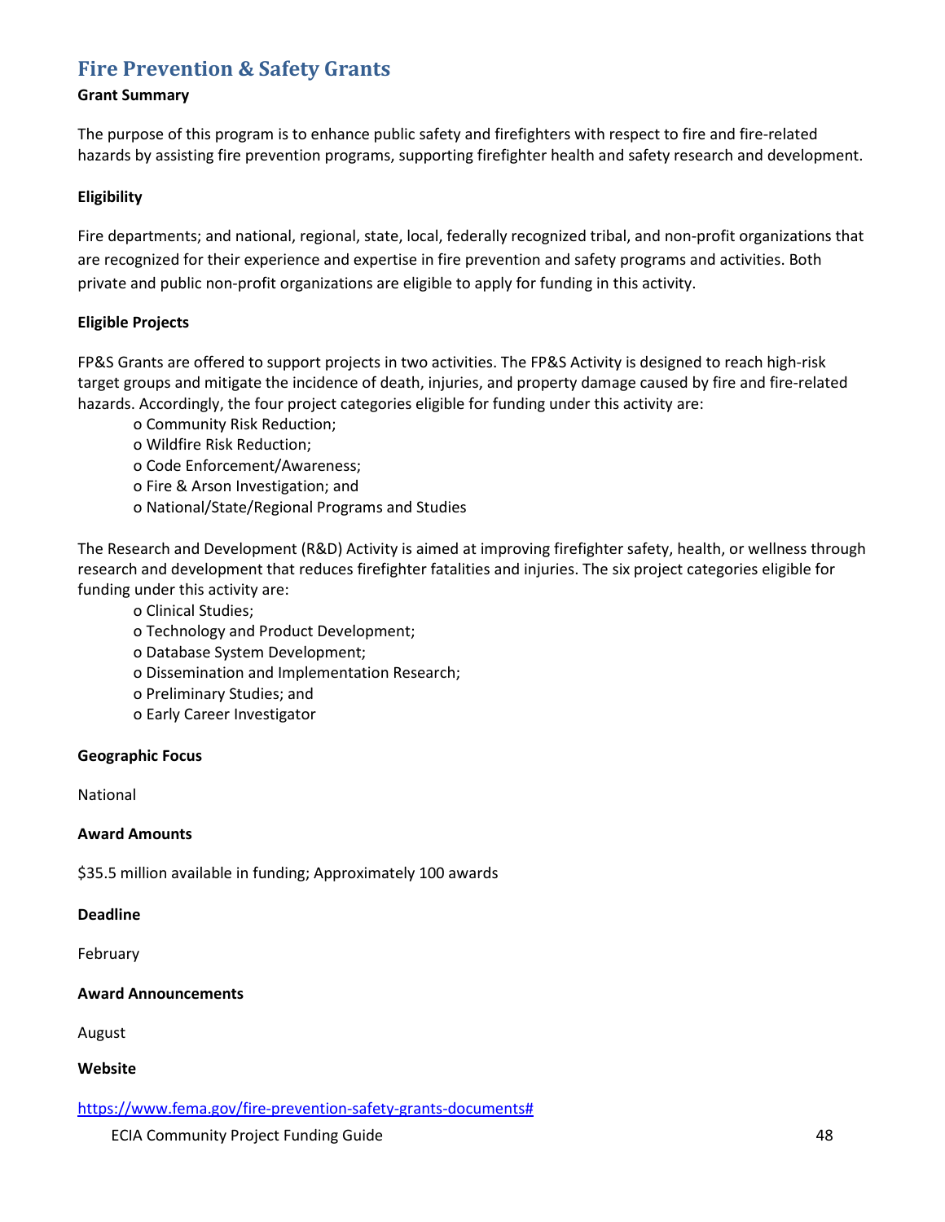## Fire Prevention & Safety Grants

**Grant Summary**

The purpose of this program is to enhance public safety and firefighters with respect to fire and fire-related hazards by assisting fire prevention programs, supporting firefighter health and safety research and development.

**Eligibility**

Fire departments; and national, regional, state, local, federally recognized tribal, and non-profit organizations that are recognized for their experience and expertise in fire prevention and safety programs and activities. Both private and public non-profit organizations are eligible to apply for funding in this activity.

**Eligible Projects**

FP&S Grants are offered to support projects in two activities. The FP&S Activity is designed to reach high-risk target groups and mitigate the incidence of death, injuries, and property damage caused by fire and fire-related hazards. Accordingly, the four project categories eligible for funding under this activity are:

- Community Risk Reduction;
- Wildfire Risk Reduction;
- Code Enforcement/Awareness;
- Fire & Arson Investigation; and
- National/State/Regional Programs and Studies

The Research and Development (R&D) Activity is aimed at improving firefighter safety, health, or wellness through research and development that reduces firefighter fatalities and injuries. The six project categories eligible for funding under this activity are:

- Clinical Studies;
- Technology and Product Development;
- Database System Development;
- Dissemination and Implementation Research;
- Preliminary Studies; and
- Early Career Investigator

**Geographic Focus**

National

**Award Amounts**

$35.5 million available in funding; Approximately 100 awards

**Deadline**

February

**Award Announcements**

August

**Website**

https://www.fema.gov/fire-prevention-safety-grants-documents#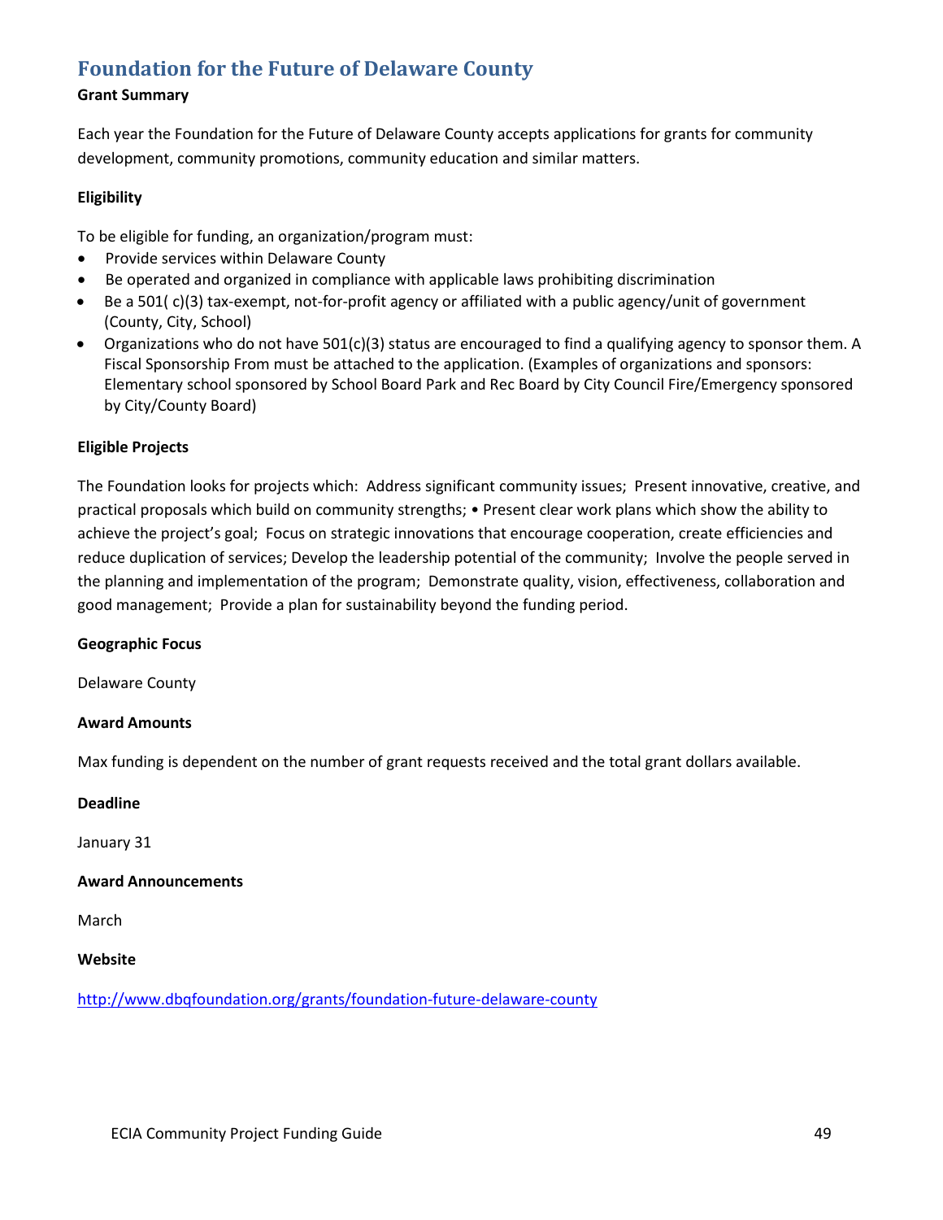## Foundation for the Future of Delaware County

**Grant Summary**

Each year the Foundation for the Future of Delaware County accepts applications for grants for community development, community promotions, community education and similar matters.

**Eligibility**

To be eligible for funding, an organization/program must:

- Provide services within Delaware County
- Be operated and organized in compliance with applicable laws prohibiting discrimination
- Be a 501( c)(3) tax-exempt, not-for-profit agency or affiliated with a public agency/unit of government (County, City, School)
- Organizations who do not have 501(c)(3) status are encouraged to find a qualifying agency to sponsor them. A Fiscal Sponsorship From must be attached to the application. (Examples of organizations and sponsors: Elementary school sponsored by School Board Park and Rec Board by City Council Fire/Emergency sponsored by City/County Board)

**Eligible Projects**

The Foundation looks for projects which: Address significant community issues; Present innovative, creative, and practical proposals which build on community strengths; • Present clear work plans which show the ability to achieve the project's goal; Focus on strategic innovations that encourage cooperation, create efficiencies and reduce duplication of services; Develop the leadership potential of the community; Involve the people served in the planning and implementation of the program; Demonstrate quality, vision, effectiveness, collaboration and good management; Provide a plan for sustainability beyond the funding period.

**Geographic Focus**

Delaware County

**Award Amounts**

Max funding is dependent on the number of grant requests received and the total grant dollars available.

**Deadline**

January 31

**Award Announcements**

March

**Website**

http://www.dbqfoundation.org/grants/foundation-future-delaware-county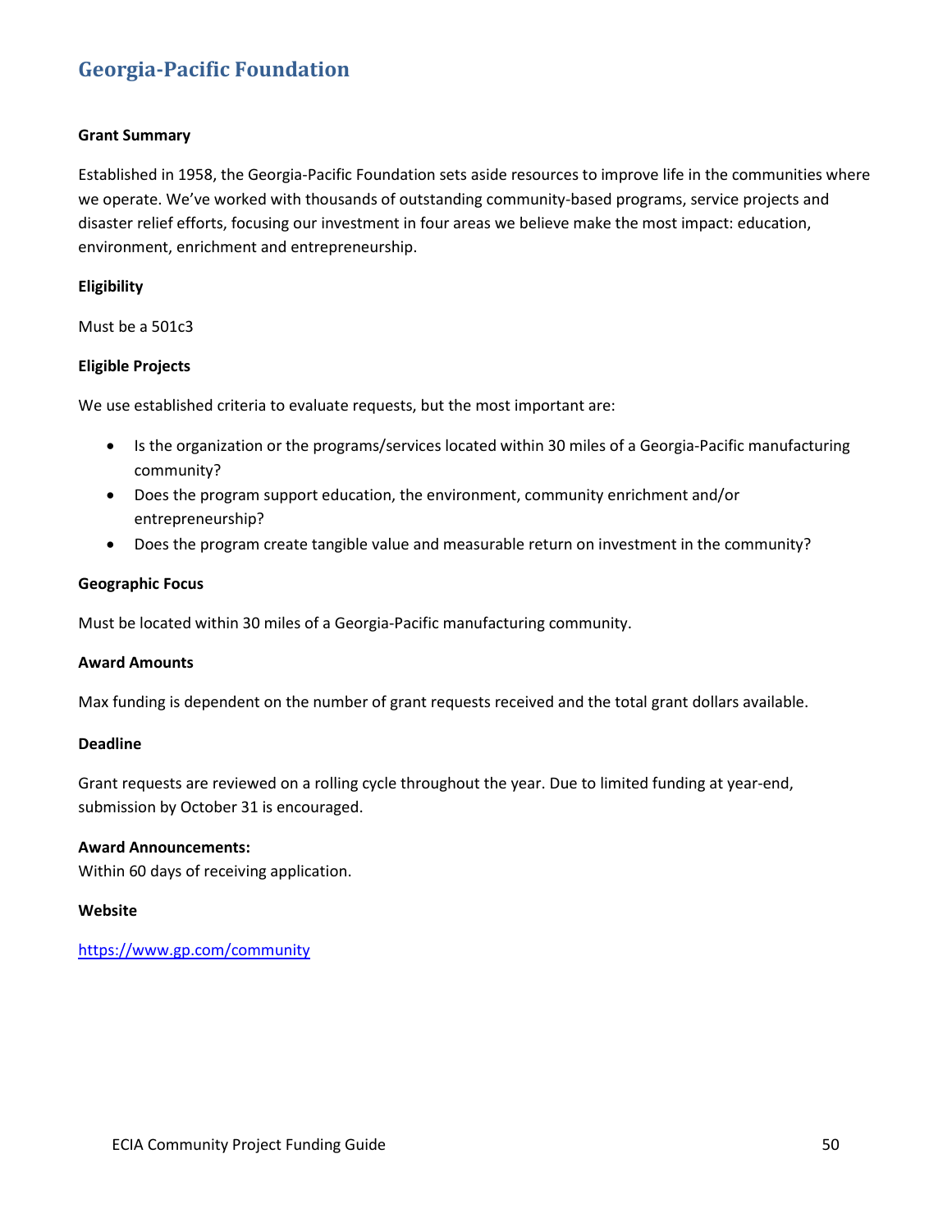## Georgia-Pacific Foundation

**Grant Summary**

Established in 1958, the Georgia-Pacific Foundation sets aside resources to improve life in the communities where we operate. We've worked with thousands of outstanding community-based programs, service projects and disaster relief efforts, focusing our investment in four areas we believe make the most impact: education, environment, enrichment and entrepreneurship.

**Eligibility**

Must be a 501c3

**Eligible Projects**

We use established criteria to evaluate requests, but the most important are:

- Is the organization or the programs/services located within 30 miles of a Georgia-Pacific manufacturing community?
- Does the program support education, the environment, community enrichment and/or entrepreneurship?
- Does the program create tangible value and measurable return on investment in the community?

**Geographic Focus**

Must be located within 30 miles of a Georgia-Pacific manufacturing community.

**Award Amounts**

Max funding is dependent on the number of grant requests received and the total grant dollars available.

**Deadline**

Grant requests are reviewed on a rolling cycle throughout the year. Due to limited funding at year-end, submission by October 31 is encouraged.

**Award Announcements:**
Within 60 days of receiving application.

**Website**

https://www.gp.com/community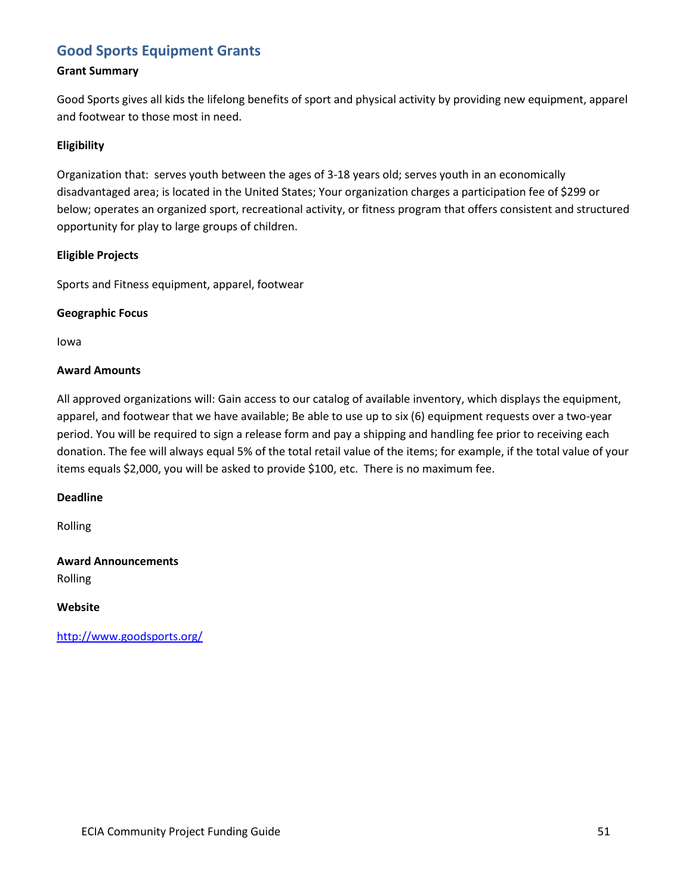## Good Sports Equipment Grants

**Grant Summary**

Good Sports gives all kids the lifelong benefits of sport and physical activity by providing new equipment, apparel and footwear to those most in need.

**Eligibility**

Organization that: serves youth between the ages of 3-18 years old; serves youth in an economically disadvantaged area; is located in the United States; Your organization charges a participation fee of $299 or below; operates an organized sport, recreational activity, or fitness program that offers consistent and structured opportunity for play to large groups of children.

**Eligible Projects**

Sports and Fitness equipment, apparel, footwear

**Geographic Focus**

Iowa

**Award Amounts**

All approved organizations will: Gain access to our catalog of available inventory, which displays the equipment, apparel, and footwear that we have available; Be able to use up to six (6) equipment requests over a two-year period. You will be required to sign a release form and pay a shipping and handling fee prior to receiving each donation. The fee will always equal 5% of the total retail value of the items; for example, if the total value of your items equals $2,000, you will be asked to provide $100, etc. There is no maximum fee.

**Deadline**

Rolling

**Award Announcements**

Rolling

**Website**

http://www.goodsports.org/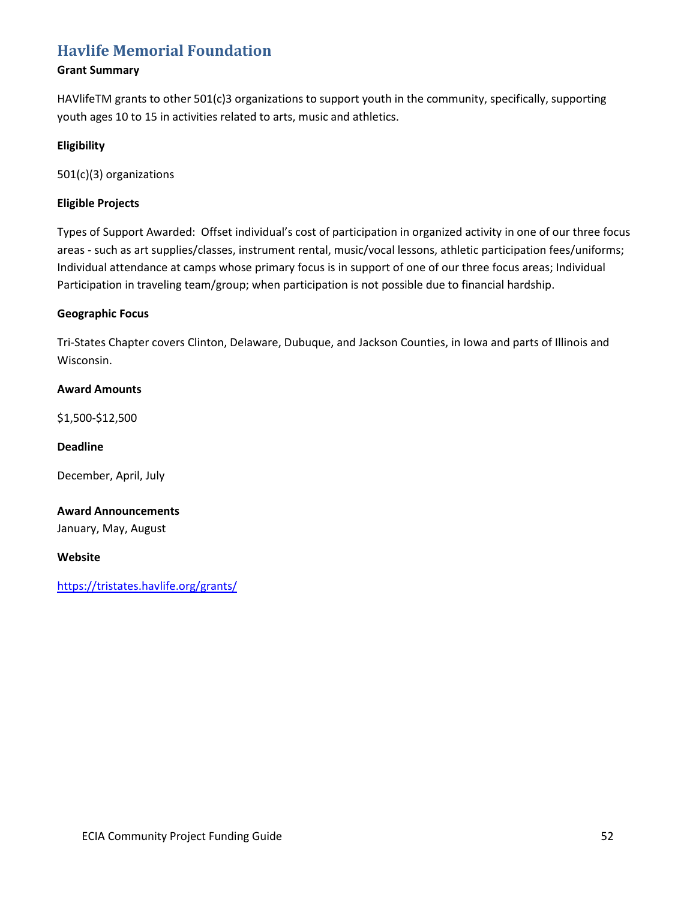## Havlife Memorial Foundation

**Grant Summary**

HAVlifeTM grants to other 501(c)3 organizations to support youth in the community, specifically, supporting youth ages 10 to 15 in activities related to arts, music and athletics.

**Eligibility**

501(c)(3) organizations

**Eligible Projects**

Types of Support Awarded: Offset individual's cost of participation in organized activity in one of our three focus areas - such as art supplies/classes, instrument rental, music/vocal lessons, athletic participation fees/uniforms; Individual attendance at camps whose primary focus is in support of one of our three focus areas; Individual Participation in traveling team/group; when participation is not possible due to financial hardship.

**Geographic Focus**

Tri-States Chapter covers Clinton, Delaware, Dubuque, and Jackson Counties, in Iowa and parts of Illinois and Wisconsin.

**Award Amounts**

$1,500-$12,500

**Deadline**

December, April, July

**Award Announcements**

January, May, August

**Website**

https://tristates.havlife.org/grants/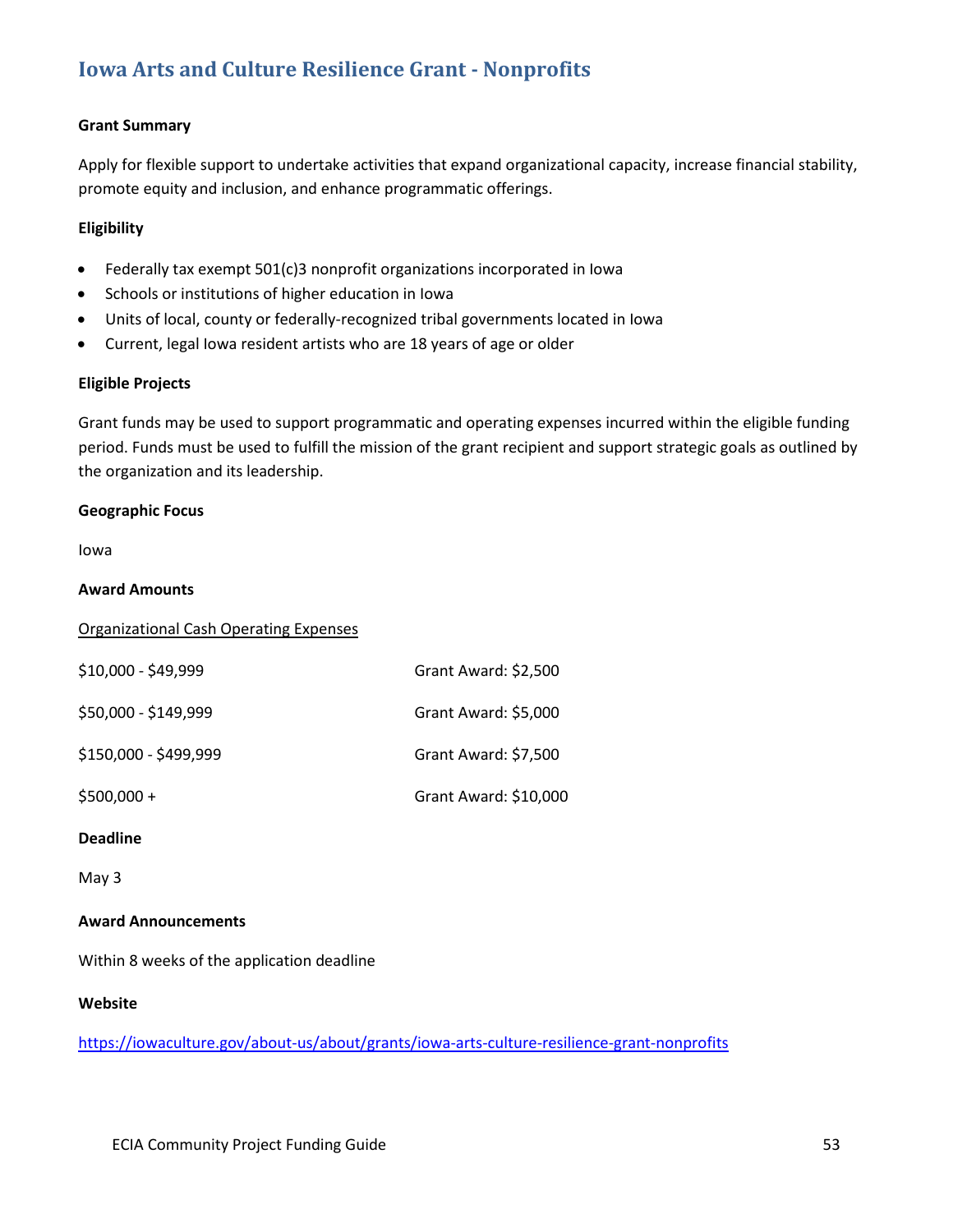## Iowa Arts and Culture Resilience Grant - Nonprofits

**Grant Summary**

Apply for flexible support to undertake activities that expand organizational capacity, increase financial stability, promote equity and inclusion, and enhance programmatic offerings.

**Eligibility**

- Federally tax exempt 501(c)3 nonprofit organizations incorporated in Iowa
- Schools or institutions of higher education in Iowa
- Units of local, county or federally-recognized tribal governments located in Iowa
- Current, legal Iowa resident artists who are 18 years of age or older

**Eligible Projects**

Grant funds may be used to support programmatic and operating expenses incurred within the eligible funding period. Funds must be used to fulfill the mission of the grant recipient and support strategic goals as outlined by the organization and its leadership.

**Geographic Focus**

Iowa

**Award Amounts**

Organizational Cash Operating Expenses

| | |
|---|---|
| $10,000 - $49,999 | Grant Award: $2,500 |
| $50,000 - $149,999 | Grant Award: $5,000 |
| $150,000 - $499,999 | Grant Award: $7,500 |
| $500,000 + | Grant Award: $10,000 |

**Deadline**

May 3

**Award Announcements**

Within 8 weeks of the application deadline

**Website**

https://iowaculture.gov/about-us/about/grants/iowa-arts-culture-resilience-grant-nonprofits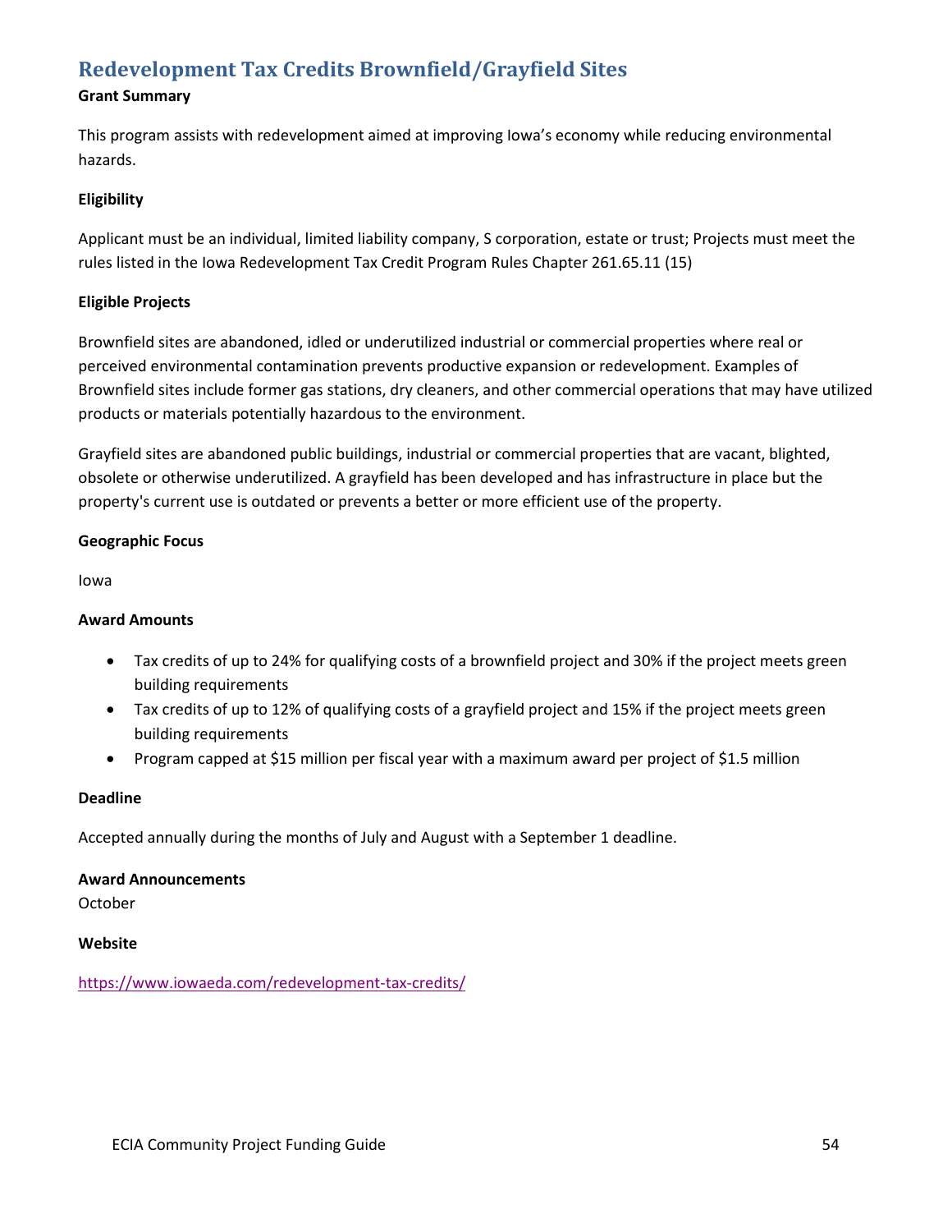## Redevelopment Tax Credits Brownfield/Grayfield Sites

**Grant Summary**

This program assists with redevelopment aimed at improving Iowa's economy while reducing environmental hazards.

**Eligibility**

Applicant must be an individual, limited liability company, S corporation, estate or trust; Projects must meet the rules listed in the Iowa Redevelopment Tax Credit Program Rules Chapter 261.65.11 (15)

**Eligible Projects**

Brownfield sites are abandoned, idled or underutilized industrial or commercial properties where real or perceived environmental contamination prevents productive expansion or redevelopment. Examples of Brownfield sites include former gas stations, dry cleaners, and other commercial operations that may have utilized products or materials potentially hazardous to the environment.

Grayfield sites are abandoned public buildings, industrial or commercial properties that are vacant, blighted, obsolete or otherwise underutilized. A grayfield has been developed and has infrastructure in place but the property's current use is outdated or prevents a better or more efficient use of the property.

**Geographic Focus**

Iowa

**Award Amounts**

- Tax credits of up to 24% for qualifying costs of a brownfield project and 30% if the project meets green building requirements
- Tax credits of up to 12% of qualifying costs of a grayfield project and 15% if the project meets green building requirements
- Program capped at $15 million per fiscal year with a maximum award per project of $1.5 million

**Deadline**

Accepted annually during the months of July and August with a September 1 deadline.

**Award Announcements**

October

**Website**

https://www.iowaeda.com/redevelopment-tax-credits/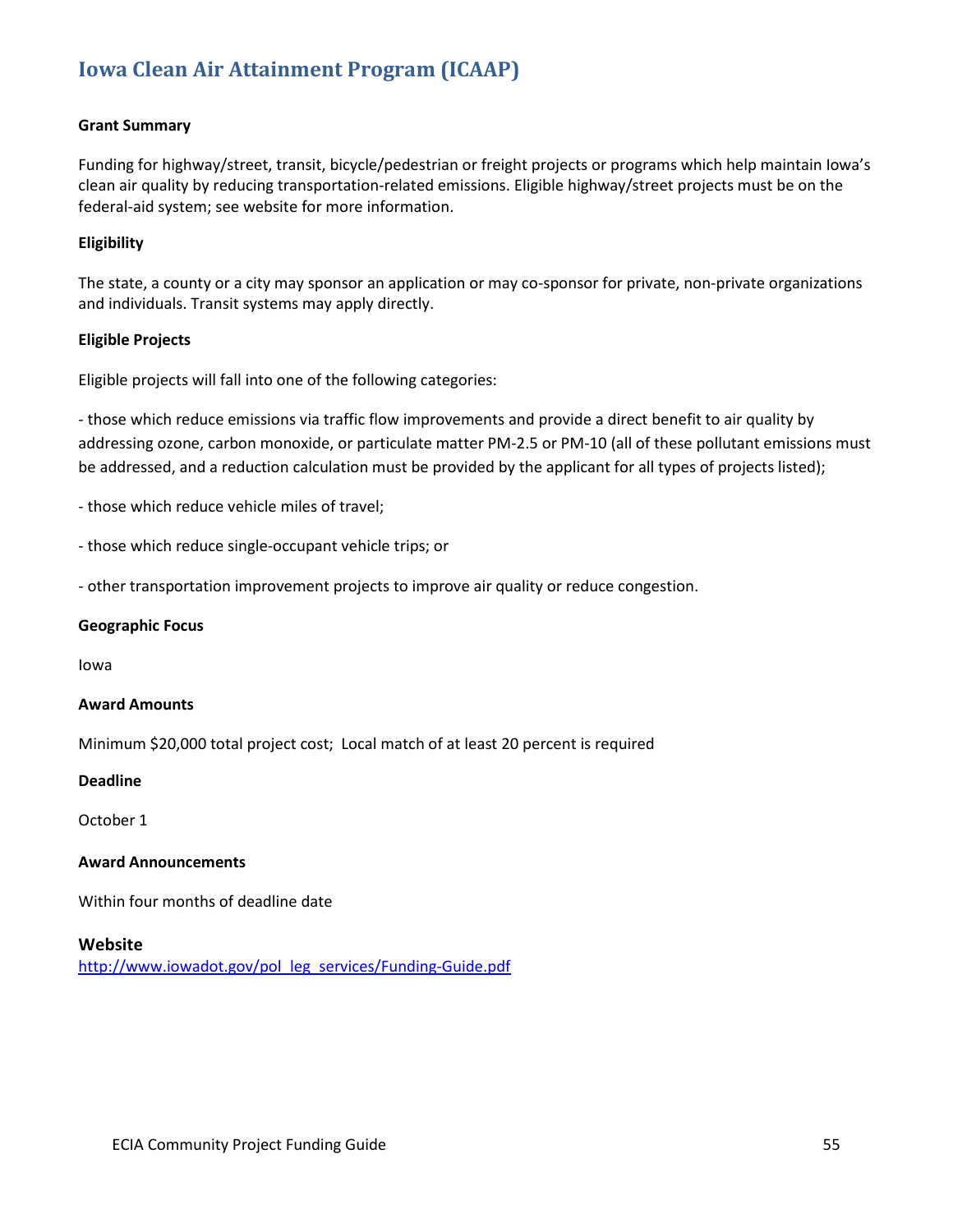# Iowa Clean Air Attainment Program (ICAAP)

**Grant Summary**

Funding for highway/street, transit, bicycle/pedestrian or freight projects or programs which help maintain Iowa's clean air quality by reducing transportation-related emissions. Eligible highway/street projects must be on the federal-aid system; see website for more information.

**Eligibility**

The state, a county or a city may sponsor an application or may co-sponsor for private, non-private organizations and individuals. Transit systems may apply directly.

**Eligible Projects**

Eligible projects will fall into one of the following categories:

- those which reduce emissions via traffic flow improvements and provide a direct benefit to air quality by addressing ozone, carbon monoxide, or particulate matter PM-2.5 or PM-10 (all of these pollutant emissions must be addressed, and a reduction calculation must be provided by the applicant for all types of projects listed);

- those which reduce vehicle miles of travel;

- those which reduce single-occupant vehicle trips; or

- other transportation improvement projects to improve air quality or reduce congestion.

**Geographic Focus**

Iowa

**Award Amounts**

Minimum $20,000 total project cost; Local match of at least 20 percent is required

**Deadline**

October 1

**Award Announcements**

Within four months of deadline date

**Website**

http://www.iowadot.gov/pol_leg_services/Funding-Guide.pdf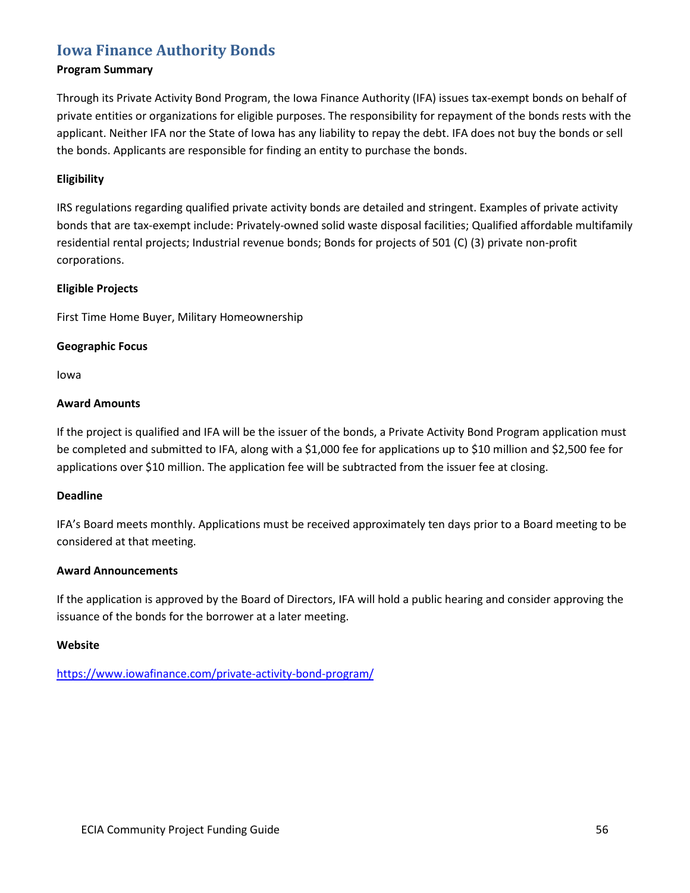## Iowa Finance Authority Bonds

**Program Summary**

Through its Private Activity Bond Program, the Iowa Finance Authority (IFA) issues tax-exempt bonds on behalf of private entities or organizations for eligible purposes. The responsibility for repayment of the bonds rests with the applicant. Neither IFA nor the State of Iowa has any liability to repay the debt. IFA does not buy the bonds or sell the bonds. Applicants are responsible for finding an entity to purchase the bonds.

**Eligibility**

IRS regulations regarding qualified private activity bonds are detailed and stringent. Examples of private activity bonds that are tax-exempt include: Privately-owned solid waste disposal facilities; Qualified affordable multifamily residential rental projects; Industrial revenue bonds; Bonds for projects of 501 (C) (3) private non-profit corporations.

**Eligible Projects**

First Time Home Buyer, Military Homeownership

**Geographic Focus**

Iowa

**Award Amounts**

If the project is qualified and IFA will be the issuer of the bonds, a Private Activity Bond Program application must be completed and submitted to IFA, along with a $1,000 fee for applications up to $10 million and $2,500 fee for applications over $10 million. The application fee will be subtracted from the issuer fee at closing.

**Deadline**

IFA's Board meets monthly. Applications must be received approximately ten days prior to a Board meeting to be considered at that meeting.

**Award Announcements**

If the application is approved by the Board of Directors, IFA will hold a public hearing and consider approving the issuance of the bonds for the borrower at a later meeting.

**Website**

https://www.iowafinance.com/private-activity-bond-program/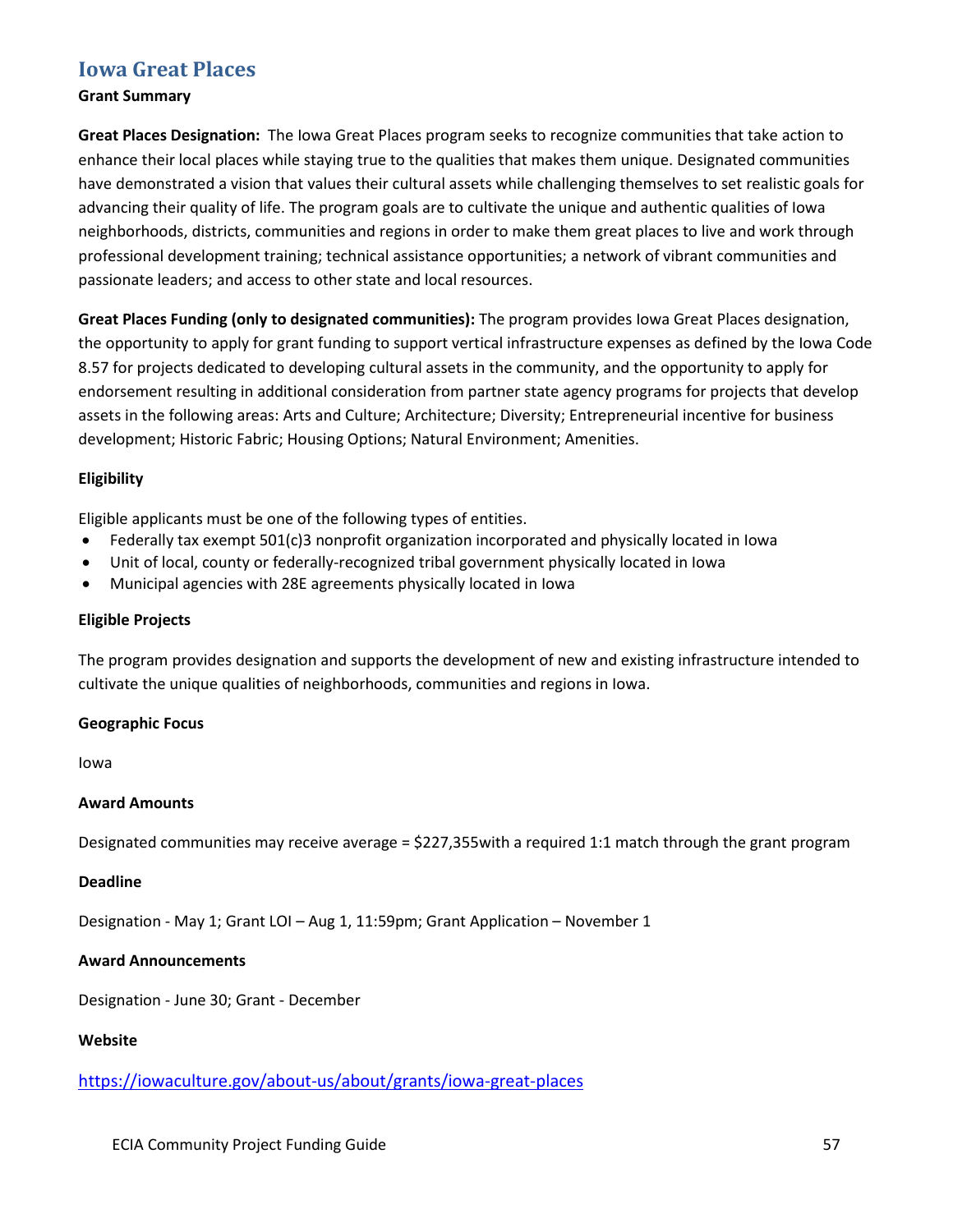## Iowa Great Places

**Grant Summary**

**Great Places Designation:** The Iowa Great Places program seeks to recognize communities that take action to enhance their local places while staying true to the qualities that makes them unique. Designated communities have demonstrated a vision that values their cultural assets while challenging themselves to set realistic goals for advancing their quality of life. The program goals are to cultivate the unique and authentic qualities of Iowa neighborhoods, districts, communities and regions in order to make them great places to live and work through professional development training; technical assistance opportunities; a network of vibrant communities and passionate leaders; and access to other state and local resources.

**Great Places Funding (only to designated communities):** The program provides Iowa Great Places designation, the opportunity to apply for grant funding to support vertical infrastructure expenses as defined by the Iowa Code 8.57 for projects dedicated to developing cultural assets in the community, and the opportunity to apply for endorsement resulting in additional consideration from partner state agency programs for projects that develop assets in the following areas: Arts and Culture; Architecture; Diversity; Entrepreneurial incentive for business development; Historic Fabric; Housing Options; Natural Environment; Amenities.

**Eligibility**

Eligible applicants must be one of the following types of entities.

- Federally tax exempt 501(c)3 nonprofit organization incorporated and physically located in Iowa
- Unit of local, county or federally-recognized tribal government physically located in Iowa
- Municipal agencies with 28E agreements physically located in Iowa

**Eligible Projects**

The program provides designation and supports the development of new and existing infrastructure intended to cultivate the unique qualities of neighborhoods, communities and regions in Iowa.

**Geographic Focus**

Iowa

**Award Amounts**

Designated communities may receive average = $227,355with a required 1:1 match through the grant program

**Deadline**

Designation - May 1; Grant LOI – Aug 1, 11:59pm; Grant Application – November 1

**Award Announcements**

Designation - June 30; Grant - December

**Website**

https://iowaculture.gov/about-us/about/grants/iowa-great-places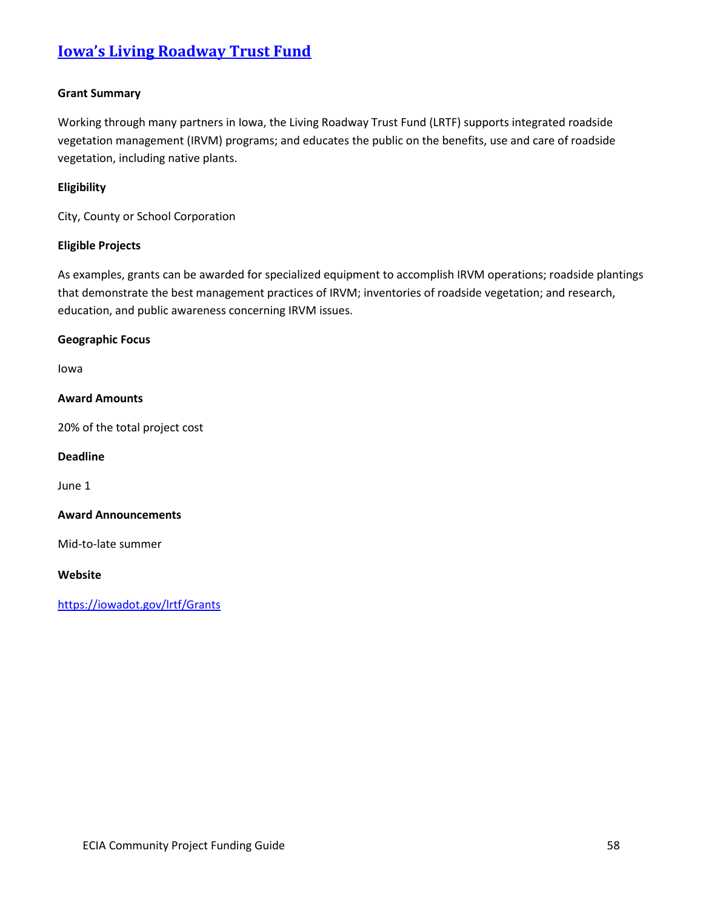# [Iowa's Living Roadway Trust Fund](https://iowadot.gov/lrtf/Grants)

**Grant Summary**

Working through many partners in Iowa, the Living Roadway Trust Fund (LRTF) supports integrated roadside vegetation management (IRVM) programs; and educates the public on the benefits, use and care of roadside vegetation, including native plants.

**Eligibility**

City, County or School Corporation

**Eligible Projects**

As examples, grants can be awarded for specialized equipment to accomplish IRVM operations; roadside plantings that demonstrate the best management practices of IRVM; inventories of roadside vegetation; and research, education, and public awareness concerning IRVM issues.

**Geographic Focus**

Iowa

**Award Amounts**

20% of the total project cost

**Deadline**

June 1

**Award Announcements**

Mid-to-late summer

**Website**

[https://iowadot.gov/lrtf/Grants](https://iowadot.gov/lrtf/Grants)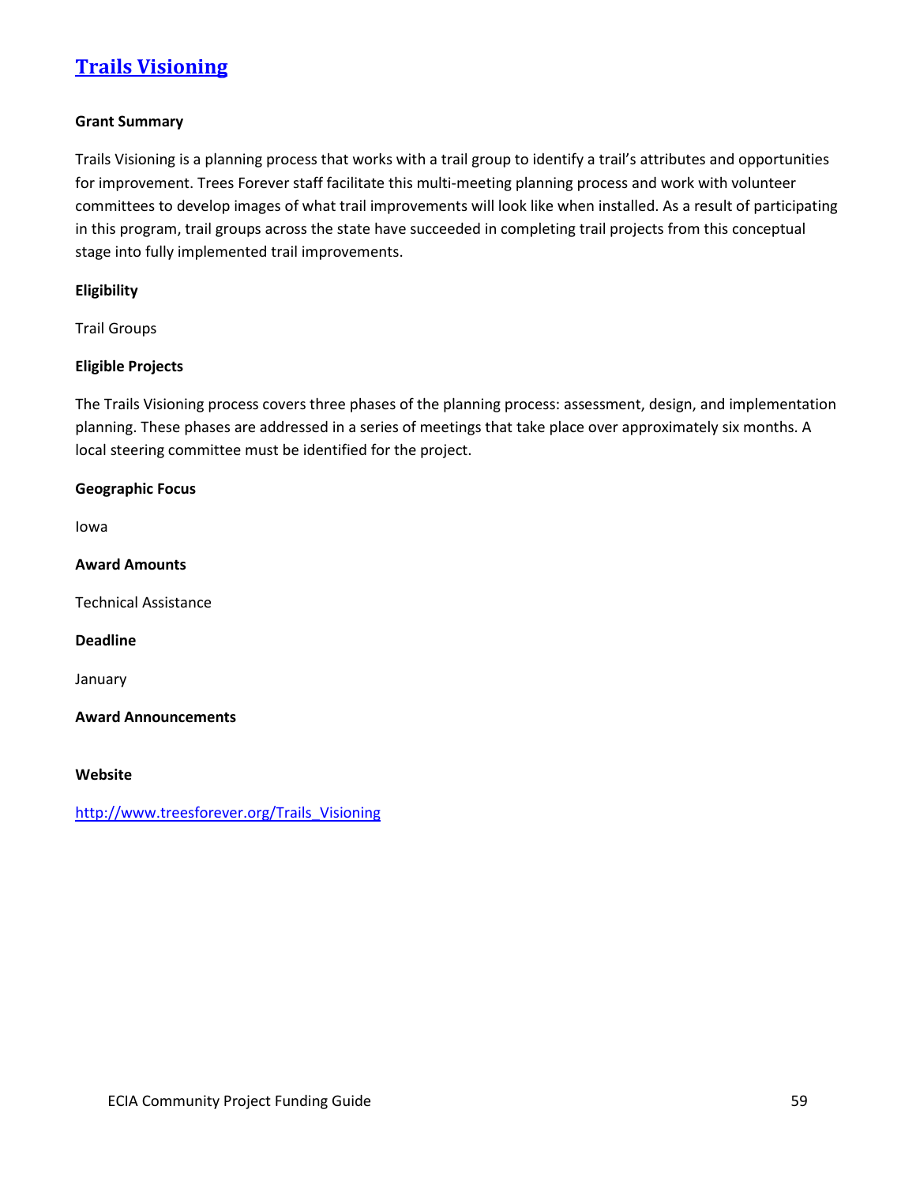## [Trails Visioning](http://www.treesforever.org/Trails_Visioning)

**Grant Summary**

Trails Visioning is a planning process that works with a trail group to identify a trail's attributes and opportunities for improvement. Trees Forever staff facilitate this multi-meeting planning process and work with volunteer committees to develop images of what trail improvements will look like when installed. As a result of participating in this program, trail groups across the state have succeeded in completing trail projects from this conceptual stage into fully implemented trail improvements.

**Eligibility**

Trail Groups

**Eligible Projects**

The Trails Visioning process covers three phases of the planning process: assessment, design, and implementation planning. These phases are addressed in a series of meetings that take place over approximately six months. A local steering committee must be identified for the project.

**Geographic Focus**

Iowa

**Award Amounts**

Technical Assistance

**Deadline**

January

**Award Announcements**

**Website**

http://www.treesforever.org/Trails_Visioning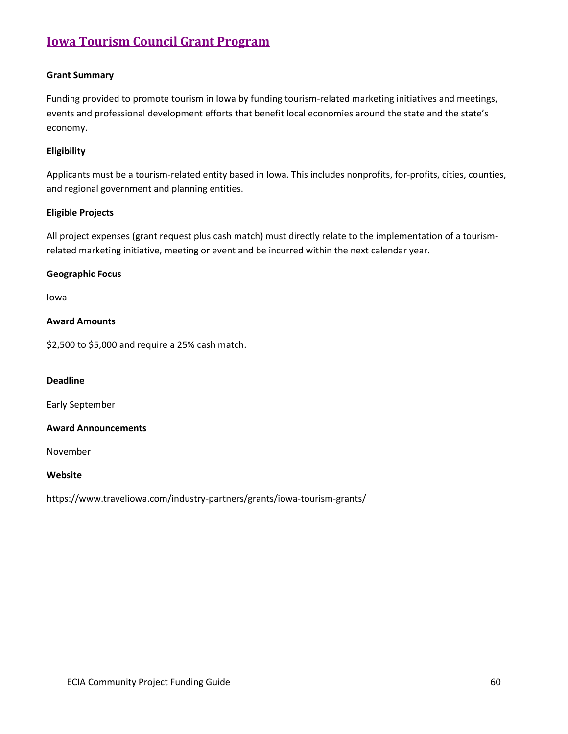## Iowa Tourism Council Grant Program

**Grant Summary**

Funding provided to promote tourism in Iowa by funding tourism-related marketing initiatives and meetings, events and professional development efforts that benefit local economies around the state and the state's economy.

**Eligibility**

Applicants must be a tourism-related entity based in Iowa. This includes nonprofits, for-profits, cities, counties, and regional government and planning entities.

**Eligible Projects**

All project expenses (grant request plus cash match) must directly relate to the implementation of a tourism-related marketing initiative, meeting or event and be incurred within the next calendar year.

**Geographic Focus**

Iowa

**Award Amounts**

$2,500 to $5,000 and require a 25% cash match.

**Deadline**

Early September

**Award Announcements**

November

**Website**

https://www.traveliowa.com/industry-partners/grants/iowa-tourism-grants/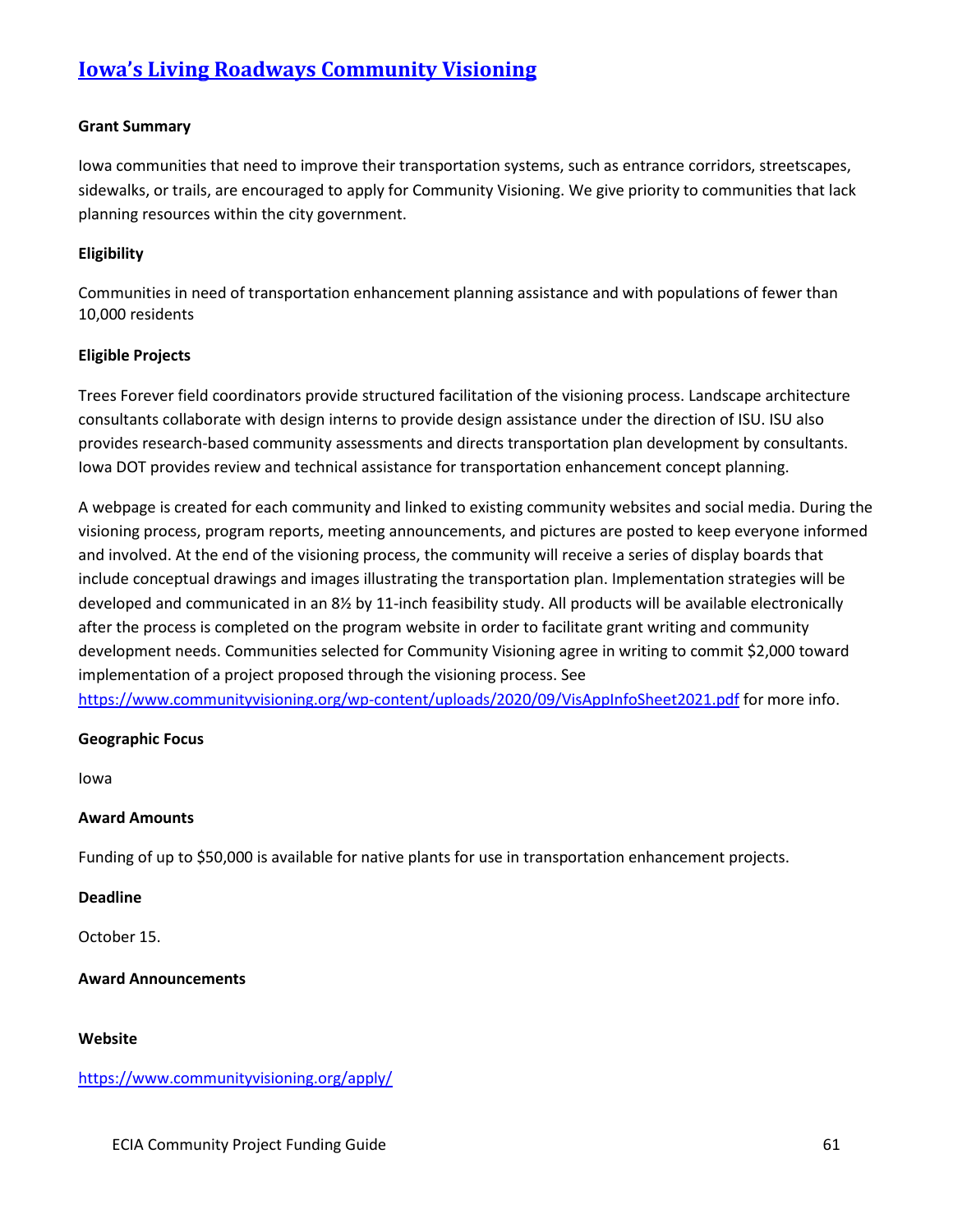## [Iowa's Living Roadways Community Visioning](https://www.communityvisioning.org/apply/)

**Grant Summary**

Iowa communities that need to improve their transportation systems, such as entrance corridors, streetscapes, sidewalks, or trails, are encouraged to apply for Community Visioning. We give priority to communities that lack planning resources within the city government.

**Eligibility**

Communities in need of transportation enhancement planning assistance and with populations of fewer than 10,000 residents

**Eligible Projects**

Trees Forever field coordinators provide structured facilitation of the visioning process. Landscape architecture consultants collaborate with design interns to provide design assistance under the direction of ISU. ISU also provides research-based community assessments and directs transportation plan development by consultants. Iowa DOT provides review and technical assistance for transportation enhancement concept planning.

A webpage is created for each community and linked to existing community websites and social media. During the visioning process, program reports, meeting announcements, and pictures are posted to keep everyone informed and involved. At the end of the visioning process, the community will receive a series of display boards that include conceptual drawings and images illustrating the transportation plan. Implementation strategies will be developed and communicated in an 8½ by 11-inch feasibility study. All products will be available electronically after the process is completed on the program website in order to facilitate grant writing and community development needs. Communities selected for Community Visioning agree in writing to commit $2,000 toward implementation of a project proposed through the visioning process. See https://www.communityvisioning.org/wp-content/uploads/2020/09/VisAppInfoSheet2021.pdf for more info.

**Geographic Focus**

Iowa

**Award Amounts**

Funding of up to $50,000 is available for native plants for use in transportation enhancement projects.

**Deadline**

October 15.

**Award Announcements**

**Website**

https://www.communityvisioning.org/apply/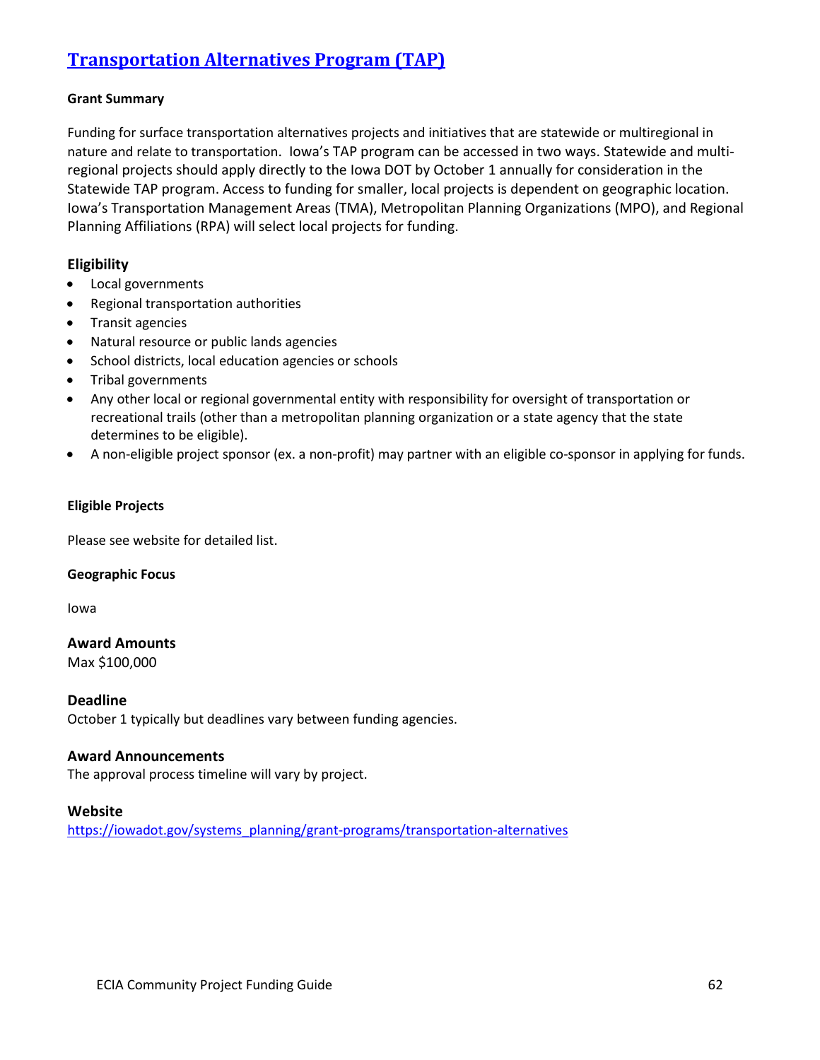# [Transportation Alternatives Program (TAP)](https://iowadot.gov/systems_planning/grant-programs/transportation-alternatives)

**Grant Summary**

Funding for surface transportation alternatives projects and initiatives that are statewide or multiregional in nature and relate to transportation. Iowa's TAP program can be accessed in two ways. Statewide and multi-regional projects should apply directly to the Iowa DOT by October 1 annually for consideration in the Statewide TAP program. Access to funding for smaller, local projects is dependent on geographic location. Iowa's Transportation Management Areas (TMA), Metropolitan Planning Organizations (MPO), and Regional Planning Affiliations (RPA) will select local projects for funding.

## Eligibility

- Local governments
- Regional transportation authorities
- Transit agencies
- Natural resource or public lands agencies
- School districts, local education agencies or schools
- Tribal governments
- Any other local or regional governmental entity with responsibility for oversight of transportation or recreational trails (other than a metropolitan planning organization or a state agency that the state determines to be eligible).
- A non-eligible project sponsor (ex. a non-profit) may partner with an eligible co-sponsor in applying for funds.

**Eligible Projects**

Please see website for detailed list.

**Geographic Focus**

Iowa

## Award Amounts

Max $100,000

## Deadline

October 1 typically but deadlines vary between funding agencies.

## Award Announcements

The approval process timeline will vary by project.

## Website

https://iowadot.gov/systems_planning/grant-programs/transportation-alternatives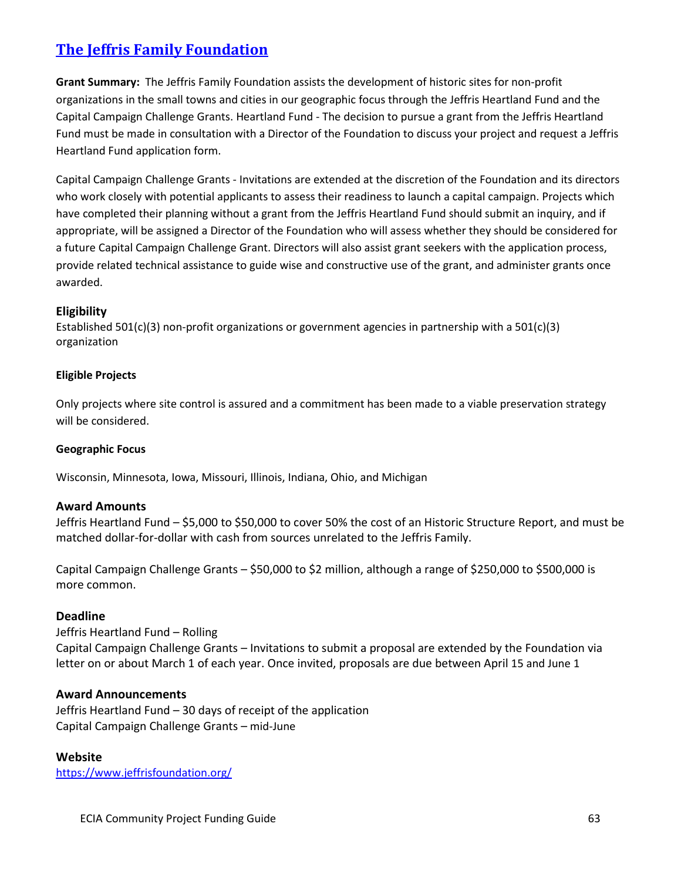## [The Jeffris Family Foundation](https://www.jeffrisfoundation.org/)

**Grant Summary:** The Jeffris Family Foundation assists the development of historic sites for non-profit organizations in the small towns and cities in our geographic focus through the Jeffris Heartland Fund and the Capital Campaign Challenge Grants. Heartland Fund - The decision to pursue a grant from the Jeffris Heartland Fund must be made in consultation with a Director of the Foundation to discuss your project and request a Jeffris Heartland Fund application form.

Capital Campaign Challenge Grants - Invitations are extended at the discretion of the Foundation and its directors who work closely with potential applicants to assess their readiness to launch a capital campaign. Projects which have completed their planning without a grant from the Jeffris Heartland Fund should submit an inquiry, and if appropriate, will be assigned a Director of the Foundation who will assess whether they should be considered for a future Capital Campaign Challenge Grant. Directors will also assist grant seekers with the application process, provide related technical assistance to guide wise and constructive use of the grant, and administer grants once awarded.

### Eligibility

Established 501(c)(3) non-profit organizations or government agencies in partnership with a 501(c)(3) organization

#### Eligible Projects

Only projects where site control is assured and a commitment has been made to a viable preservation strategy will be considered.

#### Geographic Focus

Wisconsin, Minnesota, Iowa, Missouri, Illinois, Indiana, Ohio, and Michigan

### Award Amounts

Jeffris Heartland Fund – $5,000 to $50,000 to cover 50% the cost of an Historic Structure Report, and must be matched dollar-for-dollar with cash from sources unrelated to the Jeffris Family.

Capital Campaign Challenge Grants – $50,000 to $2 million, although a range of $250,000 to $500,000 is more common.

### Deadline

Jeffris Heartland Fund – Rolling
Capital Campaign Challenge Grants – Invitations to submit a proposal are extended by the Foundation via letter on or about March 1 of each year. Once invited, proposals are due between April 15 and June 1

### Award Announcements

Jeffris Heartland Fund – 30 days of receipt of the application
Capital Campaign Challenge Grants – mid-June

### Website

https://www.jeffrisfoundation.org/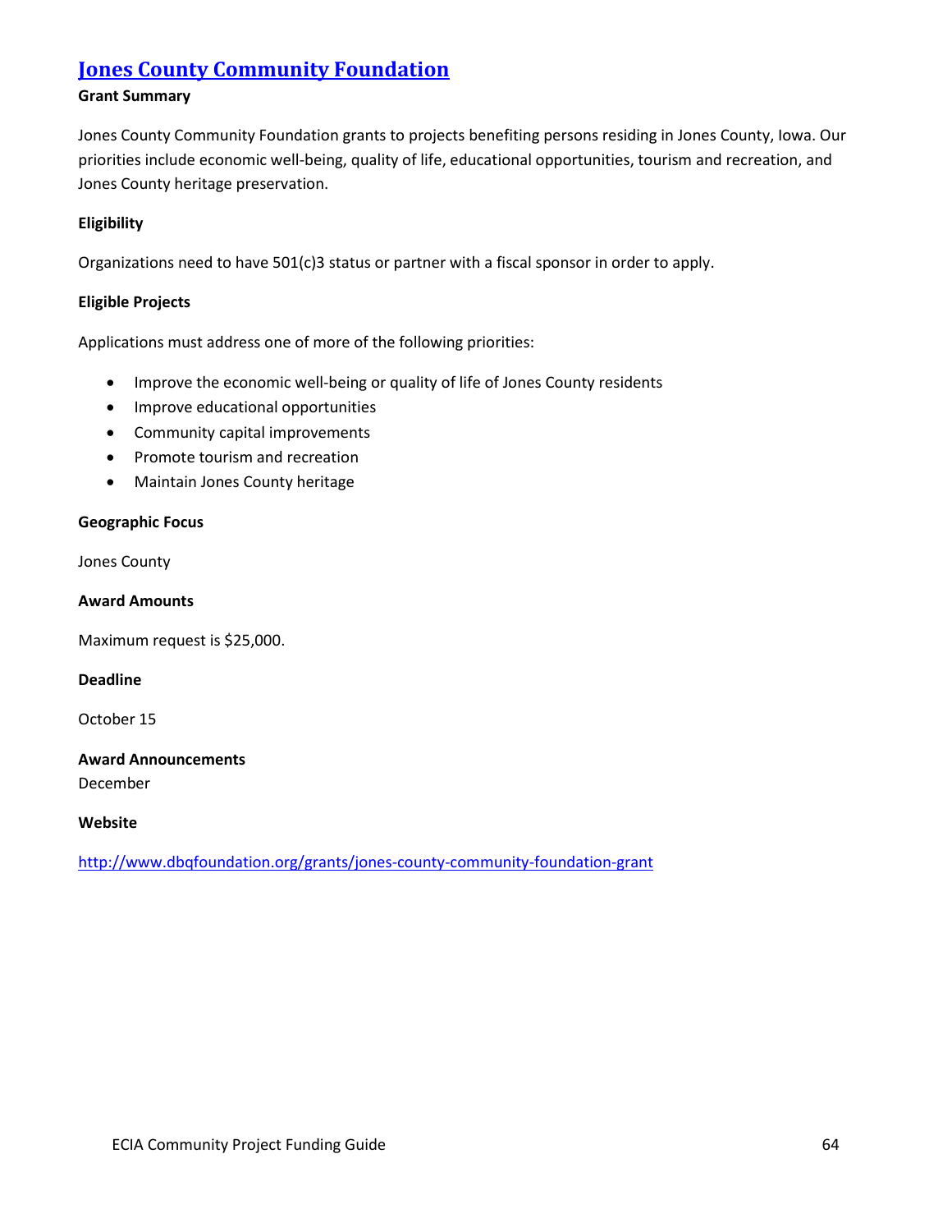# [Jones County Community Foundation](http://www.dbqfoundation.org/grants/jones-county-community-foundation-grant)

**Grant Summary**

Jones County Community Foundation grants to projects benefiting persons residing in Jones County, Iowa. Our priorities include economic well-being, quality of life, educational opportunities, tourism and recreation, and Jones County heritage preservation.

**Eligibility**

Organizations need to have 501(c)3 status or partner with a fiscal sponsor in order to apply.

**Eligible Projects**

Applications must address one of more of the following priorities:

- Improve the economic well-being or quality of life of Jones County residents
- Improve educational opportunities
- Community capital improvements
- Promote tourism and recreation
- Maintain Jones County heritage

**Geographic Focus**

Jones County

**Award Amounts**

Maximum request is $25,000.

**Deadline**

October 15

**Award Announcements**

December

**Website**

[http://www.dbqfoundation.org/grants/jones-county-community-foundation-grant](http://www.dbqfoundation.org/grants/jones-county-community-foundation-grant)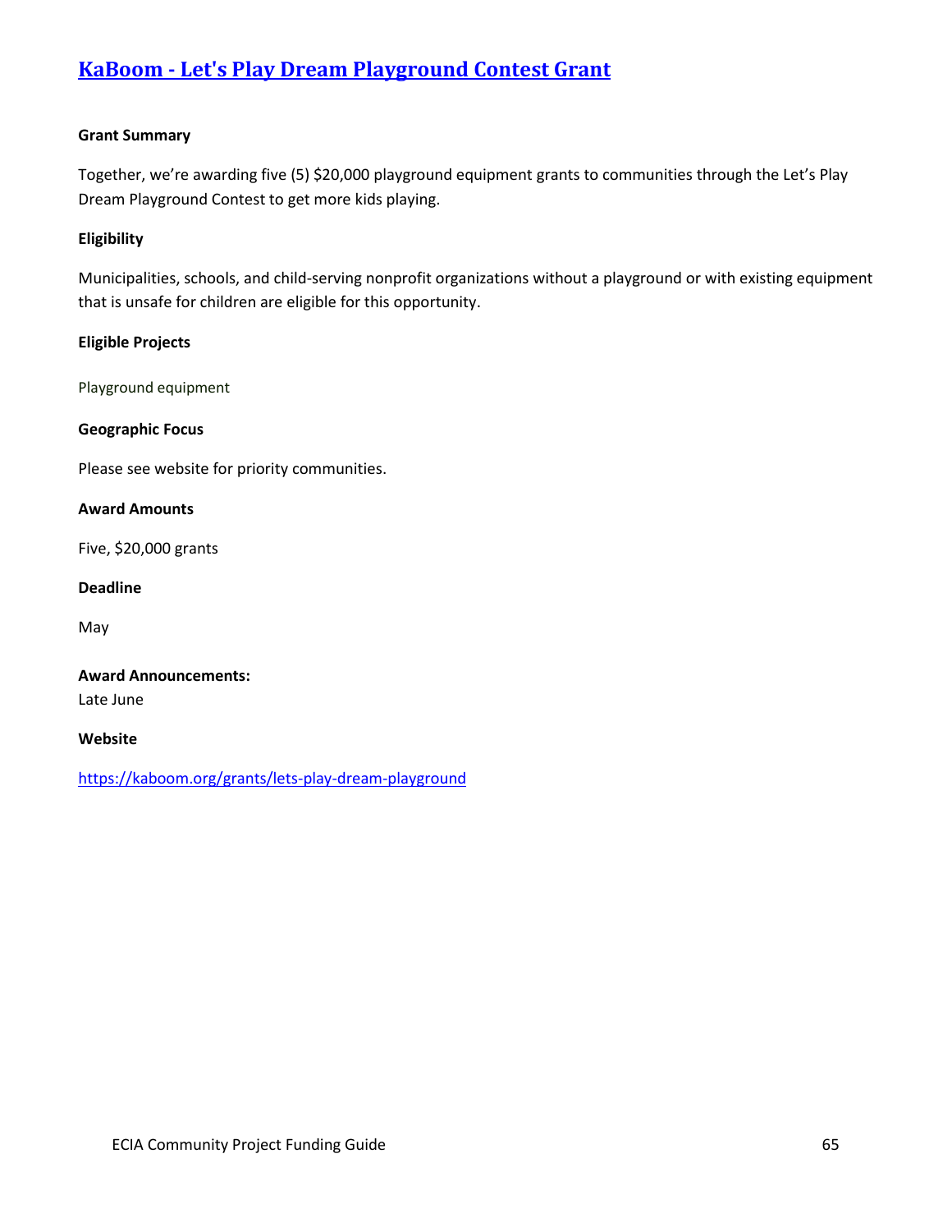## [KaBoom - Let's Play Dream Playground Contest Grant](https://kaboom.org/grants/lets-play-dream-playground)

**Grant Summary**

Together, we're awarding five (5) $20,000 playground equipment grants to communities through the Let's Play Dream Playground Contest to get more kids playing.

**Eligibility**

Municipalities, schools, and child-serving nonprofit organizations without a playground or with existing equipment that is unsafe for children are eligible for this opportunity.

**Eligible Projects**

Playground equipment

**Geographic Focus**

Please see website for priority communities.

**Award Amounts**

Five, $20,000 grants

**Deadline**

May

**Award Announcements:**

Late June

**Website**

https://kaboom.org/grants/lets-play-dream-playground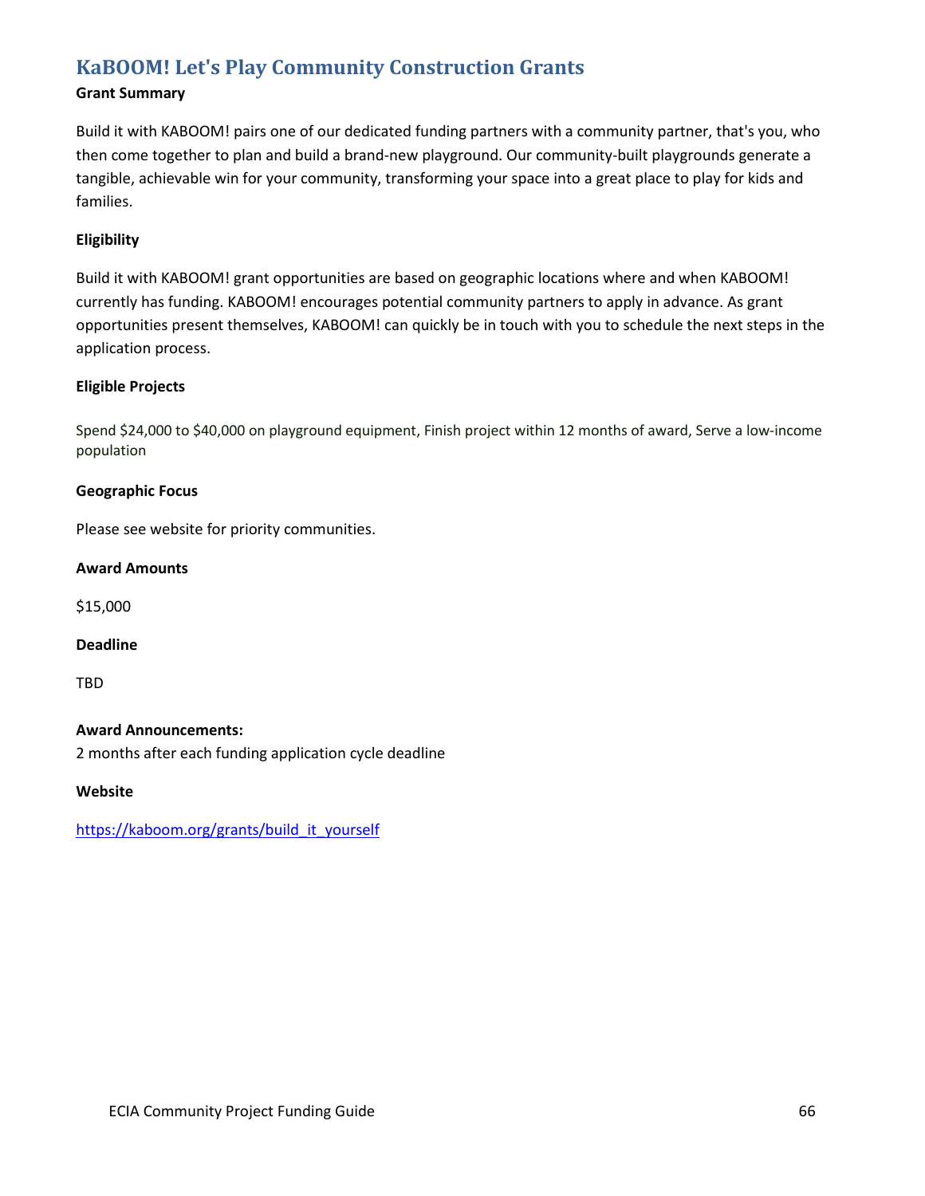## KaBOOM! Let's Play Community Construction Grants

**Grant Summary**

Build it with KABOOM! pairs one of our dedicated funding partners with a community partner, that's you, who then come together to plan and build a brand-new playground. Our community-built playgrounds generate a tangible, achievable win for your community, transforming your space into a great place to play for kids and families.

**Eligibility**

Build it with KABOOM! grant opportunities are based on geographic locations where and when KABOOM! currently has funding. KABOOM! encourages potential community partners to apply in advance. As grant opportunities present themselves, KABOOM! can quickly be in touch with you to schedule the next steps in the application process.

**Eligible Projects**

Spend $24,000 to $40,000 on playground equipment, Finish project within 12 months of award, Serve a low-income population

**Geographic Focus**

Please see website for priority communities.

**Award Amounts**

$15,000

**Deadline**

TBD

**Award Announcements:**
2 months after each funding application cycle deadline

**Website**

https://kaboom.org/grants/build_it_yourself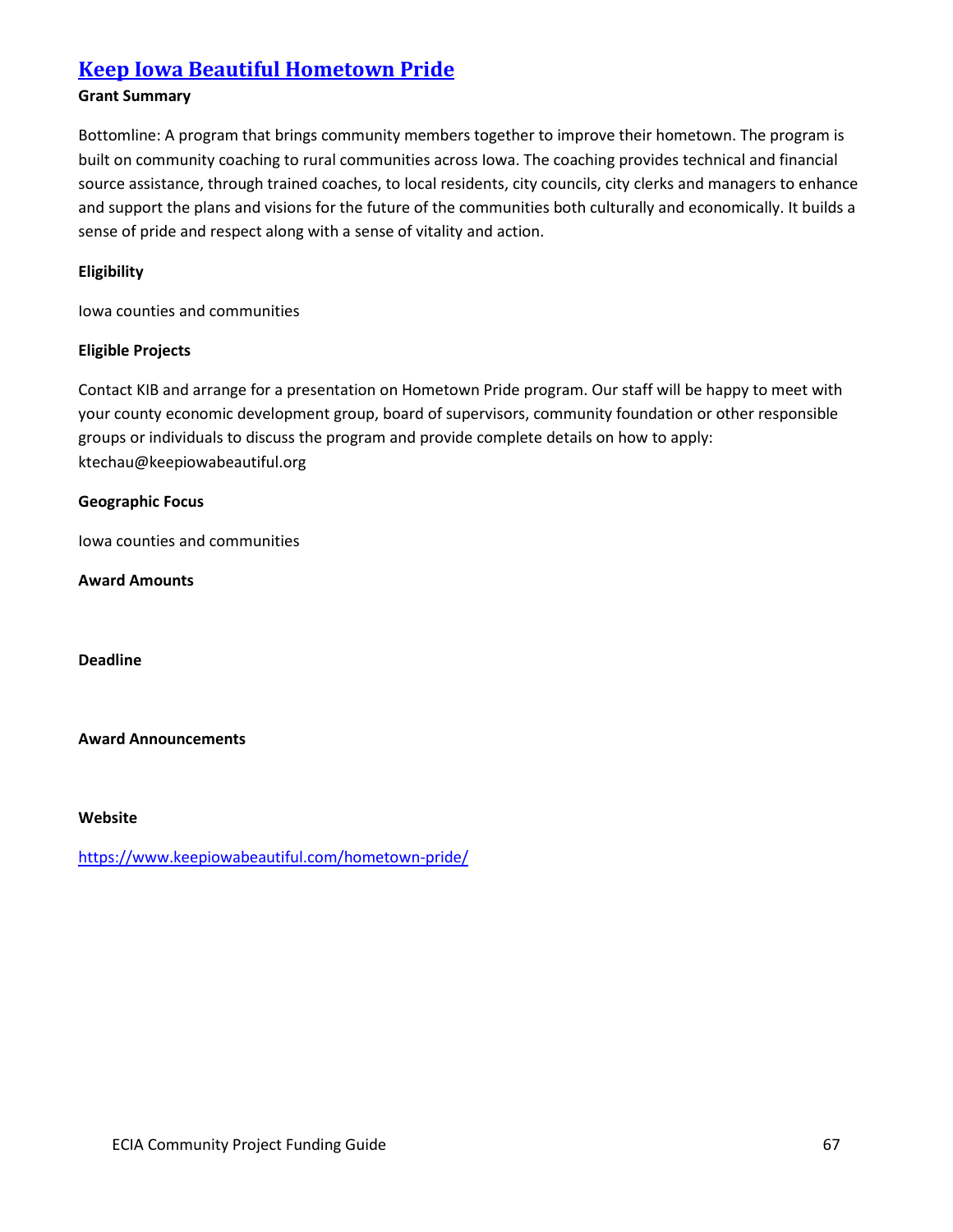## [Keep Iowa Beautiful Hometown Pride](https://www.keepiowabeautiful.com/hometown-pride/)

**Grant Summary**

Bottomline: A program that brings community members together to improve their hometown. The program is built on community coaching to rural communities across Iowa. The coaching provides technical and financial source assistance, through trained coaches, to local residents, city councils, city clerks and managers to enhance and support the plans and visions for the future of the communities both culturally and economically. It builds a sense of pride and respect along with a sense of vitality and action.

**Eligibility**

Iowa counties and communities

**Eligible Projects**

Contact KIB and arrange for a presentation on Hometown Pride program. Our staff will be happy to meet with your county economic development group, board of supervisors, community foundation or other responsible groups or individuals to discuss the program and provide complete details on how to apply: ktechau@keepiowabeautiful.org

**Geographic Focus**

Iowa counties and communities

**Award Amounts**

**Deadline**

**Award Announcements**

**Website**

https://www.keepiowabeautiful.com/hometown-pride/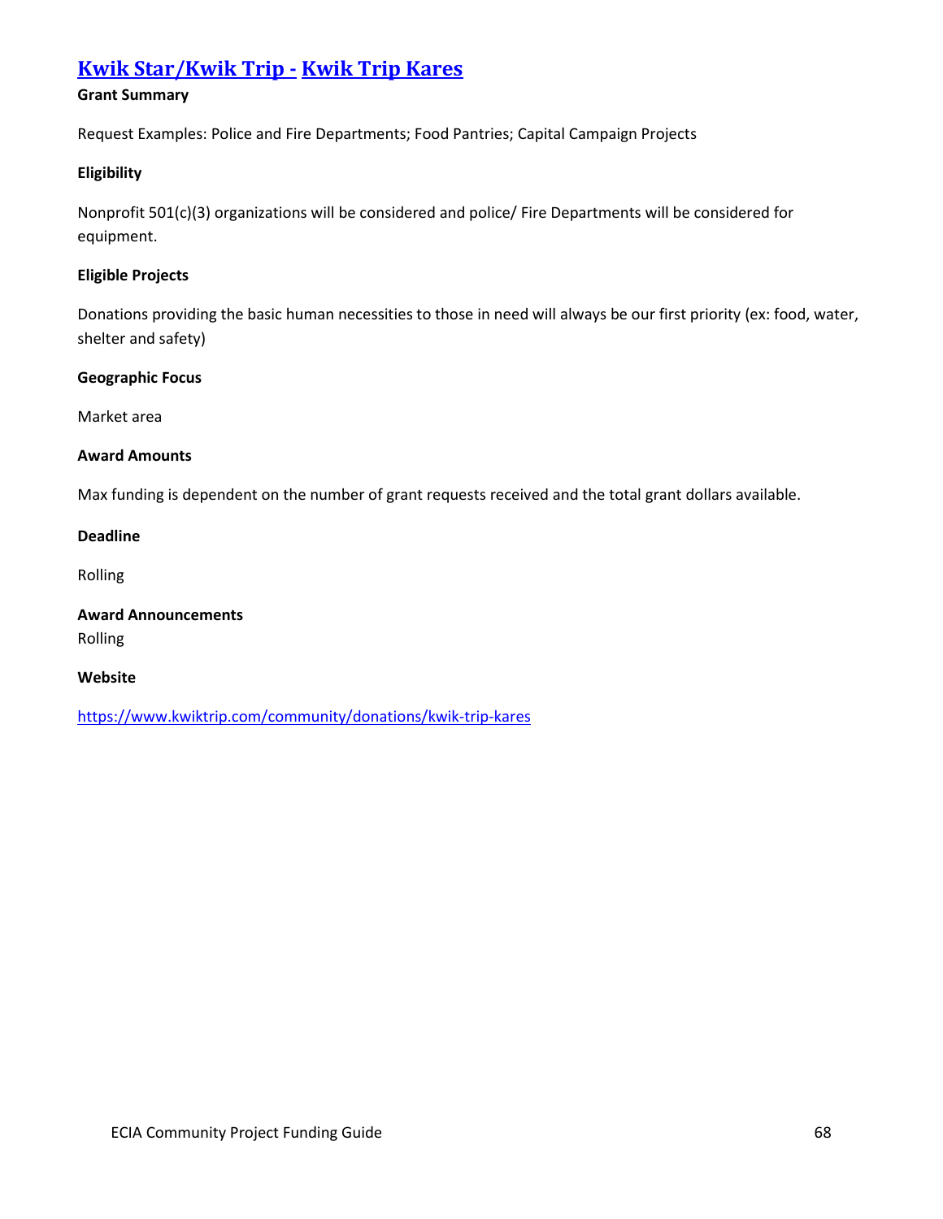## [Kwik Star/Kwik Trip - Kwik Trip Kares]

**Grant Summary**

Request Examples: Police and Fire Departments; Food Pantries; Capital Campaign Projects

**Eligibility**

Nonprofit 501(c)(3) organizations will be considered and police/ Fire Departments will be considered for equipment.

**Eligible Projects**

Donations providing the basic human necessities to those in need will always be our first priority (ex: food, water, shelter and safety)

**Geographic Focus**

Market area

**Award Amounts**

Max funding is dependent on the number of grant requests received and the total grant dollars available.

**Deadline**

Rolling

**Award Announcements**

Rolling

**Website**

https://www.kwiktrip.com/community/donations/kwik-trip-kares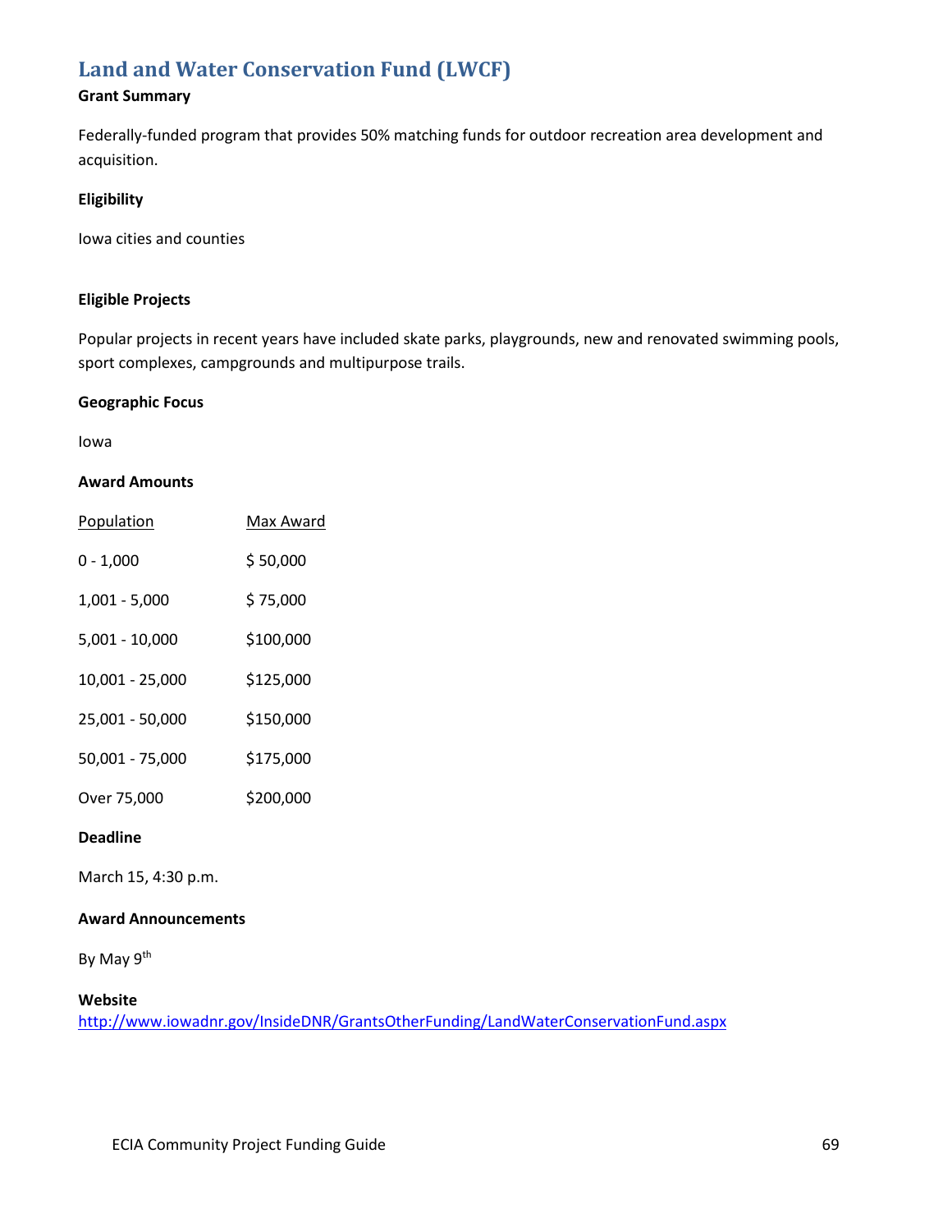## Land and Water Conservation Fund (LWCF)

**Grant Summary**

Federally-funded program that provides 50% matching funds for outdoor recreation area development and acquisition.

**Eligibility**

Iowa cities and counties

**Eligible Projects**

Popular projects in recent years have included skate parks, playgrounds, new and renovated swimming pools, sport complexes, campgrounds and multipurpose trails.

**Geographic Focus**

Iowa

**Award Amounts**

| Population | Max Award |
|---|---|
| 0 - 1,000 | $ 50,000 |
| 1,001 - 5,000 | $ 75,000 |
| 5,001 - 10,000 | $100,000 |
| 10,001 - 25,000 | $125,000 |
| 25,001 - 50,000 | $150,000 |
| 50,001 - 75,000 | $175,000 |
| Over 75,000 | $200,000 |

**Deadline**

March 15, 4:30 p.m.

**Award Announcements**

By May 9th

**Website**
http://www.iowadnr.gov/InsideDNR/GrantsOtherFunding/LandWaterConservationFund.aspx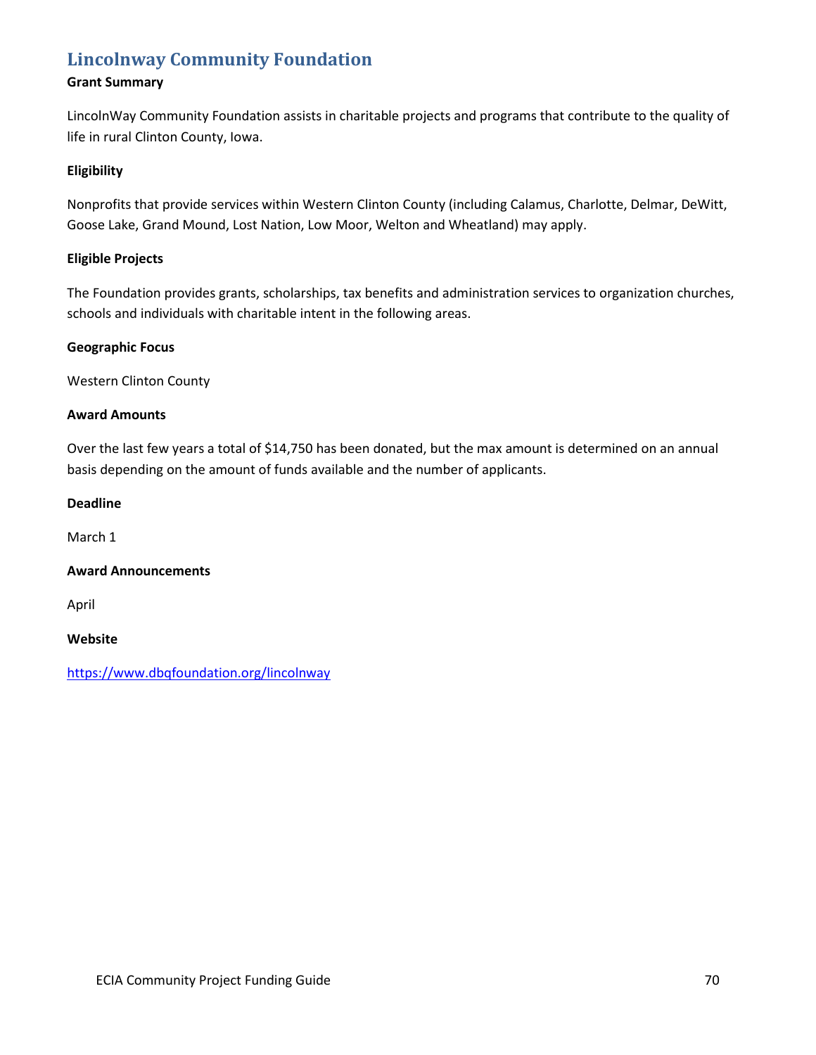## Lincolnway Community Foundation

**Grant Summary**

LincolnWay Community Foundation assists in charitable projects and programs that contribute to the quality of life in rural Clinton County, Iowa.

**Eligibility**

Nonprofits that provide services within Western Clinton County (including Calamus, Charlotte, Delmar, DeWitt, Goose Lake, Grand Mound, Lost Nation, Low Moor, Welton and Wheatland) may apply.

**Eligible Projects**

The Foundation provides grants, scholarships, tax benefits and administration services to organization churches, schools and individuals with charitable intent in the following areas.

**Geographic Focus**

Western Clinton County

**Award Amounts**

Over the last few years a total of $14,750 has been donated, but the max amount is determined on an annual basis depending on the amount of funds available and the number of applicants.

**Deadline**

March 1

**Award Announcements**

April

**Website**

https://www.dbqfoundation.org/lincolnway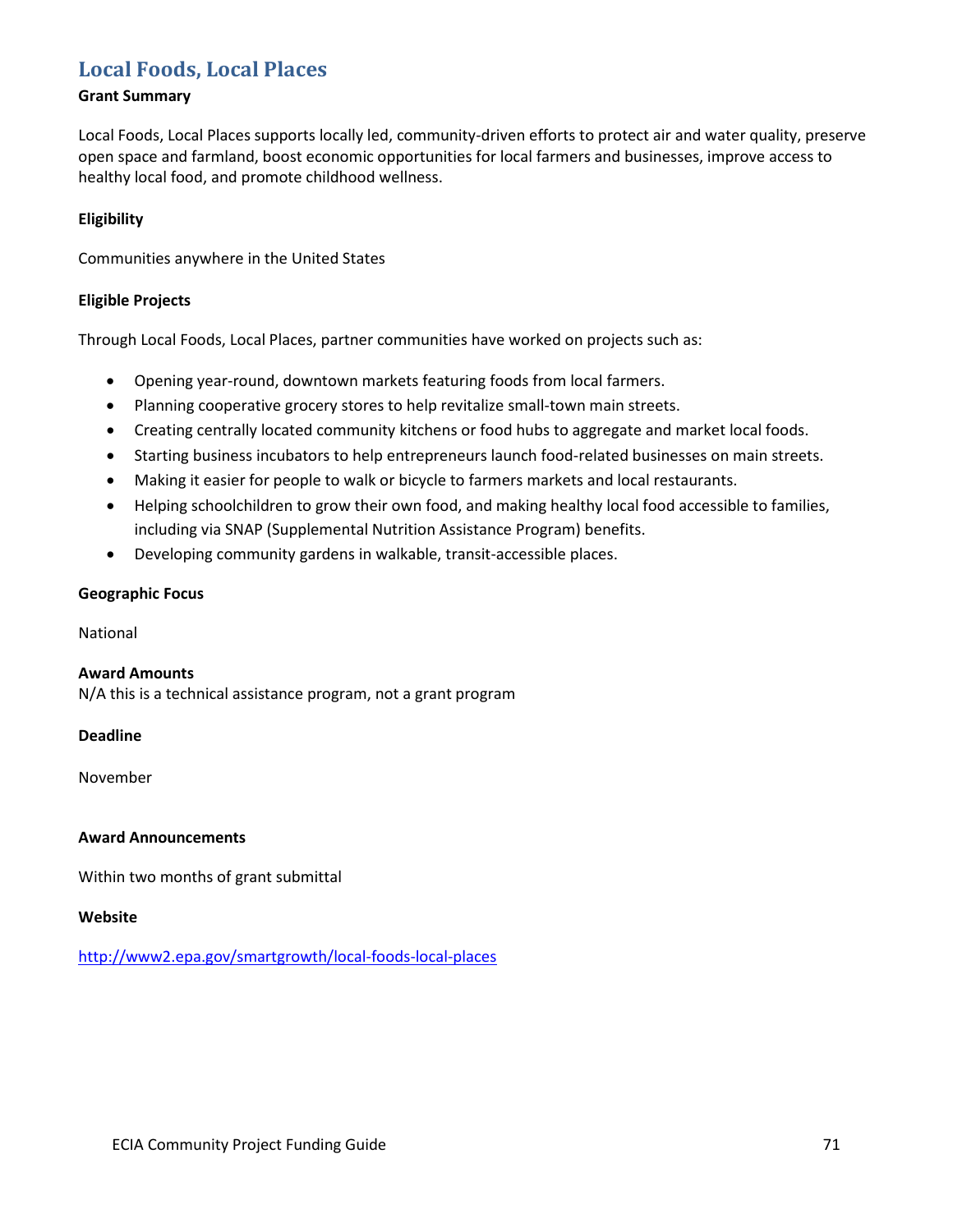## Local Foods, Local Places

**Grant Summary**

Local Foods, Local Places supports locally led, community-driven efforts to protect air and water quality, preserve open space and farmland, boost economic opportunities for local farmers and businesses, improve access to healthy local food, and promote childhood wellness.

**Eligibility**

Communities anywhere in the United States

**Eligible Projects**

Through Local Foods, Local Places, partner communities have worked on projects such as:

- Opening year-round, downtown markets featuring foods from local farmers.
- Planning cooperative grocery stores to help revitalize small-town main streets.
- Creating centrally located community kitchens or food hubs to aggregate and market local foods.
- Starting business incubators to help entrepreneurs launch food-related businesses on main streets.
- Making it easier for people to walk or bicycle to farmers markets and local restaurants.
- Helping schoolchildren to grow their own food, and making healthy local food accessible to families, including via SNAP (Supplemental Nutrition Assistance Program) benefits.
- Developing community gardens in walkable, transit-accessible places.

**Geographic Focus**

National

**Award Amounts**

N/A this is a technical assistance program, not a grant program

**Deadline**

November

**Award Announcements**

Within two months of grant submittal

**Website**

http://www2.epa.gov/smartgrowth/local-foods-local-places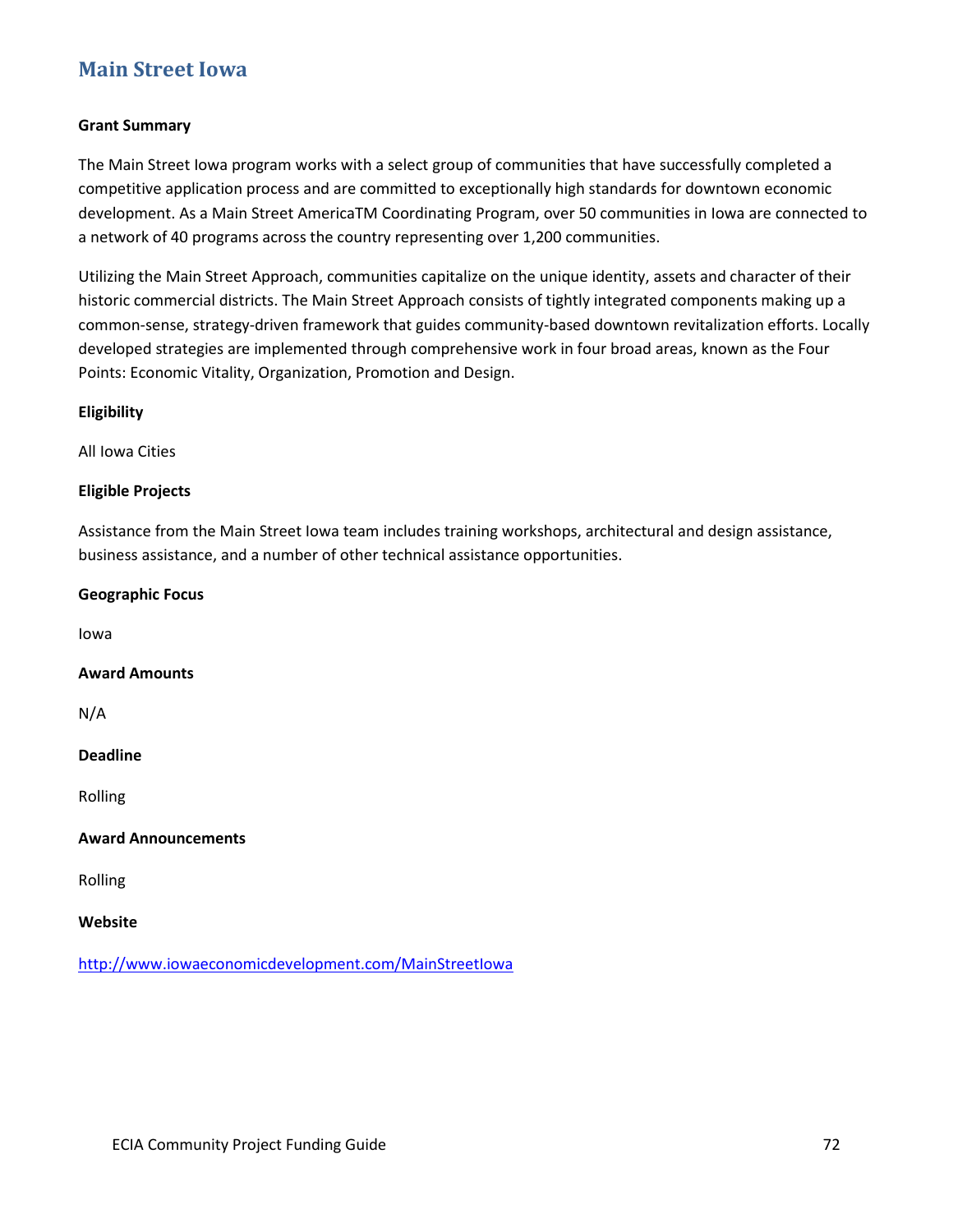## Main Street Iowa

**Grant Summary**

The Main Street Iowa program works with a select group of communities that have successfully completed a competitive application process and are committed to exceptionally high standards for downtown economic development. As a Main Street AmericaTM Coordinating Program, over 50 communities in Iowa are connected to a network of 40 programs across the country representing over 1,200 communities.

Utilizing the Main Street Approach, communities capitalize on the unique identity, assets and character of their historic commercial districts. The Main Street Approach consists of tightly integrated components making up a common-sense, strategy-driven framework that guides community-based downtown revitalization efforts. Locally developed strategies are implemented through comprehensive work in four broad areas, known as the Four Points: Economic Vitality, Organization, Promotion and Design.

**Eligibility**

All Iowa Cities

**Eligible Projects**

Assistance from the Main Street Iowa team includes training workshops, architectural and design assistance, business assistance, and a number of other technical assistance opportunities.

**Geographic Focus**

Iowa

**Award Amounts**

N/A

**Deadline**

Rolling

**Award Announcements**

Rolling

**Website**

http://www.iowaeconomicdevelopment.com/MainStreetIowa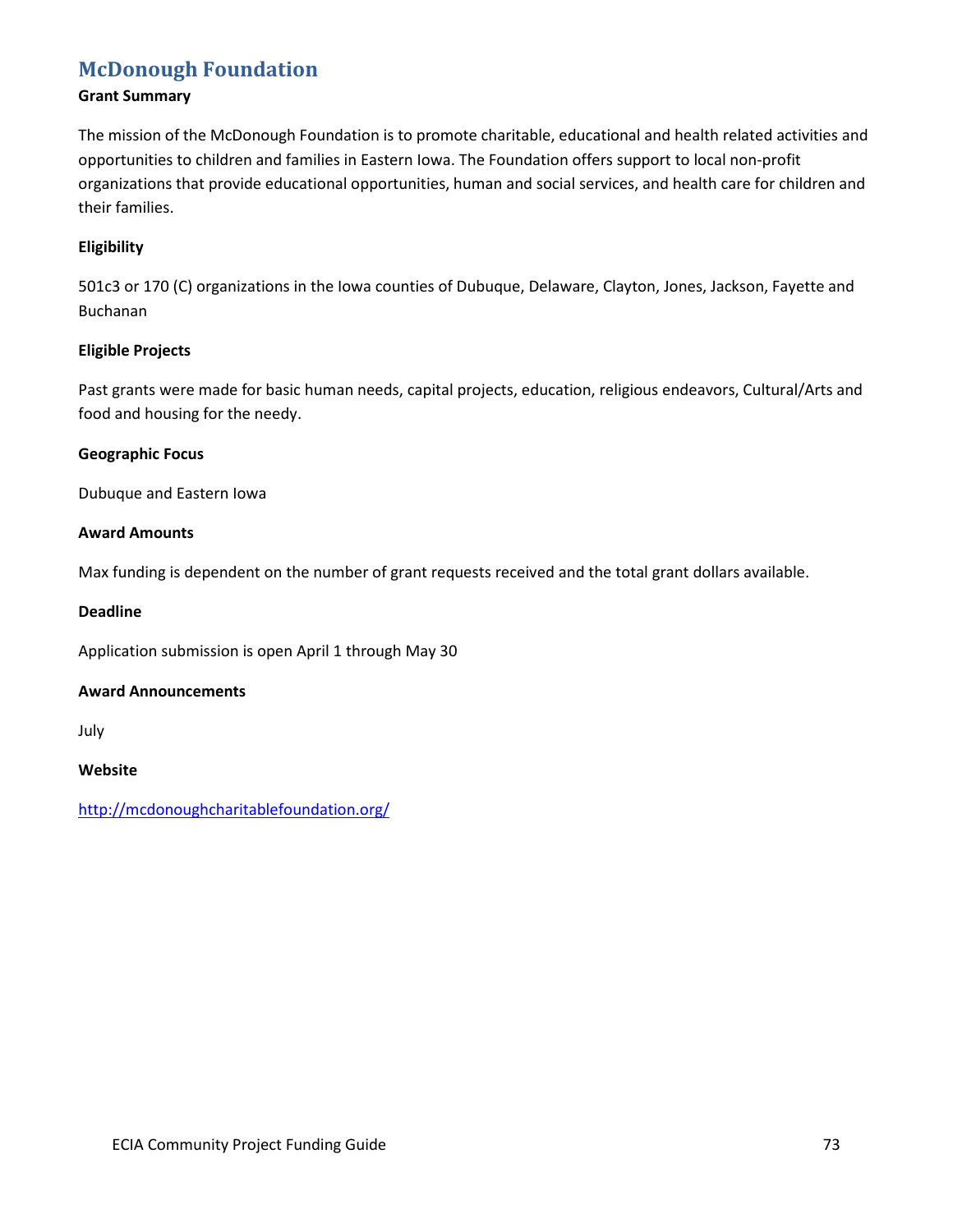## McDonough Foundation

**Grant Summary**

The mission of the McDonough Foundation is to promote charitable, educational and health related activities and opportunities to children and families in Eastern Iowa. The Foundation offers support to local non-profit organizations that provide educational opportunities, human and social services, and health care for children and their families.

**Eligibility**

501c3 or 170 (C) organizations in the Iowa counties of Dubuque, Delaware, Clayton, Jones, Jackson, Fayette and Buchanan

**Eligible Projects**

Past grants were made for basic human needs, capital projects, education, religious endeavors, Cultural/Arts and food and housing for the needy.

**Geographic Focus**

Dubuque and Eastern Iowa

**Award Amounts**

Max funding is dependent on the number of grant requests received and the total grant dollars available.

**Deadline**

Application submission is open April 1 through May 30

**Award Announcements**

July

**Website**

http://mcdonoughcharitablefoundation.org/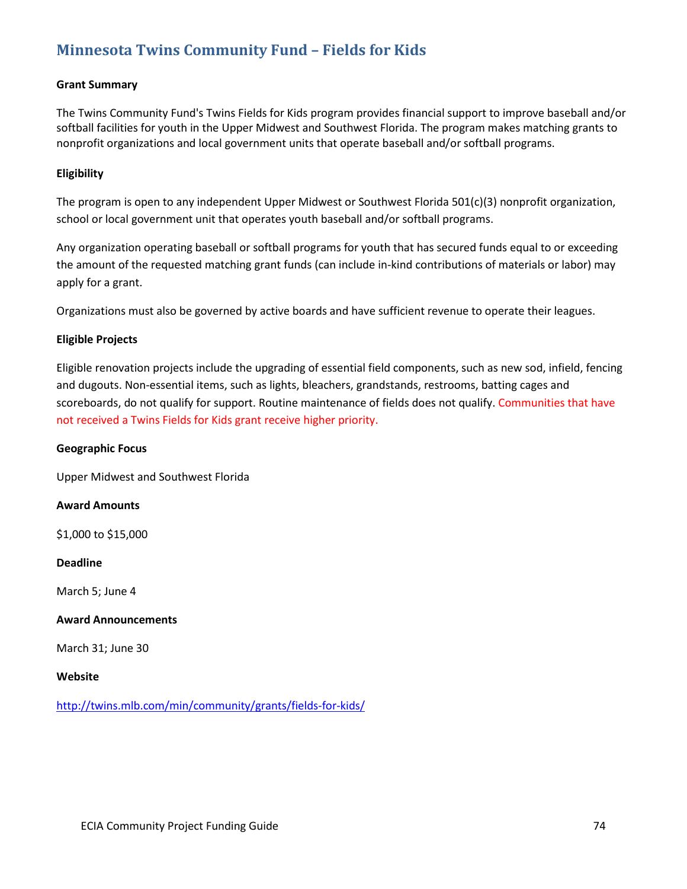## Minnesota Twins Community Fund – Fields for Kids

**Grant Summary**

The Twins Community Fund's Twins Fields for Kids program provides financial support to improve baseball and/or softball facilities for youth in the Upper Midwest and Southwest Florida. The program makes matching grants to nonprofit organizations and local government units that operate baseball and/or softball programs.

**Eligibility**

The program is open to any independent Upper Midwest or Southwest Florida 501(c)(3) nonprofit organization, school or local government unit that operates youth baseball and/or softball programs.

Any organization operating baseball or softball programs for youth that has secured funds equal to or exceeding the amount of the requested matching grant funds (can include in-kind contributions of materials or labor) may apply for a grant.

Organizations must also be governed by active boards and have sufficient revenue to operate their leagues.

**Eligible Projects**

Eligible renovation projects include the upgrading of essential field components, such as new sod, infield, fencing and dugouts. Non-essential items, such as lights, bleachers, grandstands, restrooms, batting cages and scoreboards, do not qualify for support. Routine maintenance of fields does not qualify. Communities that have not received a Twins Fields for Kids grant receive higher priority.

**Geographic Focus**

Upper Midwest and Southwest Florida

**Award Amounts**

$1,000 to $15,000

**Deadline**

March 5; June 4

**Award Announcements**

March 31; June 30

**Website**

http://twins.mlb.com/min/community/grants/fields-for-kids/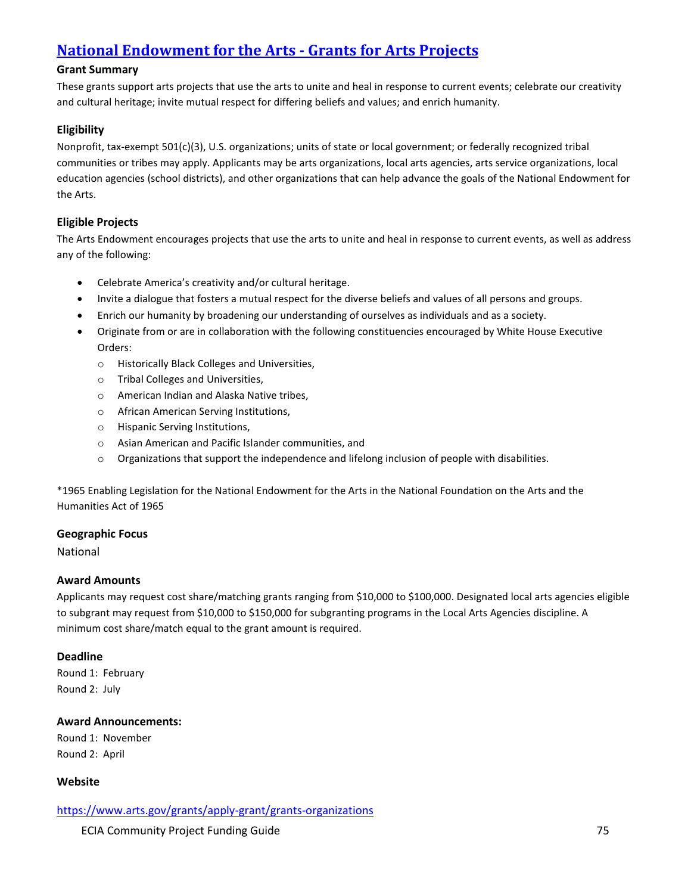## [National Endowment for the Arts - Grants for Arts Projects](https://www.arts.gov/grants/apply-grant/grants-organizations)

**Grant Summary**

These grants support arts projects that use the arts to unite and heal in response to current events; celebrate our creativity and cultural heritage; invite mutual respect for differing beliefs and values; and enrich humanity.

**Eligibility**

Nonprofit, tax-exempt 501(c)(3), U.S. organizations; units of state or local government; or federally recognized tribal communities or tribes may apply. Applicants may be arts organizations, local arts agencies, arts service organizations, local education agencies (school districts), and other organizations that can help advance the goals of the National Endowment for the Arts.

**Eligible Projects**

The Arts Endowment encourages projects that use the arts to unite and heal in response to current events, as well as address any of the following:

- Celebrate America's creativity and/or cultural heritage.
- Invite a dialogue that fosters a mutual respect for the diverse beliefs and values of all persons and groups.
- Enrich our humanity by broadening our understanding of ourselves as individuals and as a society.
- Originate from or are in collaboration with the following constituencies encouraged by White House Executive Orders:
  - Historically Black Colleges and Universities,
  - Tribal Colleges and Universities,
  - American Indian and Alaska Native tribes,
  - African American Serving Institutions,
  - Hispanic Serving Institutions,
  - Asian American and Pacific Islander communities, and
  - Organizations that support the independence and lifelong inclusion of people with disabilities.

*1965 Enabling Legislation for the National Endowment for the Arts in the National Foundation on the Arts and the Humanities Act of 1965

**Geographic Focus**

National

**Award Amounts**

Applicants may request cost share/matching grants ranging from $10,000 to $100,000. Designated local arts agencies eligible to subgrant may request from $10,000 to $150,000 for subgranting programs in the Local Arts Agencies discipline. A minimum cost share/match equal to the grant amount is required.

**Deadline**

Round 1: February
Round 2: July

**Award Announcements:**

Round 1: November
Round 2: April

**Website**

https://www.arts.gov/grants/apply-grant/grants-organizations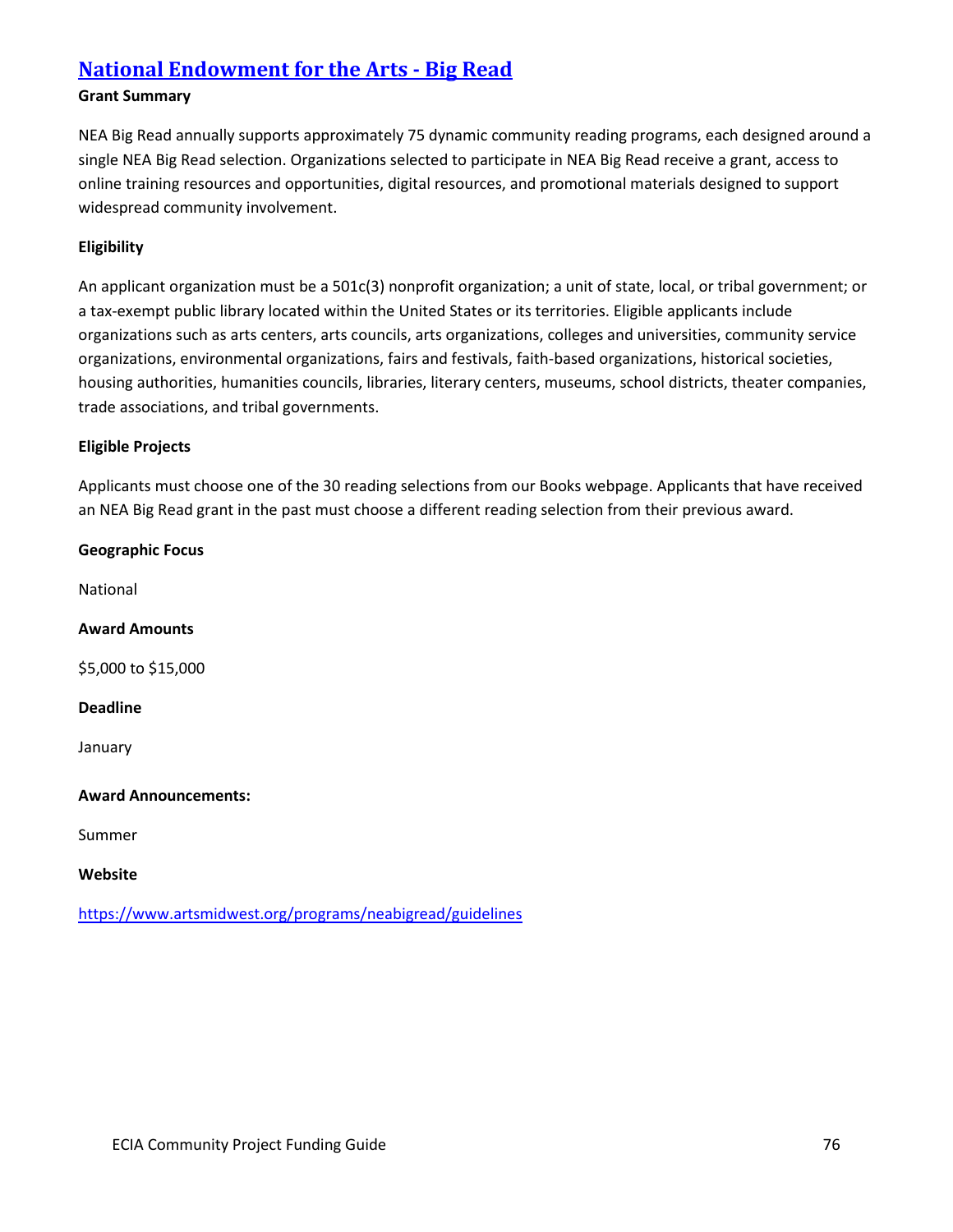## [National Endowment for the Arts - Big Read](https://www.artsmidwest.org/programs/neabigread/guidelines)

**Grant Summary**

NEA Big Read annually supports approximately 75 dynamic community reading programs, each designed around a single NEA Big Read selection. Organizations selected to participate in NEA Big Read receive a grant, access to online training resources and opportunities, digital resources, and promotional materials designed to support widespread community involvement.

**Eligibility**

An applicant organization must be a 501c(3) nonprofit organization; a unit of state, local, or tribal government; or a tax-exempt public library located within the United States or its territories. Eligible applicants include organizations such as arts centers, arts councils, arts organizations, colleges and universities, community service organizations, environmental organizations, fairs and festivals, faith-based organizations, historical societies, housing authorities, humanities councils, libraries, literary centers, museums, school districts, theater companies, trade associations, and tribal governments.

**Eligible Projects**

Applicants must choose one of the 30 reading selections from our Books webpage. Applicants that have received an NEA Big Read grant in the past must choose a different reading selection from their previous award.

**Geographic Focus**

National

**Award Amounts**

$5,000 to $15,000

**Deadline**

January

**Award Announcements:**

Summer

**Website**

https://www.artsmidwest.org/programs/neabigread/guidelines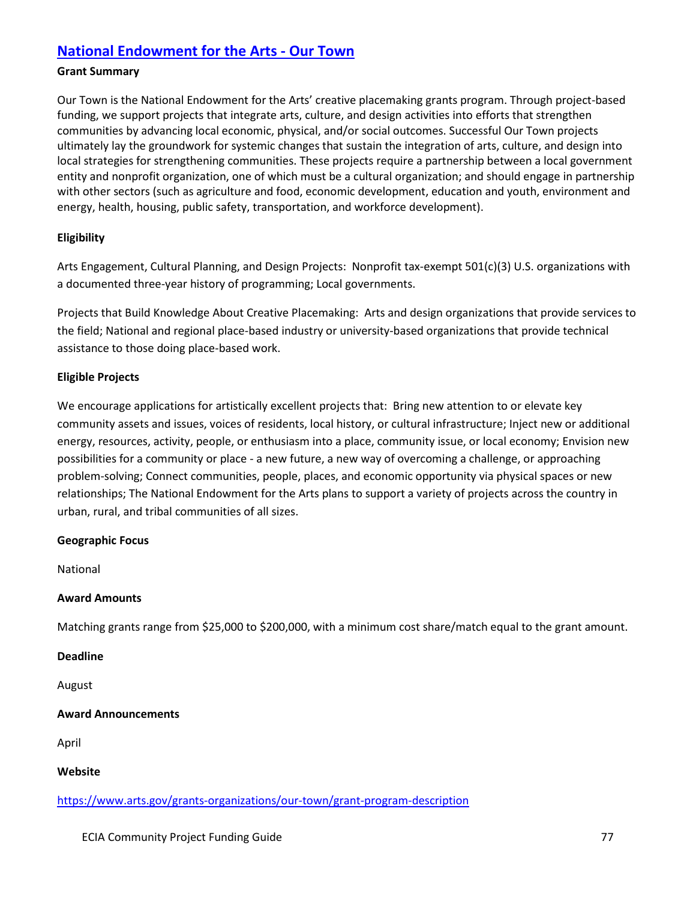## [National Endowment for the Arts - Our Town](https://www.arts.gov/grants-organizations/our-town/grant-program-description)

**Grant Summary**

Our Town is the National Endowment for the Arts' creative placemaking grants program. Through project-based funding, we support projects that integrate arts, culture, and design activities into efforts that strengthen communities by advancing local economic, physical, and/or social outcomes. Successful Our Town projects ultimately lay the groundwork for systemic changes that sustain the integration of arts, culture, and design into local strategies for strengthening communities. These projects require a partnership between a local government entity and nonprofit organization, one of which must be a cultural organization; and should engage in partnership with other sectors (such as agriculture and food, economic development, education and youth, environment and energy, health, housing, public safety, transportation, and workforce development).

**Eligibility**

Arts Engagement, Cultural Planning, and Design Projects: Nonprofit tax-exempt 501(c)(3) U.S. organizations with a documented three-year history of programming; Local governments.

Projects that Build Knowledge About Creative Placemaking: Arts and design organizations that provide services to the field; National and regional place-based industry or university-based organizations that provide technical assistance to those doing place-based work.

**Eligible Projects**

We encourage applications for artistically excellent projects that: Bring new attention to or elevate key community assets and issues, voices of residents, local history, or cultural infrastructure; Inject new or additional energy, resources, activity, people, or enthusiasm into a place, community issue, or local economy; Envision new possibilities for a community or place - a new future, a new way of overcoming a challenge, or approaching problem-solving; Connect communities, people, places, and economic opportunity via physical spaces or new relationships; The National Endowment for the Arts plans to support a variety of projects across the country in urban, rural, and tribal communities of all sizes.

**Geographic Focus**

National

**Award Amounts**

Matching grants range from $25,000 to $200,000, with a minimum cost share/match equal to the grant amount.

**Deadline**

August

**Award Announcements**

April

**Website**

https://www.arts.gov/grants-organizations/our-town/grant-program-description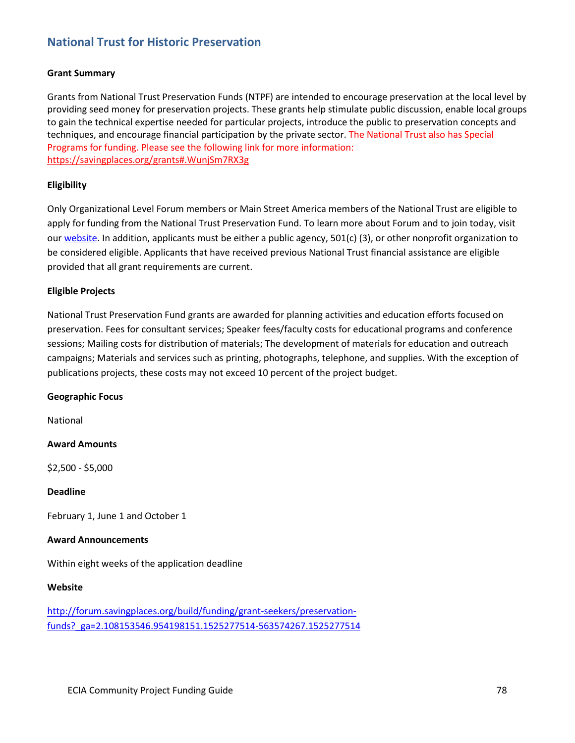## National Trust for Historic Preservation

**Grant Summary**

Grants from National Trust Preservation Funds (NTPF) are intended to encourage preservation at the local level by providing seed money for preservation projects. These grants help stimulate public discussion, enable local groups to gain the technical expertise needed for particular projects, introduce the public to preservation concepts and techniques, and encourage financial participation by the private sector. The National Trust also has Special Programs for funding. Please see the following link for more information: https://savingplaces.org/grants#.WunjSm7RX3g

**Eligibility**

Only Organizational Level Forum members or Main Street America members of the National Trust are eligible to apply for funding from the National Trust Preservation Fund. To learn more about Forum and to join today, visit our website. In addition, applicants must be either a public agency, 501(c) (3), or other nonprofit organization to be considered eligible. Applicants that have received previous National Trust financial assistance are eligible provided that all grant requirements are current.

**Eligible Projects**

National Trust Preservation Fund grants are awarded for planning activities and education efforts focused on preservation. Fees for consultant services; Speaker fees/faculty costs for educational programs and conference sessions; Mailing costs for distribution of materials; The development of materials for education and outreach campaigns; Materials and services such as printing, photographs, telephone, and supplies. With the exception of publications projects, these costs may not exceed 10 percent of the project budget.

**Geographic Focus**

National

**Award Amounts**

$2,500 - $5,000

**Deadline**

February 1, June 1 and October 1

**Award Announcements**

Within eight weeks of the application deadline

**Website**

http://forum.savingplaces.org/build/funding/grant-seekers/preservation-funds?_ga=2.108153546.954198151.1525277514-563574267.1525277514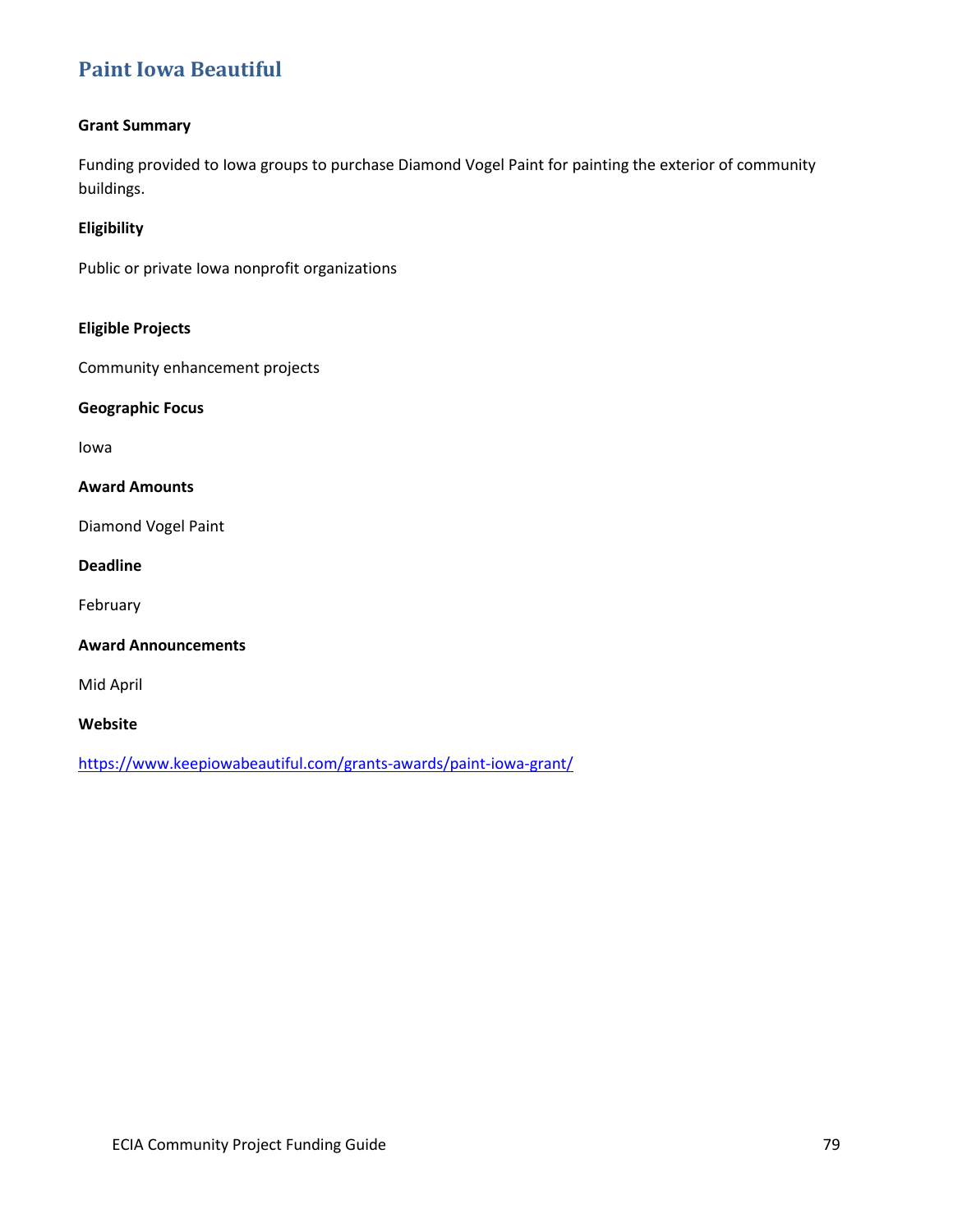# Paint Iowa Beautiful

**Grant Summary**

Funding provided to Iowa groups to purchase Diamond Vogel Paint for painting the exterior of community buildings.

**Eligibility**

Public or private Iowa nonprofit organizations

**Eligible Projects**

Community enhancement projects

**Geographic Focus**

Iowa

**Award Amounts**

Diamond Vogel Paint

**Deadline**

February

**Award Announcements**

Mid April

**Website**

https://www.keepiowabeautiful.com/grants-awards/paint-iowa-grant/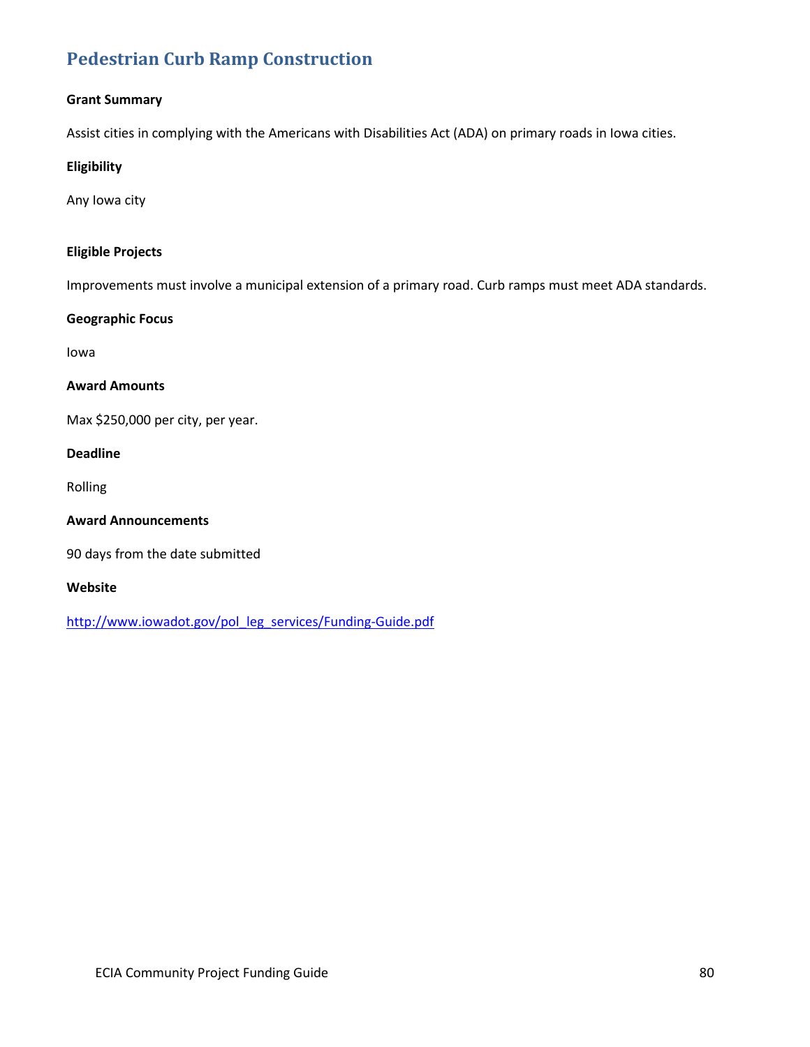## Pedestrian Curb Ramp Construction

**Grant Summary**

Assist cities in complying with the Americans with Disabilities Act (ADA) on primary roads in Iowa cities.

**Eligibility**

Any Iowa city

**Eligible Projects**

Improvements must involve a municipal extension of a primary road. Curb ramps must meet ADA standards.

**Geographic Focus**

Iowa

**Award Amounts**

Max $250,000 per city, per year.

**Deadline**

Rolling

**Award Announcements**

90 days from the date submitted

**Website**

[http://www.iowadot.gov/pol_leg_services/Funding-Guide.pdf](http://www.iowadot.gov/pol_leg_services/Funding-Guide.pdf)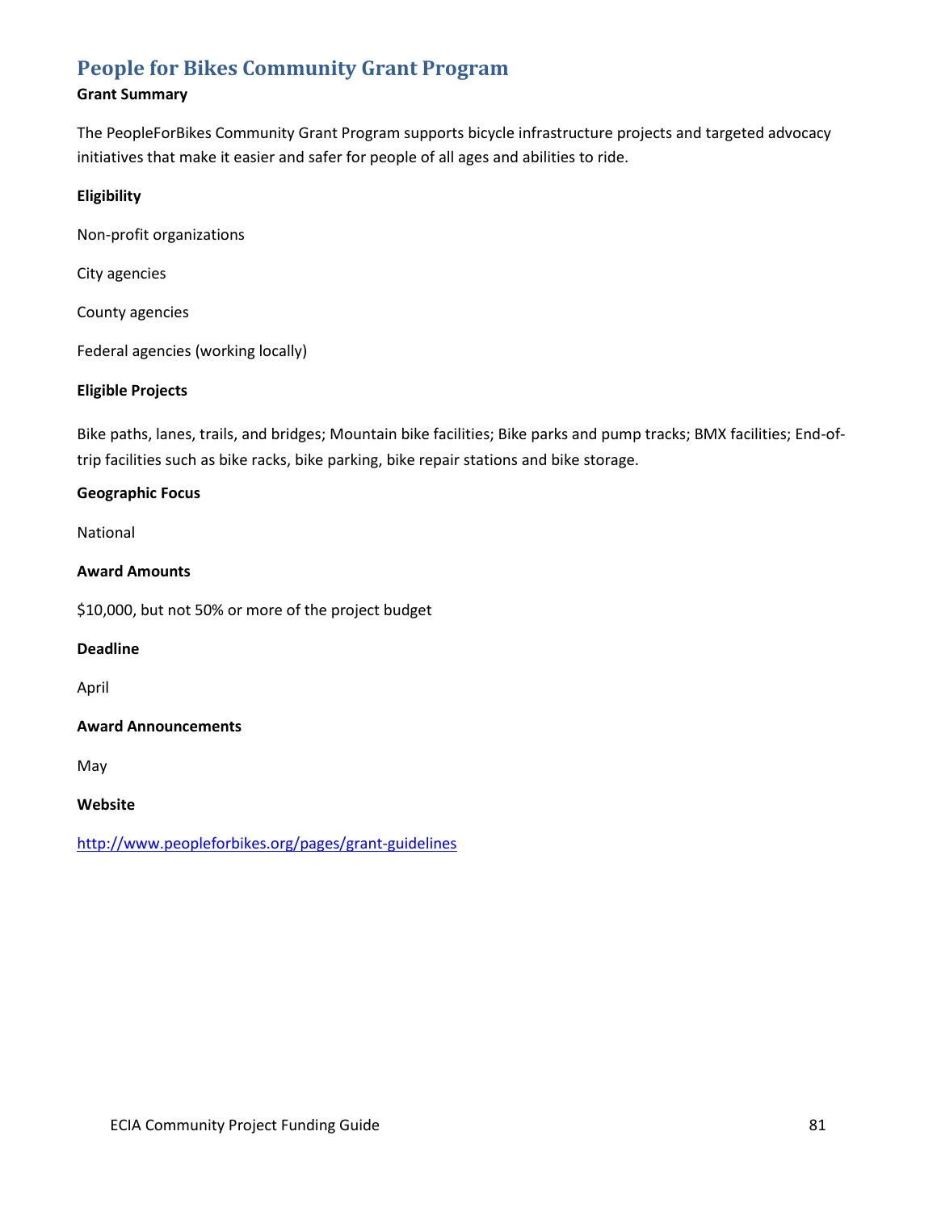## People for Bikes Community Grant Program

**Grant Summary**

The PeopleForBikes Community Grant Program supports bicycle infrastructure projects and targeted advocacy initiatives that make it easier and safer for people of all ages and abilities to ride.

**Eligibility**

Non-profit organizations

City agencies

County agencies

Federal agencies (working locally)

**Eligible Projects**

Bike paths, lanes, trails, and bridges; Mountain bike facilities; Bike parks and pump tracks; BMX facilities; End-of-trip facilities such as bike racks, bike parking, bike repair stations and bike storage.

**Geographic Focus**

National

**Award Amounts**

$10,000, but not 50% or more of the project budget

**Deadline**

April

**Award Announcements**

May

**Website**

http://www.peopleforbikes.org/pages/grant-guidelines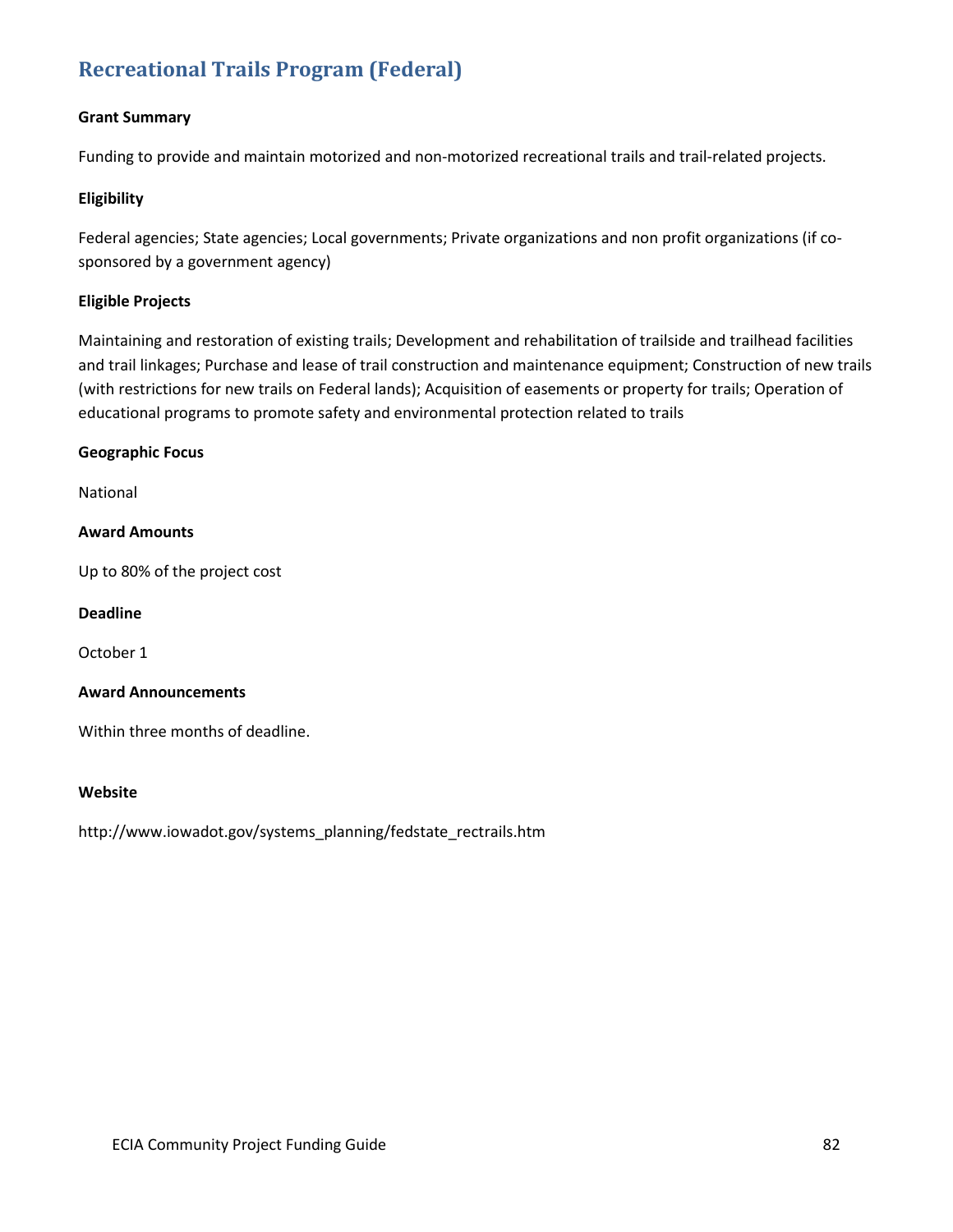## Recreational Trails Program (Federal)

**Grant Summary**

Funding to provide and maintain motorized and non-motorized recreational trails and trail-related projects.

**Eligibility**

Federal agencies; State agencies; Local governments; Private organizations and non profit organizations (if co-sponsored by a government agency)

**Eligible Projects**

Maintaining and restoration of existing trails; Development and rehabilitation of trailside and trailhead facilities and trail linkages; Purchase and lease of trail construction and maintenance equipment; Construction of new trails (with restrictions for new trails on Federal lands); Acquisition of easements or property for trails; Operation of educational programs to promote safety and environmental protection related to trails

**Geographic Focus**

National

**Award Amounts**

Up to 80% of the project cost

**Deadline**

October 1

**Award Announcements**

Within three months of deadline.

**Website**

http://www.iowadot.gov/systems_planning/fedstate_rectrails.htm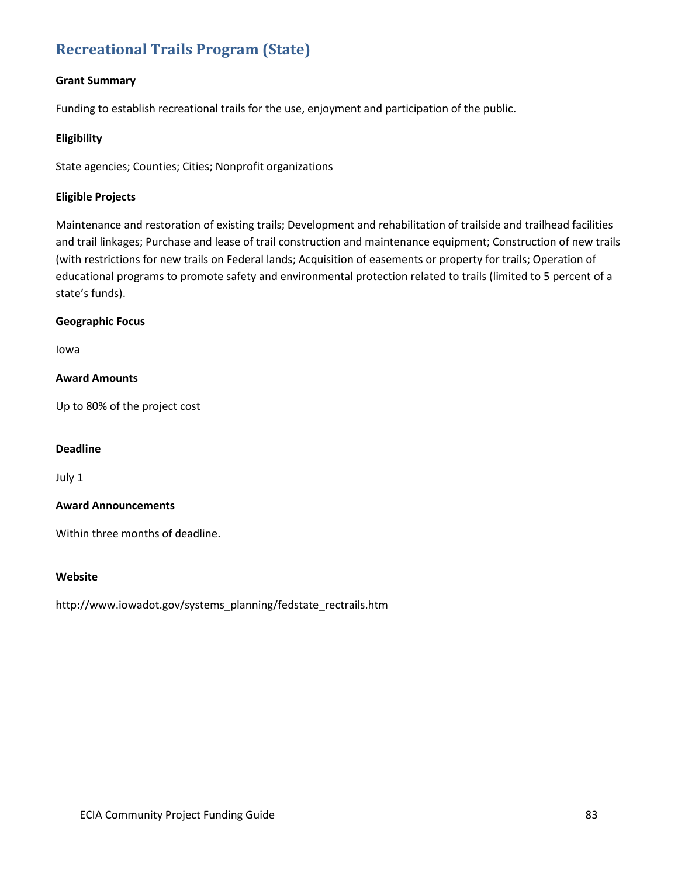## Recreational Trails Program (State)

**Grant Summary**

Funding to establish recreational trails for the use, enjoyment and participation of the public.

**Eligibility**

State agencies; Counties; Cities; Nonprofit organizations

**Eligible Projects**

Maintenance and restoration of existing trails; Development and rehabilitation of trailside and trailhead facilities and trail linkages; Purchase and lease of trail construction and maintenance equipment; Construction of new trails (with restrictions for new trails on Federal lands; Acquisition of easements or property for trails; Operation of educational programs to promote safety and environmental protection related to trails (limited to 5 percent of a state's funds).

**Geographic Focus**

Iowa

**Award Amounts**

Up to 80% of the project cost

**Deadline**

July 1

**Award Announcements**

Within three months of deadline.

**Website**

http://www.iowadot.gov/systems_planning/fedstate_rectrails.htm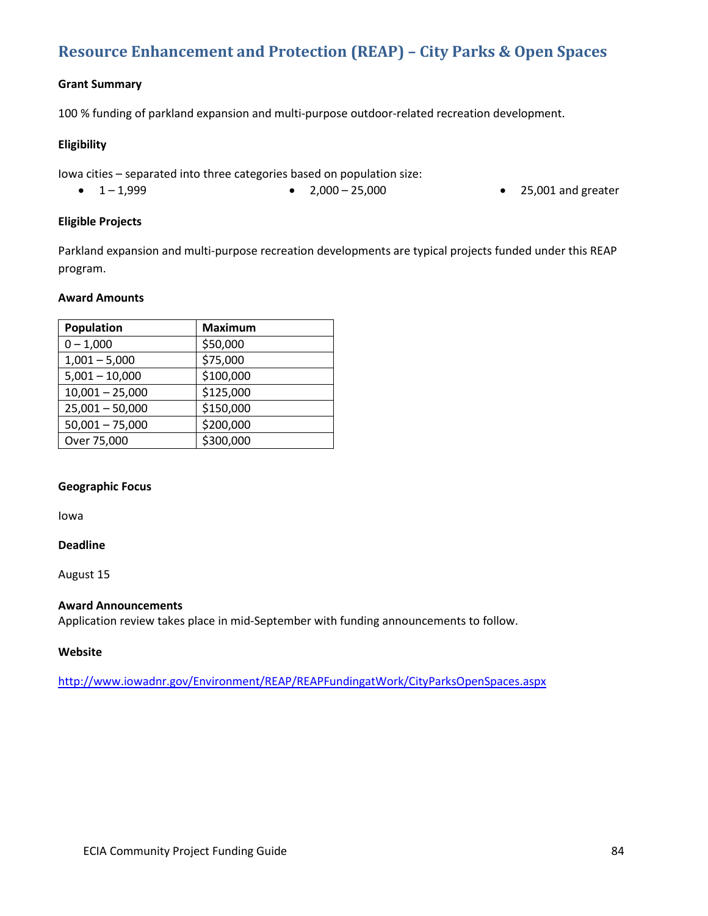## Resource Enhancement and Protection (REAP) – City Parks & Open Spaces

**Grant Summary**

100 % funding of parkland expansion and multi-purpose outdoor-related recreation development.

**Eligibility**

Iowa cities – separated into three categories based on population size:

- 1 – 1,999
- 2,000 – 25,000
- 25,001 and greater

**Eligible Projects**

Parkland expansion and multi-purpose recreation developments are typical projects funded under this REAP program.

**Award Amounts**

| Population | Maximum |
|---|---|
| 0 – 1,000 | $50,000 |
| 1,001 – 5,000 | $75,000 |
| 5,001 – 10,000 | $100,000 |
| 10,001 – 25,000 | $125,000 |
| 25,001 – 50,000 | $150,000 |
| 50,001 – 75,000 | $200,000 |
| Over 75,000 | $300,000 |

**Geographic Focus**

Iowa

**Deadline**

August 15

**Award Announcements**

Application review takes place in mid-September with funding announcements to follow.

**Website**

http://www.iowadnr.gov/Environment/REAP/REAPFundingatWork/CityParksOpenSpaces.aspx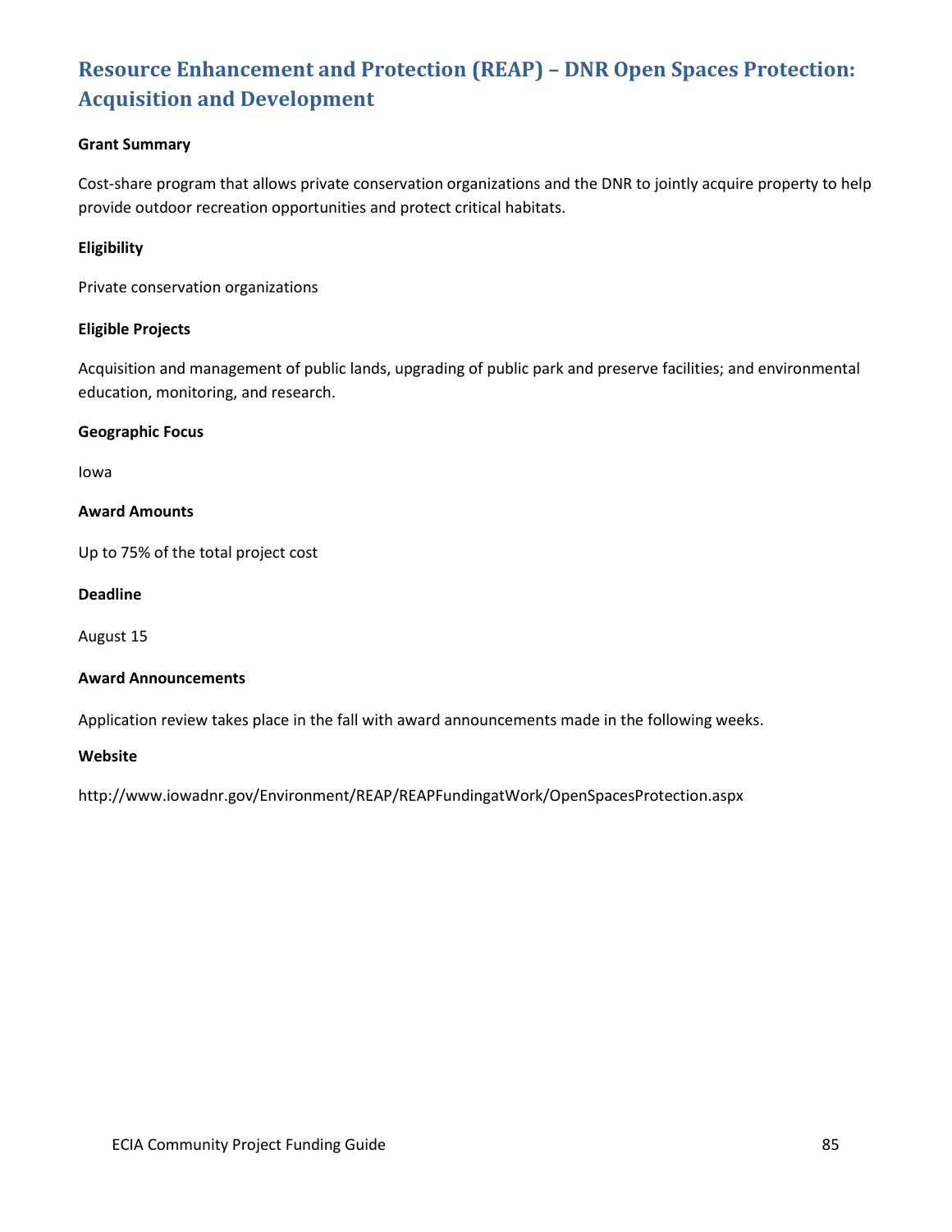## Resource Enhancement and Protection (REAP) – DNR Open Spaces Protection: Acquisition and Development

**Grant Summary**

Cost-share program that allows private conservation organizations and the DNR to jointly acquire property to help provide outdoor recreation opportunities and protect critical habitats.

**Eligibility**

Private conservation organizations

**Eligible Projects**

Acquisition and management of public lands, upgrading of public park and preserve facilities; and environmental education, monitoring, and research.

**Geographic Focus**

Iowa

**Award Amounts**

Up to 75% of the total project cost

**Deadline**

August 15

**Award Announcements**

Application review takes place in the fall with award announcements made in the following weeks.

**Website**

http://www.iowadnr.gov/Environment/REAP/REAPFundingatWork/OpenSpacesProtection.aspx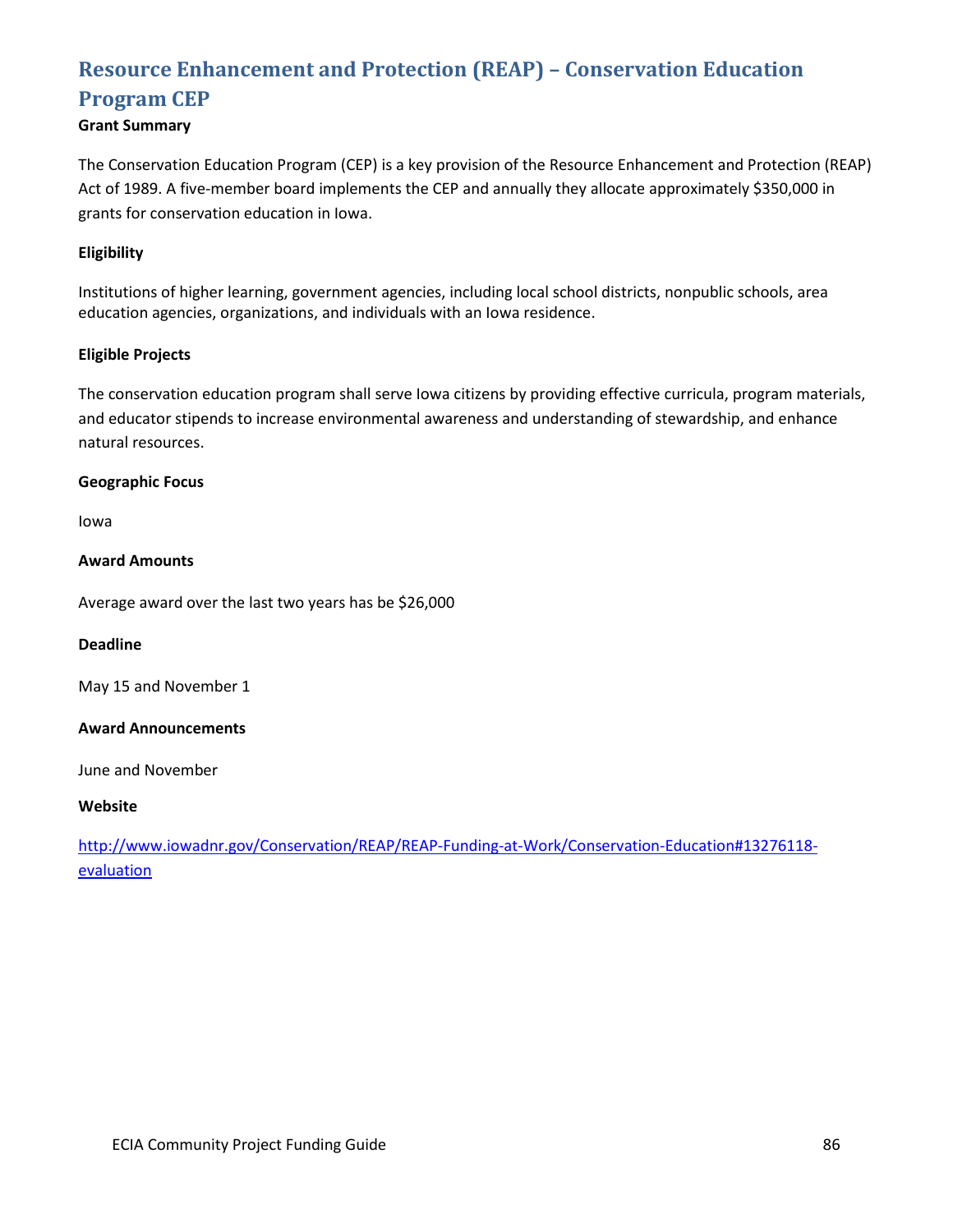## Resource Enhancement and Protection (REAP) – Conservation Education Program CEP

**Grant Summary**

The Conservation Education Program (CEP) is a key provision of the Resource Enhancement and Protection (REAP) Act of 1989. A five-member board implements the CEP and annually they allocate approximately $350,000 in grants for conservation education in Iowa.

**Eligibility**

Institutions of higher learning, government agencies, including local school districts, nonpublic schools, area education agencies, organizations, and individuals with an Iowa residence.

**Eligible Projects**

The conservation education program shall serve Iowa citizens by providing effective curricula, program materials, and educator stipends to increase environmental awareness and understanding of stewardship, and enhance natural resources.

**Geographic Focus**

Iowa

**Award Amounts**

Average award over the last two years has be $26,000

**Deadline**

May 15 and November 1

**Award Announcements**

June and November

**Website**

[http://www.iowadnr.gov/Conservation/REAP/REAP-Funding-at-Work/Conservation-Education#13276118-evaluation](http://www.iowadnr.gov/Conservation/REAP/REAP-Funding-at-Work/Conservation-Education#13276118-evaluation)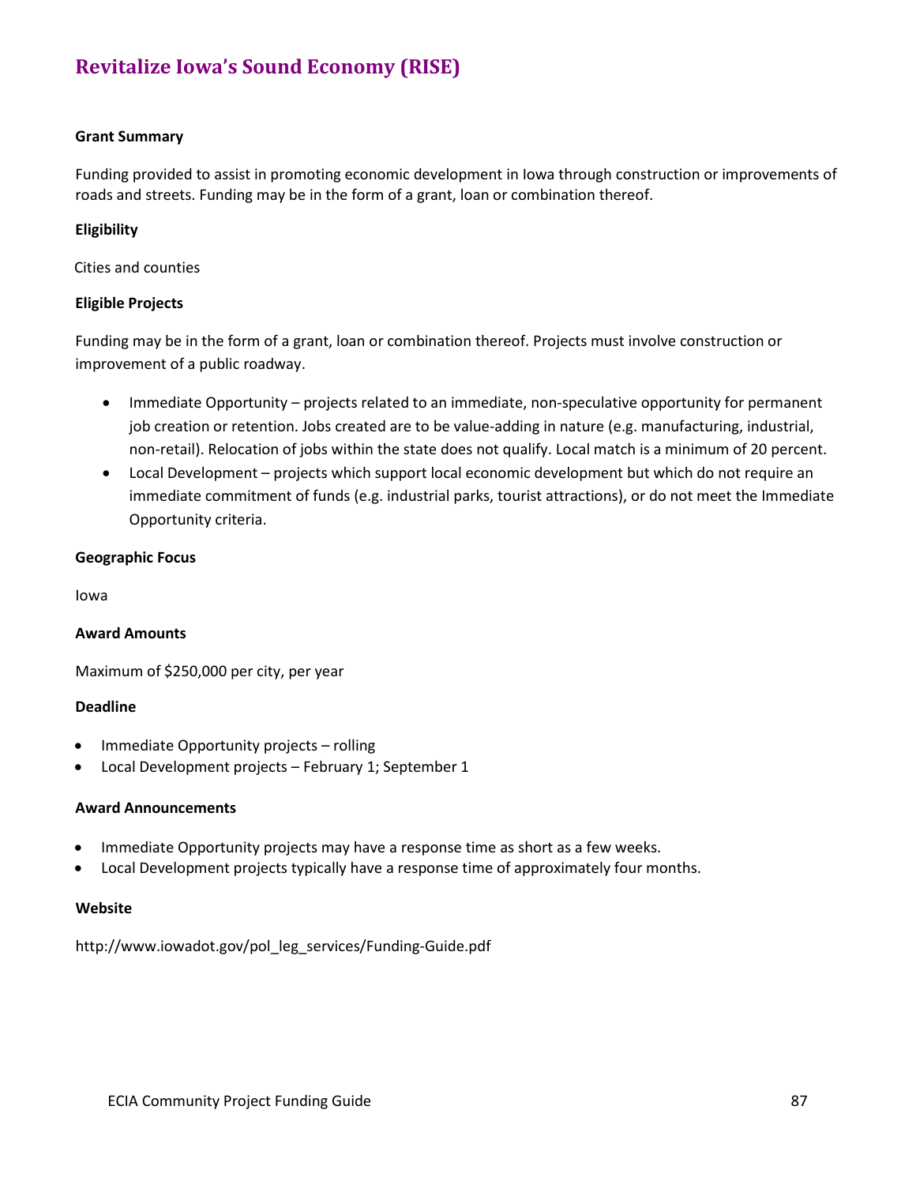# Revitalize Iowa's Sound Economy (RISE)

**Grant Summary**

Funding provided to assist in promoting economic development in Iowa through construction or improvements of roads and streets. Funding may be in the form of a grant, loan or combination thereof.

**Eligibility**

Cities and counties

**Eligible Projects**

Funding may be in the form of a grant, loan or combination thereof. Projects must involve construction or improvement of a public roadway.

- Immediate Opportunity – projects related to an immediate, non-speculative opportunity for permanent job creation or retention. Jobs created are to be value-adding in nature (e.g. manufacturing, industrial, non-retail). Relocation of jobs within the state does not qualify. Local match is a minimum of 20 percent.
- Local Development – projects which support local economic development but which do not require an immediate commitment of funds (e.g. industrial parks, tourist attractions), or do not meet the Immediate Opportunity criteria.

**Geographic Focus**

Iowa

**Award Amounts**

Maximum of $250,000 per city, per year

**Deadline**

- Immediate Opportunity projects – rolling
- Local Development projects – February 1; September 1

**Award Announcements**

- Immediate Opportunity projects may have a response time as short as a few weeks.
- Local Development projects typically have a response time of approximately four months.

**Website**

http://www.iowadot.gov/pol_leg_services/Funding-Guide.pdf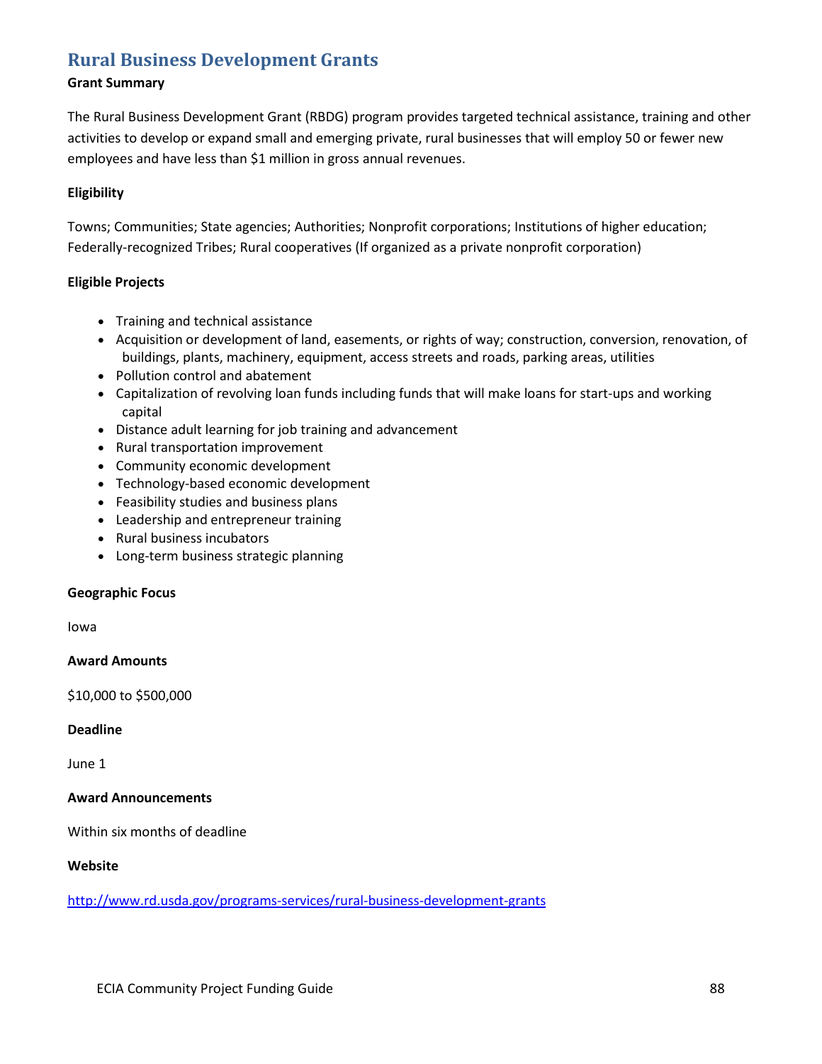## Rural Business Development Grants

**Grant Summary**

The Rural Business Development Grant (RBDG) program provides targeted technical assistance, training and other activities to develop or expand small and emerging private, rural businesses that will employ 50 or fewer new employees and have less than $1 million in gross annual revenues.

**Eligibility**

Towns; Communities; State agencies; Authorities; Nonprofit corporations; Institutions of higher education; Federally-recognized Tribes; Rural cooperatives (If organized as a private nonprofit corporation)

**Eligible Projects**

- Training and technical assistance
- Acquisition or development of land, easements, or rights of way; construction, conversion, renovation, of buildings, plants, machinery, equipment, access streets and roads, parking areas, utilities
- Pollution control and abatement
- Capitalization of revolving loan funds including funds that will make loans for start-ups and working capital
- Distance adult learning for job training and advancement
- Rural transportation improvement
- Community economic development
- Technology-based economic development
- Feasibility studies and business plans
- Leadership and entrepreneur training
- Rural business incubators
- Long-term business strategic planning

**Geographic Focus**

Iowa

**Award Amounts**

$10,000 to $500,000

**Deadline**

June 1

**Award Announcements**

Within six months of deadline

**Website**

http://www.rd.usda.gov/programs-services/rural-business-development-grants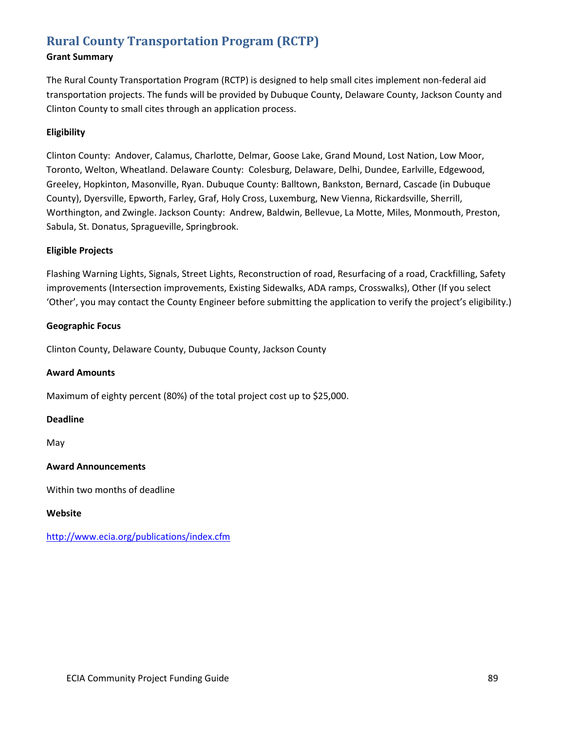## Rural County Transportation Program (RCTP)

**Grant Summary**

The Rural County Transportation Program (RCTP) is designed to help small cites implement non-federal aid transportation projects. The funds will be provided by Dubuque County, Delaware County, Jackson County and Clinton County to small cites through an application process.

**Eligibility**

Clinton County: Andover, Calamus, Charlotte, Delmar, Goose Lake, Grand Mound, Lost Nation, Low Moor, Toronto, Welton, Wheatland. Delaware County: Colesburg, Delaware, Delhi, Dundee, Earlville, Edgewood, Greeley, Hopkinton, Masonville, Ryan. Dubuque County: Balltown, Bankston, Bernard, Cascade (in Dubuque County), Dyersville, Epworth, Farley, Graf, Holy Cross, Luxemburg, New Vienna, Rickardsville, Sherrill, Worthington, and Zwingle. Jackson County: Andrew, Baldwin, Bellevue, La Motte, Miles, Monmouth, Preston, Sabula, St. Donatus, Spragueville, Springbrook.

**Eligible Projects**

Flashing Warning Lights, Signals, Street Lights, Reconstruction of road, Resurfacing of a road, Crackfilling, Safety improvements (Intersection improvements, Existing Sidewalks, ADA ramps, Crosswalks), Other (If you select 'Other', you may contact the County Engineer before submitting the application to verify the project's eligibility.)

**Geographic Focus**

Clinton County, Delaware County, Dubuque County, Jackson County

**Award Amounts**

Maximum of eighty percent (80%) of the total project cost up to $25,000.

**Deadline**

May

**Award Announcements**

Within two months of deadline

**Website**

http://www.ecia.org/publications/index.cfm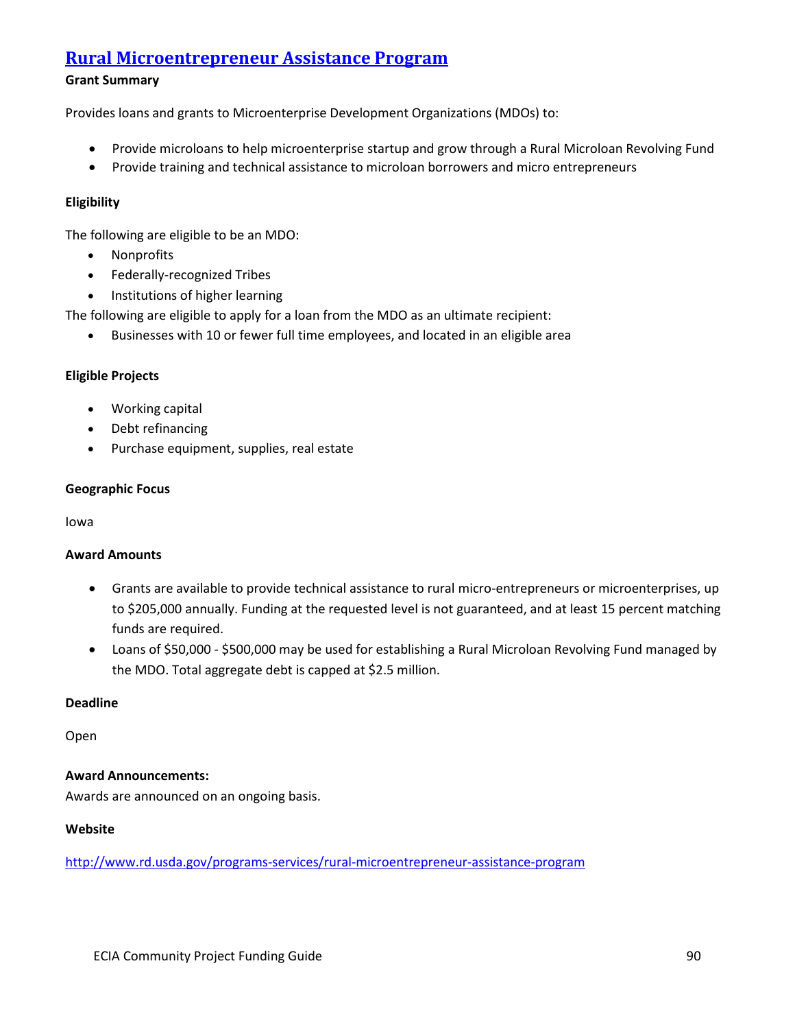## [Rural Microentrepreneur Assistance Program](http://www.rd.usda.gov/programs-services/rural-microentrepreneur-assistance-program)

**Grant Summary**

Provides loans and grants to Microenterprise Development Organizations (MDOs) to:

- Provide microloans to help microenterprise startup and grow through a Rural Microloan Revolving Fund
- Provide training and technical assistance to microloan borrowers and micro entrepreneurs

**Eligibility**

The following are eligible to be an MDO:

- Nonprofits
- Federally-recognized Tribes
- Institutions of higher learning

The following are eligible to apply for a loan from the MDO as an ultimate recipient:

- Businesses with 10 or fewer full time employees, and located in an eligible area

**Eligible Projects**

- Working capital
- Debt refinancing
- Purchase equipment, supplies, real estate

**Geographic Focus**

Iowa

**Award Amounts**

- Grants are available to provide technical assistance to rural micro-entrepreneurs or microenterprises, up to $205,000 annually. Funding at the requested level is not guaranteed, and at least 15 percent matching funds are required.
- Loans of $50,000 - $500,000 may be used for establishing a Rural Microloan Revolving Fund managed by the MDO. Total aggregate debt is capped at $2.5 million.

**Deadline**

Open

**Award Announcements:**

Awards are announced on an ongoing basis.

**Website**

http://www.rd.usda.gov/programs-services/rural-microentrepreneur-assistance-program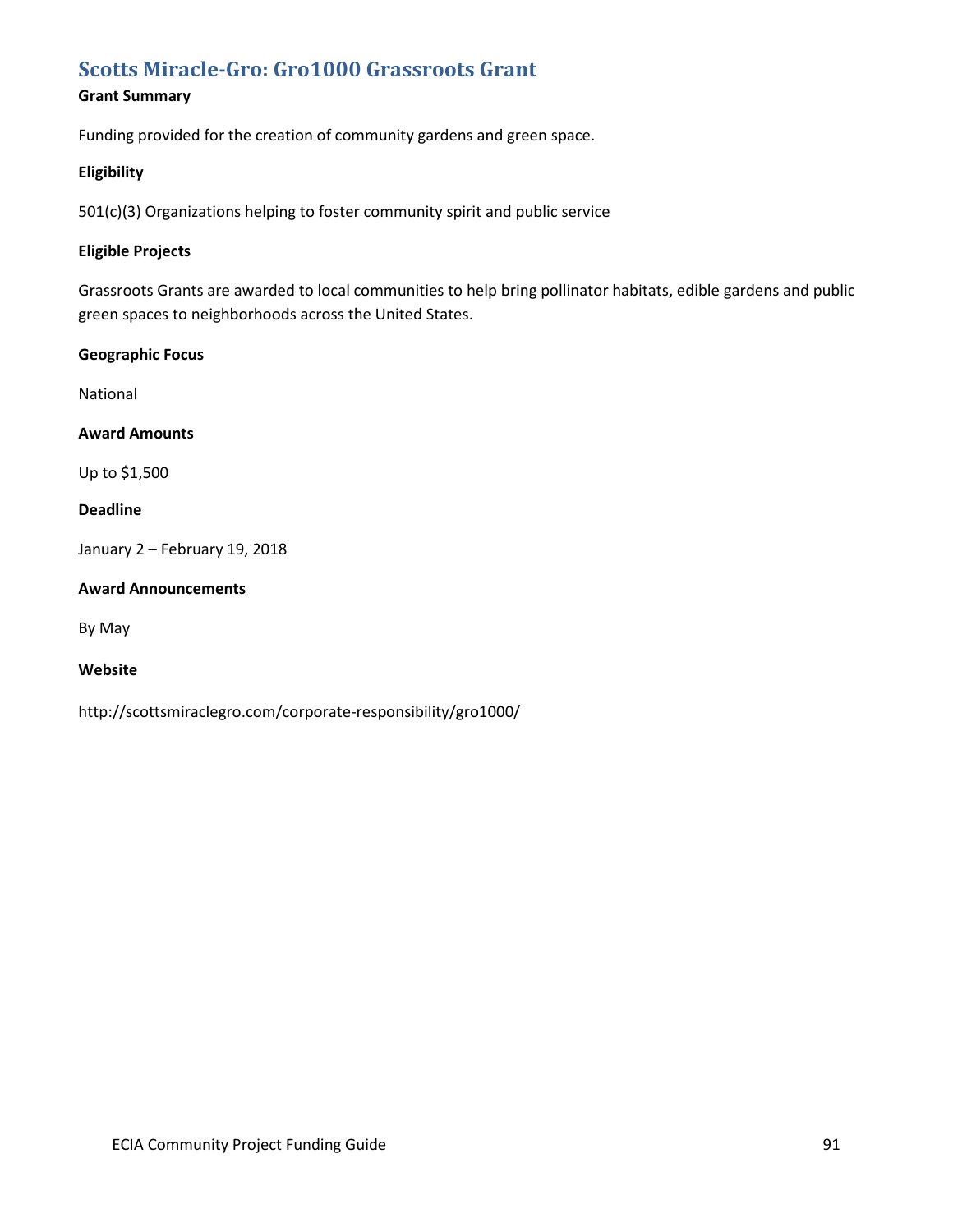## Scotts Miracle-Gro: Gro1000 Grassroots Grant

**Grant Summary**

Funding provided for the creation of community gardens and green space.

**Eligibility**

501(c)(3) Organizations helping to foster community spirit and public service

**Eligible Projects**

Grassroots Grants are awarded to local communities to help bring pollinator habitats, edible gardens and public green spaces to neighborhoods across the United States.

**Geographic Focus**

National

**Award Amounts**

Up to $1,500

**Deadline**

January 2 – February 19, 2018

**Award Announcements**

By May

**Website**

http://scottsmiraclegro.com/corporate-responsibility/gro1000/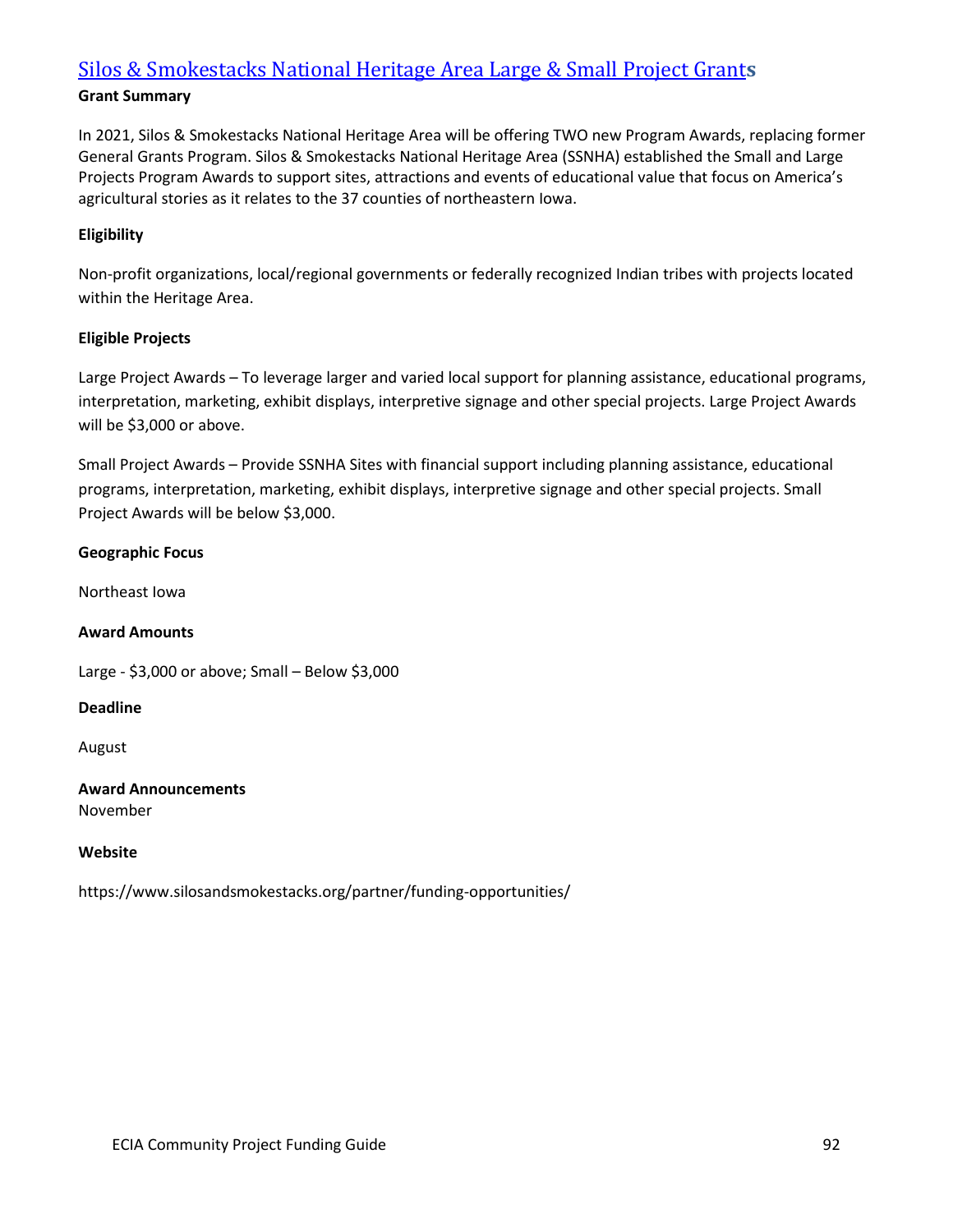## Silos & Smokestacks National Heritage Area Large & Small Project Grants

**Grant Summary**

In 2021, Silos & Smokestacks National Heritage Area will be offering TWO new Program Awards, replacing former General Grants Program. Silos & Smokestacks National Heritage Area (SSNHA) established the Small and Large Projects Program Awards to support sites, attractions and events of educational value that focus on America's agricultural stories as it relates to the 37 counties of northeastern Iowa.

**Eligibility**

Non-profit organizations, local/regional governments or federally recognized Indian tribes with projects located within the Heritage Area.

**Eligible Projects**

Large Project Awards – To leverage larger and varied local support for planning assistance, educational programs, interpretation, marketing, exhibit displays, interpretive signage and other special projects. Large Project Awards will be $3,000 or above.

Small Project Awards – Provide SSNHA Sites with financial support including planning assistance, educational programs, interpretation, marketing, exhibit displays, interpretive signage and other special projects. Small Project Awards will be below $3,000.

**Geographic Focus**

Northeast Iowa

**Award Amounts**

Large - $3,000 or above; Small – Below $3,000

**Deadline**

August

**Award Announcements**

November

**Website**

https://www.silosandsmokestacks.org/partner/funding-opportunities/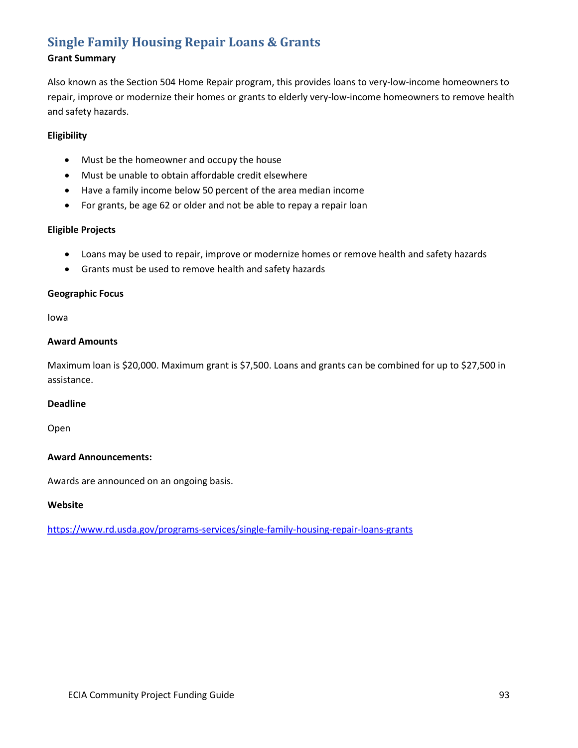## Single Family Housing Repair Loans & Grants

**Grant Summary**

Also known as the Section 504 Home Repair program, this provides loans to very-low-income homeowners to repair, improve or modernize their homes or grants to elderly very-low-income homeowners to remove health and safety hazards.

**Eligibility**

- Must be the homeowner and occupy the house
- Must be unable to obtain affordable credit elsewhere
- Have a family income below 50 percent of the area median income
- For grants, be age 62 or older and not be able to repay a repair loan

**Eligible Projects**

- Loans may be used to repair, improve or modernize homes or remove health and safety hazards
- Grants must be used to remove health and safety hazards

**Geographic Focus**

Iowa

**Award Amounts**

Maximum loan is $20,000. Maximum grant is $7,500. Loans and grants can be combined for up to $27,500 in assistance.

**Deadline**

Open

**Award Announcements:**

Awards are announced on an ongoing basis.

**Website**

https://www.rd.usda.gov/programs-services/single-family-housing-repair-loans-grants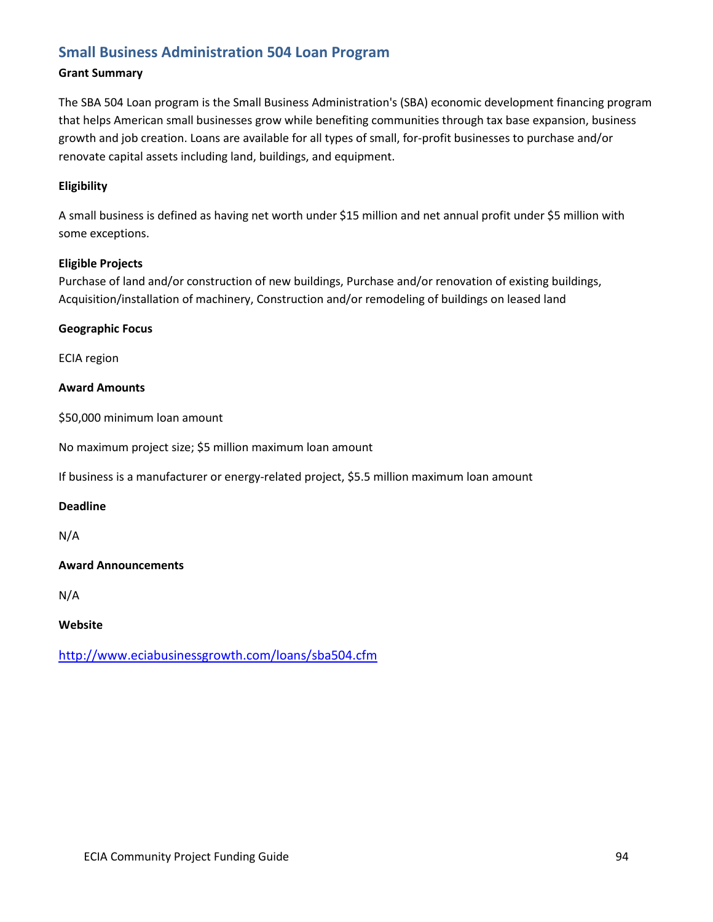## Small Business Administration 504 Loan Program

**Grant Summary**

The SBA 504 Loan program is the Small Business Administration's (SBA) economic development financing program that helps American small businesses grow while benefiting communities through tax base expansion, business growth and job creation. Loans are available for all types of small, for-profit businesses to purchase and/or renovate capital assets including land, buildings, and equipment.

**Eligibility**

A small business is defined as having net worth under $15 million and net annual profit under $5 million with some exceptions.

**Eligible Projects**

Purchase of land and/or construction of new buildings, Purchase and/or renovation of existing buildings, Acquisition/installation of machinery, Construction and/or remodeling of buildings on leased land

**Geographic Focus**

ECIA region

**Award Amounts**

$50,000 minimum loan amount

No maximum project size; $5 million maximum loan amount

If business is a manufacturer or energy-related project, $5.5 million maximum loan amount

**Deadline**

N/A

**Award Announcements**

N/A

**Website**

http://www.eciabusinessgrowth.com/loans/sba504.cfm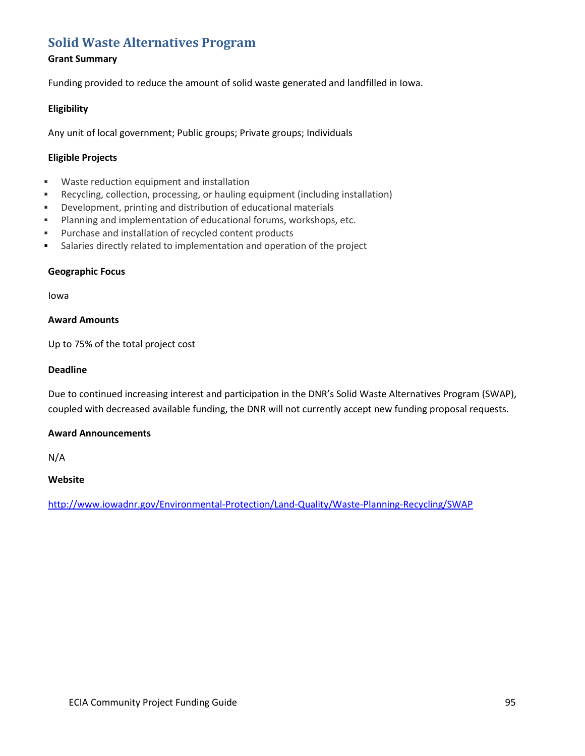## Solid Waste Alternatives Program

**Grant Summary**

Funding provided to reduce the amount of solid waste generated and landfilled in Iowa.

**Eligibility**

Any unit of local government; Public groups; Private groups; Individuals

**Eligible Projects**

- Waste reduction equipment and installation
- Recycling, collection, processing, or hauling equipment (including installation)
- Development, printing and distribution of educational materials
- Planning and implementation of educational forums, workshops, etc.
- Purchase and installation of recycled content products
- Salaries directly related to implementation and operation of the project

**Geographic Focus**

Iowa

**Award Amounts**

Up to 75% of the total project cost

**Deadline**

Due to continued increasing interest and participation in the DNR's Solid Waste Alternatives Program (SWAP), coupled with decreased available funding, the DNR will not currently accept new funding proposal requests.

**Award Announcements**

N/A

**Website**

http://www.iowadnr.gov/Environmental-Protection/Land-Quality/Waste-Planning-Recycling/SWAP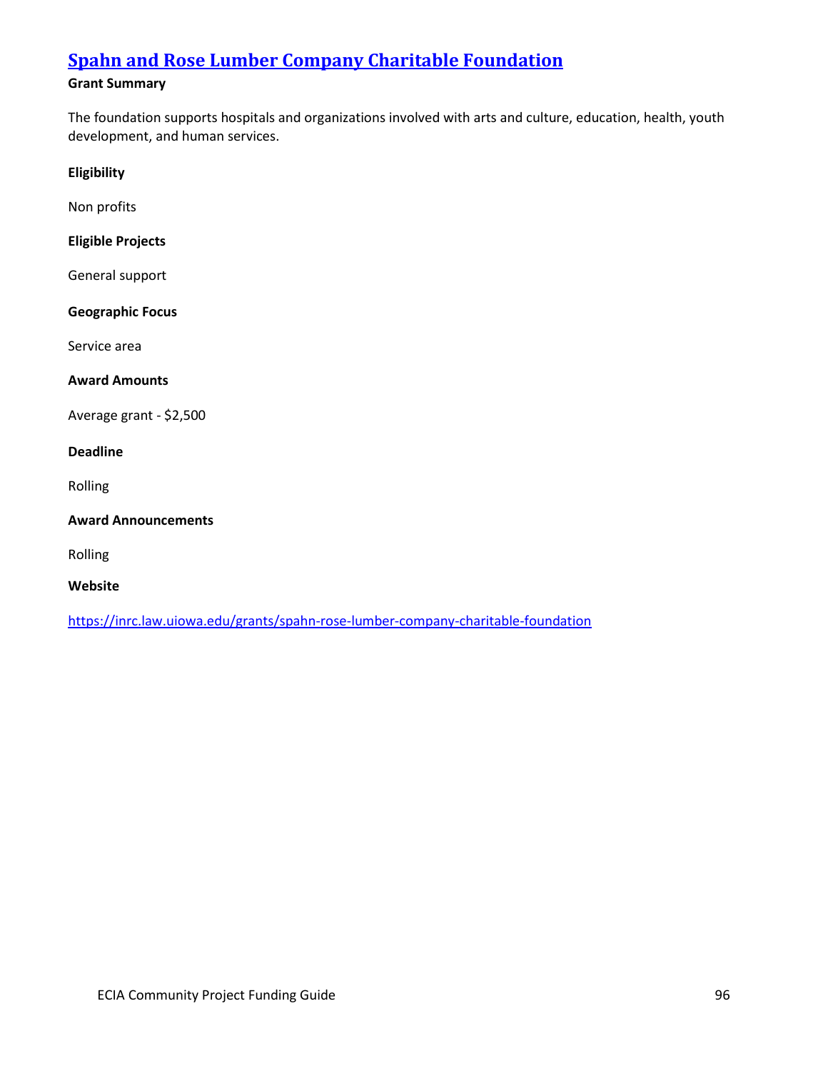## [Spahn and Rose Lumber Company Charitable Foundation](https://inrc.law.uiowa.edu/grants/spahn-rose-lumber-company-charitable-foundation)

**Grant Summary**

The foundation supports hospitals and organizations involved with arts and culture, education, health, youth development, and human services.

**Eligibility**

Non profits

**Eligible Projects**

General support

**Geographic Focus**

Service area

**Award Amounts**

Average grant - $2,500

**Deadline**

Rolling

**Award Announcements**

Rolling

**Website**

https://inrc.law.uiowa.edu/grants/spahn-rose-lumber-company-charitable-foundation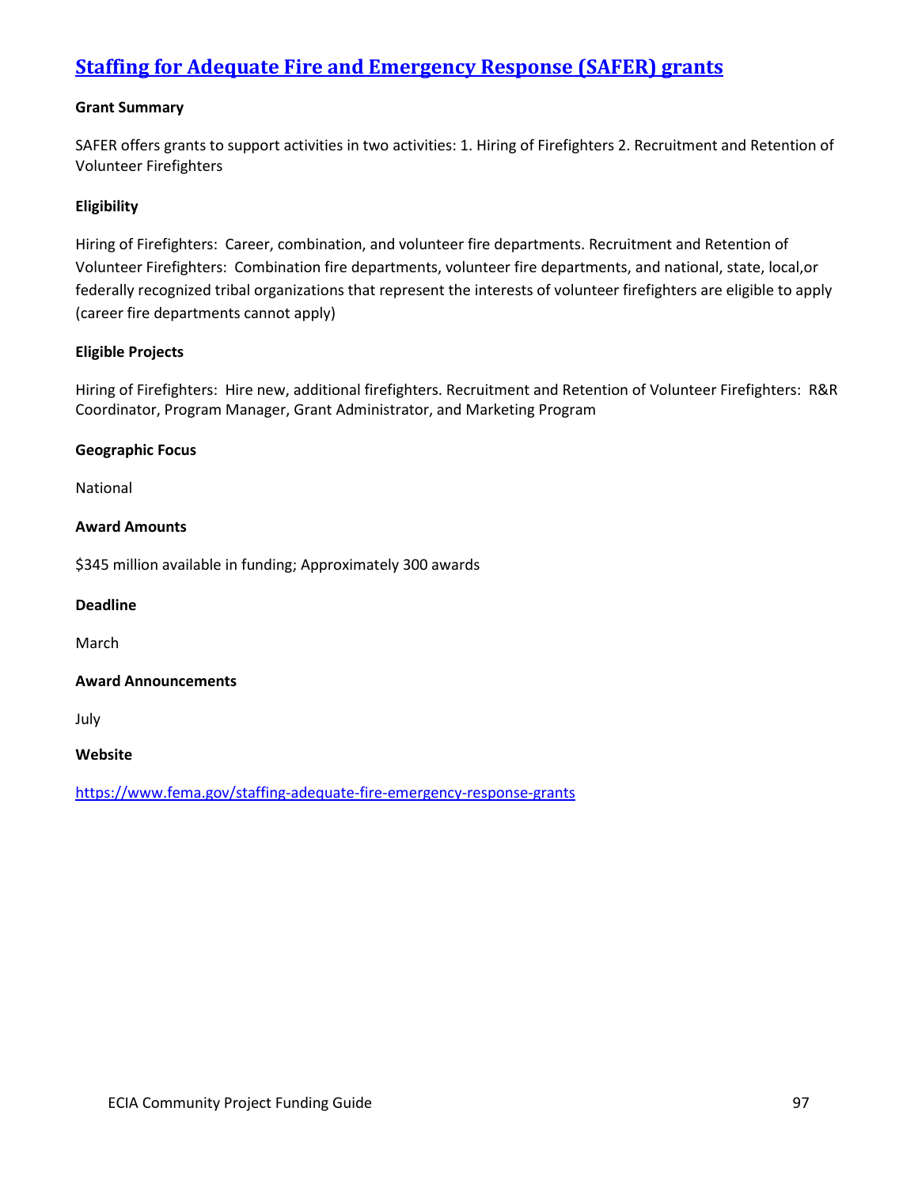## [Staffing for Adequate Fire and Emergency Response (SAFER) grants](https://www.fema.gov/staffing-adequate-fire-emergency-response-grants)

**Grant Summary**

SAFER offers grants to support activities in two activities: 1. Hiring of Firefighters 2. Recruitment and Retention of Volunteer Firefighters

**Eligibility**

Hiring of Firefighters: Career, combination, and volunteer fire departments. Recruitment and Retention of Volunteer Firefighters: Combination fire departments, volunteer fire departments, and national, state, local,or federally recognized tribal organizations that represent the interests of volunteer firefighters are eligible to apply (career fire departments cannot apply)

**Eligible Projects**

Hiring of Firefighters: Hire new, additional firefighters. Recruitment and Retention of Volunteer Firefighters: R&R Coordinator, Program Manager, Grant Administrator, and Marketing Program

**Geographic Focus**

National

**Award Amounts**

$345 million available in funding; Approximately 300 awards

**Deadline**

March

**Award Announcements**

July

**Website**

https://www.fema.gov/staffing-adequate-fire-emergency-response-grants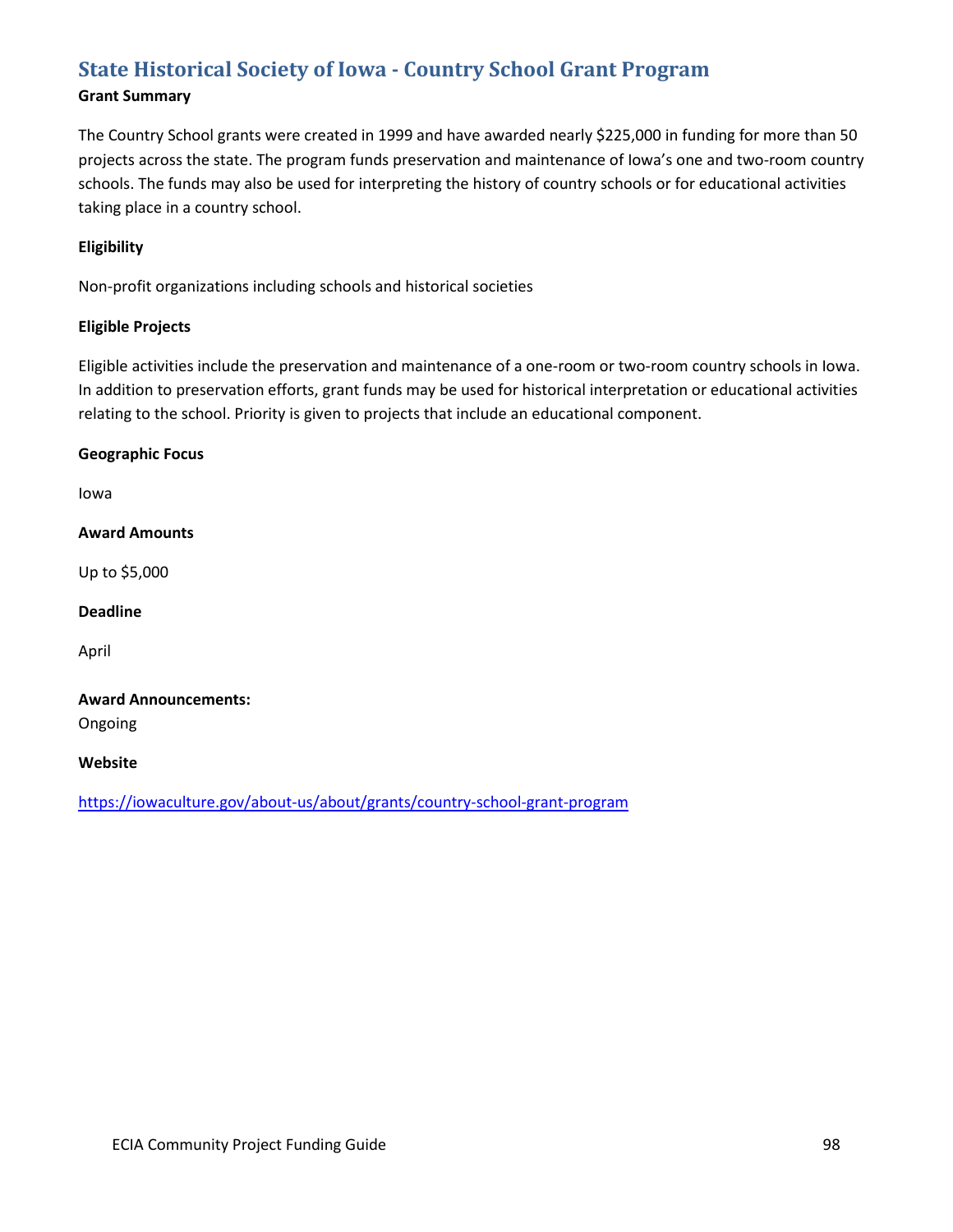## State Historical Society of Iowa - Country School Grant Program

**Grant Summary**

The Country School grants were created in 1999 and have awarded nearly $225,000 in funding for more than 50 projects across the state. The program funds preservation and maintenance of Iowa's one and two-room country schools. The funds may also be used for interpreting the history of country schools or for educational activities taking place in a country school.

**Eligibility**

Non-profit organizations including schools and historical societies

**Eligible Projects**

Eligible activities include the preservation and maintenance of a one-room or two-room country schools in Iowa. In addition to preservation efforts, grant funds may be used for historical interpretation or educational activities relating to the school. Priority is given to projects that include an educational component.

**Geographic Focus**

Iowa

**Award Amounts**

Up to $5,000

**Deadline**

April

**Award Announcements:**

Ongoing

**Website**

https://iowaculture.gov/about-us/about/grants/country-school-grant-program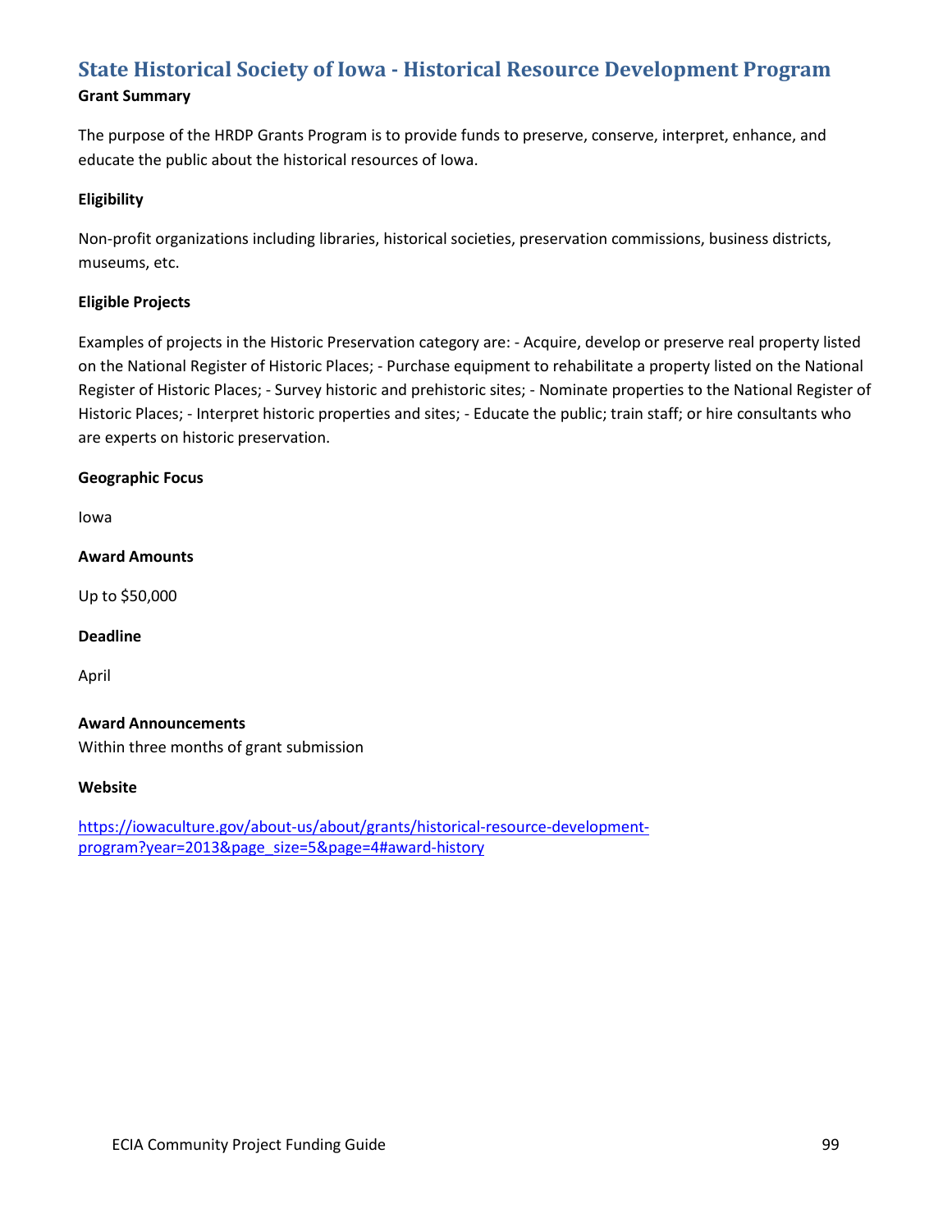## State Historical Society of Iowa - Historical Resource Development Program

**Grant Summary**

The purpose of the HRDP Grants Program is to provide funds to preserve, conserve, interpret, enhance, and educate the public about the historical resources of Iowa.

**Eligibility**

Non-profit organizations including libraries, historical societies, preservation commissions, business districts, museums, etc.

**Eligible Projects**

Examples of projects in the Historic Preservation category are: - Acquire, develop or preserve real property listed on the National Register of Historic Places; - Purchase equipment to rehabilitate a property listed on the National Register of Historic Places; - Survey historic and prehistoric sites; - Nominate properties to the National Register of Historic Places; - Interpret historic properties and sites; - Educate the public; train staff; or hire consultants who are experts on historic preservation.

**Geographic Focus**

Iowa

**Award Amounts**

Up to $50,000

**Deadline**

April

**Award Announcements**

Within three months of grant submission

**Website**

[https://iowaculture.gov/about-us/about/grants/historical-resource-development-program?year=2013&page_size=5&page=4#award-history](https://iowaculture.gov/about-us/about/grants/historical-resource-development-program?year=2013&page_size=5&page=4#award-history)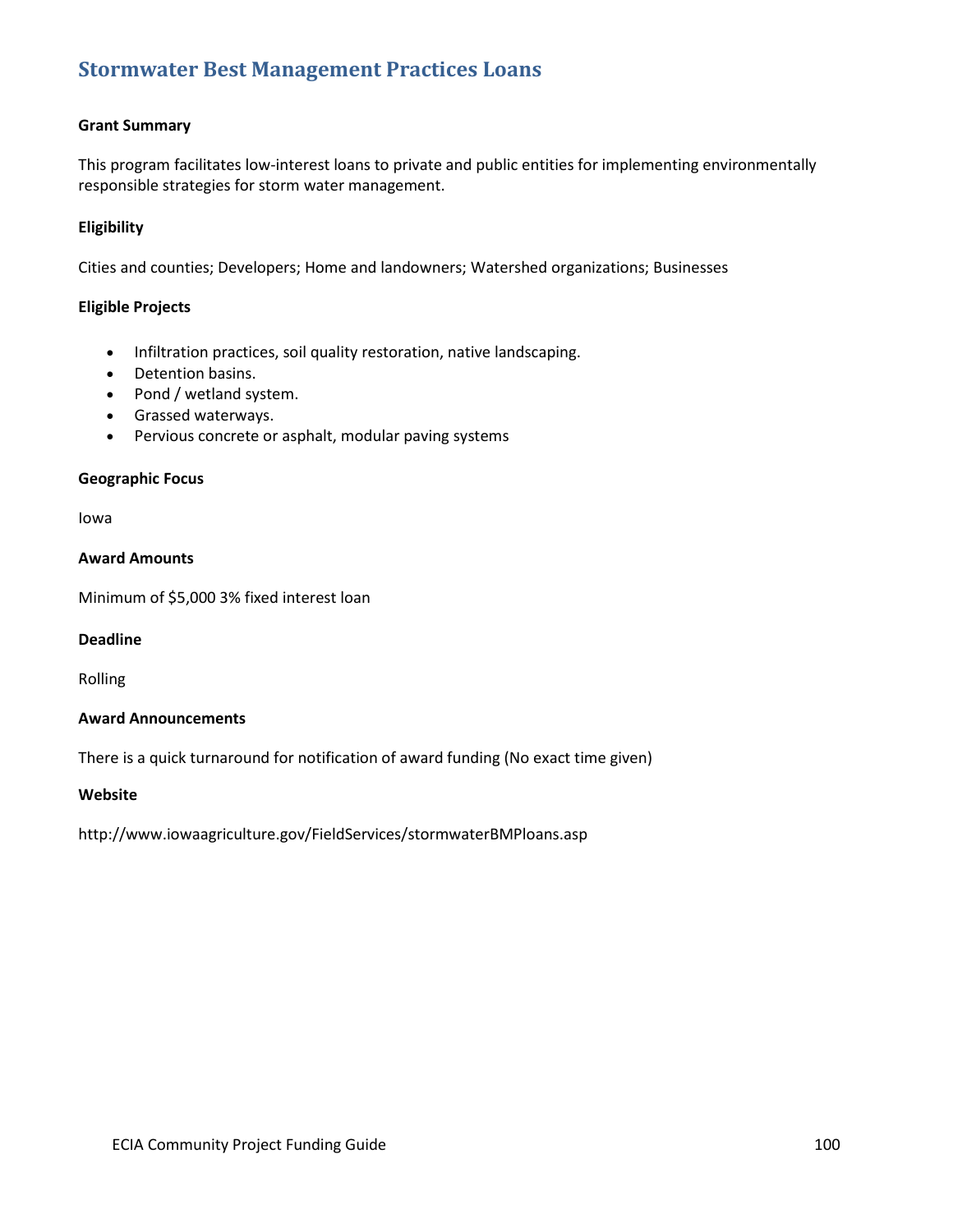## Stormwater Best Management Practices Loans

**Grant Summary**

This program facilitates low-interest loans to private and public entities for implementing environmentally responsible strategies for storm water management.

**Eligibility**

Cities and counties; Developers; Home and landowners; Watershed organizations; Businesses

**Eligible Projects**

- Infiltration practices, soil quality restoration, native landscaping.
- Detention basins.
- Pond / wetland system.
- Grassed waterways.
- Pervious concrete or asphalt, modular paving systems

**Geographic Focus**

Iowa

**Award Amounts**

Minimum of $5,000 3% fixed interest loan

**Deadline**

Rolling

**Award Announcements**

There is a quick turnaround for notification of award funding (No exact time given)

**Website**

http://www.iowaagriculture.gov/FieldServices/stormwaterBMPloans.asp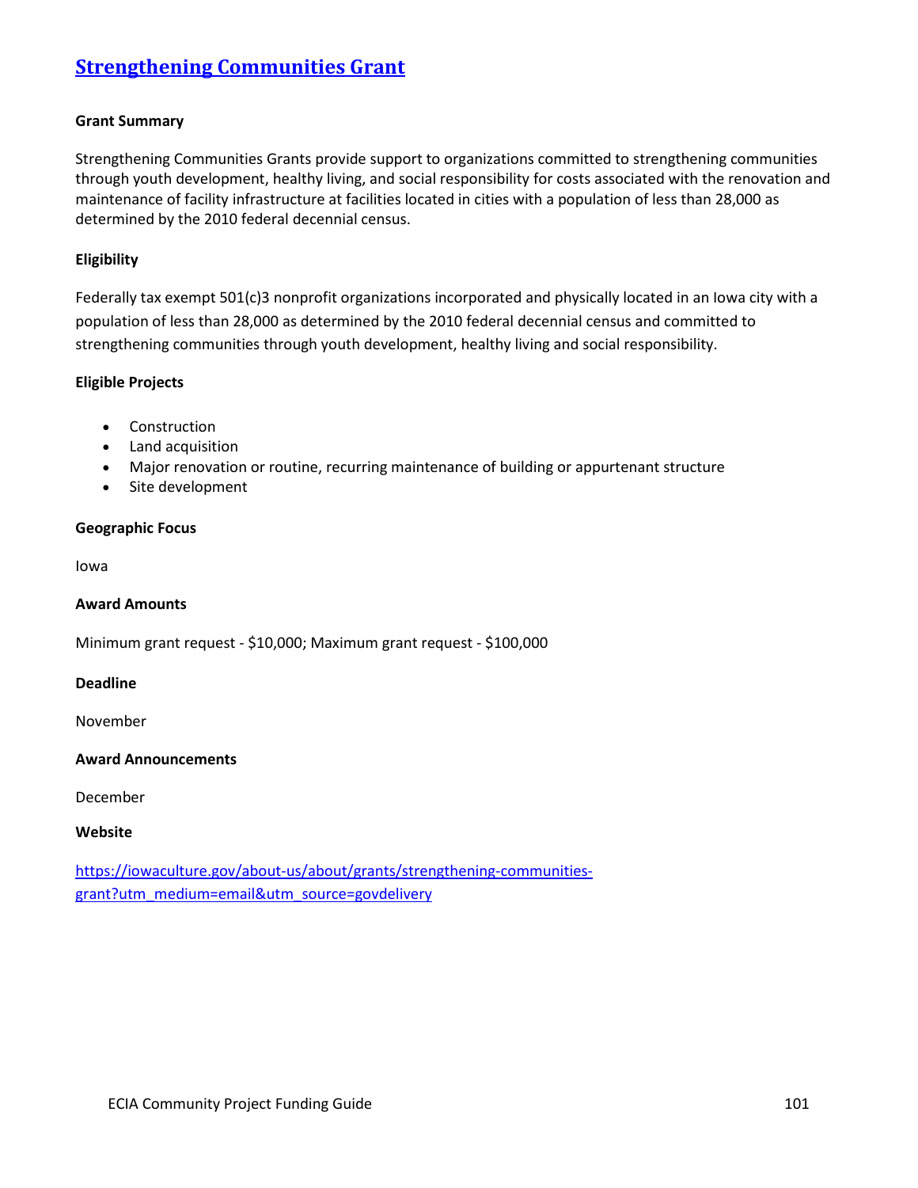# [Strengthening Communities Grant](https://iowaculture.gov/about-us/about/grants/strengthening-communities-grant?utm_medium=email&utm_source=govdelivery)

**Grant Summary**

Strengthening Communities Grants provide support to organizations committed to strengthening communities through youth development, healthy living, and social responsibility for costs associated with the renovation and maintenance of facility infrastructure at facilities located in cities with a population of less than 28,000 as determined by the 2010 federal decennial census.

**Eligibility**

Federally tax exempt 501(c)3 nonprofit organizations incorporated and physically located in an Iowa city with a population of less than 28,000 as determined by the 2010 federal decennial census and committed to strengthening communities through youth development, healthy living and social responsibility.

**Eligible Projects**

- Construction
- Land acquisition
- Major renovation or routine, recurring maintenance of building or appurtenant structure
- Site development

**Geographic Focus**

Iowa

**Award Amounts**

Minimum grant request - $10,000; Maximum grant request - $100,000

**Deadline**

November

**Award Announcements**

December

**Website**

[https://iowaculture.gov/about-us/about/grants/strengthening-communities-grant?utm_medium=email&utm_source=govdelivery](https://iowaculture.gov/about-us/about/grants/strengthening-communities-grant?utm_medium=email&utm_source=govdelivery)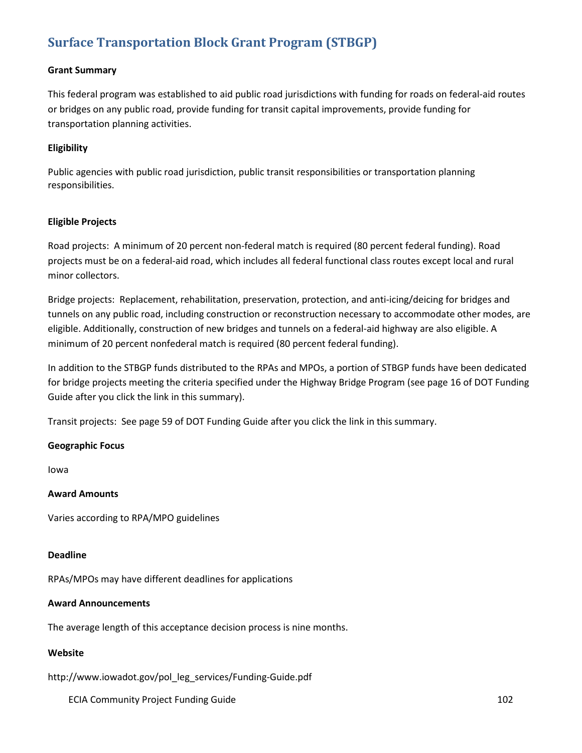# Surface Transportation Block Grant Program (STBGP)

**Grant Summary**

This federal program was established to aid public road jurisdictions with funding for roads on federal-aid routes or bridges on any public road, provide funding for transit capital improvements, provide funding for transportation planning activities.

**Eligibility**

Public agencies with public road jurisdiction, public transit responsibilities or transportation planning responsibilities.

**Eligible Projects**

Road projects: A minimum of 20 percent non-federal match is required (80 percent federal funding). Road projects must be on a federal-aid road, which includes all federal functional class routes except local and rural minor collectors.

Bridge projects: Replacement, rehabilitation, preservation, protection, and anti-icing/deicing for bridges and tunnels on any public road, including construction or reconstruction necessary to accommodate other modes, are eligible. Additionally, construction of new bridges and tunnels on a federal-aid highway are also eligible. A minimum of 20 percent nonfederal match is required (80 percent federal funding).

In addition to the STBGP funds distributed to the RPAs and MPOs, a portion of STBGP funds have been dedicated for bridge projects meeting the criteria specified under the Highway Bridge Program (see page 16 of DOT Funding Guide after you click the link in this summary).

Transit projects: See page 59 of DOT Funding Guide after you click the link in this summary.

**Geographic Focus**

Iowa

**Award Amounts**

Varies according to RPA/MPO guidelines

**Deadline**

RPAs/MPOs may have different deadlines for applications

**Award Announcements**

The average length of this acceptance decision process is nine months.

**Website**

http://www.iowadot.gov/pol_leg_services/Funding-Guide.pdf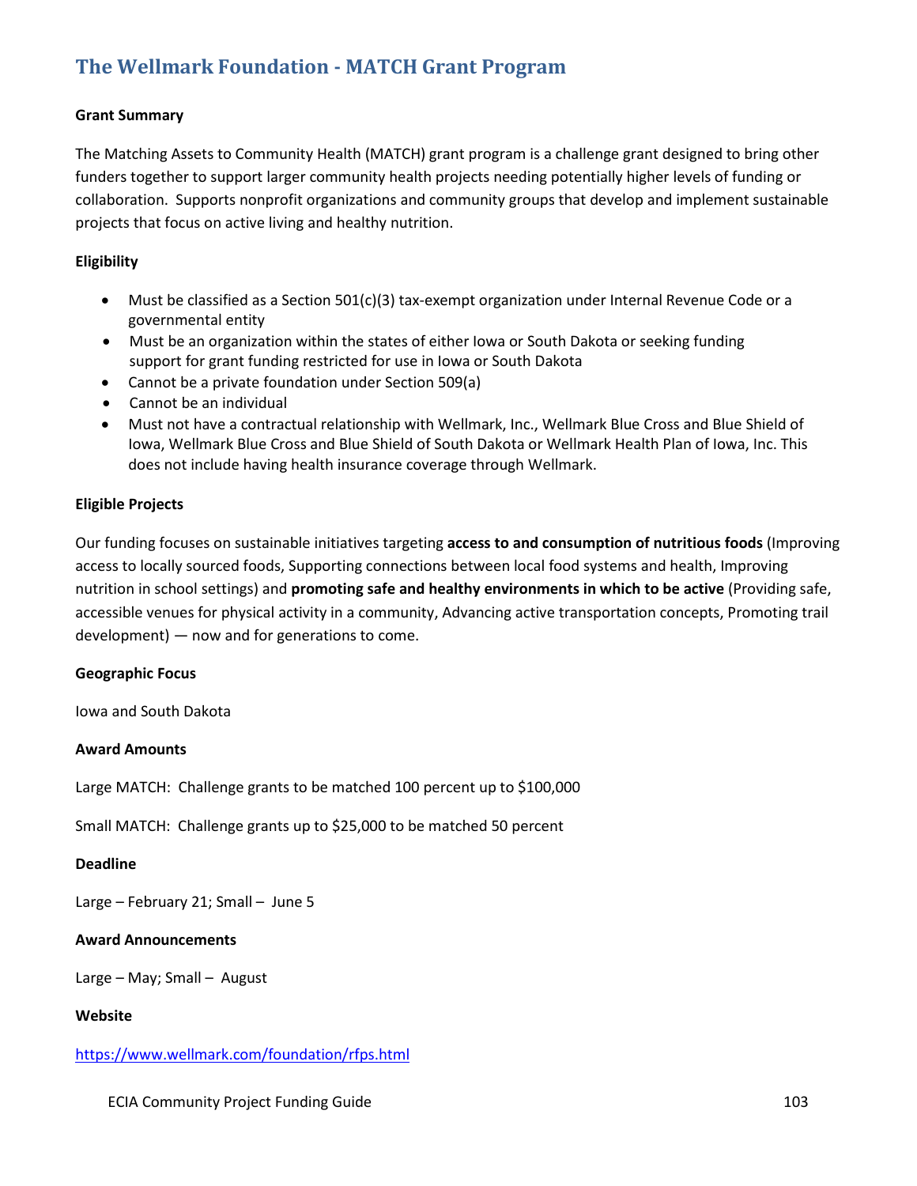# The Wellmark Foundation - MATCH Grant Program

**Grant Summary**

The Matching Assets to Community Health (MATCH) grant program is a challenge grant designed to bring other funders together to support larger community health projects needing potentially higher levels of funding or collaboration. Supports nonprofit organizations and community groups that develop and implement sustainable projects that focus on active living and healthy nutrition.

**Eligibility**

- Must be classified as a Section 501(c)(3) tax-exempt organization under Internal Revenue Code or a governmental entity
- Must be an organization within the states of either Iowa or South Dakota or seeking funding support for grant funding restricted for use in Iowa or South Dakota
- Cannot be a private foundation under Section 509(a)
- Cannot be an individual
- Must not have a contractual relationship with Wellmark, Inc., Wellmark Blue Cross and Blue Shield of Iowa, Wellmark Blue Cross and Blue Shield of South Dakota or Wellmark Health Plan of Iowa, Inc. This does not include having health insurance coverage through Wellmark.

**Eligible Projects**

Our funding focuses on sustainable initiatives targeting **access to and consumption of nutritious foods** (Improving access to locally sourced foods, Supporting connections between local food systems and health, Improving nutrition in school settings) and **promoting safe and healthy environments in which to be active** (Providing safe, accessible venues for physical activity in a community, Advancing active transportation concepts, Promoting trail development) — now and for generations to come.

**Geographic Focus**

Iowa and South Dakota

**Award Amounts**

Large MATCH: Challenge grants to be matched 100 percent up to $100,000

Small MATCH: Challenge grants up to $25,000 to be matched 50 percent

**Deadline**

Large – February 21; Small – June 5

**Award Announcements**

Large – May; Small – August

**Website**

https://www.wellmark.com/foundation/rfps.html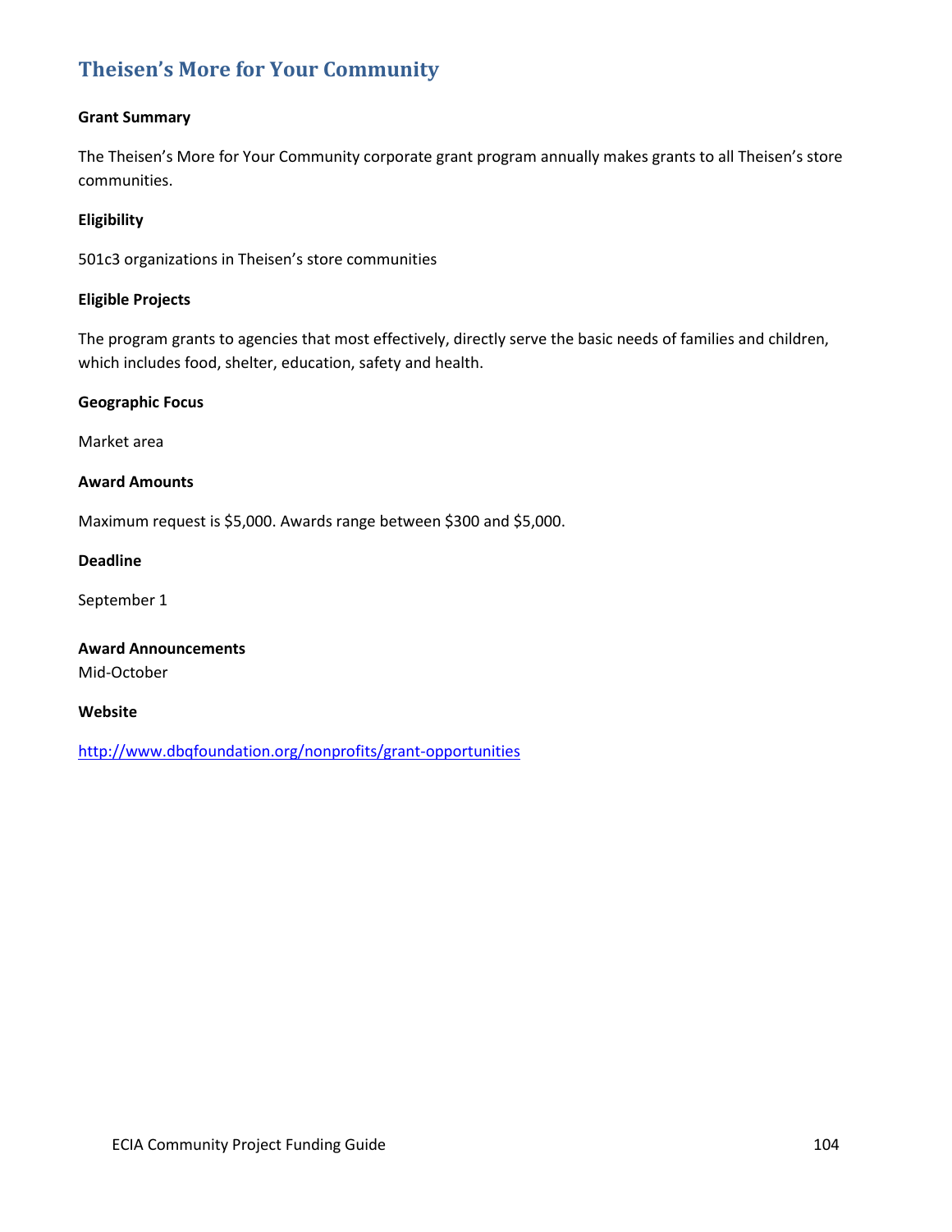# Theisen's More for Your Community

**Grant Summary**

The Theisen's More for Your Community corporate grant program annually makes grants to all Theisen's store communities.

**Eligibility**

501c3 organizations in Theisen's store communities

**Eligible Projects**

The program grants to agencies that most effectively, directly serve the basic needs of families and children, which includes food, shelter, education, safety and health.

**Geographic Focus**

Market area

**Award Amounts**

Maximum request is $5,000. Awards range between $300 and $5,000.

**Deadline**

September 1

**Award Announcements**

Mid-October

**Website**

http://www.dbqfoundation.org/nonprofits/grant-opportunities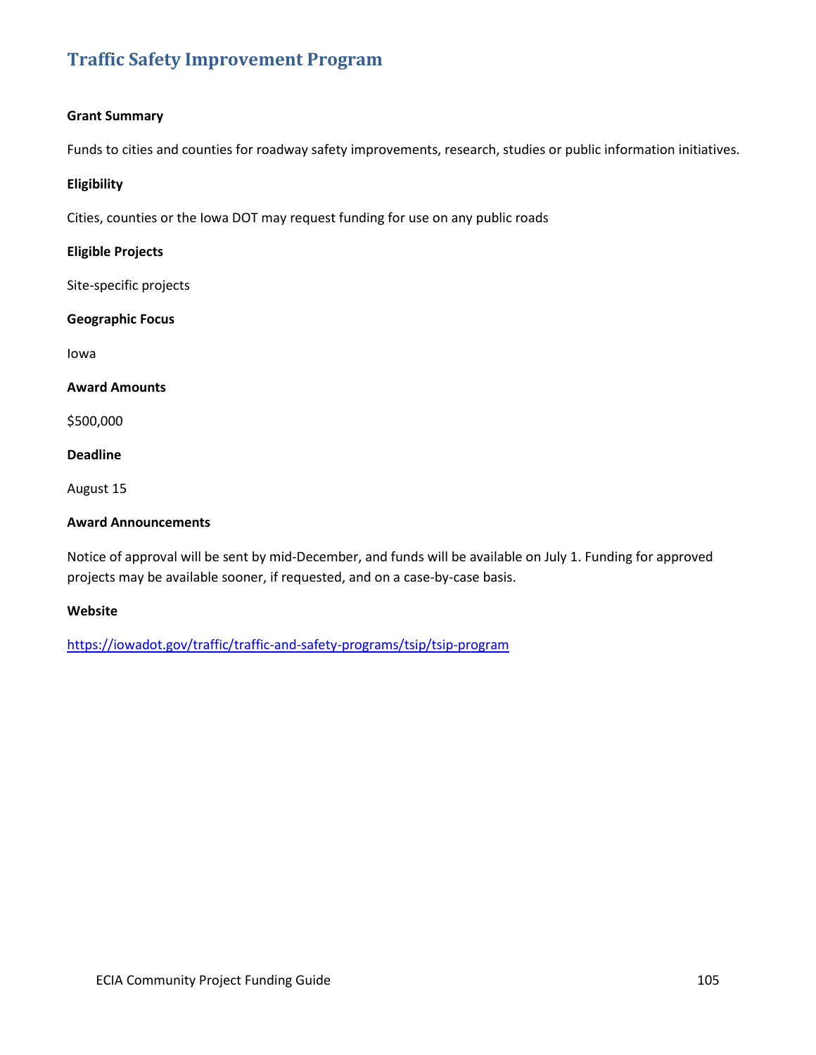## Traffic Safety Improvement Program

**Grant Summary**

Funds to cities and counties for roadway safety improvements, research, studies or public information initiatives.

**Eligibility**

Cities, counties or the Iowa DOT may request funding for use on any public roads

**Eligible Projects**

Site-specific projects

**Geographic Focus**

Iowa

**Award Amounts**

$500,000

**Deadline**

August 15

**Award Announcements**

Notice of approval will be sent by mid-December, and funds will be available on July 1. Funding for approved projects may be available sooner, if requested, and on a case-by-case basis.

**Website**

https://iowadot.gov/traffic/traffic-and-safety-programs/tsip/tsip-program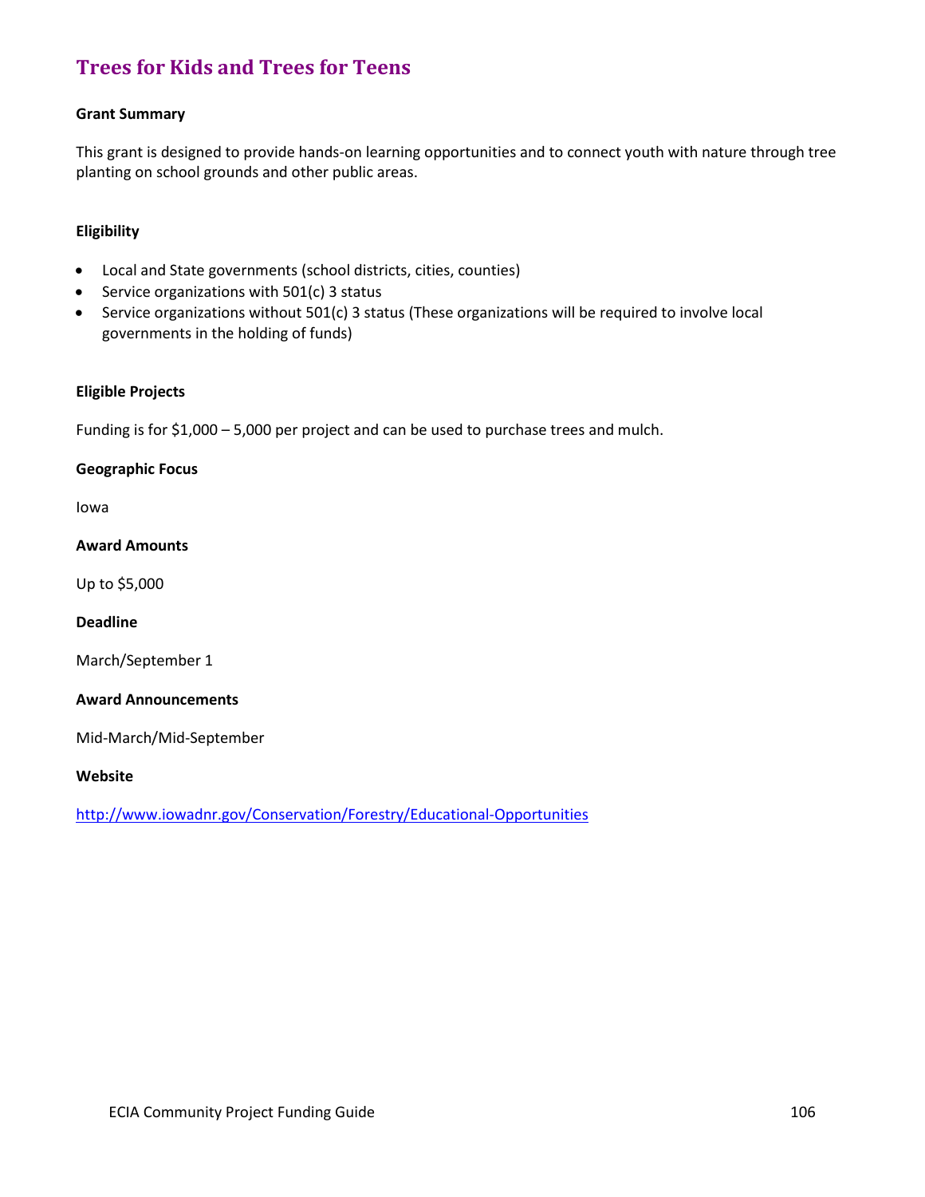# Trees for Kids and Trees for Teens

**Grant Summary**

This grant is designed to provide hands-on learning opportunities and to connect youth with nature through tree planting on school grounds and other public areas.

**Eligibility**

- Local and State governments (school districts, cities, counties)
- Service organizations with 501(c) 3 status
- Service organizations without 501(c) 3 status (These organizations will be required to involve local governments in the holding of funds)

**Eligible Projects**

Funding is for $1,000 – 5,000 per project and can be used to purchase trees and mulch.

**Geographic Focus**

Iowa

**Award Amounts**

Up to $5,000

**Deadline**

March/September 1

**Award Announcements**

Mid-March/Mid-September

**Website**

http://www.iowadnr.gov/Conservation/Forestry/Educational-Opportunities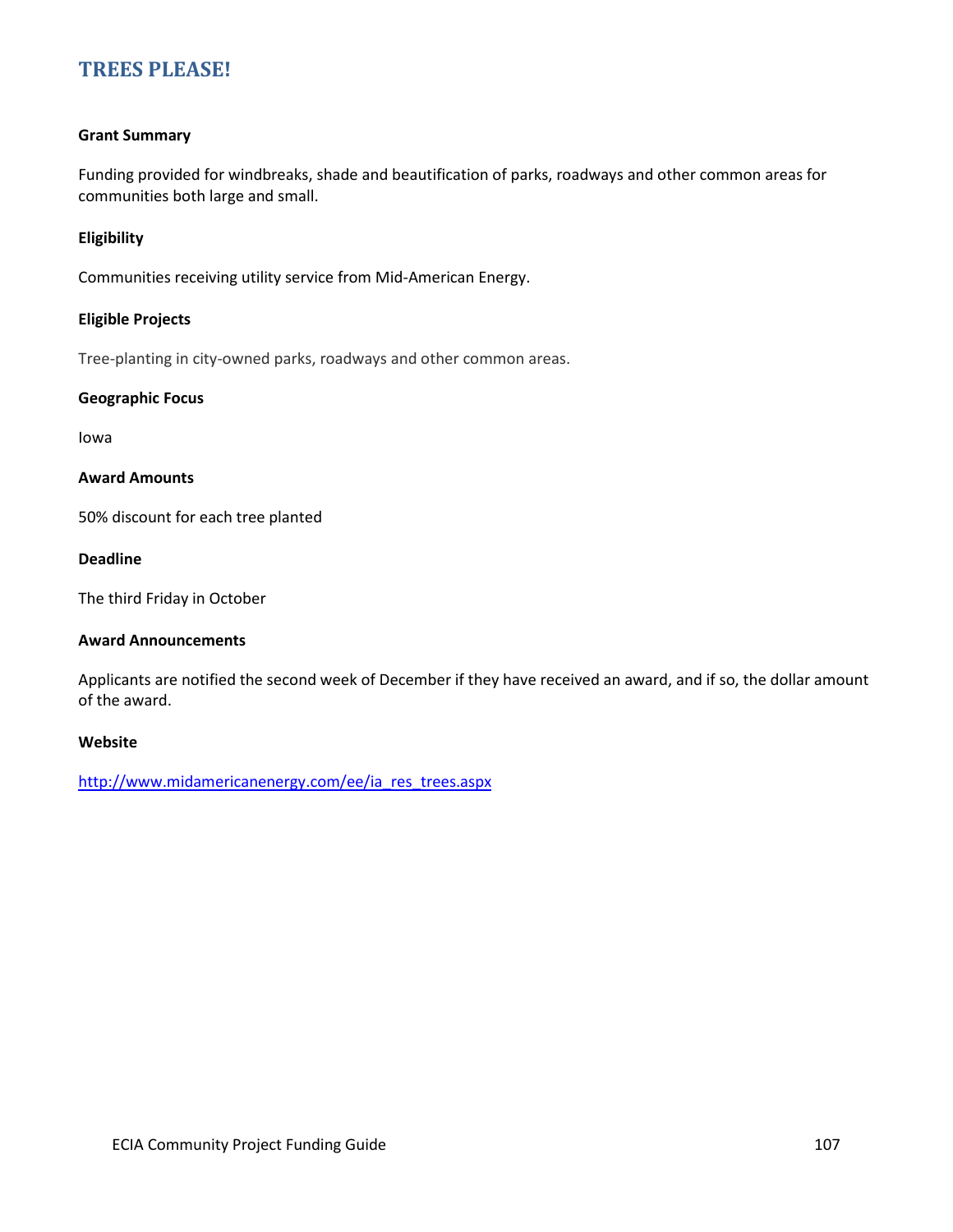## TREES PLEASE!

**Grant Summary**

Funding provided for windbreaks, shade and beautification of parks, roadways and other common areas for communities both large and small.

**Eligibility**

Communities receiving utility service from Mid-American Energy.

**Eligible Projects**

Tree-planting in city-owned parks, roadways and other common areas.

**Geographic Focus**

Iowa

**Award Amounts**

50% discount for each tree planted

**Deadline**

The third Friday in October

**Award Announcements**

Applicants are notified the second week of December if they have received an award, and if so, the dollar amount of the award.

**Website**

[http://www.midamericanenergy.com/ee/ia_res_trees.aspx](http://www.midamericanenergy.com/ee/ia_res_trees.aspx)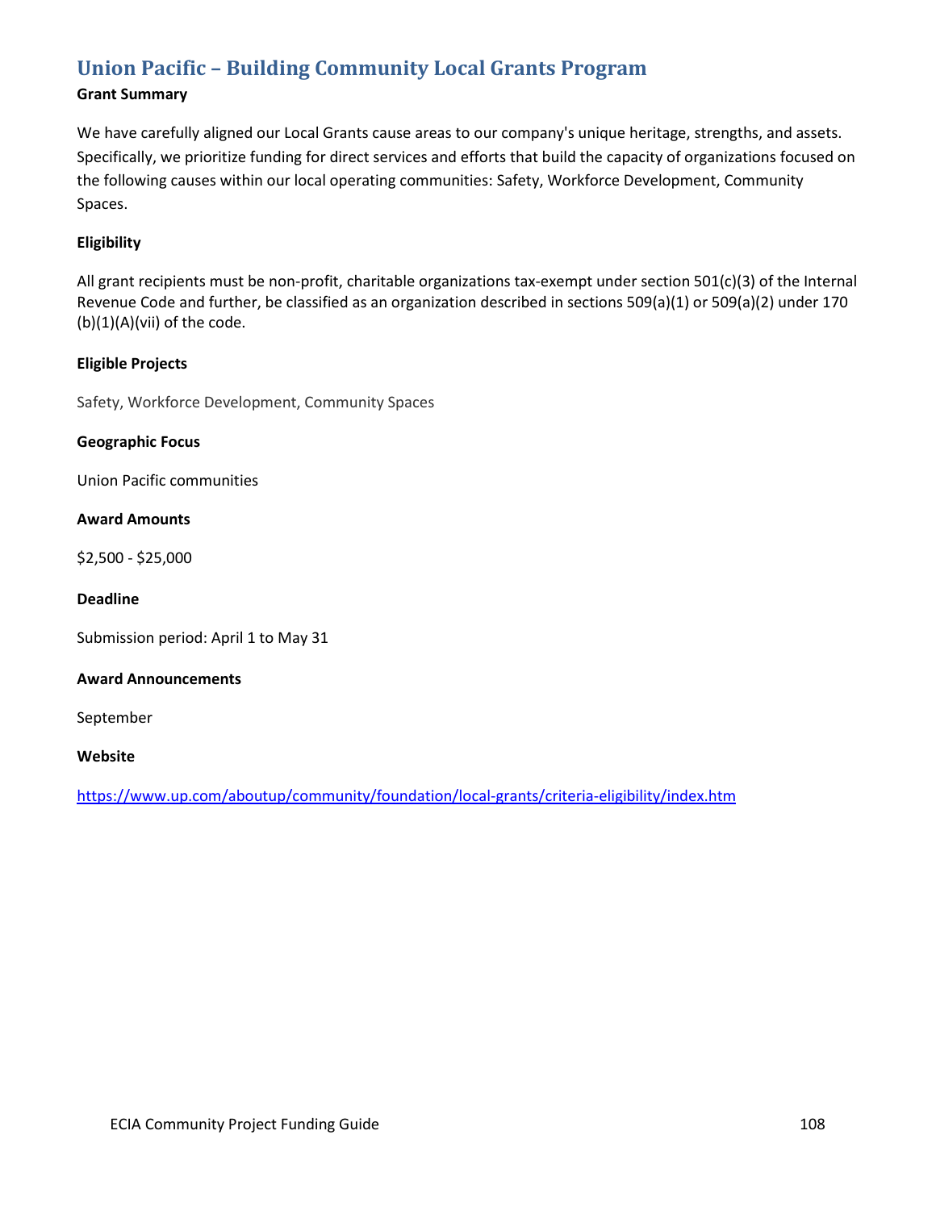## Union Pacific – Building Community Local Grants Program

**Grant Summary**

We have carefully aligned our Local Grants cause areas to our company's unique heritage, strengths, and assets. Specifically, we prioritize funding for direct services and efforts that build the capacity of organizations focused on the following causes within our local operating communities: Safety, Workforce Development, Community Spaces.

**Eligibility**

All grant recipients must be non-profit, charitable organizations tax-exempt under section 501(c)(3) of the Internal Revenue Code and further, be classified as an organization described in sections 509(a)(1) or 509(a)(2) under 170 (b)(1)(A)(vii) of the code.

**Eligible Projects**

Safety, Workforce Development, Community Spaces

**Geographic Focus**

Union Pacific communities

**Award Amounts**

$2,500 - $25,000

**Deadline**

Submission period: April 1 to May 31

**Award Announcements**

September

**Website**

https://www.up.com/aboutup/community/foundation/local-grants/criteria-eligibility/index.htm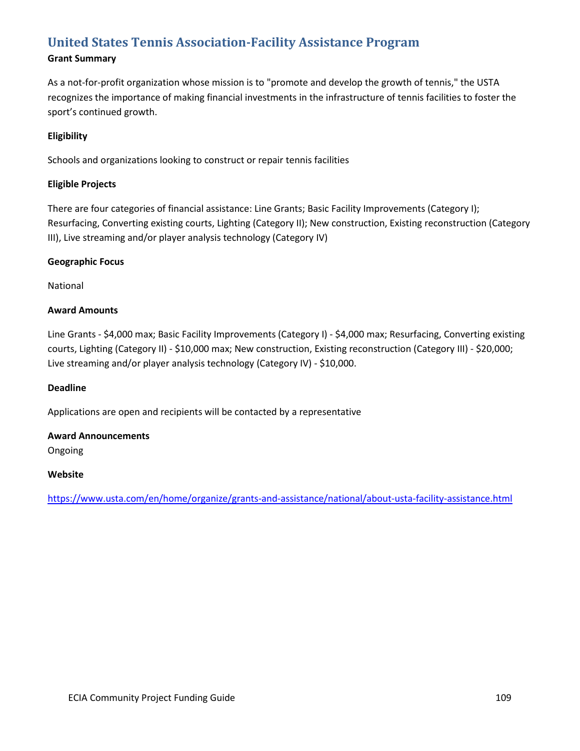## United States Tennis Association-Facility Assistance Program

**Grant Summary**

As a not-for-profit organization whose mission is to "promote and develop the growth of tennis," the USTA recognizes the importance of making financial investments in the infrastructure of tennis facilities to foster the sport's continued growth.

**Eligibility**

Schools and organizations looking to construct or repair tennis facilities

**Eligible Projects**

There are four categories of financial assistance: Line Grants; Basic Facility Improvements (Category I); Resurfacing, Converting existing courts, Lighting (Category II); New construction, Existing reconstruction (Category III), Live streaming and/or player analysis technology (Category IV)

**Geographic Focus**

National

**Award Amounts**

Line Grants - $4,000 max; Basic Facility Improvements (Category I) - $4,000 max; Resurfacing, Converting existing courts, Lighting (Category II) - $10,000 max; New construction, Existing reconstruction (Category III) - $20,000; Live streaming and/or player analysis technology (Category IV) - $10,000.

**Deadline**

Applications are open and recipients will be contacted by a representative

**Award Announcements**

Ongoing

**Website**

https://www.usta.com/en/home/organize/grants-and-assistance/national/about-usta-facility-assistance.html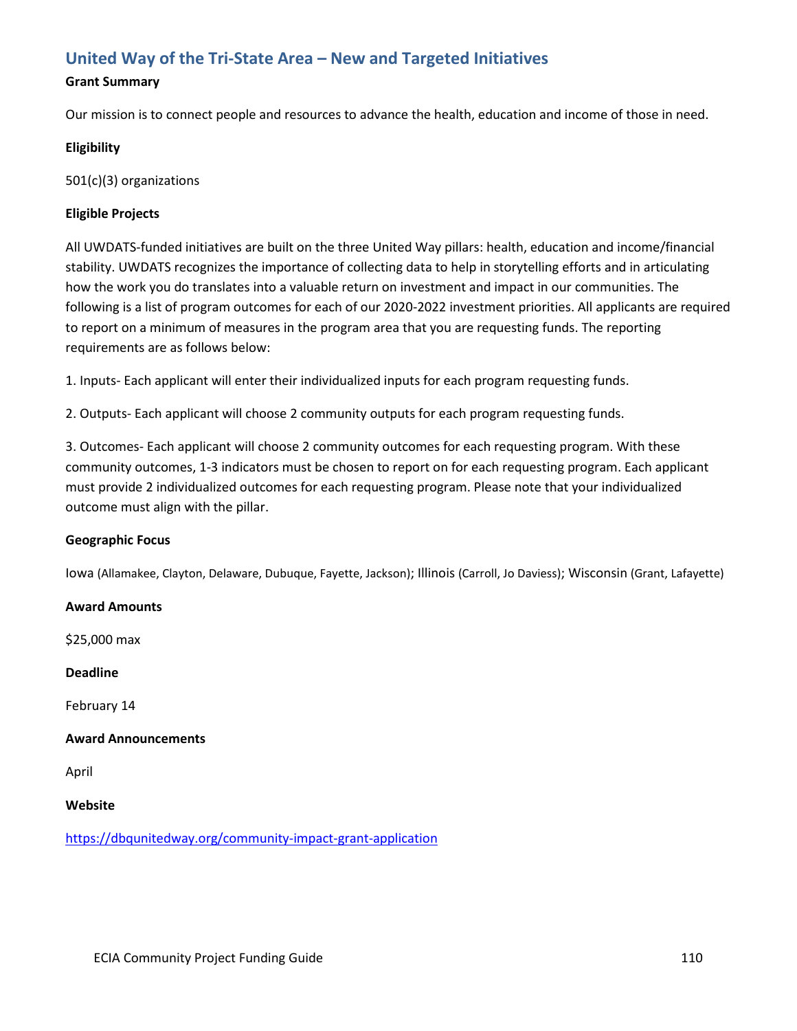## United Way of the Tri-State Area – New and Targeted Initiatives

**Grant Summary**

Our mission is to connect people and resources to advance the health, education and income of those in need.

**Eligibility**

501(c)(3) organizations

**Eligible Projects**

All UWDATS-funded initiatives are built on the three United Way pillars: health, education and income/financial stability. UWDATS recognizes the importance of collecting data to help in storytelling efforts and in articulating how the work you do translates into a valuable return on investment and impact in our communities. The following is a list of program outcomes for each of our 2020-2022 investment priorities. All applicants are required to report on a minimum of measures in the program area that you are requesting funds. The reporting requirements are as follows below:

1. Inputs- Each applicant will enter their individualized inputs for each program requesting funds.

2. Outputs- Each applicant will choose 2 community outputs for each program requesting funds.

3. Outcomes- Each applicant will choose 2 community outcomes for each requesting program. With these community outcomes, 1-3 indicators must be chosen to report on for each requesting program. Each applicant must provide 2 individualized outcomes for each requesting program. Please note that your individualized outcome must align with the pillar.

**Geographic Focus**

Iowa (Allamakee, Clayton, Delaware, Dubuque, Fayette, Jackson); Illinois (Carroll, Jo Daviess); Wisconsin (Grant, Lafayette)

**Award Amounts**

$25,000 max

**Deadline**

February 14

**Award Announcements**

April

**Website**

https://dbqunitedway.org/community-impact-grant-application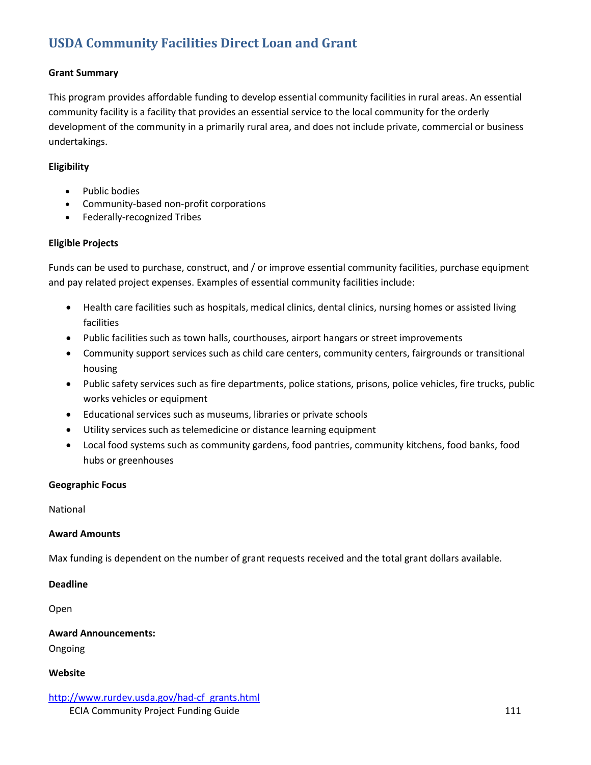## USDA Community Facilities Direct Loan and Grant

**Grant Summary**

This program provides affordable funding to develop essential community facilities in rural areas. An essential community facility is a facility that provides an essential service to the local community for the orderly development of the community in a primarily rural area, and does not include private, commercial or business undertakings.

**Eligibility**

- Public bodies
- Community-based non-profit corporations
- Federally-recognized Tribes

**Eligible Projects**

Funds can be used to purchase, construct, and / or improve essential community facilities, purchase equipment and pay related project expenses. Examples of essential community facilities include:

- Health care facilities such as hospitals, medical clinics, dental clinics, nursing homes or assisted living facilities
- Public facilities such as town halls, courthouses, airport hangars or street improvements
- Community support services such as child care centers, community centers, fairgrounds or transitional housing
- Public safety services such as fire departments, police stations, prisons, police vehicles, fire trucks, public works vehicles or equipment
- Educational services such as museums, libraries or private schools
- Utility services such as telemedicine or distance learning equipment
- Local food systems such as community gardens, food pantries, community kitchens, food banks, food hubs or greenhouses

**Geographic Focus**

National

**Award Amounts**

Max funding is dependent on the number of grant requests received and the total grant dollars available.

**Deadline**

Open

**Award Announcements:**

Ongoing

**Website**

http://www.rurdev.usda.gov/had-cf_grants.html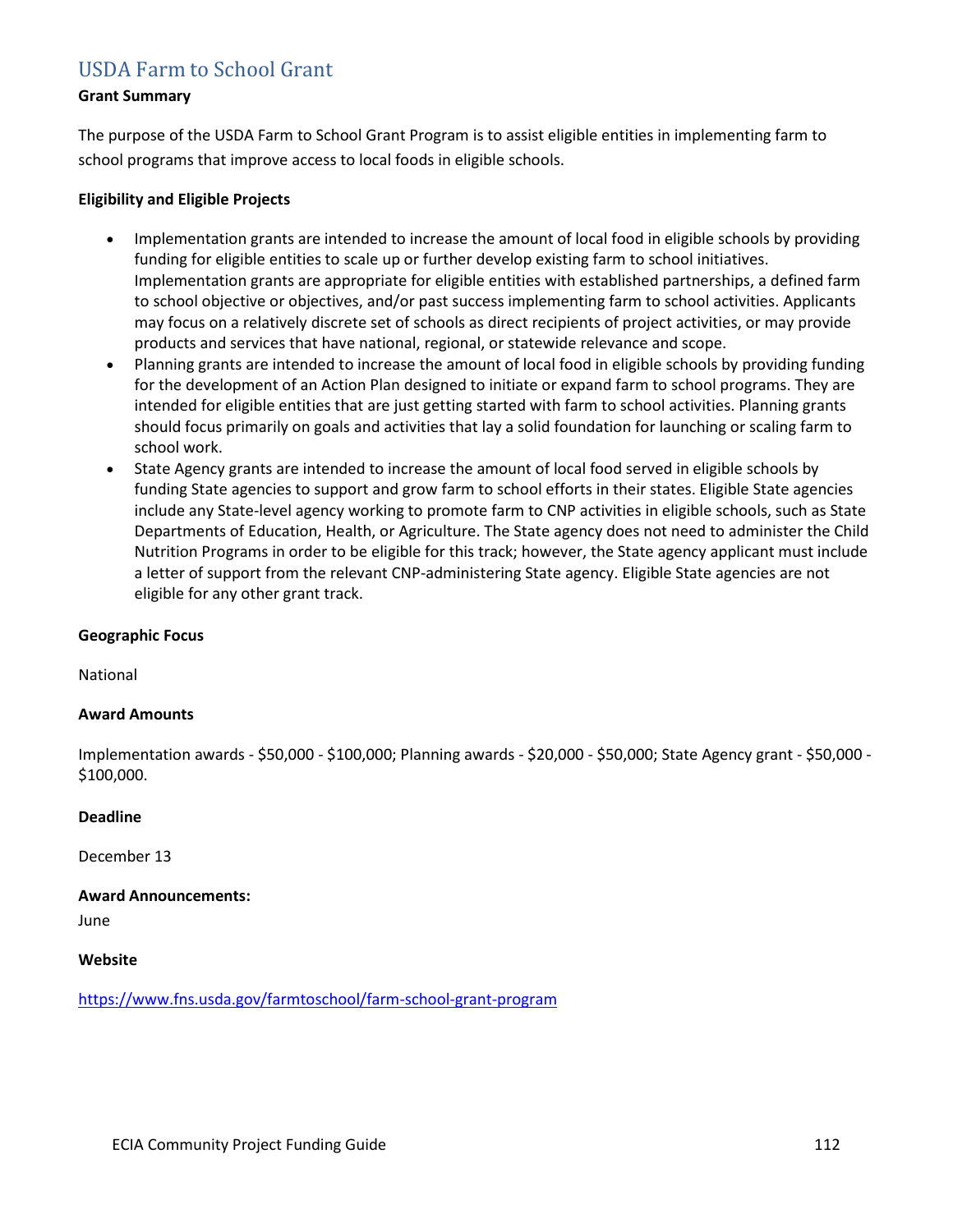## USDA Farm to School Grant

**Grant Summary**

The purpose of the USDA Farm to School Grant Program is to assist eligible entities in implementing farm to school programs that improve access to local foods in eligible schools.

**Eligibility and Eligible Projects**

- Implementation grants are intended to increase the amount of local food in eligible schools by providing funding for eligible entities to scale up or further develop existing farm to school initiatives. Implementation grants are appropriate for eligible entities with established partnerships, a defined farm to school objective or objectives, and/or past success implementing farm to school activities. Applicants may focus on a relatively discrete set of schools as direct recipients of project activities, or may provide products and services that have national, regional, or statewide relevance and scope.
- Planning grants are intended to increase the amount of local food in eligible schools by providing funding for the development of an Action Plan designed to initiate or expand farm to school programs. They are intended for eligible entities that are just getting started with farm to school activities. Planning grants should focus primarily on goals and activities that lay a solid foundation for launching or scaling farm to school work.
- State Agency grants are intended to increase the amount of local food served in eligible schools by funding State agencies to support and grow farm to school efforts in their states. Eligible State agencies include any State-level agency working to promote farm to CNP activities in eligible schools, such as State Departments of Education, Health, or Agriculture. The State agency does not need to administer the Child Nutrition Programs in order to be eligible for this track; however, the State agency applicant must include a letter of support from the relevant CNP-administering State agency. Eligible State agencies are not eligible for any other grant track.

**Geographic Focus**

National

**Award Amounts**

Implementation awards - $50,000 - $100,000; Planning awards - $20,000 - $50,000; State Agency grant - $50,000 - $100,000.

**Deadline**

December 13

**Award Announcements:**

June

**Website**

https://www.fns.usda.gov/farmtoschool/farm-school-grant-program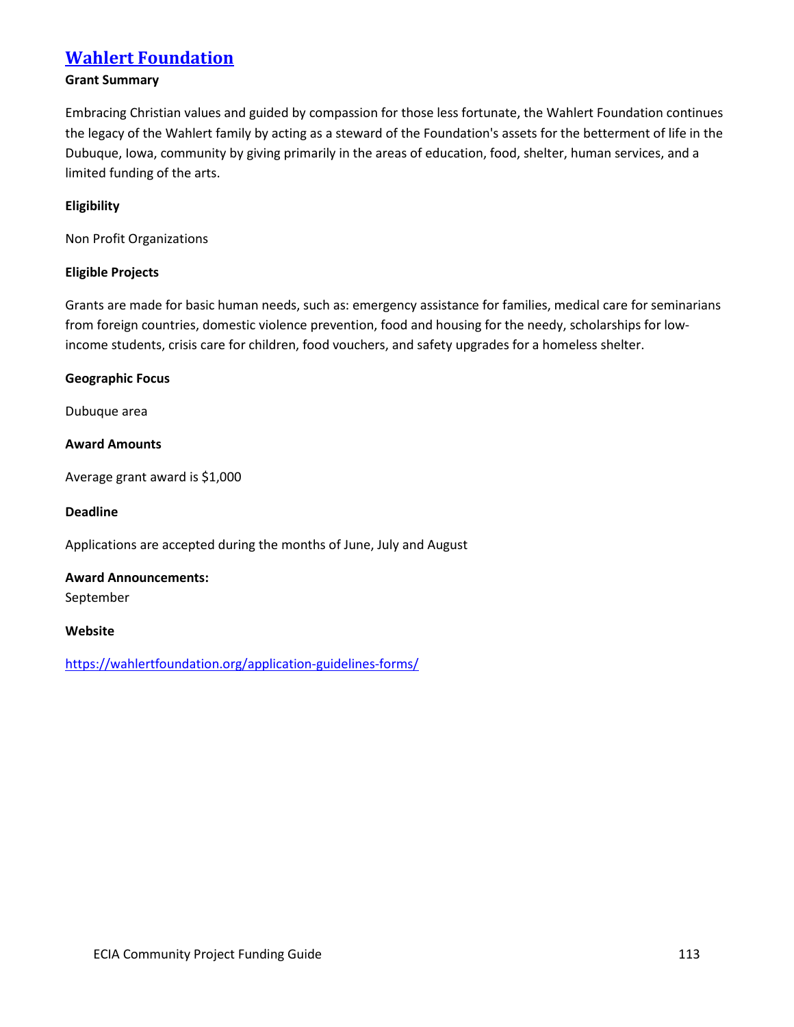## [Wahlert Foundation](https://wahlertfoundation.org/application-guidelines-forms/)

**Grant Summary**

Embracing Christian values and guided by compassion for those less fortunate, the Wahlert Foundation continues the legacy of the Wahlert family by acting as a steward of the Foundation's assets for the betterment of life in the Dubuque, Iowa, community by giving primarily in the areas of education, food, shelter, human services, and a limited funding of the arts.

**Eligibility**

Non Profit Organizations

**Eligible Projects**

Grants are made for basic human needs, such as: emergency assistance for families, medical care for seminarians from foreign countries, domestic violence prevention, food and housing for the needy, scholarships for low-income students, crisis care for children, food vouchers, and safety upgrades for a homeless shelter.

**Geographic Focus**

Dubuque area

**Award Amounts**

Average grant award is $1,000

**Deadline**

Applications are accepted during the months of June, July and August

**Award Announcements:**
September

**Website**

https://wahlertfoundation.org/application-guidelines-forms/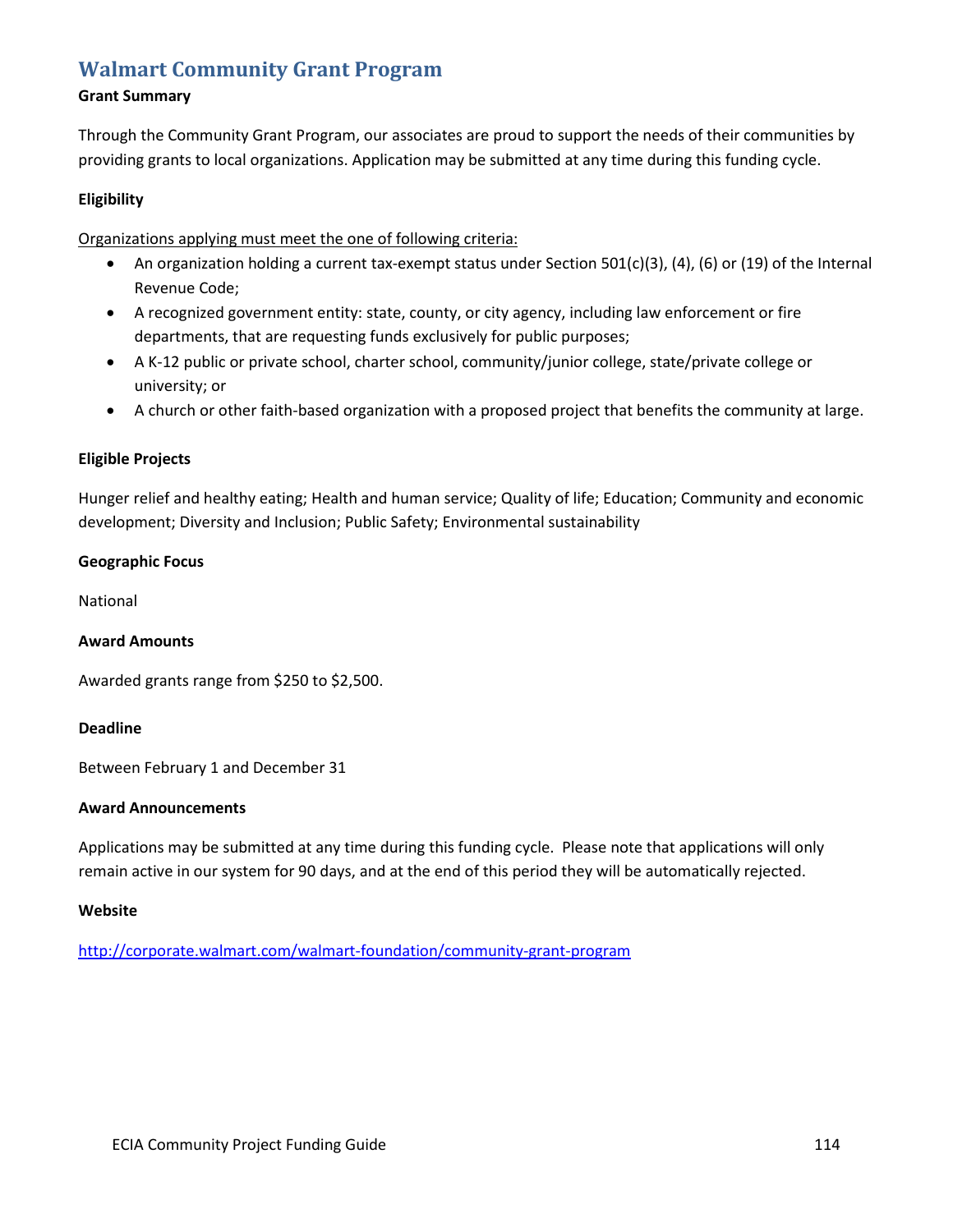## Walmart Community Grant Program

**Grant Summary**

Through the Community Grant Program, our associates are proud to support the needs of their communities by providing grants to local organizations. Application may be submitted at any time during this funding cycle.

**Eligibility**

Organizations applying must meet the one of following criteria:

- An organization holding a current tax-exempt status under Section 501(c)(3), (4), (6) or (19) of the Internal Revenue Code;
- A recognized government entity: state, county, or city agency, including law enforcement or fire departments, that are requesting funds exclusively for public purposes;
- A K-12 public or private school, charter school, community/junior college, state/private college or university; or
- A church or other faith-based organization with a proposed project that benefits the community at large.

**Eligible Projects**

Hunger relief and healthy eating; Health and human service; Quality of life; Education; Community and economic development; Diversity and Inclusion; Public Safety; Environmental sustainability

**Geographic Focus**

National

**Award Amounts**

Awarded grants range from $250 to $2,500.

**Deadline**

Between February 1 and December 31

**Award Announcements**

Applications may be submitted at any time during this funding cycle. Please note that applications will only remain active in our system for 90 days, and at the end of this period they will be automatically rejected.

**Website**

http://corporate.walmart.com/walmart-foundation/community-grant-program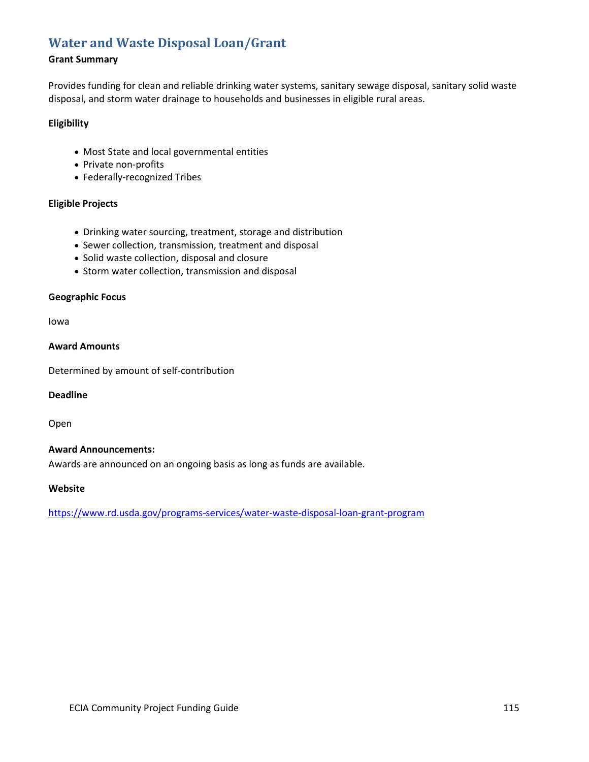## Water and Waste Disposal Loan/Grant

**Grant Summary**

Provides funding for clean and reliable drinking water systems, sanitary sewage disposal, sanitary solid waste disposal, and storm water drainage to households and businesses in eligible rural areas.

**Eligibility**

- Most State and local governmental entities
- Private non-profits
- Federally-recognized Tribes

**Eligible Projects**

- Drinking water sourcing, treatment, storage and distribution
- Sewer collection, transmission, treatment and disposal
- Solid waste collection, disposal and closure
- Storm water collection, transmission and disposal

**Geographic Focus**

Iowa

**Award Amounts**

Determined by amount of self-contribution

**Deadline**

Open

**Award Announcements:**
Awards are announced on an ongoing basis as long as funds are available.

**Website**

https://www.rd.usda.gov/programs-services/water-waste-disposal-loan-grant-program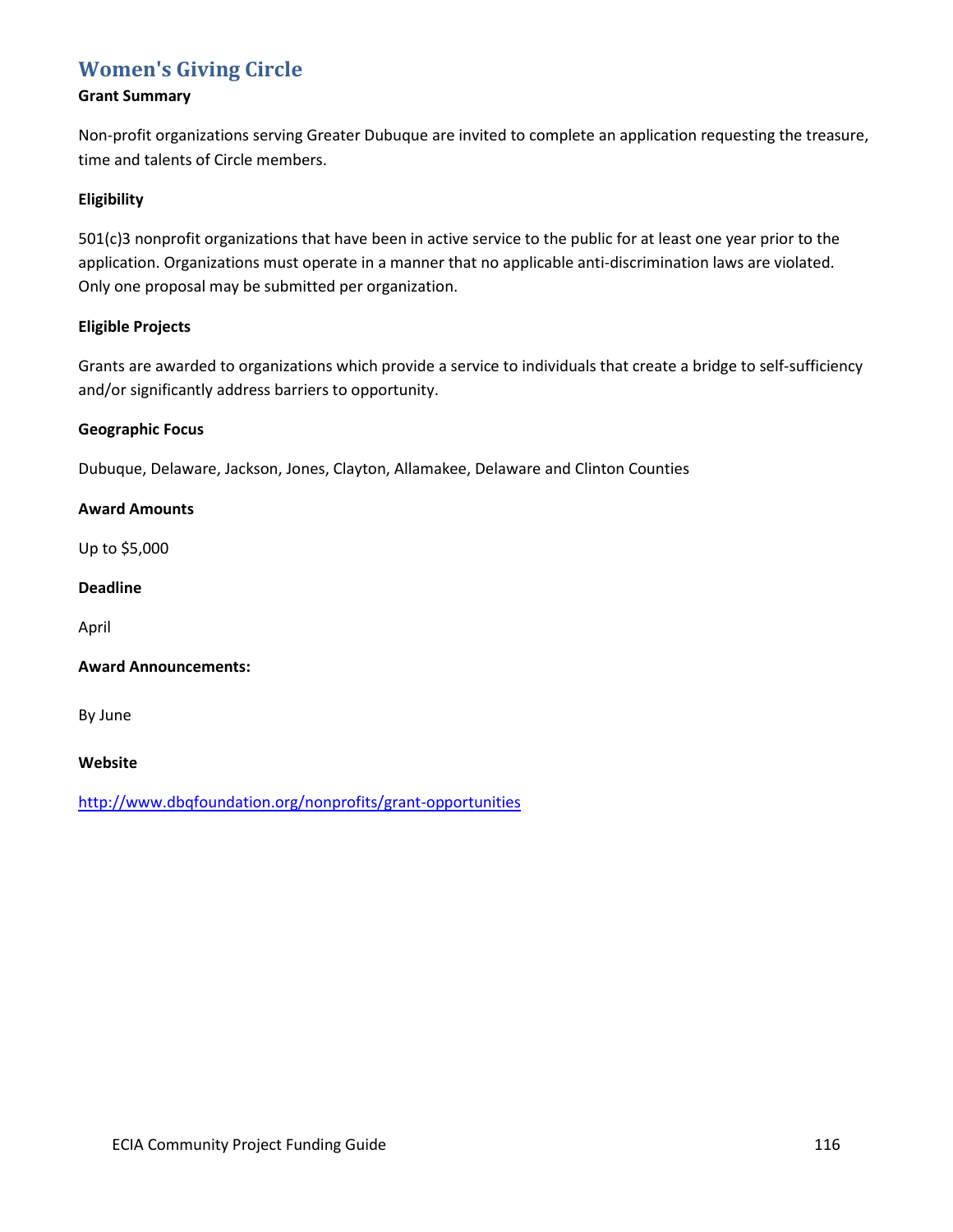## Women's Giving Circle

**Grant Summary**

Non-profit organizations serving Greater Dubuque are invited to complete an application requesting the treasure, time and talents of Circle members.

**Eligibility**

501(c)3 nonprofit organizations that have been in active service to the public for at least one year prior to the application. Organizations must operate in a manner that no applicable anti-discrimination laws are violated. Only one proposal may be submitted per organization.

**Eligible Projects**

Grants are awarded to organizations which provide a service to individuals that create a bridge to self-sufficiency and/or significantly address barriers to opportunity.

**Geographic Focus**

Dubuque, Delaware, Jackson, Jones, Clayton, Allamakee, Delaware and Clinton Counties

**Award Amounts**

Up to $5,000

**Deadline**

April

**Award Announcements:**

By June

**Website**

http://www.dbqfoundation.org/nonprofits/grant-opportunities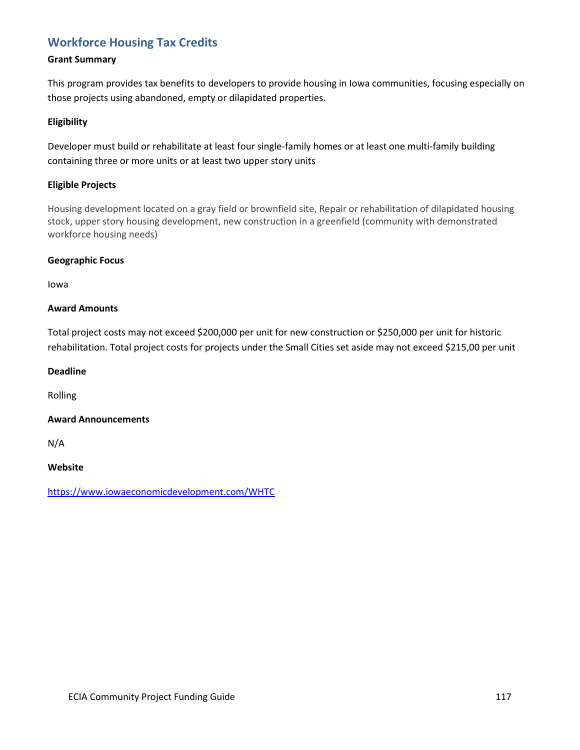## Workforce Housing Tax Credits

**Grant Summary**

This program provides tax benefits to developers to provide housing in Iowa communities, focusing especially on those projects using abandoned, empty or dilapidated properties.

**Eligibility**

Developer must build or rehabilitate at least four single-family homes or at least one multi-family building containing three or more units or at least two upper story units

**Eligible Projects**

Housing development located on a gray field or brownfield site, Repair or rehabilitation of dilapidated housing stock, upper story housing development, new construction in a greenfield (community with demonstrated workforce housing needs)

**Geographic Focus**

Iowa

**Award Amounts**

Total project costs may not exceed $200,000 per unit for new construction or $250,000 per unit for historic rehabilitation. Total project costs for projects under the Small Cities set aside may not exceed $215,00 per unit

**Deadline**

Rolling

**Award Announcements**

N/A

**Website**

https://www.iowaeconomicdevelopment.com/WHTC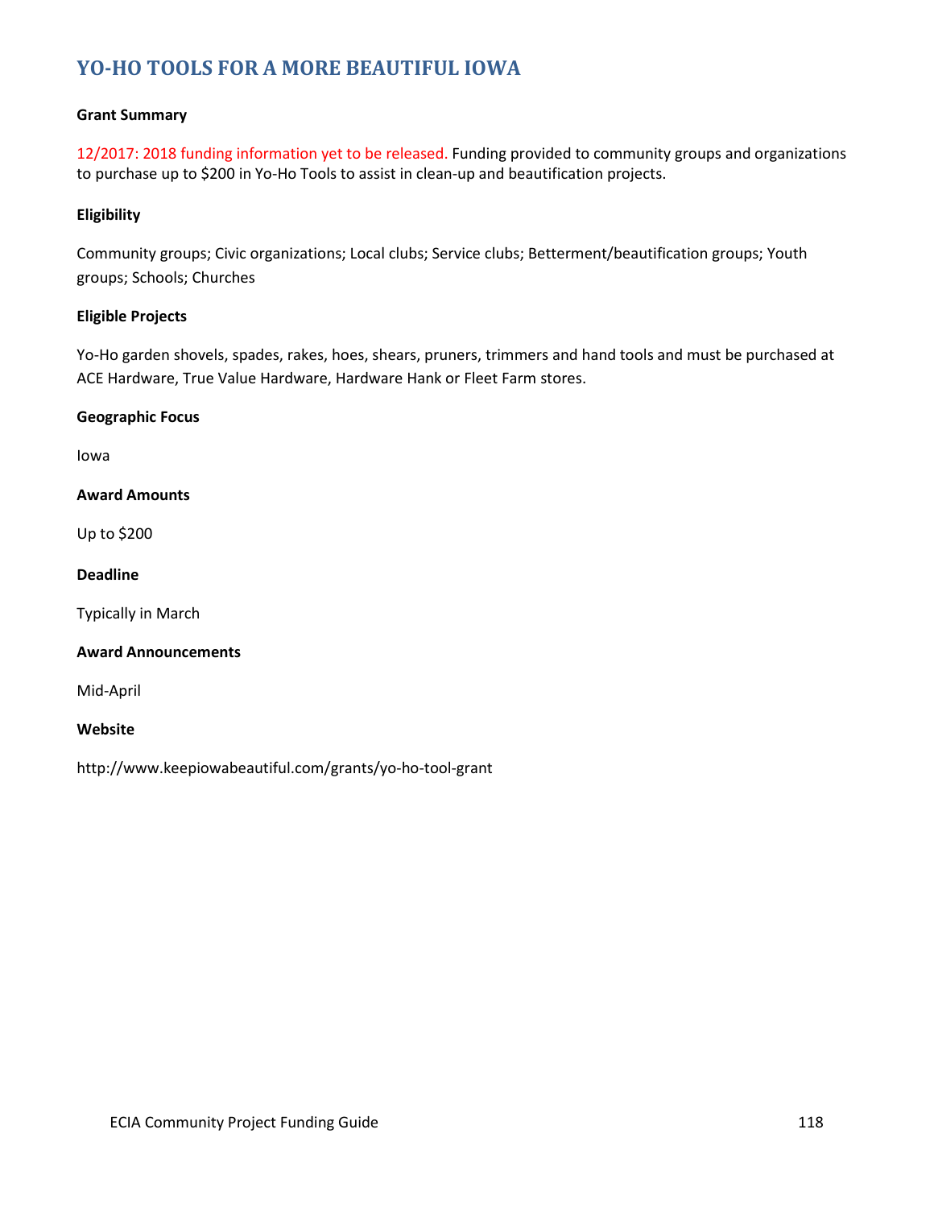## YO-HO TOOLS FOR A MORE BEAUTIFUL IOWA

**Grant Summary**

12/2017: 2018 funding information yet to be released. Funding provided to community groups and organizations to purchase up to $200 in Yo-Ho Tools to assist in clean-up and beautification projects.

**Eligibility**

Community groups; Civic organizations; Local clubs; Service clubs; Betterment/beautification groups; Youth groups; Schools; Churches

**Eligible Projects**

Yo-Ho garden shovels, spades, rakes, hoes, shears, pruners, trimmers and hand tools and must be purchased at ACE Hardware, True Value Hardware, Hardware Hank or Fleet Farm stores.

**Geographic Focus**

Iowa

**Award Amounts**

Up to $200

**Deadline**

Typically in March

**Award Announcements**

Mid-April

**Website**

http://www.keepiowabeautiful.com/grants/yo-ho-tool-grant